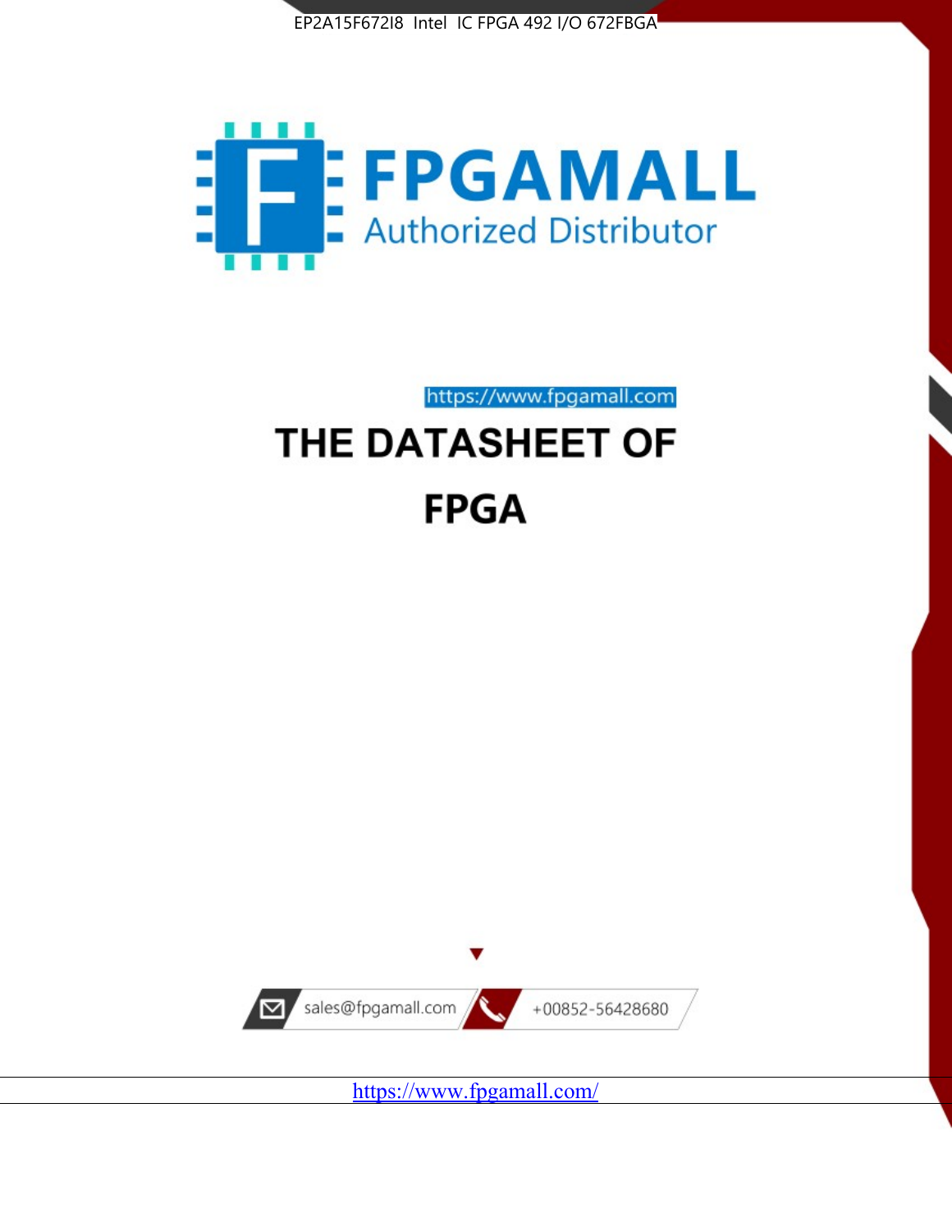EP2A15F672I8 Intel IC FPGA 492 I/O 672FBGA

FPGAMALL

Authorized Distributor

https://www.fpgamall.com

# THE DATASHEET OF

# FPGA

sales@fpgamall.com

+00852-56428680

https://www.fpgamall.com/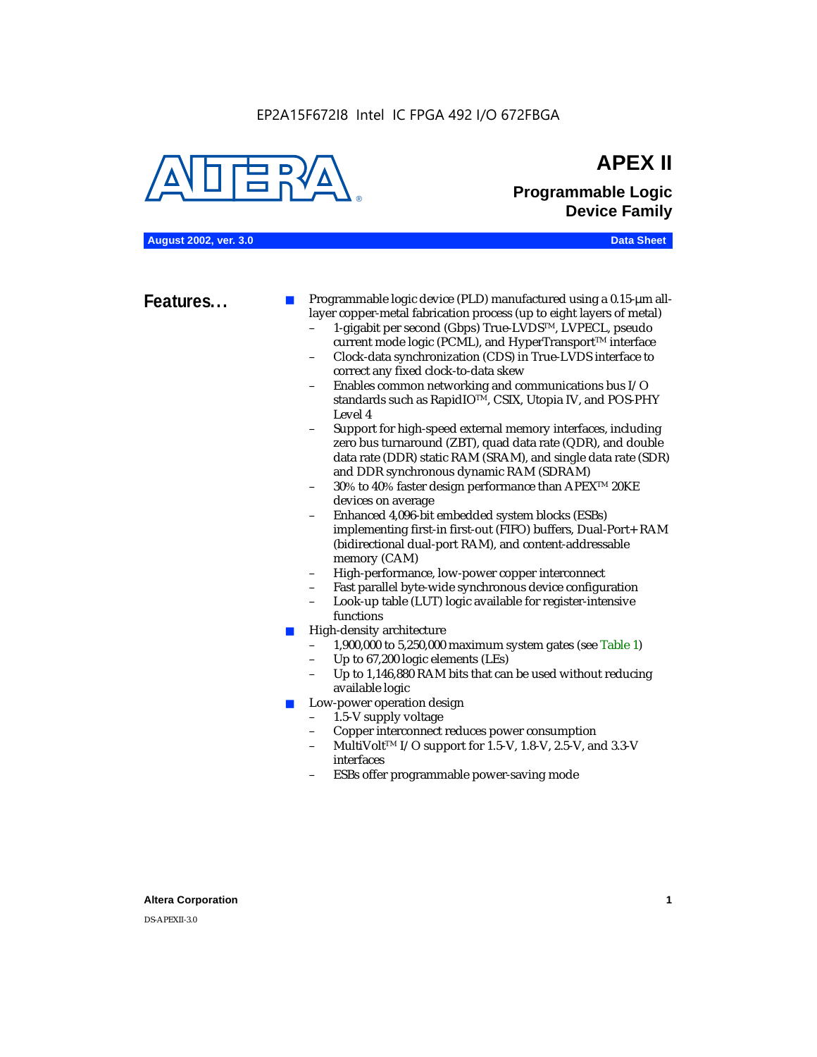EP2A15F672I8 Intel IC FPGA 492 I/O 672FBGA

# APEX II

## Programmable Logic Device Family

**August 2002, ver. 3.0** **Data Sheet**

## Features...

- Programmable logic device (PLD) manufactured using a 0.15-µm all-layer copper-metal fabrication process (up to eight layers of metal)
  - 1-gigabit per second (Gbps) True-LVDS™, LVPECL, pseudo current mode logic (PCML), and HyperTransport™ interface
  - Clock-data synchronization (CDS) in True-LVDS interface to correct any fixed clock-to-data skew
  - Enables common networking and communications bus I/O standards such as RapidIO™, CSIX, Utopia IV, and POS-PHY Level 4
  - Support for high-speed external memory interfaces, including zero bus turnaround (ZBT), quad data rate (QDR), and double data rate (DDR) static RAM (SRAM), and single data rate (SDR) and DDR synchronous dynamic RAM (SDRAM)
  - 30% to 40% faster design performance than APEX™ 20KE devices on average
  - Enhanced 4,096-bit embedded system blocks (ESBs) implementing first-in first-out (FIFO) buffers, Dual-Port+ RAM (bidirectional dual-port RAM), and content-addressable memory (CAM)
  - High-performance, low-power copper interconnect
  - Fast parallel byte-wide synchronous device configuration
  - Look-up table (LUT) logic available for register-intensive functions
- High-density architecture
  - 1,900,000 to 5,250,000 maximum system gates (see Table 1)
  - Up to 67,200 logic elements (LEs)
  - Up to 1,146,880 RAM bits that can be used without reducing available logic
- Low-power operation design
  - 1.5-V supply voltage
  - Copper interconnect reduces power consumption
  - MultiVolt™ I/O support for 1.5-V, 1.8-V, 2.5-V, and 3.3-V interfaces
  - ESBs offer programmable power-saving mode

**Altera Corporation**

DS-APEXII-3.0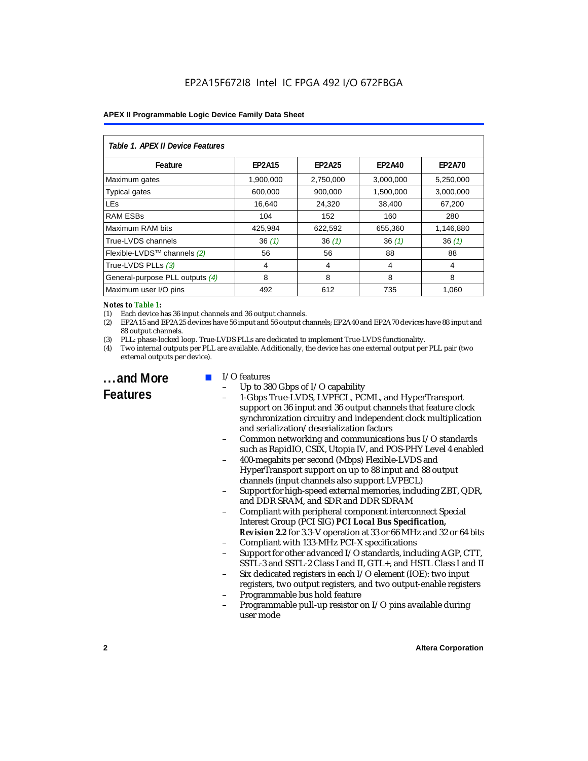Table 1. APEX II Device Features

| Feature | EP2A15 | EP2A25 | EP2A40 | EP2A70 |
|---|---|---|---|---|
| Maximum gates | 1,900,000 | 2,750,000 | 3,000,000 | 5,250,000 |
| Typical gates | 600,000 | 900,000 | 1,500,000 | 3,000,000 |
| LEs | 16,640 | 24,320 | 38,400 | 67,200 |
| RAM ESBs | 104 | 152 | 160 | 280 |
| Maximum RAM bits | 425,984 | 622,592 | 655,360 | 1,146,880 |
| True-LVDS channels | 36 *(1)* | 36 *(1)* | 36 *(1)* | 36 *(1)* |
| Flexible-LVDS™ channels *(2)* | 56 | 56 | 88 | 88 |
| True-LVDS PLLs *(3)* | 4 | 4 | 4 | 4 |
| General-purpose PLL outputs *(4)* | 8 | 8 | 8 | 8 |
| Maximum user I/O pins | 492 | 612 | 735 | 1,060 |

*Notes to Table 1:*

(1) Each device has 36 input channels and 36 output channels.

(2) EP2A15 and EP2A25 devices have 56 input and 56 output channels; EP2A40 and EP2A70 devices have 88 input and 88 output channels.

(3) PLL: phase-locked loop. True-LVDS PLLs are dedicated to implement True-LVDS functionality.

(4) Two internal outputs per PLL are available. Additionally, the device has one external output per PLL pair (two external outputs per device).

## ...and More Features

- I/O features
  - Up to 380 Gbps of I/O capability
  - 1-Gbps True-LVDS, LVPECL, PCML, and HyperTransport support on 36 input and 36 output channels that feature clock synchronization circuitry and independent clock multiplication and serialization/deserialization factors
  - Common networking and communications bus I/O standards such as RapidIO, CSIX, Utopia IV, and POS-PHY Level 4 enabled
  - 400-megabits per second (Mbps) Flexible-LVDS and HyperTransport support on up to 88 input and 88 output channels (input channels also support LVPECL)
  - Support for high-speed external memories, including ZBT, QDR, and DDR SRAM, and SDR and DDR SDRAM
  - Compliant with peripheral component interconnect Special Interest Group (PCI SIG) ***PCI Local Bus Specification, Revision 2.2*** for 3.3-V operation at 33 or 66 MHz and 32 or 64 bits
  - Compliant with 133-MHz PCI-X specifications
  - Support for other advanced I/O standards, including AGP, CTT, SSTL-3 and SSTL-2 Class I and II, GTL+, and HSTL Class I and II
  - Six dedicated registers in each I/O element (IOE): two input registers, two output registers, and two output-enable registers
  - Programmable bus hold feature
  - Programmable pull-up resistor on I/O pins available during user mode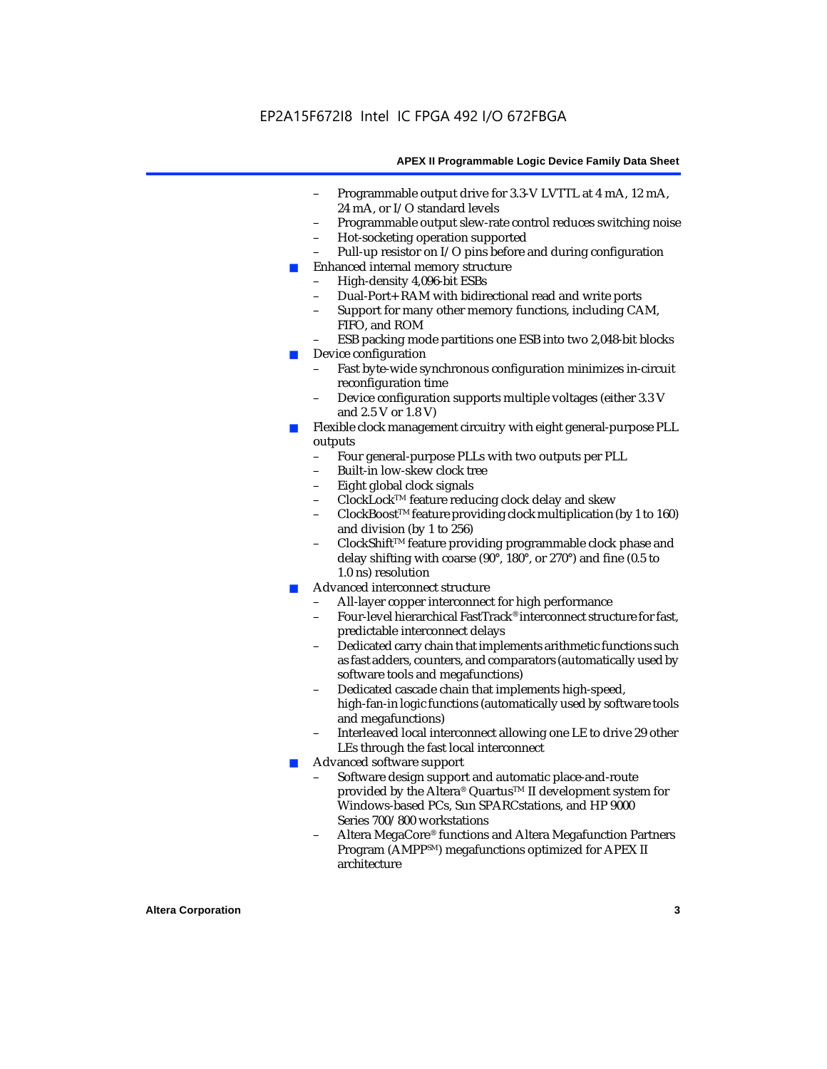- Programmable output drive for 3.3-V LVTTL at 4 mA, 12 mA, 24 mA, or I/O standard levels
  - Programmable output slew-rate control reduces switching noise
  - Hot-socketing operation supported
  - Pull-up resistor on I/O pins before and during configuration
- Enhanced internal memory structure
  - High-density 4,096-bit ESBs
  - Dual-Port+ RAM with bidirectional read and write ports
  - Support for many other memory functions, including CAM, FIFO, and ROM
  - ESB packing mode partitions one ESB into two 2,048-bit blocks
- Device configuration
  - Fast byte-wide synchronous configuration minimizes in-circuit reconfiguration time
  - Device configuration supports multiple voltages (either 3.3 V and 2.5 V or 1.8 V)
- Flexible clock management circuitry with eight general-purpose PLL outputs
  - Four general-purpose PLLs with two outputs per PLL
  - Built-in low-skew clock tree
  - Eight global clock signals
  - ClockLock™ feature reducing clock delay and skew
  - ClockBoost™ feature providing clock multiplication (by 1 to 160) and division (by 1 to 256)
  - ClockShift™ feature providing programmable clock phase and delay shifting with coarse (90°, 180°, or 270°) and fine (0.5 to 1.0 ns) resolution
- Advanced interconnect structure
  - All-layer copper interconnect for high performance
  - Four-level hierarchical FastTrack® interconnect structure for fast, predictable interconnect delays
  - Dedicated carry chain that implements arithmetic functions such as fast adders, counters, and comparators (automatically used by software tools and megafunctions)
  - Dedicated cascade chain that implements high-speed, high-fan-in logic functions (automatically used by software tools and megafunctions)
  - Interleaved local interconnect allowing one LE to drive 29 other LEs through the fast local interconnect
- Advanced software support
  - Software design support and automatic place-and-route provided by the Altera® Quartus™ II development system for Windows-based PCs, Sun SPARCstations, and HP 9000 Series 700/800 workstations
  - Altera MegaCore® functions and Altera Megafunction Partners Program (AMPP℠) megafunctions optimized for APEX II architecture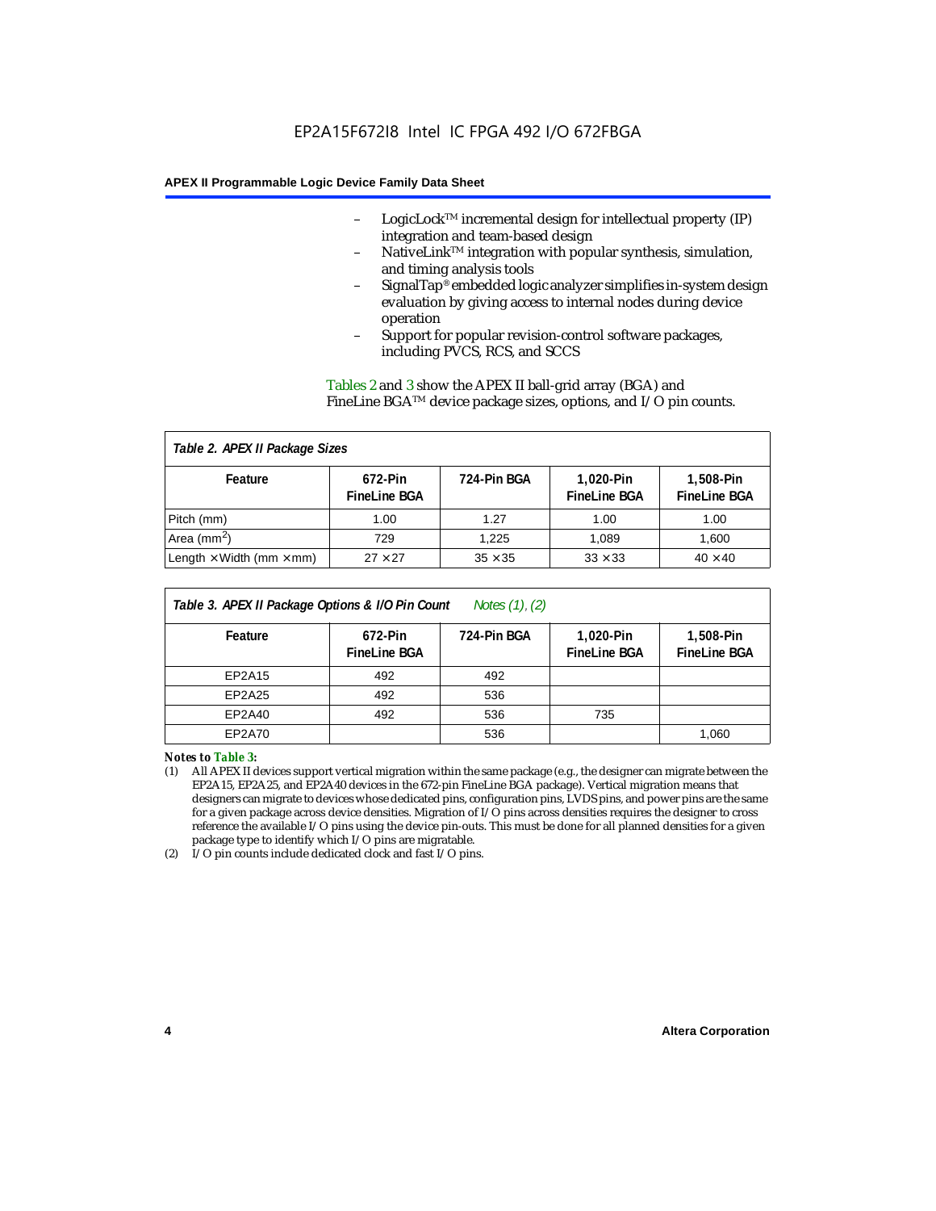– LogicLock™ incremental design for intellectual property (IP) integration and team-based design
– NativeLink™ integration with popular synthesis, simulation, and timing analysis tools
– SignalTap® embedded logic analyzer simplifies in-system design evaluation by giving access to internal nodes during device operation
– Support for popular revision-control software packages, including PVCS, RCS, and SCCS

Tables 2 and 3 show the APEX II ball-grid array (BGA) and FineLine BGA™ device package sizes, options, and I/O pin counts.

*Table 2. APEX II Package Sizes*

| Feature | 672-Pin FineLine BGA | 724-Pin BGA | 1,020-Pin FineLine BGA | 1,508-Pin FineLine BGA |
|---|---|---|---|---|
| Pitch (mm) | 1.00 | 1.27 | 1.00 | 1.00 |
| Area ($mm^2$) | 729 | 1,225 | 1,089 | 1,600 |
| Length × Width (mm × mm) | 27 × 27 | 35 × 35 | 33 × 33 | 40 × 40 |

*Table 3. APEX II Package Options & I/O Pin Count* Notes (1), (2)

| Feature | 672-Pin FineLine BGA | 724-Pin BGA | 1,020-Pin FineLine BGA | 1,508-Pin FineLine BGA |
|---|---|---|---|---|
| EP2A15 | 492 | 492 | | |
| EP2A25 | 492 | 536 | | |
| EP2A40 | 492 | 536 | 735 | |
| EP2A70 | | 536 | | 1,060 |

***Notes to Table 3:***

(1) All APEX II devices support vertical migration within the same package (e.g., the designer can migrate between the EP2A15, EP2A25, and EP2A40 devices in the 672-pin FineLine BGA package). Vertical migration means that designers can migrate to devices whose dedicated pins, configuration pins, LVDS pins, and power pins are the same for a given package across device densities. Migration of I/O pins across densities requires the designer to cross reference the available I/O pins using the device pin-outs. This must be done for all planned densities for a given package type to identify which I/O pins are migratable.

(2) I/O pin counts include dedicated clock and fast I/O pins.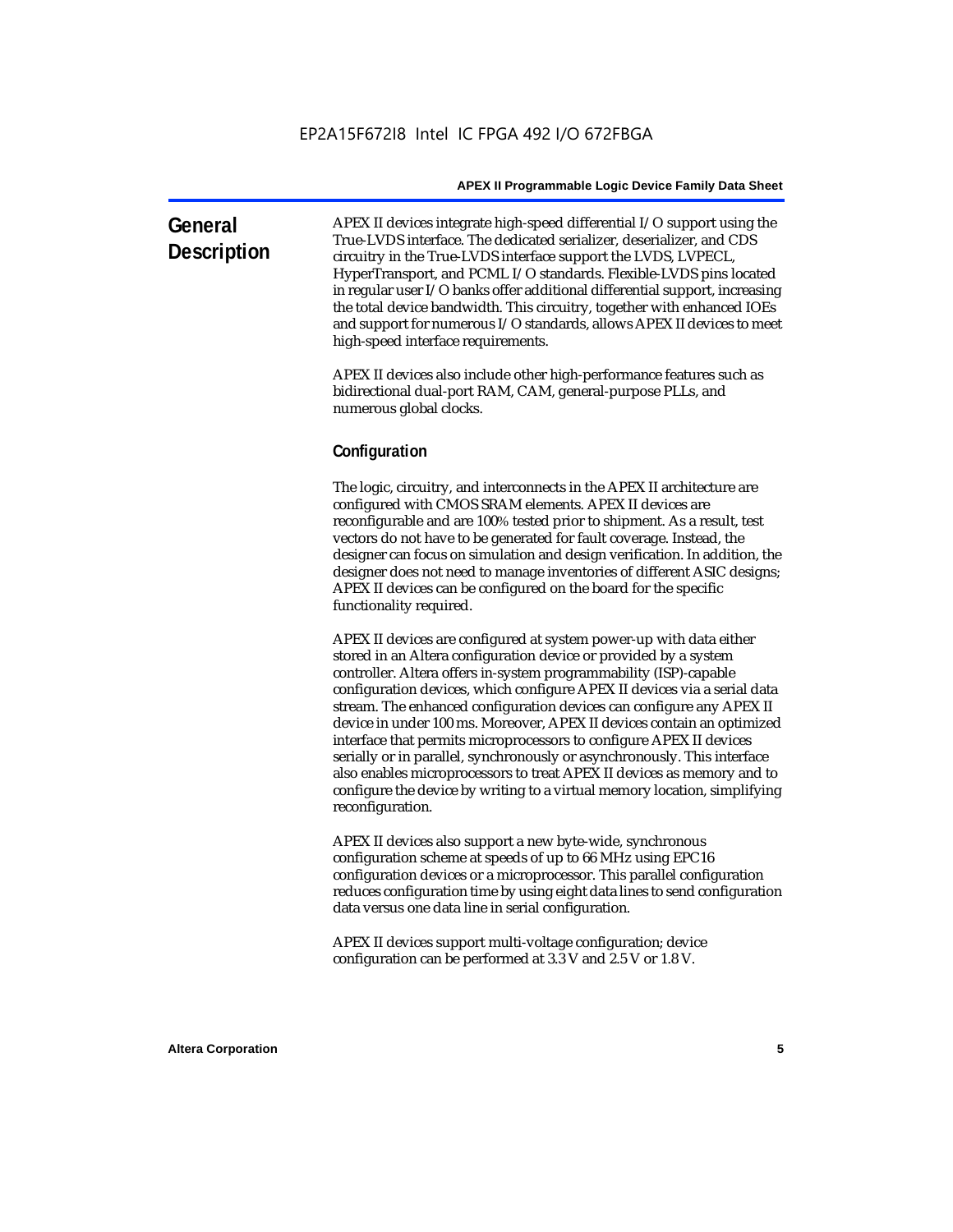## General Description

APEX II devices integrate high-speed differential I/O support using the True-LVDS interface. The dedicated serializer, deserializer, and CDS circuitry in the True-LVDS interface support the LVDS, LVPECL, HyperTransport, and PCML I/O standards. Flexible-LVDS pins located in regular user I/O banks offer additional differential support, increasing the total device bandwidth. This circuitry, together with enhanced IOEs and support for numerous I/O standards, allows APEX II devices to meet high-speed interface requirements.

APEX II devices also include other high-performance features such as bidirectional dual-port RAM, CAM, general-purpose PLLs, and numerous global clocks.

### Configuration

The logic, circuitry, and interconnects in the APEX II architecture are configured with CMOS SRAM elements. APEX II devices are reconfigurable and are 100% tested prior to shipment. As a result, test vectors do not have to be generated for fault coverage. Instead, the designer can focus on simulation and design verification. In addition, the designer does not need to manage inventories of different ASIC designs; APEX II devices can be configured on the board for the specific functionality required.

APEX II devices are configured at system power-up with data either stored in an Altera configuration device or provided by a system controller. Altera offers in-system programmability (ISP)-capable configuration devices, which configure APEX II devices via a serial data stream. The enhanced configuration devices can configure any APEX II device in under 100 ms. Moreover, APEX II devices contain an optimized interface that permits microprocessors to configure APEX II devices serially or in parallel, synchronously or asynchronously. This interface also enables microprocessors to treat APEX II devices as memory and to configure the device by writing to a virtual memory location, simplifying reconfiguration.

APEX II devices also support a new byte-wide, synchronous configuration scheme at speeds of up to 66 MHz using EPC16 configuration devices or a microprocessor. This parallel configuration reduces configuration time by using eight data lines to send configuration data versus one data line in serial configuration.

APEX II devices support multi-voltage configuration; device configuration can be performed at 3.3 V and 2.5 V or 1.8 V.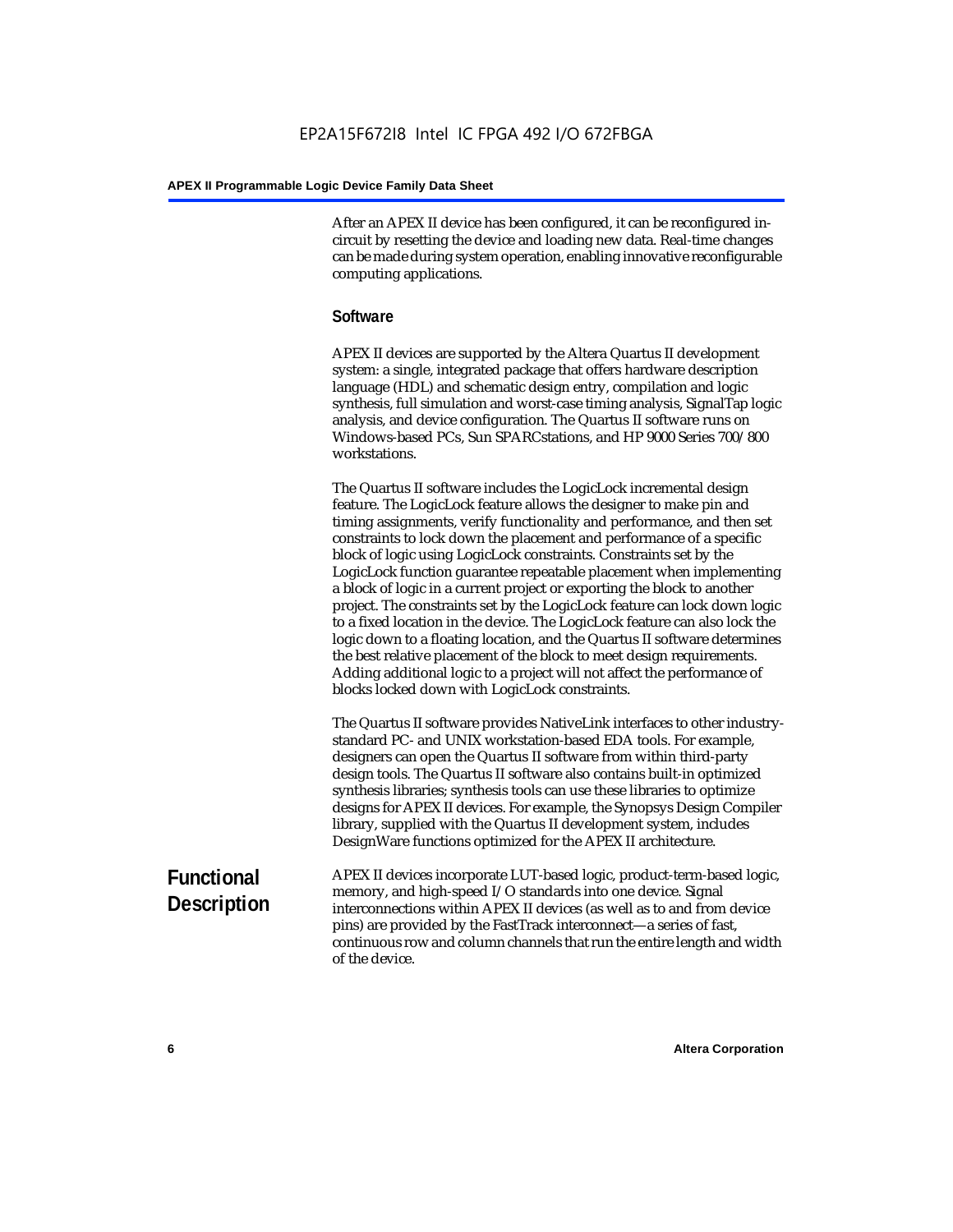After an APEX II device has been configured, it can be reconfigured in-circuit by resetting the device and loading new data. Real-time changes can be made during system operation, enabling innovative reconfigurable computing applications.

### Software

APEX II devices are supported by the Altera Quartus II development system: a single, integrated package that offers hardware description language (HDL) and schematic design entry, compilation and logic synthesis, full simulation and worst-case timing analysis, SignalTap logic analysis, and device configuration. The Quartus II software runs on Windows-based PCs, Sun SPARCstations, and HP 9000 Series 700/800 workstations.

The Quartus II software includes the LogicLock incremental design feature. The LogicLock feature allows the designer to make pin and timing assignments, verify functionality and performance, and then set constraints to lock down the placement and performance of a specific block of logic using LogicLock constraints. Constraints set by the LogicLock function guarantee repeatable placement when implementing a block of logic in a current project or exporting the block to another project. The constraints set by the LogicLock feature can lock down logic to a fixed location in the device. The LogicLock feature can also lock the logic down to a floating location, and the Quartus II software determines the best relative placement of the block to meet design requirements. Adding additional logic to a project will not affect the performance of blocks locked down with LogicLock constraints.

The Quartus II software provides NativeLink interfaces to other industry-standard PC- and UNIX workstation-based EDA tools. For example, designers can open the Quartus II software from within third-party design tools. The Quartus II software also contains built-in optimized synthesis libraries; synthesis tools can use these libraries to optimize designs for APEX II devices. For example, the Synopsys Design Compiler library, supplied with the Quartus II development system, includes DesignWare functions optimized for the APEX II architecture.

## Functional Description

APEX II devices incorporate LUT-based logic, product-term-based logic, memory, and high-speed I/O standards into one device. Signal interconnections within APEX II devices (as well as to and from device pins) are provided by the FastTrack interconnect—a series of fast, continuous row and column channels that run the entire length and width of the device.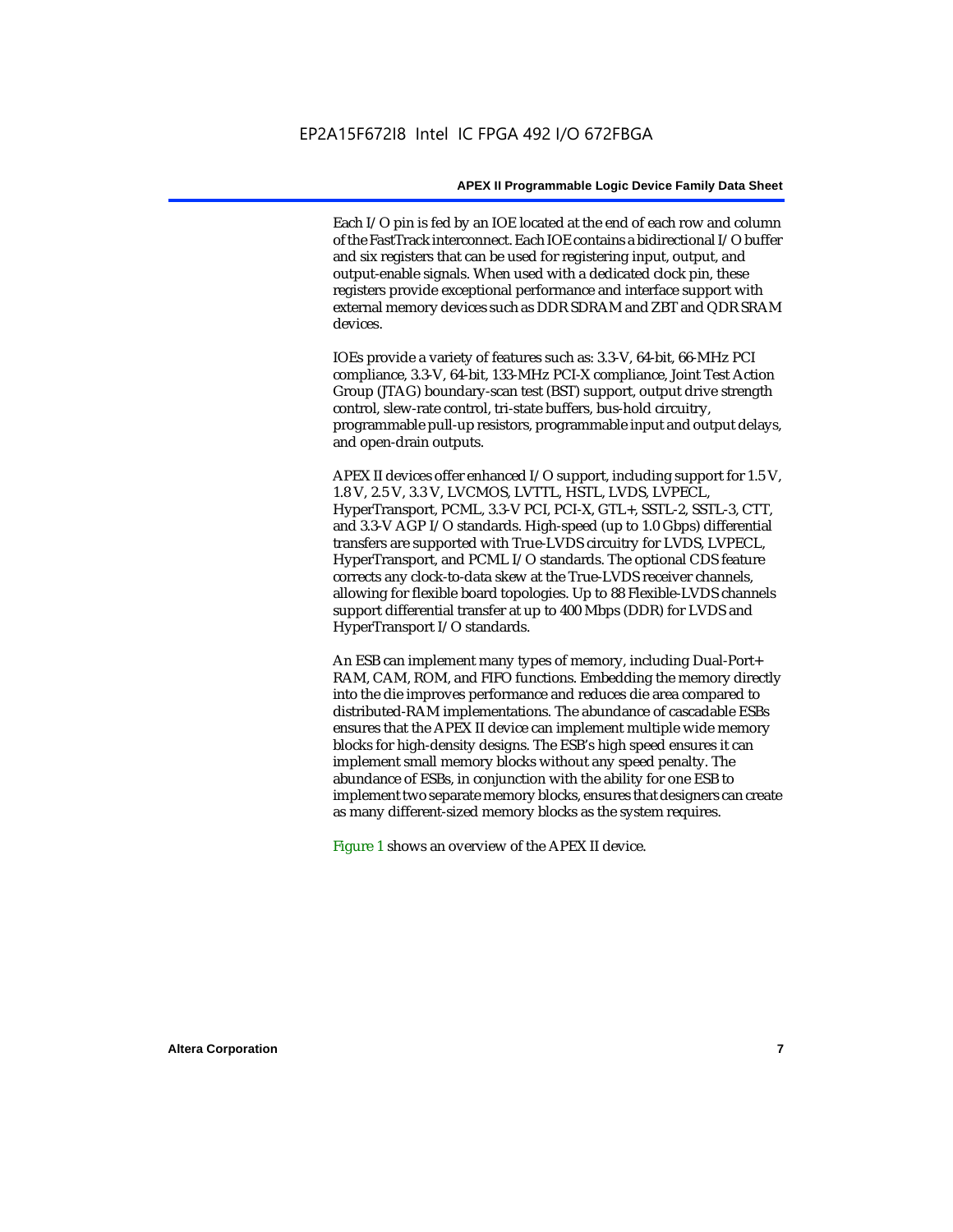Each I/O pin is fed by an IOE located at the end of each row and column of the FastTrack interconnect. Each IOE contains a bidirectional I/O buffer and six registers that can be used for registering input, output, and output-enable signals. When used with a dedicated clock pin, these registers provide exceptional performance and interface support with external memory devices such as DDR SDRAM and ZBT and QDR SRAM devices.

IOEs provide a variety of features such as: 3.3-V, 64-bit, 66-MHz PCI compliance, 3.3-V, 64-bit, 133-MHz PCI-X compliance, Joint Test Action Group (JTAG) boundary-scan test (BST) support, output drive strength control, slew-rate control, tri-state buffers, bus-hold circuitry, programmable pull-up resistors, programmable input and output delays, and open-drain outputs.

APEX II devices offer enhanced I/O support, including support for 1.5 V, 1.8 V, 2.5 V, 3.3 V, LVCMOS, LVTTL, HSTL, LVDS, LVPECL, HyperTransport, PCML, 3.3-V PCI, PCI-X, GTL+, SSTL-2, SSTL-3, CTT, and 3.3-V AGP I/O standards. High-speed (up to 1.0 Gbps) differential transfers are supported with True-LVDS circuitry for LVDS, LVPECL, HyperTransport, and PCML I/O standards. The optional CDS feature corrects any clock-to-data skew at the True-LVDS receiver channels, allowing for flexible board topologies. Up to 88 Flexible-LVDS channels support differential transfer at up to 400 Mbps (DDR) for LVDS and HyperTransport I/O standards.

An ESB can implement many types of memory, including Dual-Port+ RAM, CAM, ROM, and FIFO functions. Embedding the memory directly into the die improves performance and reduces die area compared to distributed-RAM implementations. The abundance of cascadable ESBs ensures that the APEX II device can implement multiple wide memory blocks for high-density designs. The ESB's high speed ensures it can implement small memory blocks without any speed penalty. The abundance of ESBs, in conjunction with the ability for one ESB to implement two separate memory blocks, ensures that designers can create as many different-sized memory blocks as the system requires.

Figure 1 shows an overview of the APEX II device.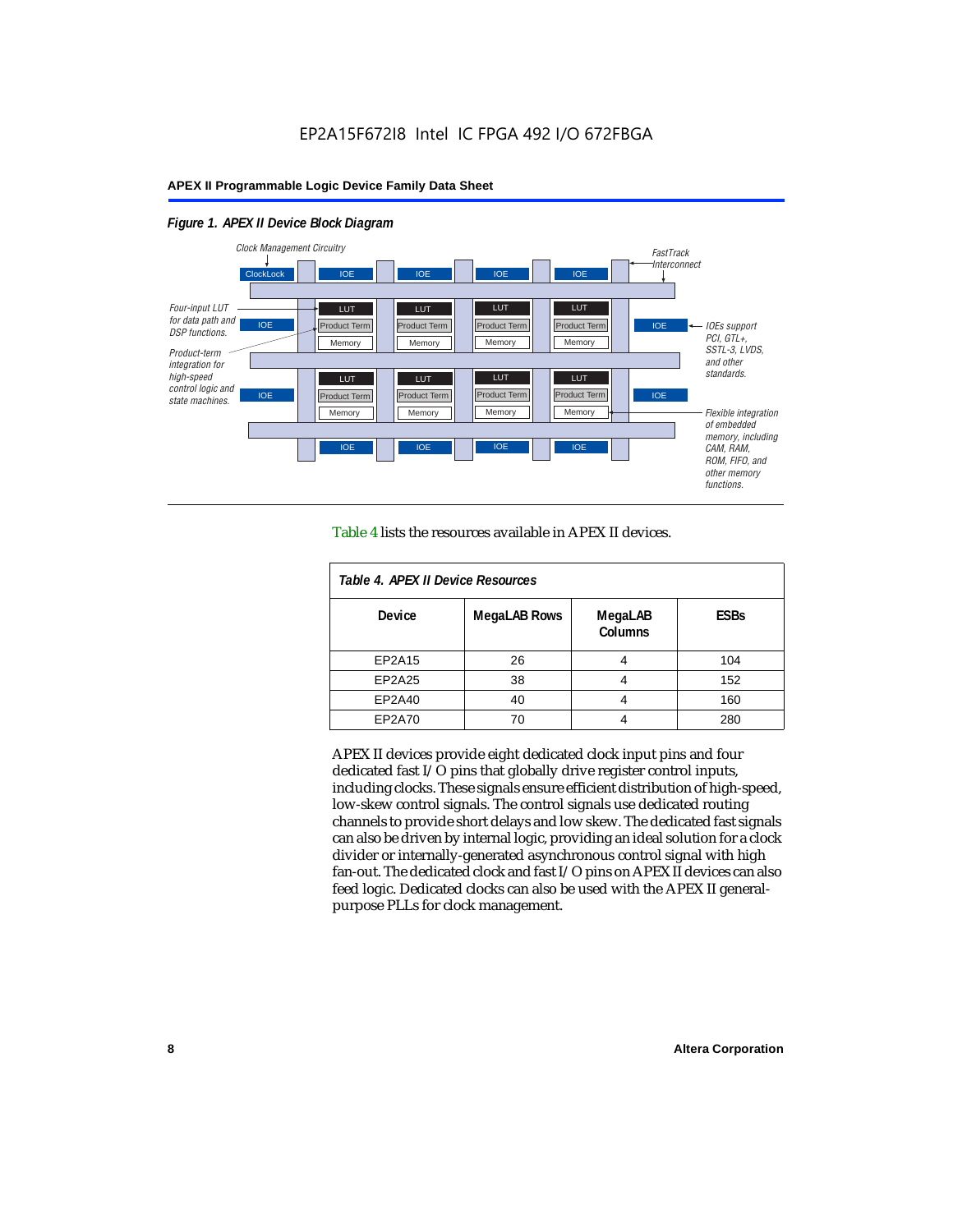EP2A15F672I8 Intel IC FPGA 492 I/O 672FBGA

**Figure 1. APEX II Device Block Diagram**

Clock Management Circuitry

FastTrack Interconnect

ClockLock

IOE

LUT

Product Term

Memory

Four-input LUT for data path and DSP functions.

Product-term integration for high-speed control logic and state machines.

IOEs support PCI, GTL+, SSTL-3, LVDS, and other standards.

Flexible integration of embedded memory, including CAM, RAM, ROM, FIFO, and other memory functions.

Table 4 lists the resources available in APEX II devices.

**Table 4. APEX II Device Resources**

| Device | MegaLAB Rows | MegaLAB Columns | ESBs |
|---|---|---|---|
| EP2A15 | 26 | 4 | 104 |
| EP2A25 | 38 | 4 | 152 |
| EP2A40 | 40 | 4 | 160 |
| EP2A70 | 70 | 4 | 280 |

APEX II devices provide eight dedicated clock input pins and four dedicated fast I/O pins that globally drive register control inputs, including clocks. These signals ensure efficient distribution of high-speed, low-skew control signals. The control signals use dedicated routing channels to provide short delays and low skew. The dedicated fast signals can also be driven by internal logic, providing an ideal solution for a clock divider or internally-generated asynchronous control signal with high fan-out. The dedicated clock and fast I/O pins on APEX II devices can also feed logic. Dedicated clocks can also be used with the APEX II general-purpose PLLs for clock management.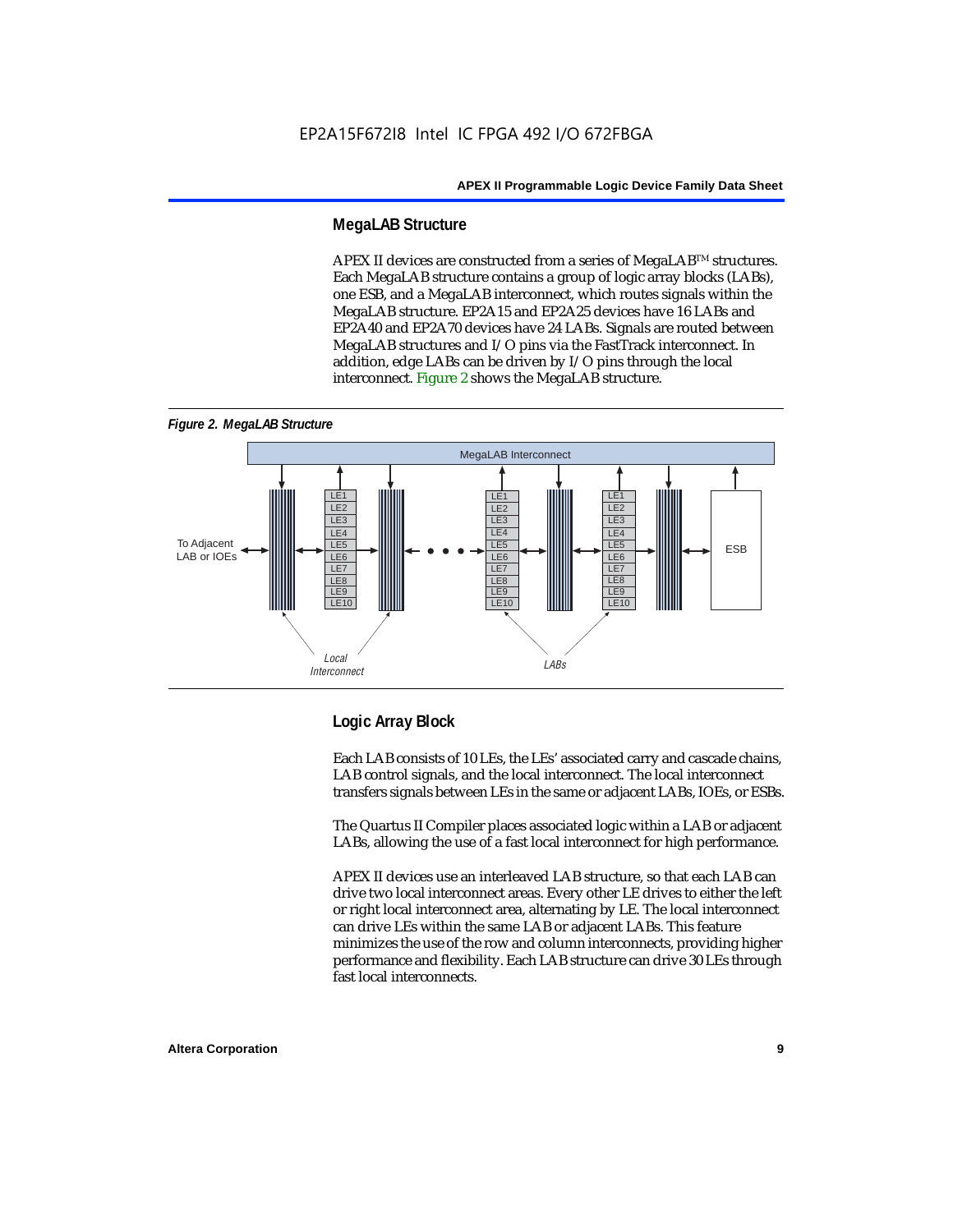## MegaLAB Structure

APEX II devices are constructed from a series of MegaLAB™ structures. Each MegaLAB structure contains a group of logic array blocks (LABs), one ESB, and a MegaLAB interconnect, which routes signals within the MegaLAB structure. EP2A15 and EP2A25 devices have 16 LABs and EP2A40 and EP2A70 devices have 24 LABs. Signals are routed between MegaLAB structures and I/O pins via the FastTrack interconnect. In addition, edge LABs can be driven by I/O pins through the local interconnect. Figure 2 shows the MegaLAB structure.

*Figure 2. MegaLAB Structure*

MegaLAB Interconnect

To Adjacent LAB or IOEs

LE1
LE2
LE3
LE4
LE5
LE6
LE7
LE8
LE9
LE10

ESB

Local Interconnect

LABs

## Logic Array Block

Each LAB consists of 10 LEs, the LEs' associated carry and cascade chains, LAB control signals, and the local interconnect. The local interconnect transfers signals between LEs in the same or adjacent LABs, IOEs, or ESBs.

The Quartus II Compiler places associated logic within a LAB or adjacent LABs, allowing the use of a fast local interconnect for high performance.

APEX II devices use an interleaved LAB structure, so that each LAB can drive two local interconnect areas. Every other LE drives to either the left or right local interconnect area, alternating by LE. The local interconnect can drive LEs within the same LAB or adjacent LABs. This feature minimizes the use of the row and column interconnects, providing higher performance and flexibility. Each LAB structure can drive 30 LEs through fast local interconnects.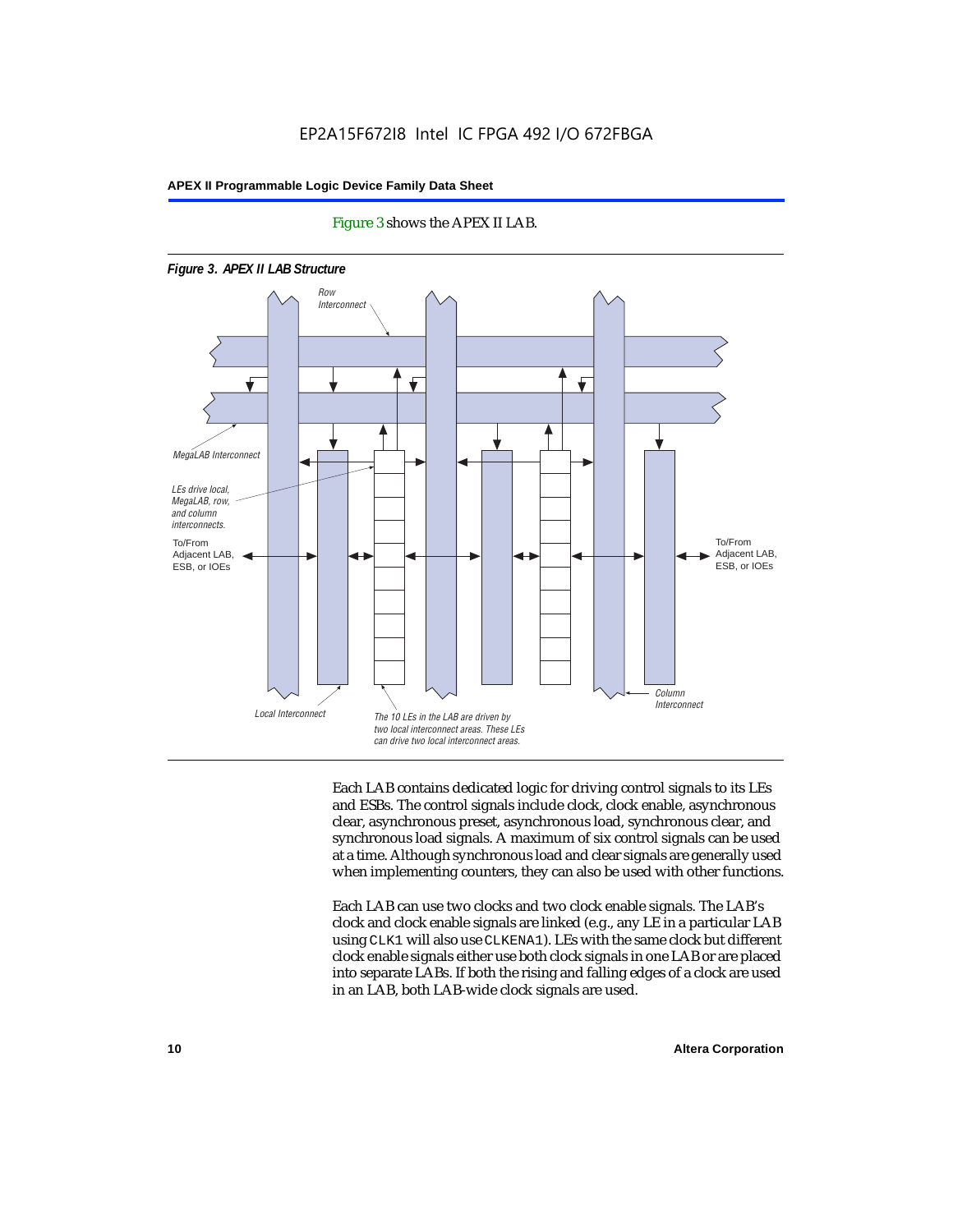Figure 3 shows the APEX II LAB.

**Figure 3. APEX II LAB Structure**

Row Interconnect

MegaLAB Interconnect

LEs drive local, MegaLAB, row, and column interconnects.

To/From Adjacent LAB, ESB, or IOEs

To/From Adjacent LAB, ESB, or IOEs

Column Interconnect

Local Interconnect

The 10 LEs in the LAB are driven by two local interconnect areas. These LEs can drive two local interconnect areas.

Each LAB contains dedicated logic for driving control signals to its LEs and ESBs. The control signals include clock, clock enable, asynchronous clear, asynchronous preset, asynchronous load, synchronous clear, and synchronous load signals. A maximum of six control signals can be used at a time. Although synchronous load and clear signals are generally used when implementing counters, they can also be used with other functions.

Each LAB can use two clocks and two clock enable signals. The LAB's clock and clock enable signals are linked (e.g., any LE in a particular LAB using `CLK1` will also use `CLKENA1`). LEs with the same clock but different clock enable signals either use both clock signals in one LAB or are placed into separate LABs. If both the rising and falling edges of a clock are used in an LAB, both LAB-wide clock signals are used.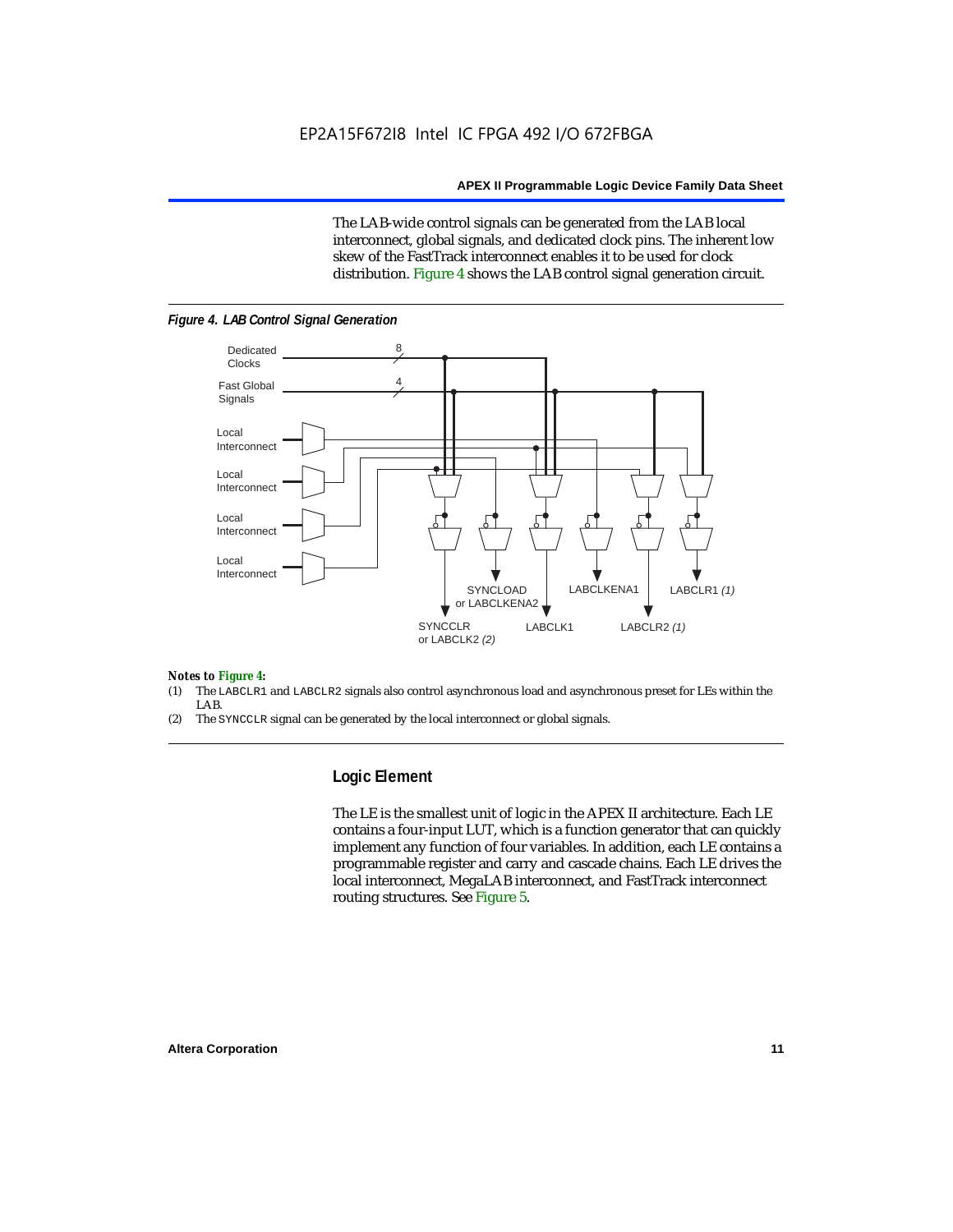The LAB-wide control signals can be generated from the LAB local interconnect, global signals, and dedicated clock pins. The inherent low skew of the FastTrack interconnect enables it to be used for clock distribution. Figure 4 shows the LAB control signal generation circuit.

*Figure 4. LAB Control Signal Generation*

Dedicated Clocks
8
Fast Global Signals
4
Local Interconnect
Local Interconnect
Local Interconnect
Local Interconnect
SYNCLOAD or LABCLKENA2
LABCLKENA1
LABCLR1 *(1)*
SYNCCLR or LABCLK2 *(2)*
LABCLK1
LABCLR2 *(1)*

***Notes to Figure 4:***

(1) The LABCLR1 and LABCLR2 signals also control asynchronous load and asynchronous preset for LEs within the LAB.
(2) The SYNCCLR signal can be generated by the local interconnect or global signals.

## Logic Element

The LE is the smallest unit of logic in the APEX II architecture. Each LE contains a four-input LUT, which is a function generator that can quickly implement any function of four variables. In addition, each LE contains a programmable register and carry and cascade chains. Each LE drives the local interconnect, MegaLAB interconnect, and FastTrack interconnect routing structures. See Figure 5.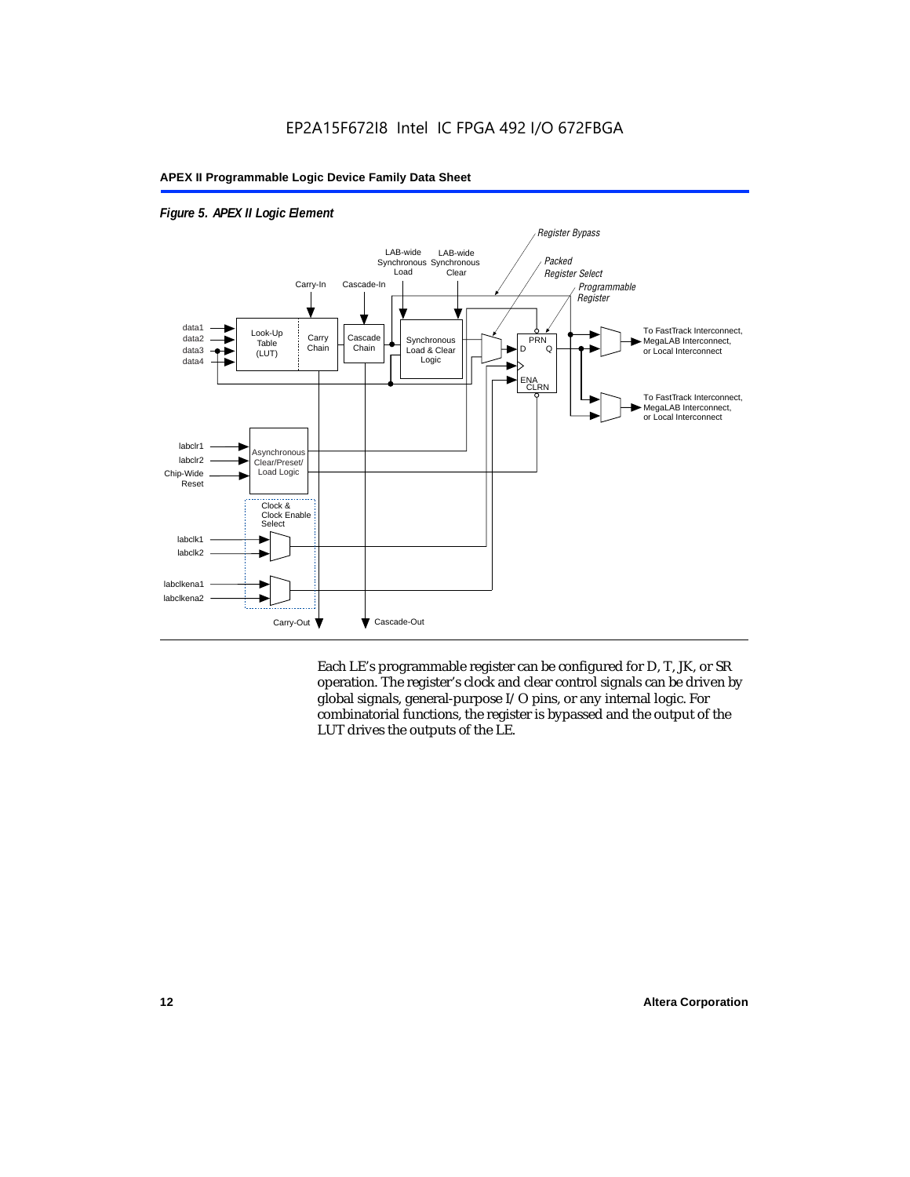*Figure 5. APEX II Logic Element*

Register Bypass
LAB-wide Synchronous Load
LAB-wide Synchronous Clear
Packed Register Select
Carry-In
Cascade-In
Programmable Register
data1
data2
data3
data4
Look-Up Table (LUT)
Carry Chain
Cascade Chain
Synchronous Load & Clear Logic
PRN
D
Q
ENA
CLRN
To FastTrack Interconnect, MegaLAB Interconnect, or Local Interconnect
To FastTrack Interconnect, MegaLAB Interconnect, or Local Interconnect
labclr1
labclr2
Chip-Wide Reset
Asynchronous Clear/Preset/ Load Logic
Clock & Clock Enable Select
labclk1
labclk2
labclkena1
labclkena2
Carry-Out
Cascade-Out

Each LE's programmable register can be configured for D, T, JK, or SR operation. The register's clock and clear control signals can be driven by global signals, general-purpose I/O pins, or any internal logic. For combinatorial functions, the register is bypassed and the output of the LUT drives the outputs of the LE.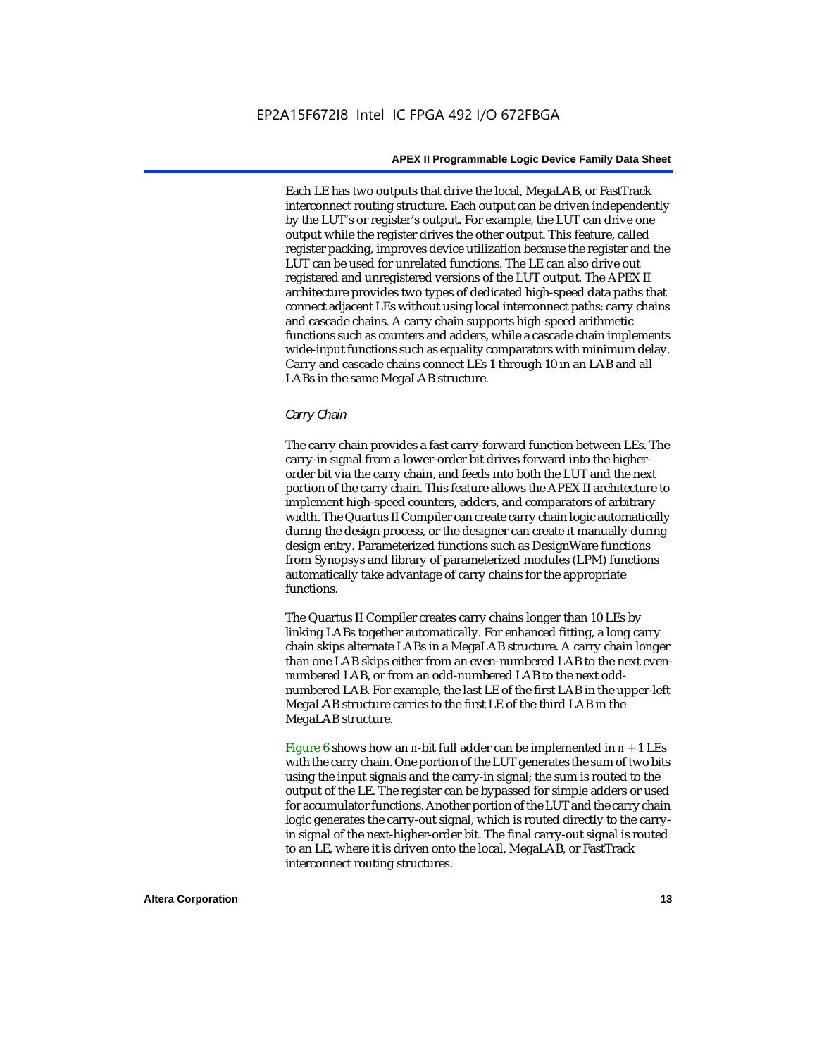Each LE has two outputs that drive the local, MegaLAB, or FastTrack interconnect routing structure. Each output can be driven independently by the LUT's or register's output. For example, the LUT can drive one output while the register drives the other output. This feature, called register packing, improves device utilization because the register and the LUT can be used for unrelated functions. The LE can also drive out registered and unregistered versions of the LUT output. The APEX II architecture provides two types of dedicated high-speed data paths that connect adjacent LEs without using local interconnect paths: carry chains and cascade chains. A carry chain supports high-speed arithmetic functions such as counters and adders, while a cascade chain implements wide-input functions such as equality comparators with minimum delay. Carry and cascade chains connect LEs 1 through 10 in an LAB and all LABs in the same MegaLAB structure.

*Carry Chain*

The carry chain provides a fast carry-forward function between LEs. The carry-in signal from a lower-order bit drives forward into the higher-order bit via the carry chain, and feeds into both the LUT and the next portion of the carry chain. This feature allows the APEX II architecture to implement high-speed counters, adders, and comparators of arbitrary width. The Quartus II Compiler can create carry chain logic automatically during the design process, or the designer can create it manually during design entry. Parameterized functions such as DesignWare functions from Synopsys and library of parameterized modules (LPM) functions automatically take advantage of carry chains for the appropriate functions.

The Quartus II Compiler creates carry chains longer than 10 LEs by linking LABs together automatically. For enhanced fitting, a long carry chain skips alternate LABs in a MegaLAB structure. A carry chain longer than one LAB skips either from an even-numbered LAB to the next even-numbered LAB, or from an odd-numbered LAB to the next odd-numbered LAB. For example, the last LE of the first LAB in the upper-left MegaLAB structure carries to the first LE of the third LAB in the MegaLAB structure.

Figure 6 shows how an $n$-bit full adder can be implemented in $n + 1$ LEs with the carry chain. One portion of the LUT generates the sum of two bits using the input signals and the carry-in signal; the sum is routed to the output of the LE. The register can be bypassed for simple adders or used for accumulator functions. Another portion of the LUT and the carry chain logic generates the carry-out signal, which is routed directly to the carry-in signal of the next-higher-order bit. The final carry-out signal is routed to an LE, where it is driven onto the local, MegaLAB, or FastTrack interconnect routing structures.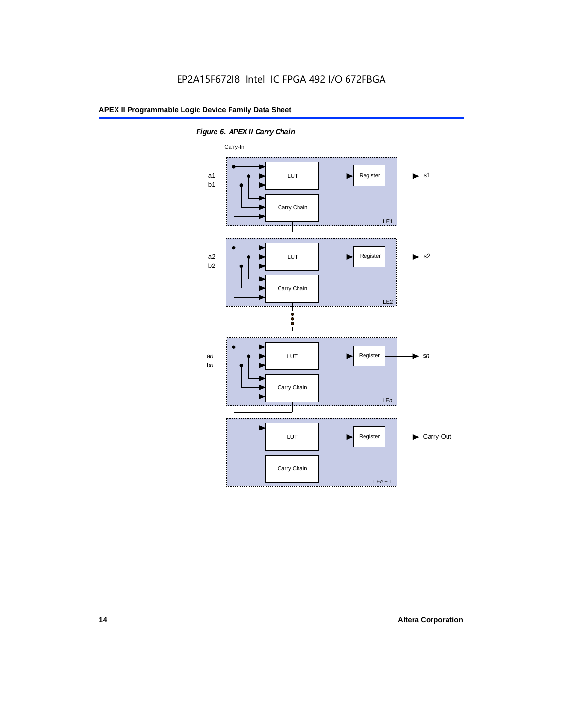*Figure 6. APEX II Carry Chain*

Carry-In

a1
b1
LUT
Register
s1
Carry Chain
LE1

a2
b2
LUT
Register
s2
Carry Chain
LE2

a*n*
b*n*
LUT
Register
s*n*
Carry Chain
LE*n*

LUT
Register
Carry-Out
Carry Chain
LE*n* + 1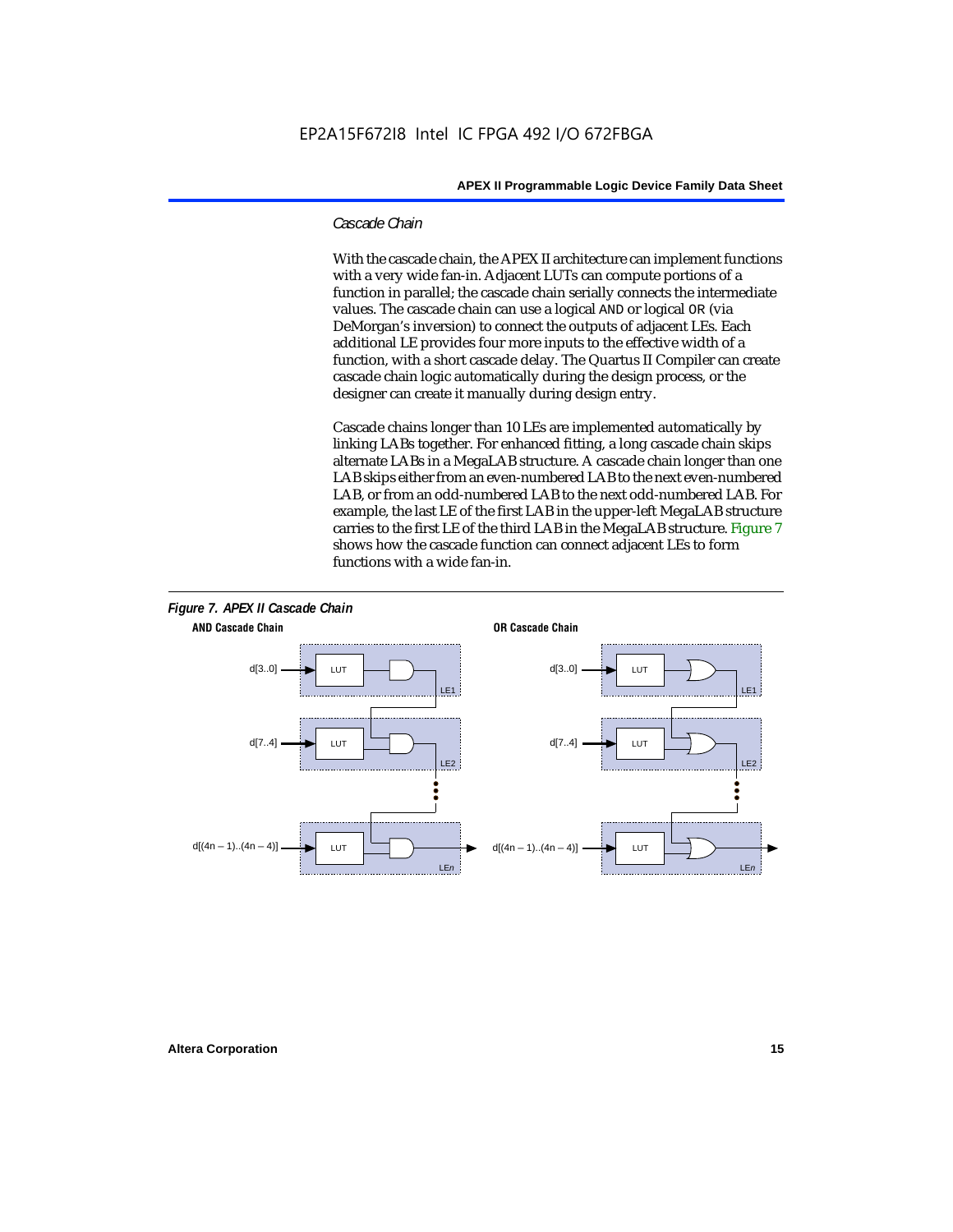EP2A15F672I8 Intel IC FPGA 492 I/O 672FBGA

### *Cascade Chain*

With the cascade chain, the APEX II architecture can implement functions with a very wide fan-in. Adjacent LUTs can compute portions of a function in parallel; the cascade chain serially connects the intermediate values. The cascade chain can use a logical AND or logical OR (via DeMorgan's inversion) to connect the outputs of adjacent LEs. Each additional LE provides four more inputs to the effective width of a function, with a short cascade delay. The Quartus II Compiler can create cascade chain logic automatically during the design process, or the designer can create it manually during design entry.

Cascade chains longer than 10 LEs are implemented automatically by linking LABs together. For enhanced fitting, a long cascade chain skips alternate LABs in a MegaLAB structure. A cascade chain longer than one LAB skips either from an even-numbered LAB to the next even-numbered LAB, or from an odd-numbered LAB to the next odd-numbered LAB. For example, the last LE of the first LAB in the upper-left MegaLAB structure carries to the first LE of the third LAB in the MegaLAB structure. Figure 7 shows how the cascade function can connect adjacent LEs to form functions with a wide fan-in.

*Figure 7. APEX II Cascade Chain*

AND Cascade Chain

d[3..0]
LUT
LE1
d[7..4]
LUT
LE2
d[(4n – 1)..(4n – 4)]
LUT
LE*n*

OR Cascade Chain

d[3..0]
LUT
LE1
d[7..4]
LUT
LE2
d[(4n – 1)..(4n – 4)]
LUT
LE*n*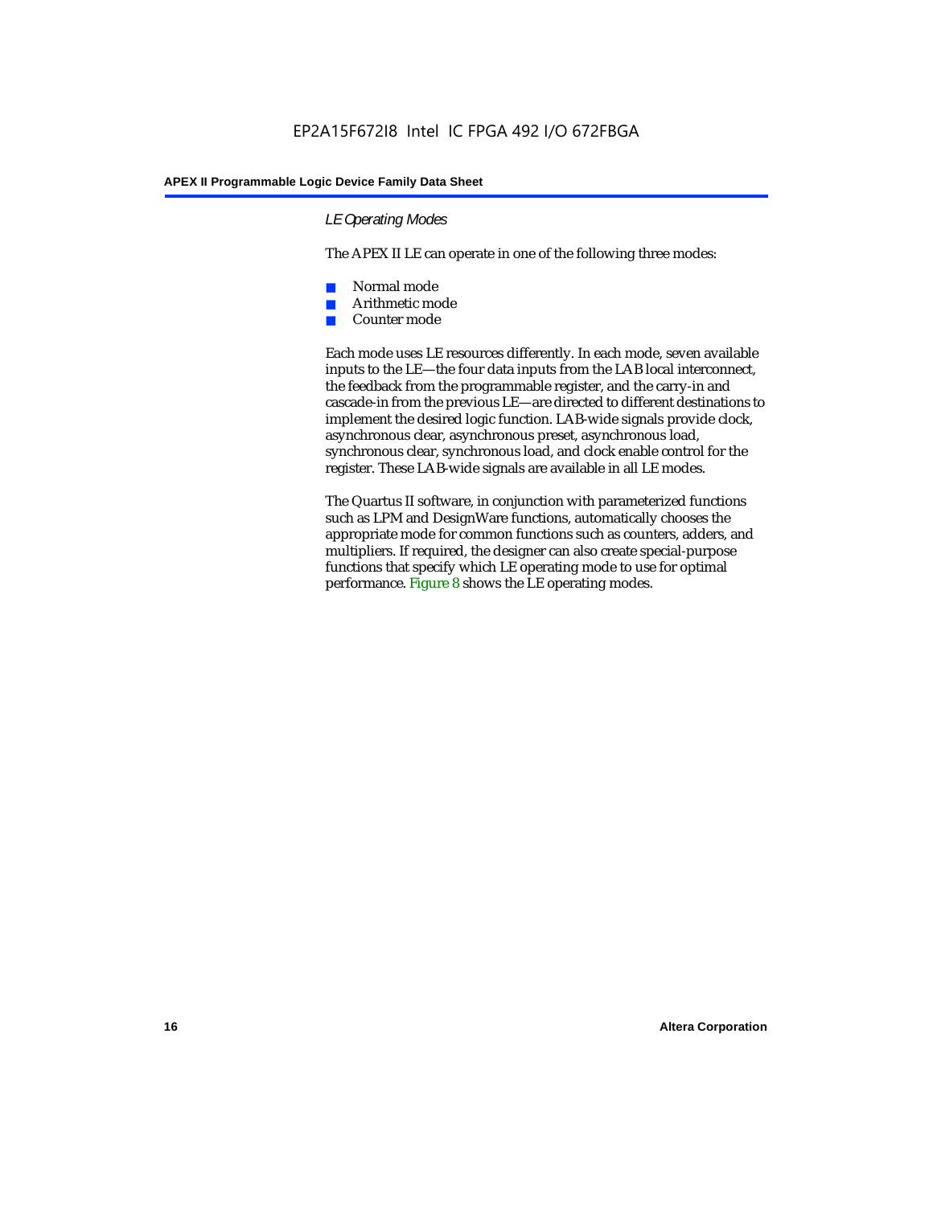#### LE Operating Modes

The APEX II LE can operate in one of the following three modes:

- Normal mode
- Arithmetic mode
- Counter mode

Each mode uses LE resources differently. In each mode, seven available inputs to the LE—the four data inputs from the LAB local interconnect, the feedback from the programmable register, and the carry-in and cascade-in from the previous LE—are directed to different destinations to implement the desired logic function. LAB-wide signals provide clock, asynchronous clear, asynchronous preset, asynchronous load, synchronous clear, synchronous load, and clock enable control for the register. These LAB-wide signals are available in all LE modes.

The Quartus II software, in conjunction with parameterized functions such as LPM and DesignWare functions, automatically chooses the appropriate mode for common functions such as counters, adders, and multipliers. If required, the designer can also create special-purpose functions that specify which LE operating mode to use for optimal performance. Figure 8 shows the LE operating modes.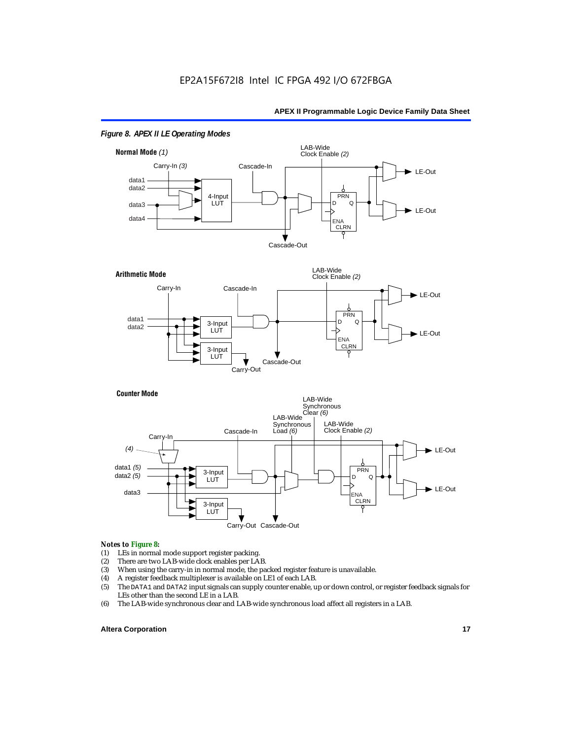*Figure 8. APEX II LE Operating Modes*

**Normal Mode** *(1)*

**Arithmetic Mode**

**Counter Mode**

*Notes to Figure 8:*

(1) LEs in normal mode support register packing.
(2) There are two LAB-wide clock enables per LAB.
(3) When using the carry-in in normal mode, the packed register feature is unavailable.
(4) A register feedback multiplexer is available on LE1 of each LAB.
(5) The DATA1 and DATA2 input signals can supply counter enable, up or down control, or register feedback signals for LEs other than the second LE in a LAB.
(6) The LAB-wide synchronous clear and LAB-wide synchronous load affect all registers in a LAB.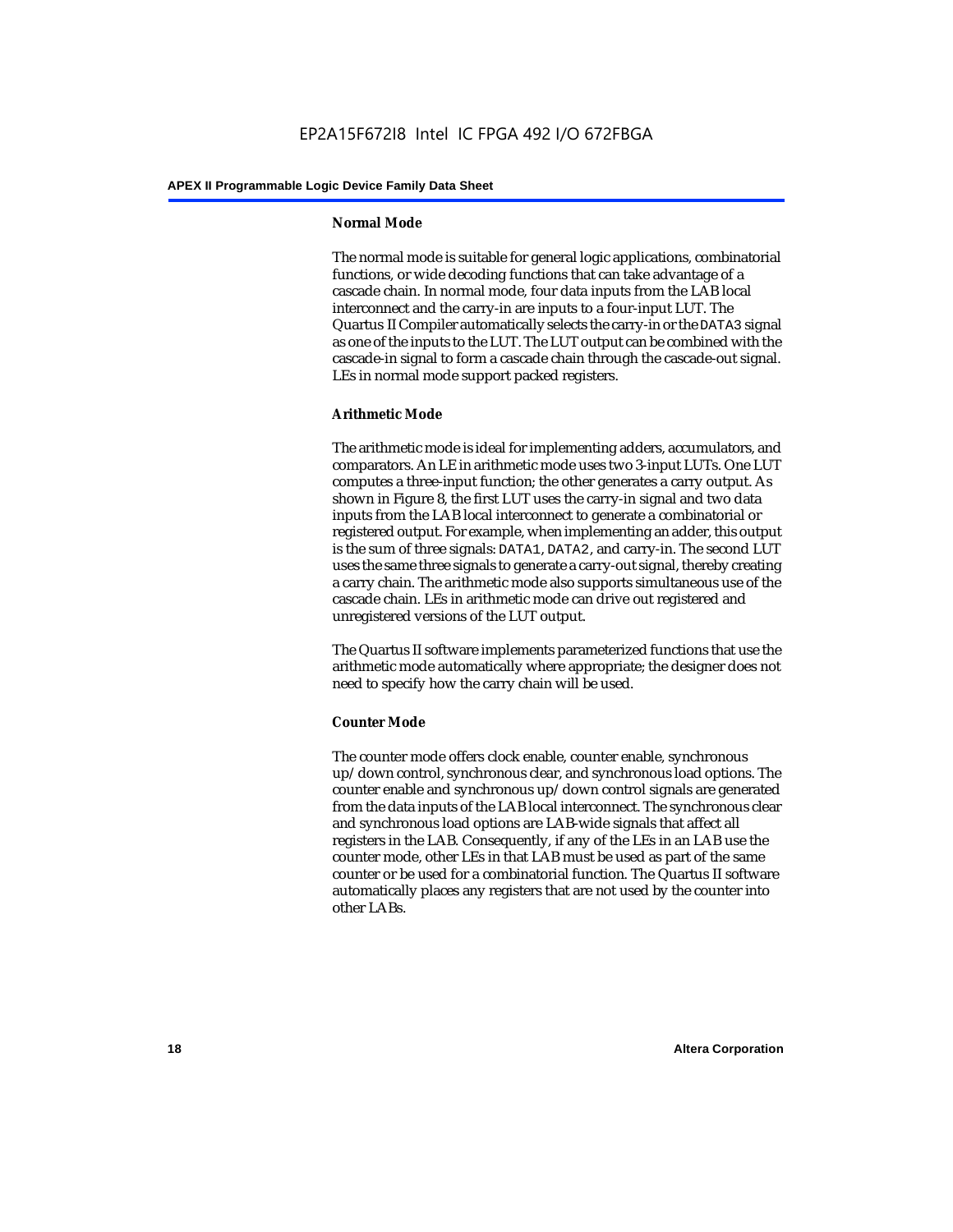#### Normal Mode

The normal mode is suitable for general logic applications, combinatorial functions, or wide decoding functions that can take advantage of a cascade chain. In normal mode, four data inputs from the LAB local interconnect and the carry-in are inputs to a four-input LUT. The Quartus II Compiler automatically selects the carry-in or the DATA3 signal as one of the inputs to the LUT. The LUT output can be combined with the cascade-in signal to form a cascade chain through the cascade-out signal. LEs in normal mode support packed registers.

#### Arithmetic Mode

The arithmetic mode is ideal for implementing adders, accumulators, and comparators. An LE in arithmetic mode uses two 3-input LUTs. One LUT computes a three-input function; the other generates a carry output. As shown in Figure 8, the first LUT uses the carry-in signal and two data inputs from the LAB local interconnect to generate a combinatorial or registered output. For example, when implementing an adder, this output is the sum of three signals: DATA1, DATA2, and carry-in. The second LUT uses the same three signals to generate a carry-out signal, thereby creating a carry chain. The arithmetic mode also supports simultaneous use of the cascade chain. LEs in arithmetic mode can drive out registered and unregistered versions of the LUT output.

The Quartus II software implements parameterized functions that use the arithmetic mode automatically where appropriate; the designer does not need to specify how the carry chain will be used.

#### Counter Mode

The counter mode offers clock enable, counter enable, synchronous up/down control, synchronous clear, and synchronous load options. The counter enable and synchronous up/down control signals are generated from the data inputs of the LAB local interconnect. The synchronous clear and synchronous load options are LAB-wide signals that affect all registers in the LAB. Consequently, if any of the LEs in an LAB use the counter mode, other LEs in that LAB must be used as part of the same counter or be used for a combinatorial function. The Quartus II software automatically places any registers that are not used by the counter into other LABs.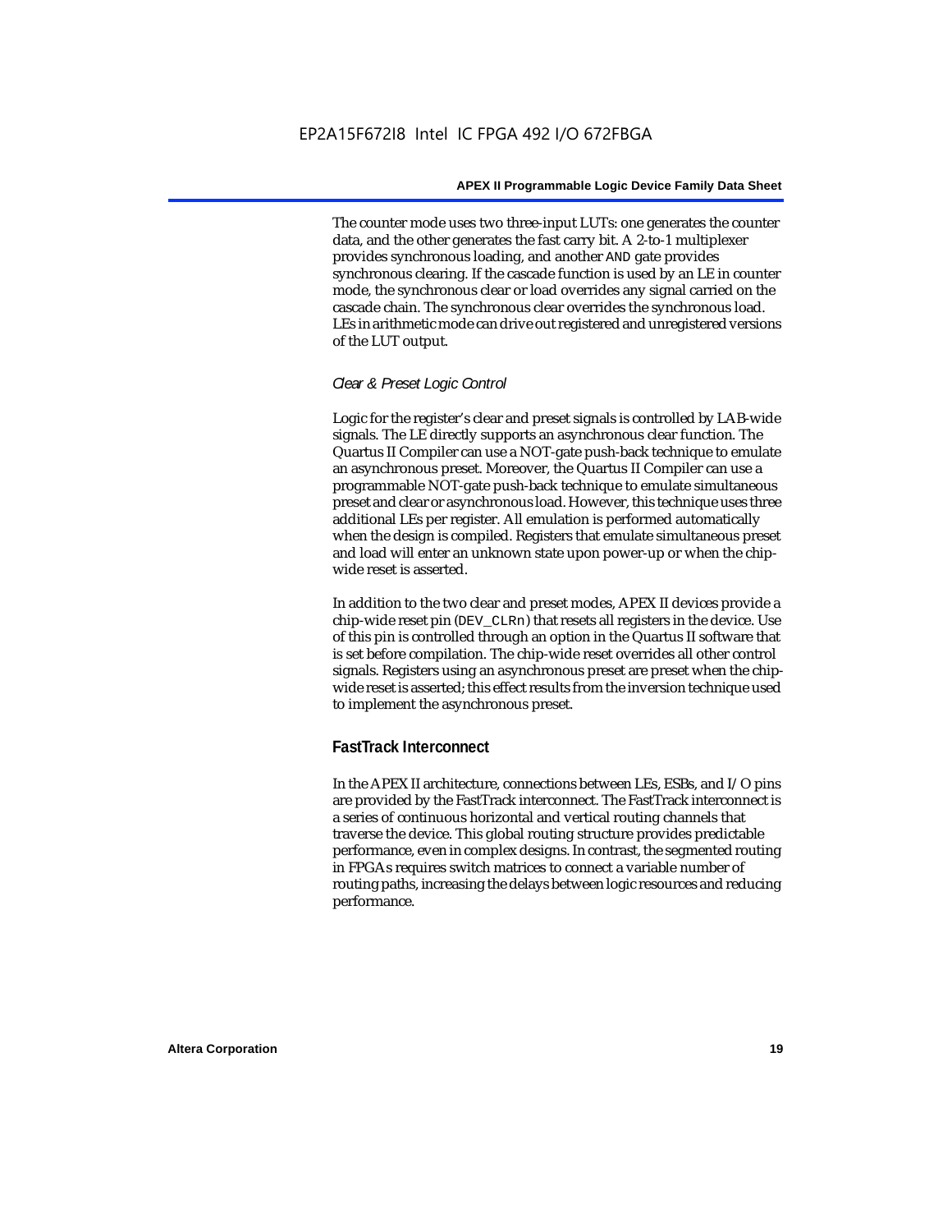The counter mode uses two three-input LUTs: one generates the counter data, and the other generates the fast carry bit. A 2-to-1 multiplexer provides synchronous loading, and another AND gate provides synchronous clearing. If the cascade function is used by an LE in counter mode, the synchronous clear or load overrides any signal carried on the cascade chain. The synchronous clear overrides the synchronous load. LEs in arithmetic mode can drive out registered and unregistered versions of the LUT output.

#### *Clear & Preset Logic Control*

Logic for the register's clear and preset signals is controlled by LAB-wide signals. The LE directly supports an asynchronous clear function. The Quartus II Compiler can use a NOT-gate push-back technique to emulate an asynchronous preset. Moreover, the Quartus II Compiler can use a programmable NOT-gate push-back technique to emulate simultaneous preset and clear or asynchronous load. However, this technique uses three additional LEs per register. All emulation is performed automatically when the design is compiled. Registers that emulate simultaneous preset and load will enter an unknown state upon power-up or when the chip-wide reset is asserted.

In addition to the two clear and preset modes, APEX II devices provide a chip-wide reset pin (DEV_CLRn) that resets all registers in the device. Use of this pin is controlled through an option in the Quartus II software that is set before compilation. The chip-wide reset overrides all other control signals. Registers using an asynchronous preset are preset when the chip-wide reset is asserted; this effect results from the inversion technique used to implement the asynchronous preset.

### FastTrack Interconnect

In the APEX II architecture, connections between LEs, ESBs, and I/O pins are provided by the FastTrack interconnect. The FastTrack interconnect is a series of continuous horizontal and vertical routing channels that traverse the device. This global routing structure provides predictable performance, even in complex designs. In contrast, the segmented routing in FPGAs requires switch matrices to connect a variable number of routing paths, increasing the delays between logic resources and reducing performance.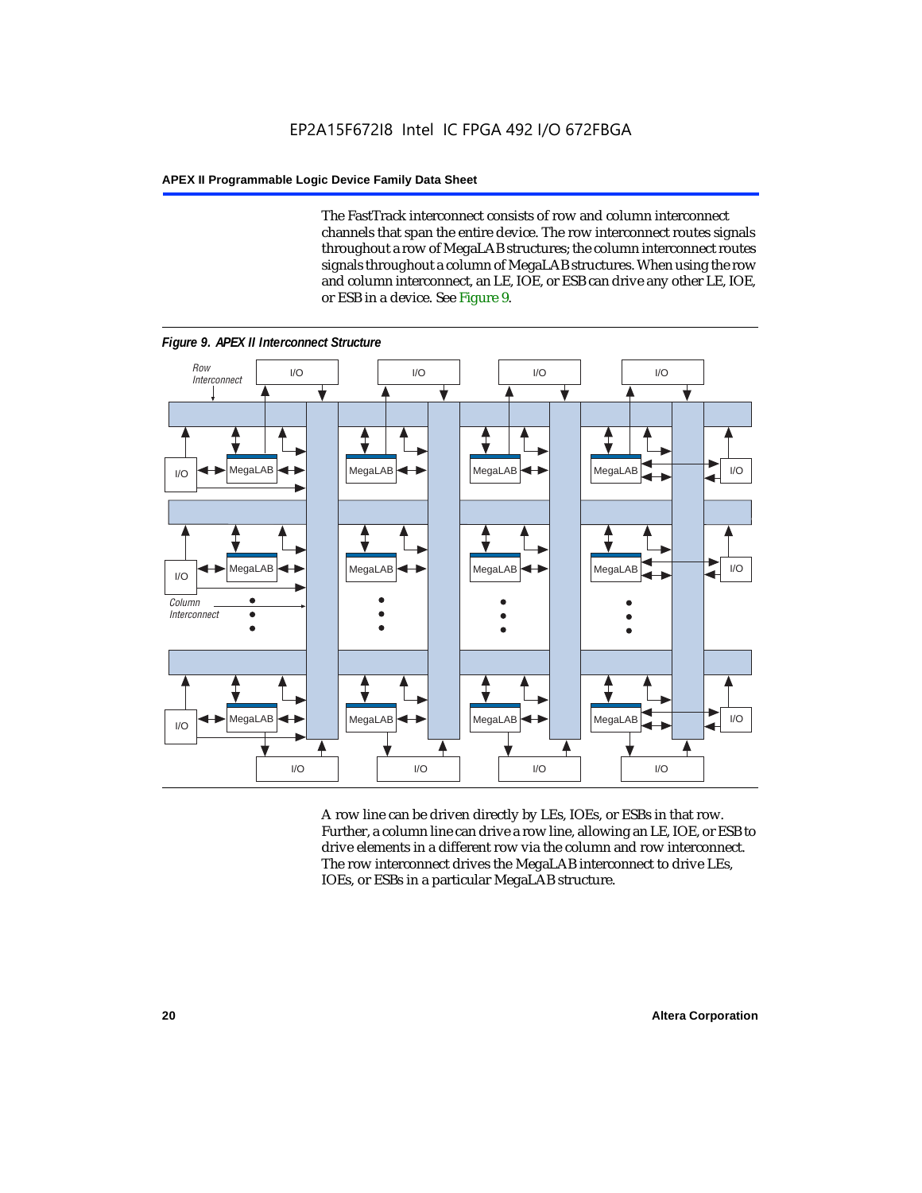The FastTrack interconnect consists of row and column interconnect channels that span the entire device. The row interconnect routes signals throughout a row of MegaLAB structures; the column interconnect routes signals throughout a column of MegaLAB structures. When using the row and column interconnect, an LE, IOE, or ESB can drive any other LE, IOE, or ESB in a device. See Figure 9.

*Figure 9. APEX II Interconnect Structure*

Row Interconnect

Column Interconnect

I/O

MegaLAB

A row line can be driven directly by LEs, IOEs, or ESBs in that row. Further, a column line can drive a row line, allowing an LE, IOE, or ESB to drive elements in a different row via the column and row interconnect. The row interconnect drives the MegaLAB interconnect to drive LEs, IOEs, or ESBs in a particular MegaLAB structure.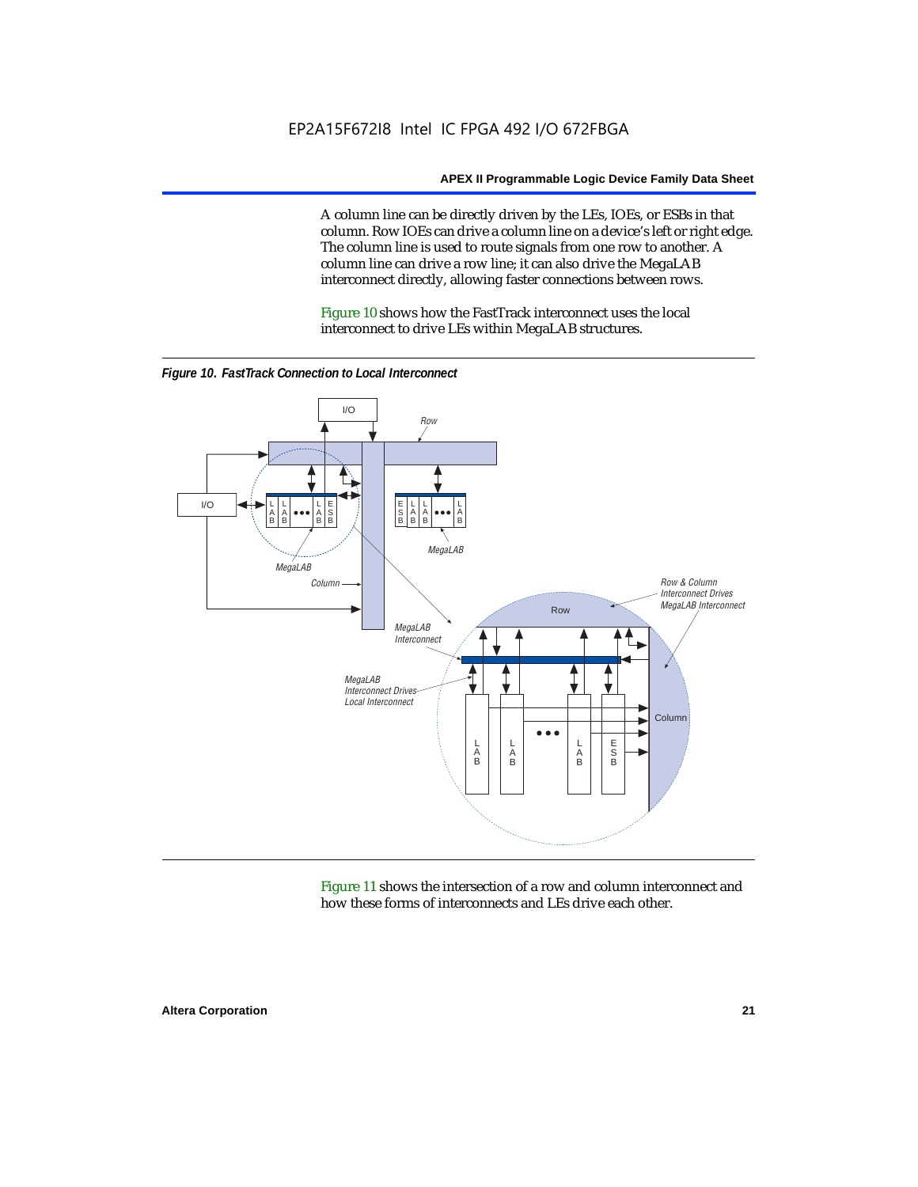A column line can be directly driven by the LEs, IOEs, or ESBs in that column. Row IOEs can drive a column line on a device's left or right edge. The column line is used to route signals from one row to another. A column line can drive a row line; it can also drive the MegaLAB interconnect directly, allowing faster connections between rows.

Figure 10 shows how the FastTrack interconnect uses the local interconnect to drive LEs within MegaLAB structures.

*Figure 10. FastTrack Connection to Local Interconnect*

I/O

Row

I/O

LAB LAB ••• LAB ESB

ESB LAB LAB ••• LAB

MegaLAB

MegaLAB

Column

Row & Column Interconnect Drives MegaLAB Interconnect

Row

MegaLAB Interconnect

MegaLAB Interconnect Drives Local Interconnect

Column

LAB LAB ••• LAB ESB

Figure 11 shows the intersection of a row and column interconnect and how these forms of interconnects and LEs drive each other.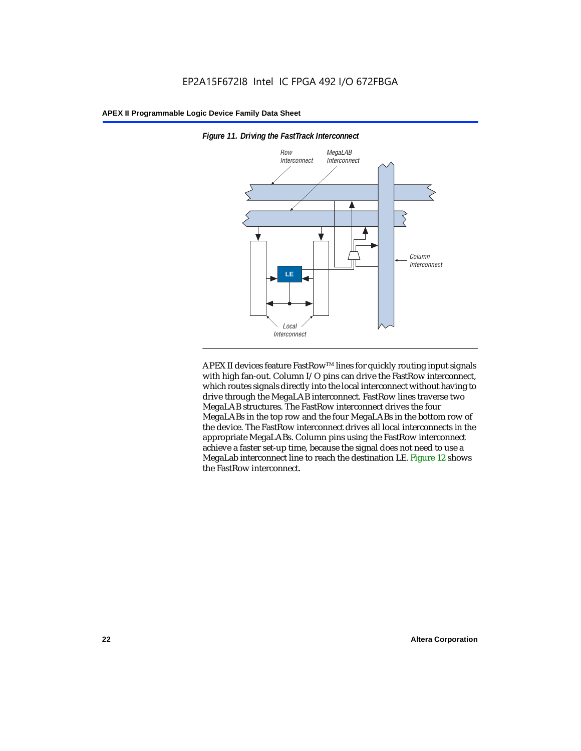*Figure 11. Driving the FastTrack Interconnect*

Row Interconnect

MegaLAB Interconnect

LE

Column Interconnect

Local Interconnect

APEX II devices feature FastRow™ lines for quickly routing input signals with high fan-out. Column I/O pins can drive the FastRow interconnect, which routes signals directly into the local interconnect without having to drive through the MegaLAB interconnect. FastRow lines traverse two MegaLAB structures. The FastRow interconnect drives the four MegaLABs in the top row and the four MegaLABs in the bottom row of the device. The FastRow interconnect drives all local interconnects in the appropriate MegaLABs. Column pins using the FastRow interconnect achieve a faster set-up time, because the signal does not need to use a MegaLab interconnect line to reach the destination LE. Figure 12 shows the FastRow interconnect.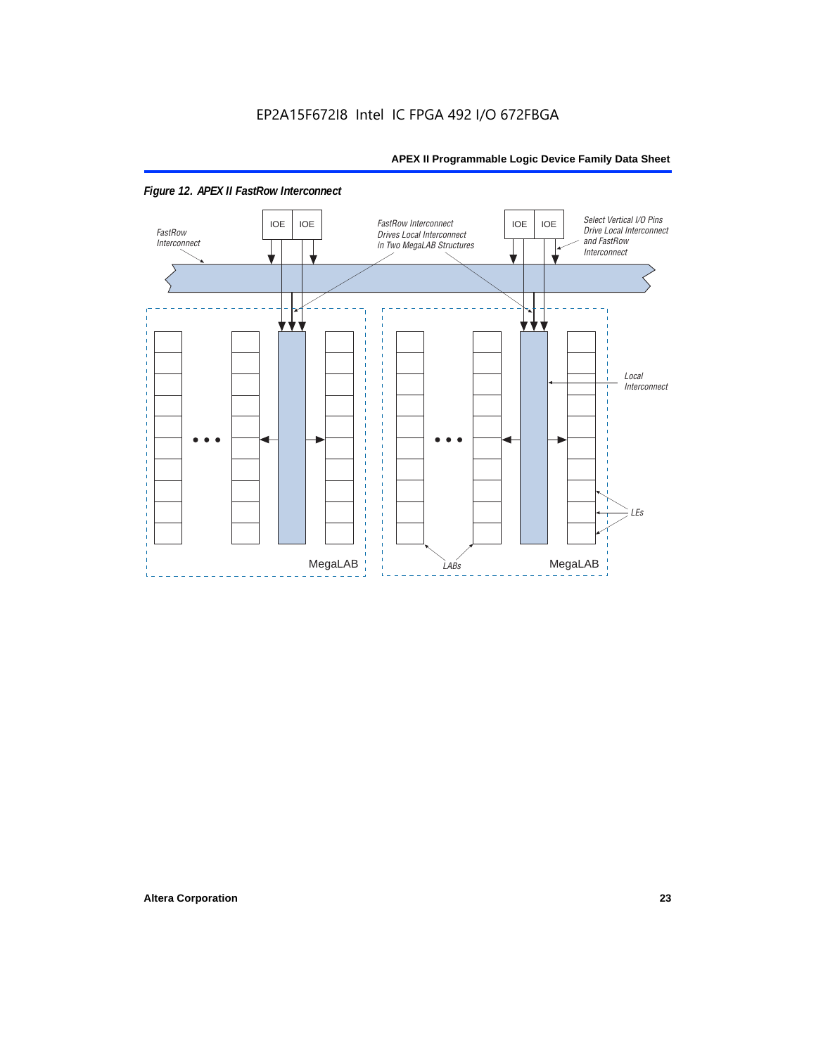*Figure 12. APEX II FastRow Interconnect*

FastRow Interconnect

IOE IOE

FastRow Interconnect Drives Local Interconnect in Two MegaLAB Structures

IOE IOE

Select Vertical I/O Pins Drive Local Interconnect and FastRow Interconnect

Local Interconnect

LEs

MegaLAB

LABs

MegaLAB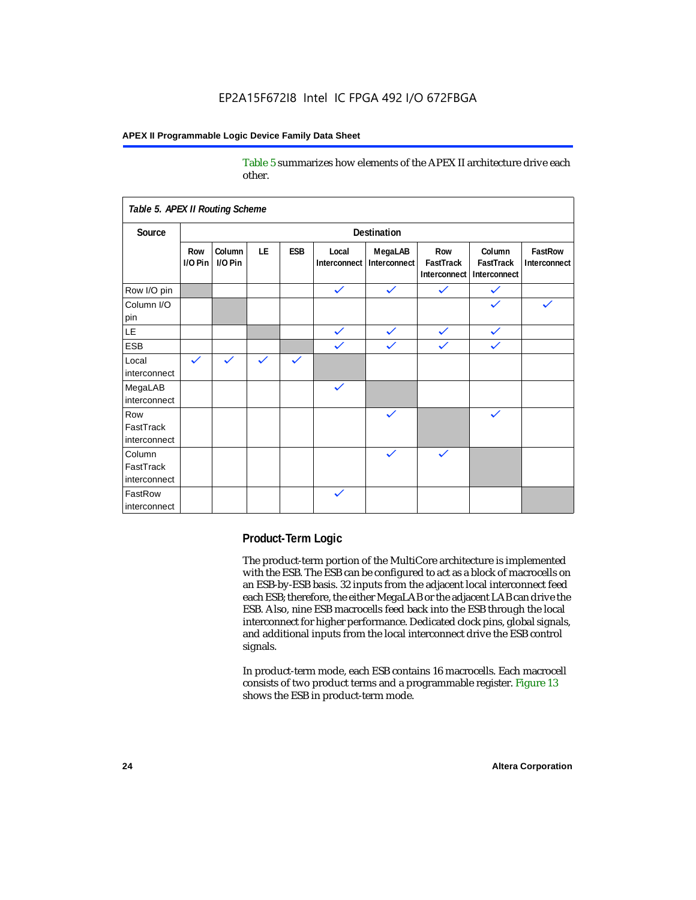Table 5 summarizes how elements of the APEX II architecture drive each other.

*Table 5. APEX II Routing Scheme*

| Source | Destination | | | | | | | | |
|---|---|---|---|---|---|---|---|---|---|
| | Row I/O Pin | Column I/O Pin | LE | ESB | Local Interconnect | MegaLAB Interconnect | Row FastTrack Interconnect | Column FastTrack Interconnect | FastRow Interconnect |
| Row I/O pin | | | | | ✓ | ✓ | ✓ | ✓ | |
| Column I/O pin | | | | | | | | ✓ | ✓ |
| LE | | | | | ✓ | ✓ | ✓ | ✓ | |
| ESB | | | | | ✓ | ✓ | ✓ | ✓ | |
| Local interconnect | ✓ | ✓ | ✓ | ✓ | | | | | |
| MegaLAB interconnect | | | | | ✓ | | | | |
| Row FastTrack interconnect | | | | | | ✓ | | ✓ | |
| Column FastTrack interconnect | | | | | | ✓ | ✓ | | |
| FastRow interconnect | | | | | ✓ | | | | |

## Product-Term Logic

The product-term portion of the MultiCore architecture is implemented with the ESB. The ESB can be configured to act as a block of macrocells on an ESB-by-ESB basis. 32 inputs from the adjacent local interconnect feed each ESB; therefore, the either MegaLAB or the adjacent LAB can drive the ESB. Also, nine ESB macrocells feed back into the ESB through the local interconnect for higher performance. Dedicated clock pins, global signals, and additional inputs from the local interconnect drive the ESB control signals.

In product-term mode, each ESB contains 16 macrocells. Each macrocell consists of two product terms and a programmable register. Figure 13 shows the ESB in product-term mode.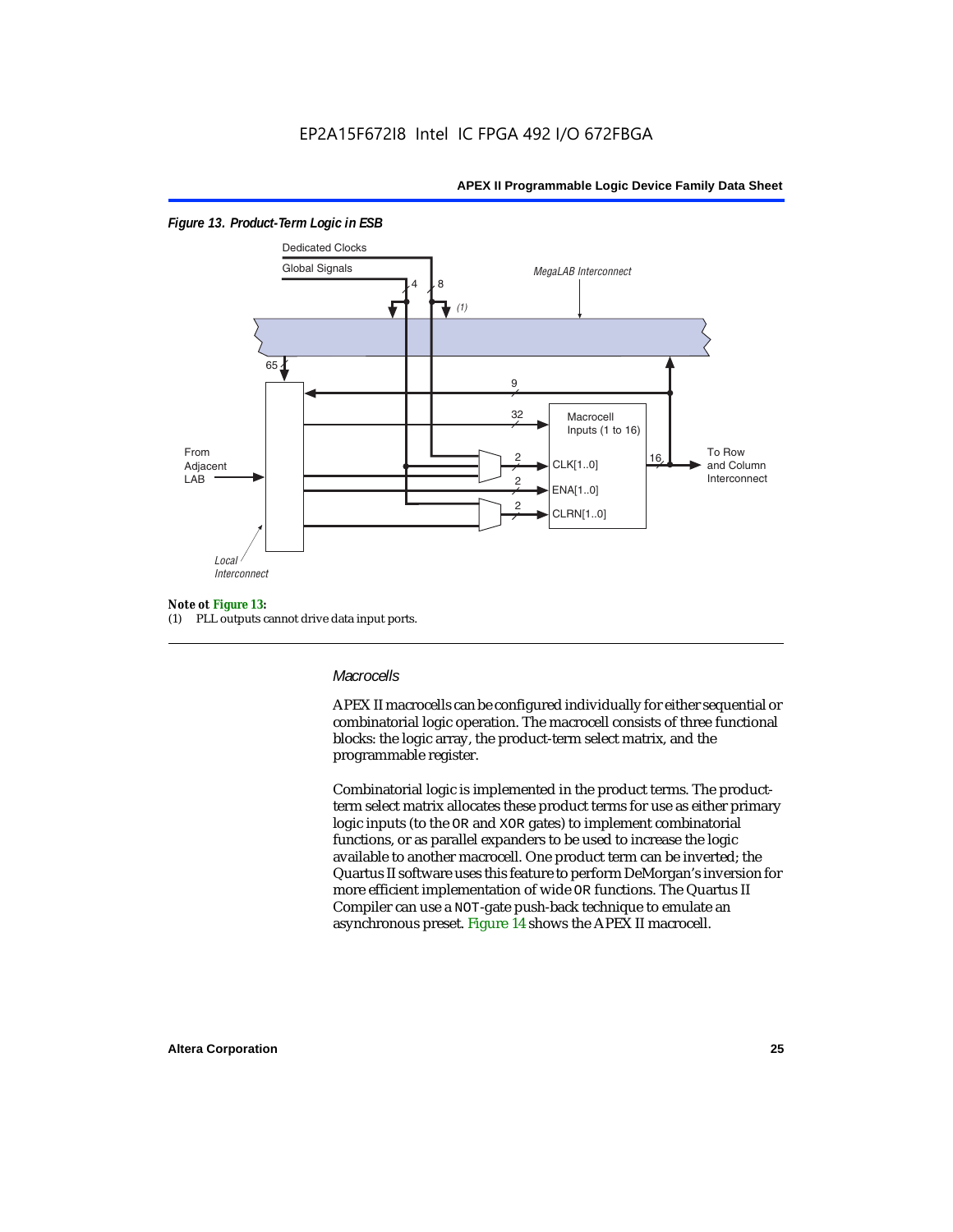*Figure 13. Product-Term Logic in ESB*

Dedicated Clocks

Global Signals

4

8

(1)

MegaLAB Interconnect

65

9

32

Macrocell Inputs (1 to 16)

From Adjacent LAB

2

CLK[1..0]

2

ENA[1..0]

2

CLRN[1..0]

16

To Row and Column Interconnect

Local Interconnect

**Note ot Figure 13:**

(1) PLL outputs cannot drive data input ports.

### *Macrocells*

APEX II macrocells can be configured individually for either sequential or combinatorial logic operation. The macrocell consists of three functional blocks: the logic array, the product-term select matrix, and the programmable register.

Combinatorial logic is implemented in the product terms. The product-term select matrix allocates these product terms for use as either primary logic inputs (to the OR and XOR gates) to implement combinatorial functions, or as parallel expanders to be used to increase the logic available to another macrocell. One product term can be inverted; the Quartus II software uses this feature to perform DeMorgan's inversion for more efficient implementation of wide OR functions. The Quartus II Compiler can use a NOT-gate push-back technique to emulate an asynchronous preset. Figure 14 shows the APEX II macrocell.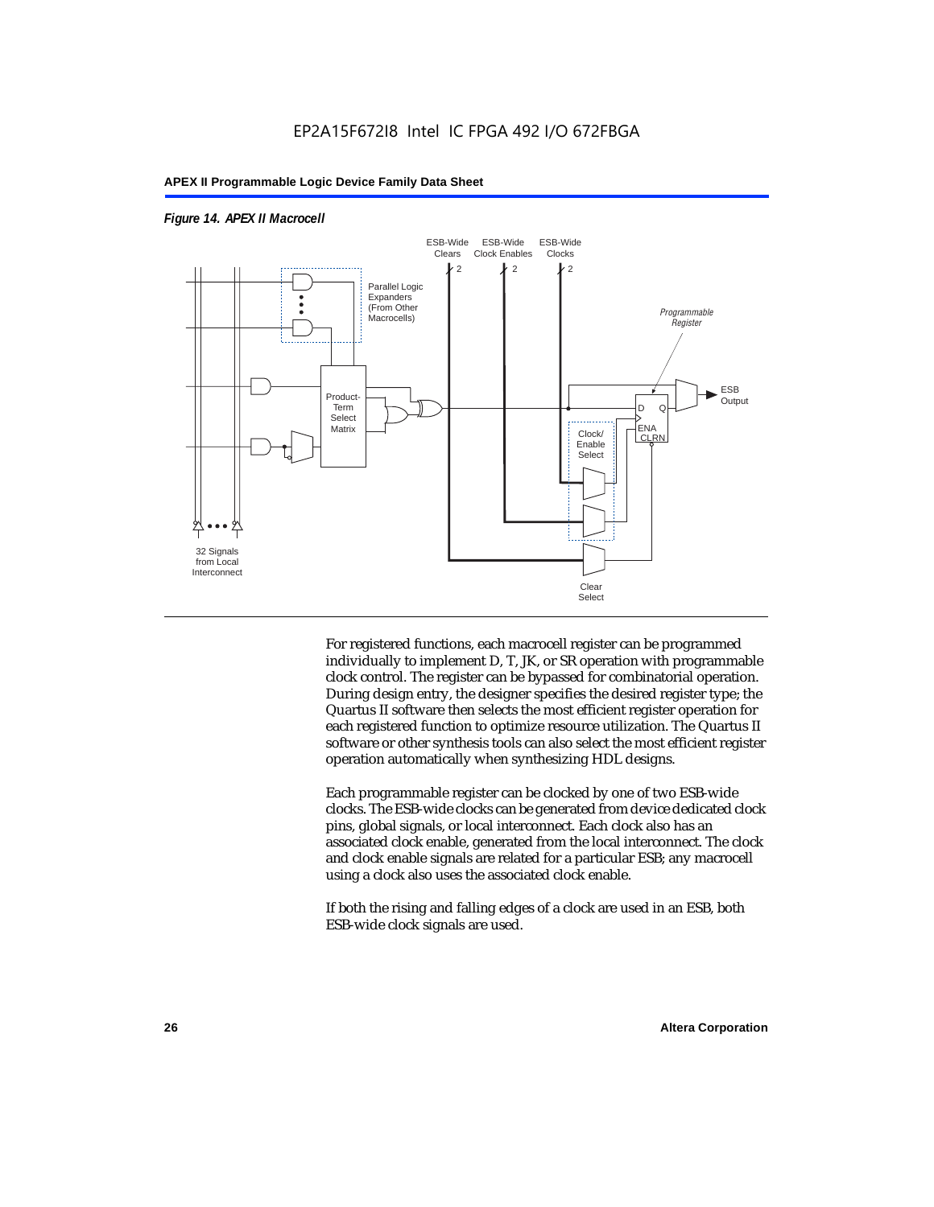*Figure 14. APEX II Macrocell*

ESB-Wide Clears
ESB-Wide Clock Enables
ESB-Wide Clocks
2
2
2
Parallel Logic Expanders (From Other Macrocells)
Programmable Register
Product-Term Select Matrix
ESB Output
D Q
ENA
CLRN
Clock/ Enable Select
32 Signals from Local Interconnect
Clear Select

For registered functions, each macrocell register can be programmed individually to implement D, T, JK, or SR operation with programmable clock control. The register can be bypassed for combinatorial operation. During design entry, the designer specifies the desired register type; the Quartus II software then selects the most efficient register operation for each registered function to optimize resource utilization. The Quartus II software or other synthesis tools can also select the most efficient register operation automatically when synthesizing HDL designs.

Each programmable register can be clocked by one of two ESB-wide clocks. The ESB-wide clocks can be generated from device dedicated clock pins, global signals, or local interconnect. Each clock also has an associated clock enable, generated from the local interconnect. The clock and clock enable signals are related for a particular ESB; any macrocell using a clock also uses the associated clock enable.

If both the rising and falling edges of a clock are used in an ESB, both ESB-wide clock signals are used.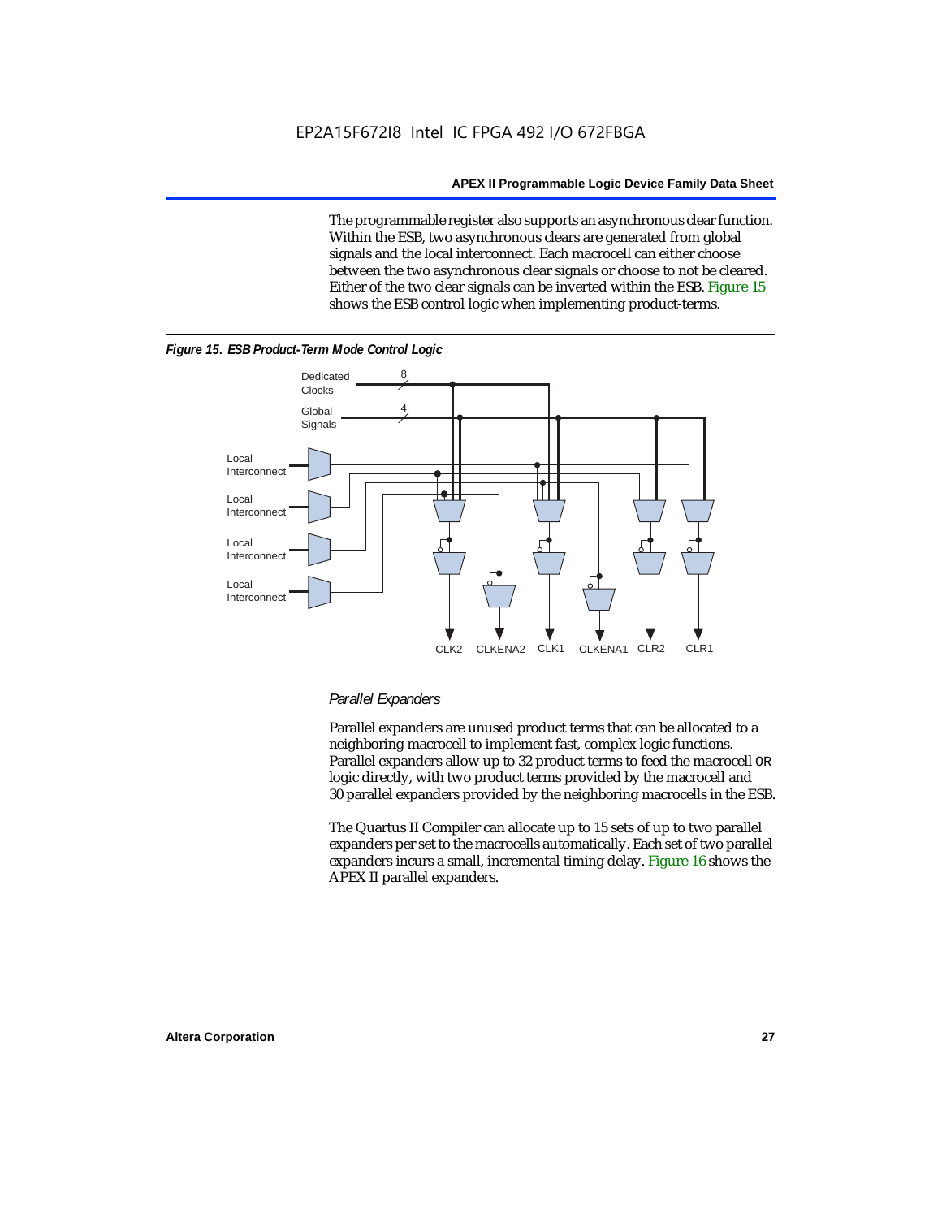The programmable register also supports an asynchronous clear function. Within the ESB, two asynchronous clears are generated from global signals and the local interconnect. Each macrocell can either choose between the two asynchronous clear signals or choose to not be cleared. Either of the two clear signals can be inverted within the ESB. Figure 15 shows the ESB control logic when implementing product-terms.

*Figure 15. ESB Product-Term Mode Control Logic*

### *Parallel Expanders*

Parallel expanders are unused product terms that can be allocated to a neighboring macrocell to implement fast, complex logic functions. Parallel expanders allow up to 32 product terms to feed the macrocell OR logic directly, with two product terms provided by the macrocell and 30 parallel expanders provided by the neighboring macrocells in the ESB.

The Quartus II Compiler can allocate up to 15 sets of up to two parallel expanders per set to the macrocells automatically. Each set of two parallel expanders incurs a small, incremental timing delay. Figure 16 shows the APEX II parallel expanders.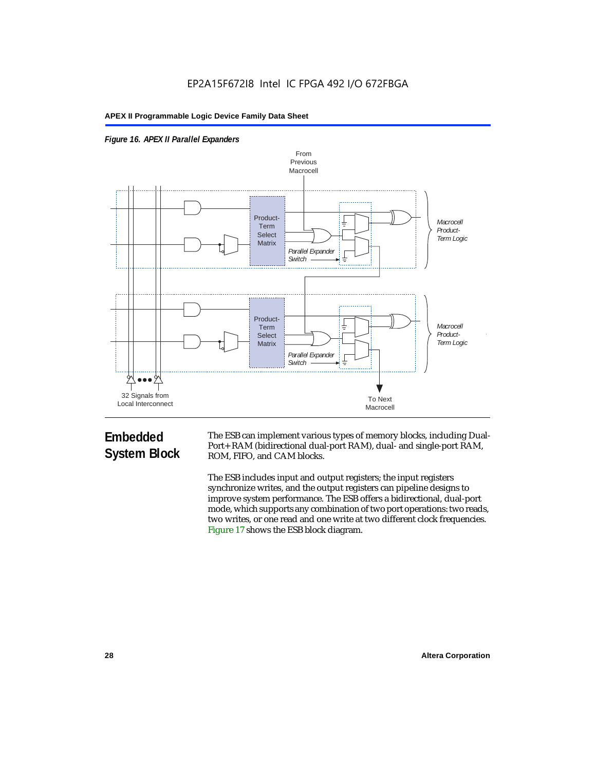*Figure 16. APEX II Parallel Expanders*

From Previous Macrocell

Product-Term Select Matrix

Parallel Expander Switch

Macrocell Product-Term Logic

Product-Term Select Matrix

Parallel Expander Switch

Macrocell Product-Term Logic

32 Signals from Local Interconnect

To Next Macrocell

## Embedded System Block

The ESB can implement various types of memory blocks, including Dual-Port+ RAM (bidirectional dual-port RAM), dual- and single-port RAM, ROM, FIFO, and CAM blocks.

The ESB includes input and output registers; the input registers synchronize writes, and the output registers can pipeline designs to improve system performance. The ESB offers a bidirectional, dual-port mode, which supports any combination of two port operations: two reads, two writes, or one read and one write at two different clock frequencies. Figure 17 shows the ESB block diagram.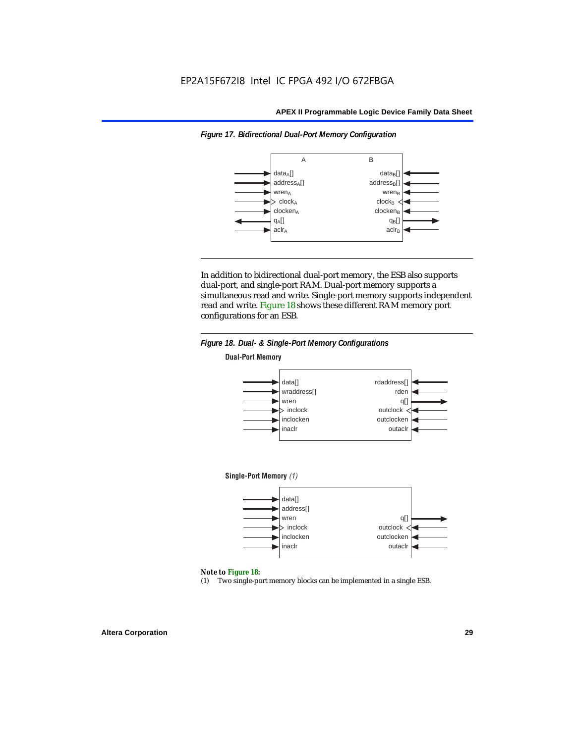EP2A15F672I8 Intel IC FPGA 492 I/O 672FBGA

*Figure 17. Bidirectional Dual-Port Memory Configuration*

A

B

$data_A$[]

$address_A$[]

$wren_A$

$clock_A$

$clocken_A$

$q_A$[]

$aclr_A$

$data_B$[]

$address_B$[]

$wren_B$

$clock_B$

$clocken_B$

$q_B$[]

$aclr_B$

In addition to bidirectional dual-port memory, the ESB also supports dual-port, and single-port RAM. Dual-port memory supports a simultaneous read and write. Single-port memory supports independent read and write. Figure 18 shows these different RAM memory port configurations for an ESB.

*Figure 18. Dual- & Single-Port Memory Configurations*

**Dual-Port Memory**

data[]

wraddress[]

wren

inclock

inclocken

inaclr

rdaddress[]

rden

q[]

outclock

outclocken

outaclr

**Single-Port Memory** *(1)*

data[]

address[]

wren

inclock

inclocken

inaclr

q[]

outclock

outclocken

outaclr

***Note to Figure 18:***

(1) Two single-port memory blocks can be implemented in a single ESB.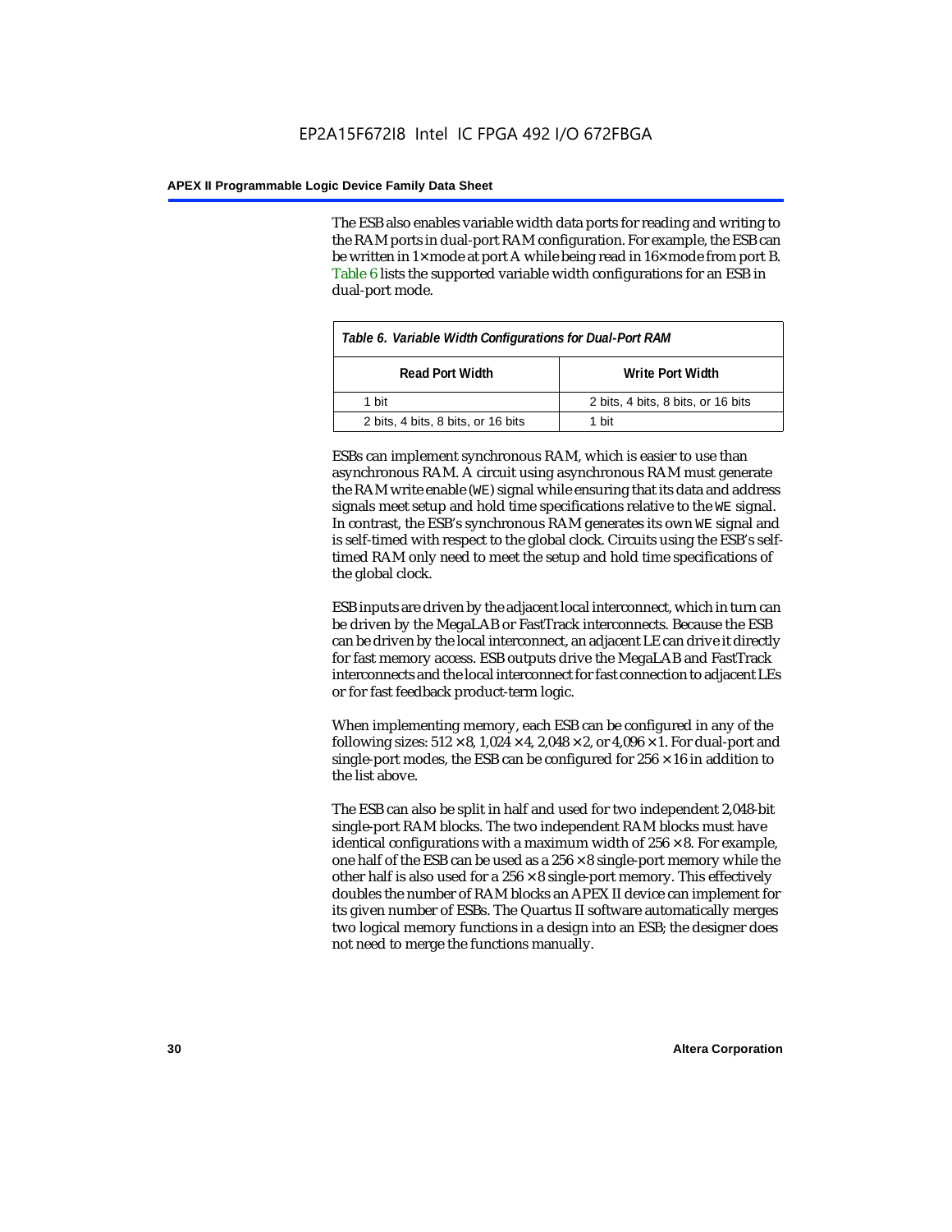The ESB also enables variable width data ports for reading and writing to the RAM ports in dual-port RAM configuration. For example, the ESB can be written in 1× mode at port A while being read in 16× mode from port B. Table 6 lists the supported variable width configurations for an ESB in dual-port mode.

*Table 6. Variable Width Configurations for Dual-Port RAM*

| Read Port Width | Write Port Width |
|---|---|
| 1 bit | 2 bits, 4 bits, 8 bits, or 16 bits |
| 2 bits, 4 bits, 8 bits, or 16 bits | 1 bit |

ESBs can implement synchronous RAM, which is easier to use than asynchronous RAM. A circuit using asynchronous RAM must generate the RAM write enable (`WE`) signal while ensuring that its data and address signals meet setup and hold time specifications relative to the `WE` signal. In contrast, the ESB's synchronous RAM generates its own `WE` signal and is self-timed with respect to the global clock. Circuits using the ESB's self-timed RAM only need to meet the setup and hold time specifications of the global clock.

ESB inputs are driven by the adjacent local interconnect, which in turn can be driven by the MegaLAB or FastTrack interconnects. Because the ESB can be driven by the local interconnect, an adjacent LE can drive it directly for fast memory access. ESB outputs drive the MegaLAB and FastTrack interconnects and the local interconnect for fast connection to adjacent LEs or for fast feedback product-term logic.

When implementing memory, each ESB can be configured in any of the following sizes: 512 × 8, 1,024 × 4, 2,048 × 2, or 4,096 × 1. For dual-port and single-port modes, the ESB can be configured for 256 × 16 in addition to the list above.

The ESB can also be split in half and used for two independent 2,048-bit single-port RAM blocks. The two independent RAM blocks must have identical configurations with a maximum width of 256 × 8. For example, one half of the ESB can be used as a 256 × 8 single-port memory while the other half is also used for a 256 × 8 single-port memory. This effectively doubles the number of RAM blocks an APEX II device can implement for its given number of ESBs. The Quartus II software automatically merges two logical memory functions in a design into an ESB; the designer does not need to merge the functions manually.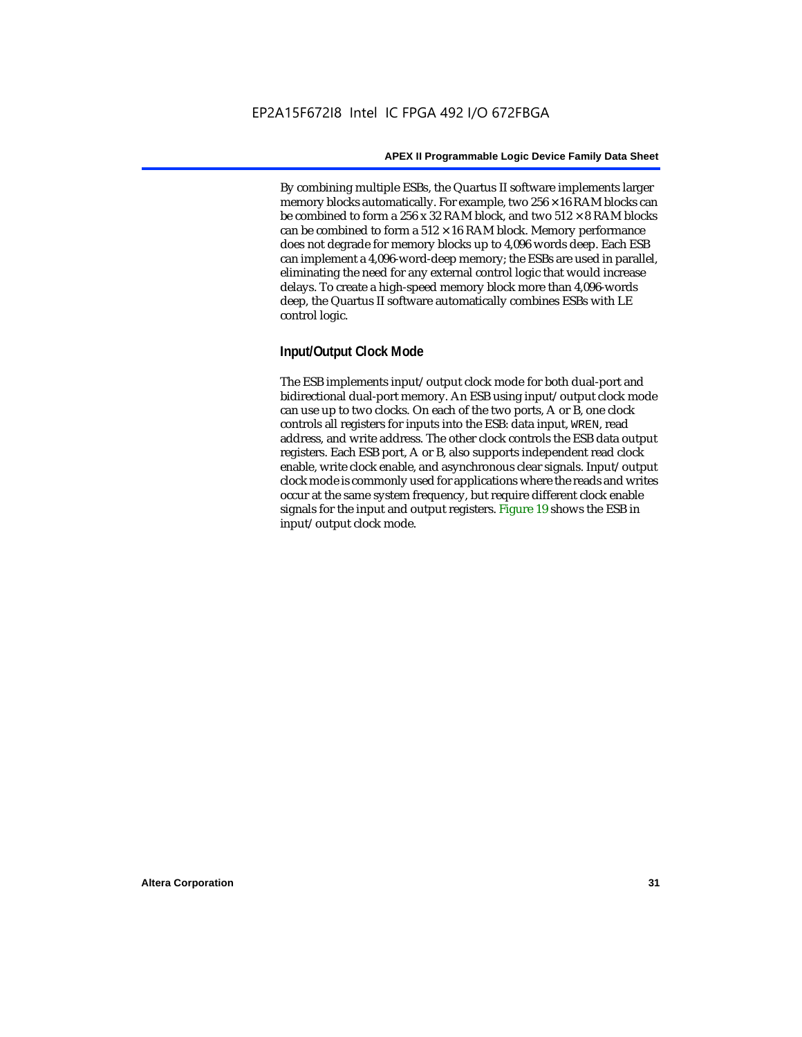By combining multiple ESBs, the Quartus II software implements larger memory blocks automatically. For example, two 256 × 16 RAM blocks can be combined to form a 256 x 32 RAM block, and two 512 × 8 RAM blocks can be combined to form a 512 × 16 RAM block. Memory performance does not degrade for memory blocks up to 4,096 words deep. Each ESB can implement a 4,096-word-deep memory; the ESBs are used in parallel, eliminating the need for any external control logic that would increase delays. To create a high-speed memory block more than 4,096-words deep, the Quartus II software automatically combines ESBs with LE control logic.

### Input/Output Clock Mode

The ESB implements input/output clock mode for both dual-port and bidirectional dual-port memory. An ESB using input/output clock mode can use up to two clocks. On each of the two ports, A or B, one clock controls all registers for inputs into the ESB: data input, WREN, read address, and write address. The other clock controls the ESB data output registers. Each ESB port, A or B, also supports independent read clock enable, write clock enable, and asynchronous clear signals. Input/output clock mode is commonly used for applications where the reads and writes occur at the same system frequency, but require different clock enable signals for the input and output registers. Figure 19 shows the ESB in input/output clock mode.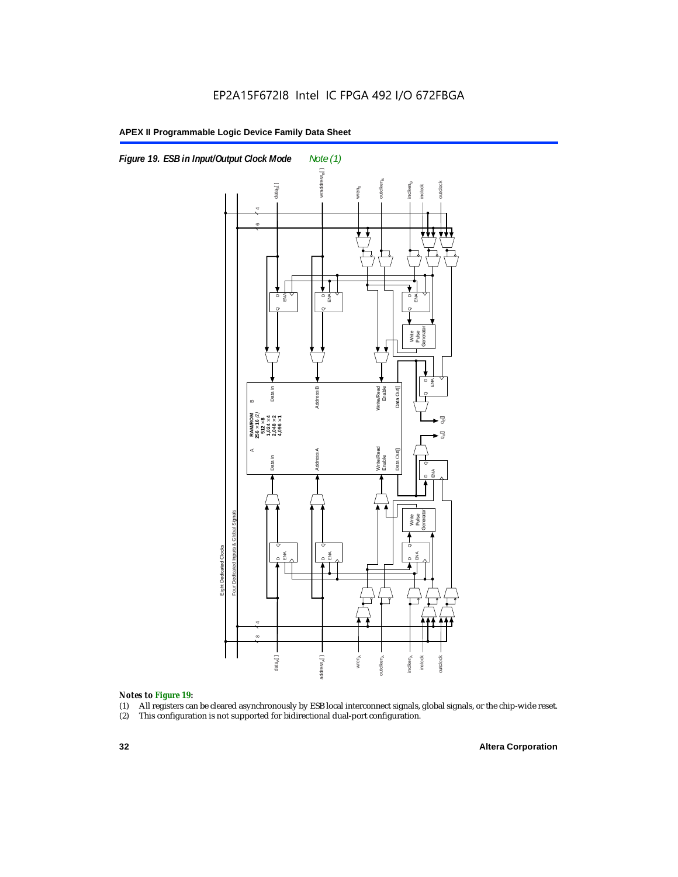*Figure 19. ESB in Input/Output Clock Mode* *Note (1)*

Eight Dedicated Clocks

Four Dedicated Inputs & Global Signals

$data_B[\,]$

$wraddress_B[\,]$

$wren_B$

$outclken_B$

$inclken_B$

inclock

outclock

4

6

D ENA Q

Write Pulse Generator

RAM/ROM
256 × 16 *(2)*
512 × 8
1,024 × 4
2,048 × 2
4,096 × 1

A

B

Data In

Address B

Write/Read Enable

Data Out[]

Address A

$q_B[\,]$

$q_A[\,]$

4

8

$data_A[\,]$

$address_A[\,]$

$wren_A$

$outclken_A$

$inclken_A$

inclock

outclock

*Notes to Figure 19:*

(1) All registers can be cleared asynchronously by ESB local interconnect signals, global signals, or the chip-wide reset.
(2) This configuration is not supported for bidirectional dual-port configuration.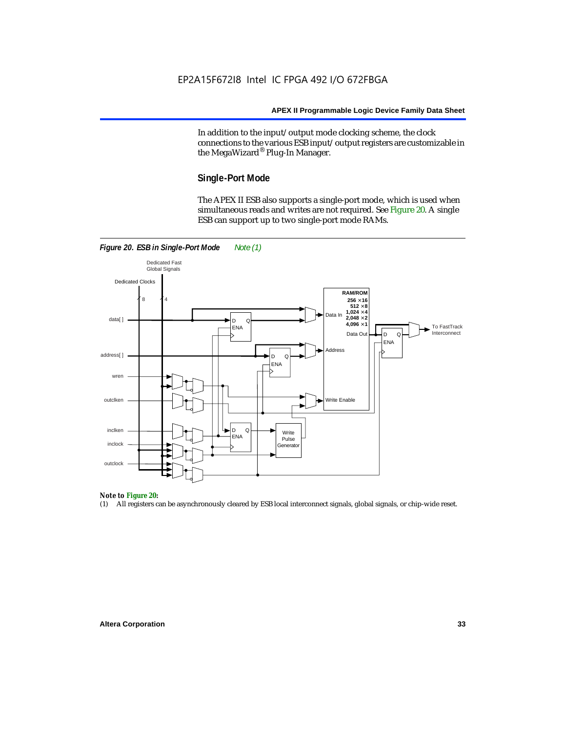In addition to the input/output mode clocking scheme, the clock connections to the various ESB input/output registers are customizable in the MegaWizard® Plug-In Manager.

### Single-Port Mode

The APEX II ESB also supports a single-port mode, which is used when simultaneous reads and writes are not required. See Figure 20. A single ESB can support up to two single-port mode RAMs.

*Figure 20. ESB in Single-Port Mode* *Note (1)*

Dedicated Fast Global Signals
Dedicated Clocks
8
4
data[ ]
address[ ]
wren
outclken
inclken
inclock
outclock
D Q ENA
Write Pulse Generator
RAM/ROM
256 × 16
512 × 8
1,024 × 4
2,048 × 2
4,096 × 1
Data In
Address
Write Enable
Data Out
To FastTrack Interconnect

**Note to Figure 20:**

(1) All registers can be asynchronously cleared by ESB local interconnect signals, global signals, or chip-wide reset.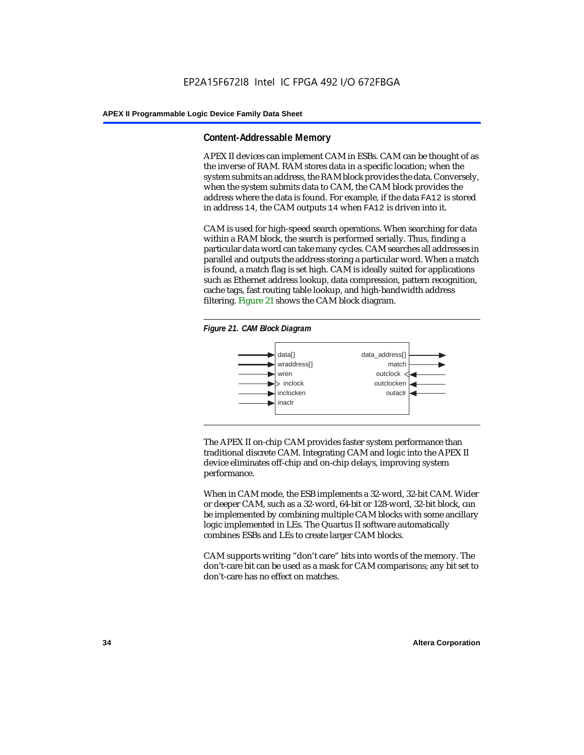## Content-Addressable Memory

APEX II devices can implement CAM in ESBs. CAM can be thought of as the inverse of RAM. RAM stores data in a specific location; when the system submits an address, the RAM block provides the data. Conversely, when the system submits data to CAM, the CAM block provides the address where the data is found. For example, if the data FA12 is stored in address 14, the CAM outputs 14 when FA12 is driven into it.

CAM is used for high-speed search operations. When searching for data within a RAM block, the search is performed serially. Thus, finding a particular data word can take many cycles. CAM searches all addresses in parallel and outputs the address storing a particular word. When a match is found, a match flag is set high. CAM is ideally suited for applications such as Ethernet address lookup, data compression, pattern recognition, cache tags, fast routing table lookup, and high-bandwidth address filtering. Figure 21 shows the CAM block diagram.

*Figure 21. CAM Block Diagram*

data[]
wraddress[]
wren
inclock
inclocken
inaclr
data_address[]
match
outclock
outclocken
outaclr

The APEX II on-chip CAM provides faster system performance than traditional discrete CAM. Integrating CAM and logic into the APEX II device eliminates off-chip and on-chip delays, improving system performance.

When in CAM mode, the ESB implements a 32-word, 32-bit CAM. Wider or deeper CAM, such as a 32-word, 64-bit or 128-word, 32-bit block, can be implemented by combining multiple CAM blocks with some ancillary logic implemented in LEs. The Quartus II software automatically combines ESBs and LEs to create larger CAM blocks.

CAM supports writing "don't care" bits into words of the memory. The don't-care bit can be used as a mask for CAM comparisons; any bit set to don't-care has no effect on matches.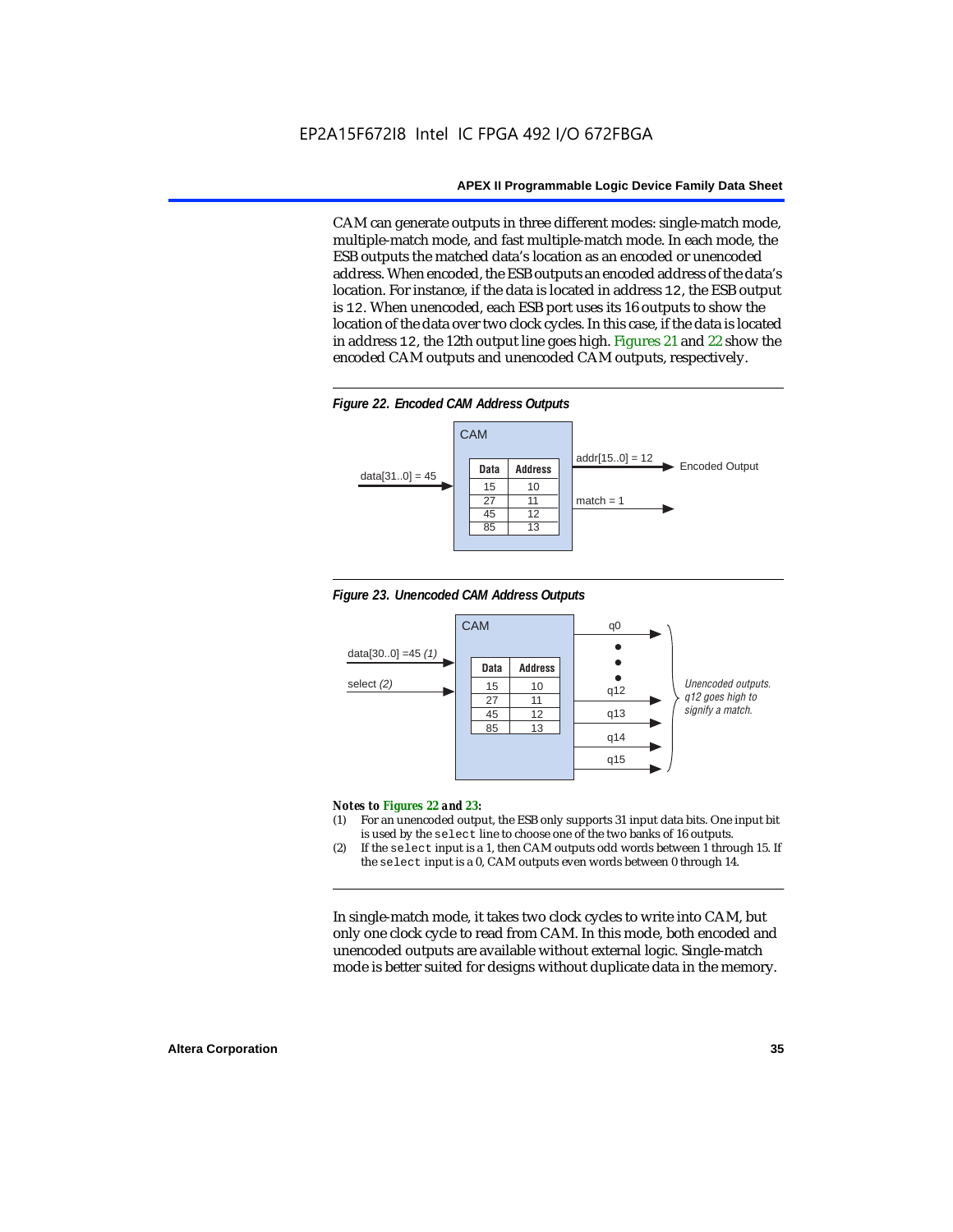CAM can generate outputs in three different modes: single-match mode, multiple-match mode, and fast multiple-match mode. In each mode, the ESB outputs the matched data's location as an encoded or unencoded address. When encoded, the ESB outputs an encoded address of the data's location. For instance, if the data is located in address `12`, the ESB output is `12`. When unencoded, each ESB port uses its 16 outputs to show the location of the data over two clock cycles. In this case, if the data is located in address `12`, the 12th output line goes high. Figures 21 and 22 show the encoded CAM outputs and unencoded CAM outputs, respectively.

*Figure 22. Encoded CAM Address Outputs*

CAM

data[31..0] = 45

| Data | Address |
|---|---|
| 15 | 10 |
| 27 | 11 |
| 45 | 12 |
| 85 | 13 |

addr[15..0] = 12

Encoded Output

match = 1

*Figure 23. Unencoded CAM Address Outputs*

CAM

data[30..0] =45 *(1)*

select *(2)*

| Data | Address |
|---|---|
| 15 | 10 |
| 27 | 11 |
| 45 | 12 |
| 85 | 13 |

q0

q12

q13

q14

q15

*Unencoded outputs. q12 goes high to signify a match.*

***Notes to Figures 22 and 23:***

(1) For an unencoded output, the ESB only supports 31 input data bits. One input bit is used by the `select` line to choose one of the two banks of 16 outputs.

(2) If the `select` input is a 1, then CAM outputs odd words between 1 through 15. If the `select` input is a 0, CAM outputs even words between 0 through 14.

In single-match mode, it takes two clock cycles to write into CAM, but only one clock cycle to read from CAM. In this mode, both encoded and unencoded outputs are available without external logic. Single-match mode is better suited for designs without duplicate data in the memory.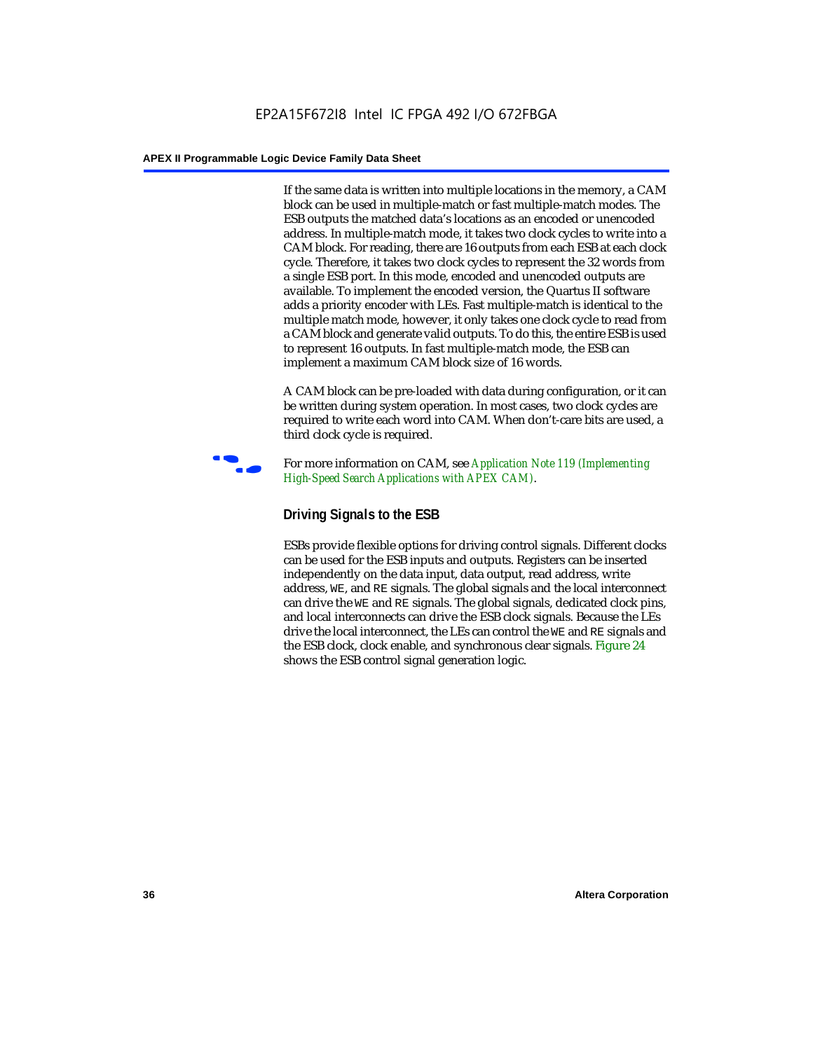If the same data is written into multiple locations in the memory, a CAM block can be used in multiple-match or fast multiple-match modes. The ESB outputs the matched data's locations as an encoded or unencoded address. In multiple-match mode, it takes two clock cycles to write into a CAM block. For reading, there are 16 outputs from each ESB at each clock cycle. Therefore, it takes two clock cycles to represent the 32 words from a single ESB port. In this mode, encoded and unencoded outputs are available. To implement the encoded version, the Quartus II software adds a priority encoder with LEs. Fast multiple-match is identical to the multiple match mode, however, it only takes one clock cycle to read from a CAM block and generate valid outputs. To do this, the entire ESB is used to represent 16 outputs. In fast multiple-match mode, the ESB can implement a maximum CAM block size of 16 words.

A CAM block can be pre-loaded with data during configuration, or it can be written during system operation. In most cases, two clock cycles are required to write each word into CAM. When don't-care bits are used, a third clock cycle is required.

For more information on CAM, see *Application Note 119 (Implementing High-Speed Search Applications with APEX CAM)*.

### Driving Signals to the ESB

ESBs provide flexible options for driving control signals. Different clocks can be used for the ESB inputs and outputs. Registers can be inserted independently on the data input, data output, read address, write address, WE, and RE signals. The global signals and the local interconnect can drive the WE and RE signals. The global signals, dedicated clock pins, and local interconnects can drive the ESB clock signals. Because the LEs drive the local interconnect, the LEs can control the WE and RE signals and the ESB clock, clock enable, and synchronous clear signals. Figure 24 shows the ESB control signal generation logic.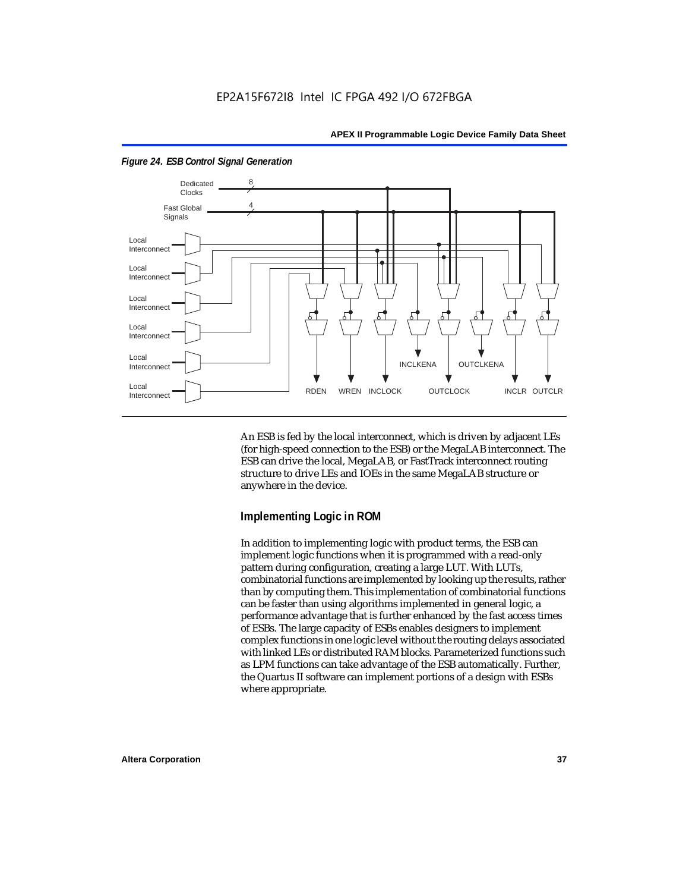*Figure 24. ESB Control Signal Generation*

Dedicated Clocks
8
Fast Global Signals
4
Local Interconnect
Local Interconnect
Local Interconnect
Local Interconnect
Local Interconnect
Local Interconnect
INCLKENA
OUTCLKENA
RDEN
WREN
INCLOCK
OUTCLOCK
INCLR
OUTCLR

An ESB is fed by the local interconnect, which is driven by adjacent LEs (for high-speed connection to the ESB) or the MegaLAB interconnect. The ESB can drive the local, MegaLAB, or FastTrack interconnect routing structure to drive LEs and IOEs in the same MegaLAB structure or anywhere in the device.

## Implementing Logic in ROM

In addition to implementing logic with product terms, the ESB can implement logic functions when it is programmed with a read-only pattern during configuration, creating a large LUT. With LUTs, combinatorial functions are implemented by looking up the results, rather than by computing them. This implementation of combinatorial functions can be faster than using algorithms implemented in general logic, a performance advantage that is further enhanced by the fast access times of ESBs. The large capacity of ESBs enables designers to implement complex functions in one logic level without the routing delays associated with linked LEs or distributed RAM blocks. Parameterized functions such as LPM functions can take advantage of the ESB automatically. Further, the Quartus II software can implement portions of a design with ESBs where appropriate.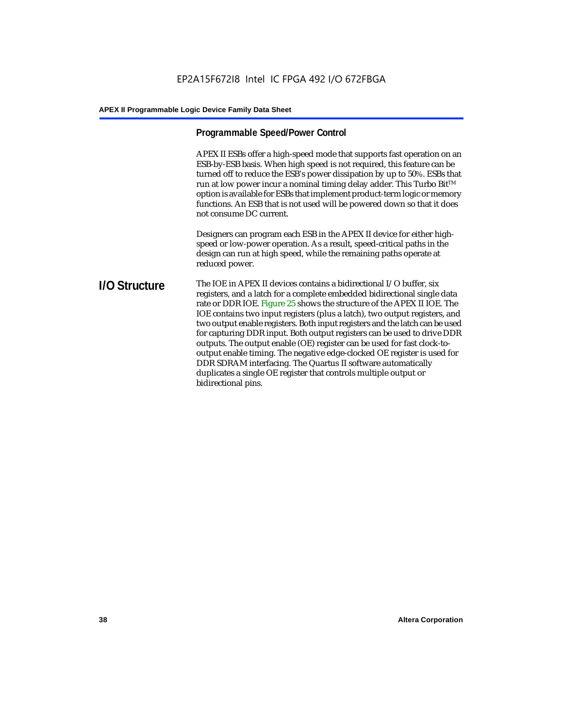### Programmable Speed/Power Control

APEX II ESBs offer a high-speed mode that supports fast operation on an ESB-by-ESB basis. When high speed is not required, this feature can be turned off to reduce the ESB's power dissipation by up to 50%. ESBs that run at low power incur a nominal timing delay adder. This Turbo Bit™ option is available for ESBs that implement product-term logic or memory functions. An ESB that is not used will be powered down so that it does not consume DC current.

Designers can program each ESB in the APEX II device for either high-speed or low-power operation. As a result, speed-critical paths in the design can run at high speed, while the remaining paths operate at reduced power.

## I/O Structure

The IOE in APEX II devices contains a bidirectional I/O buffer, six registers, and a latch for a complete embedded bidirectional single data rate or DDR IOE. Figure 25 shows the structure of the APEX II IOE. The IOE contains two input registers (plus a latch), two output registers, and two output enable registers. Both input registers and the latch can be used for capturing DDR input. Both output registers can be used to drive DDR outputs. The output enable (OE) register can be used for fast clock-to-output enable timing. The negative edge-clocked OE register is used for DDR SDRAM interfacing. The Quartus II software automatically duplicates a single OE register that controls multiple output or bidirectional pins.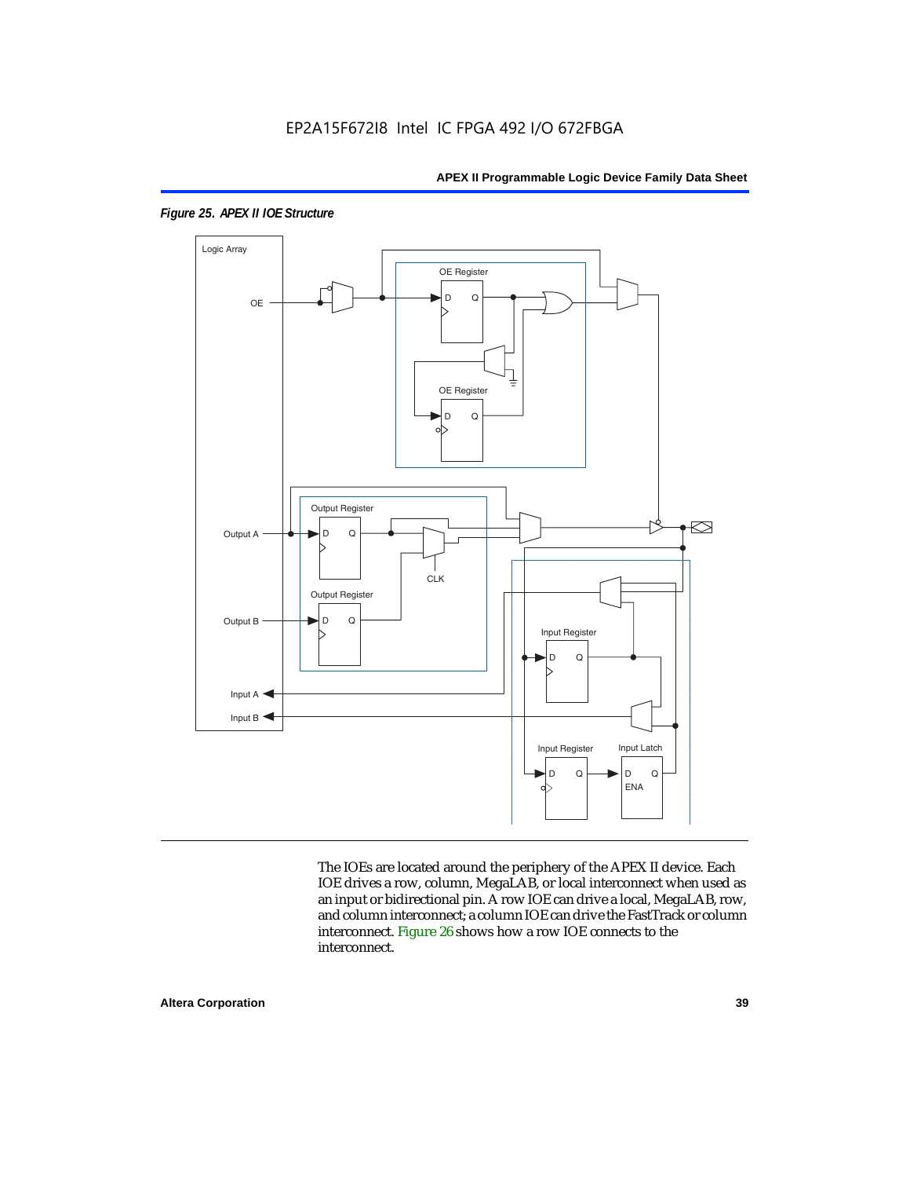*Figure 25. APEX II IOE Structure*

Logic Array

OE

OE Register

D Q

OE Register

D Q

Output Register

D Q

Output A

CLK

Output Register

D Q

Output B

Input Register

D Q

Input A

Input B

Input Register

D Q

Input Latch

D Q

ENA

The IOEs are located around the periphery of the APEX II device. Each IOE drives a row, column, MegaLAB, or local interconnect when used as an input or bidirectional pin. A row IOE can drive a local, MegaLAB, row, and column interconnect; a column IOE can drive the FastTrack or column interconnect. Figure 26 shows how a row IOE connects to the interconnect.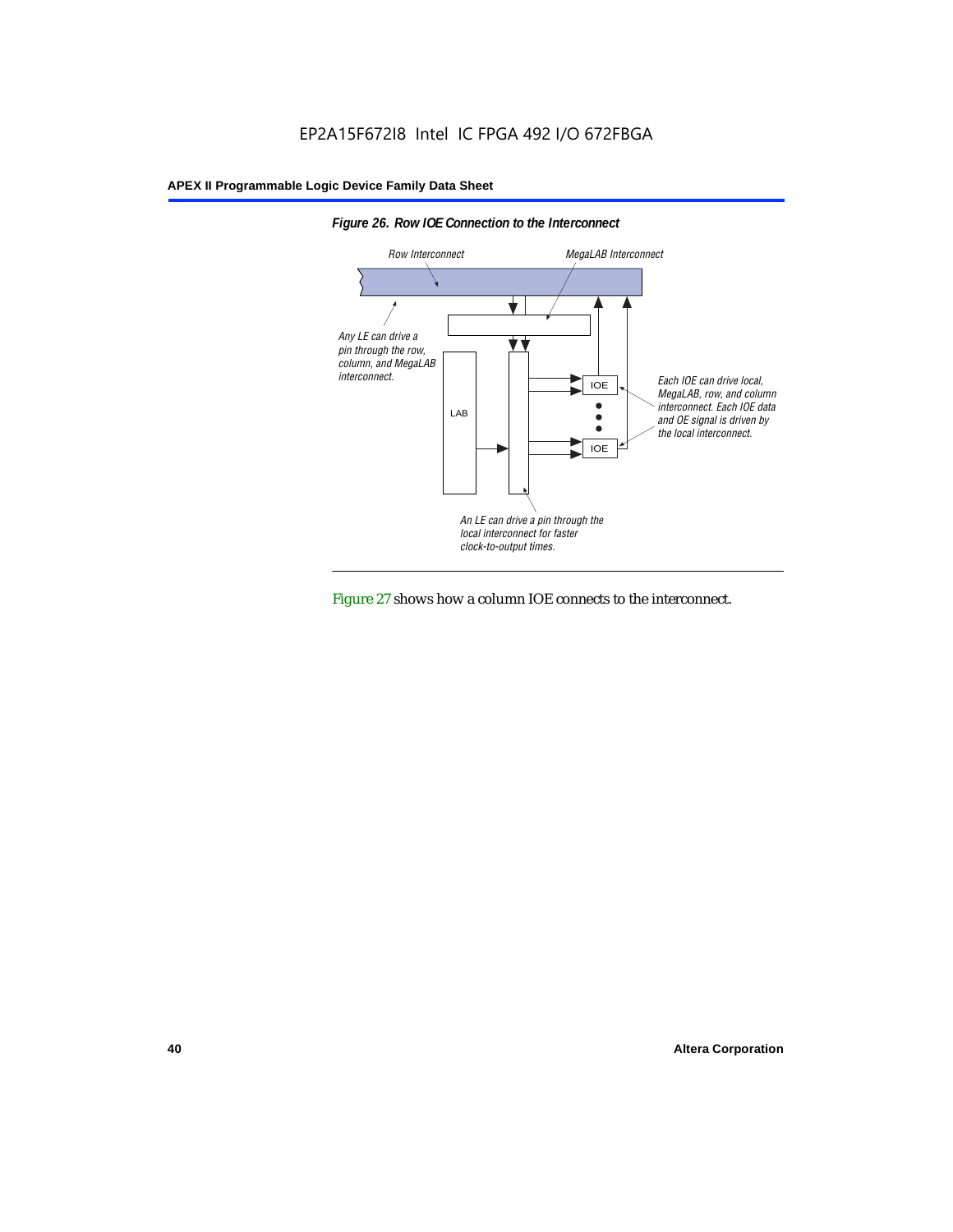*Figure 26. Row IOE Connection to the Interconnect*

Row Interconnect

MegaLAB Interconnect

Any LE can drive a pin through the row, column, and MegaLAB interconnect.

LAB

IOE

IOE

Each IOE can drive local, MegaLAB, row, and column interconnect. Each IOE data and OE signal is driven by the local interconnect.

An LE can drive a pin through the local interconnect for faster clock-to-output times.

Figure 27 shows how a column IOE connects to the interconnect.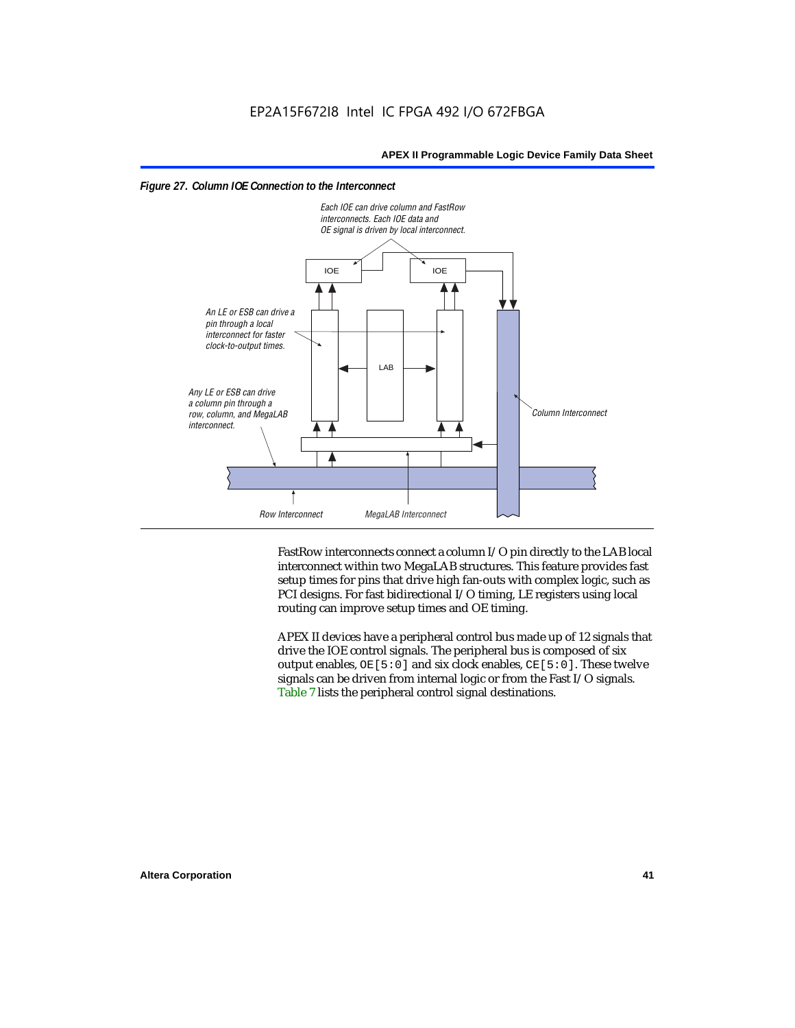*Figure 27. Column IOE Connection to the Interconnect*

Each IOE can drive column and FastRow interconnects. Each IOE data and OE signal is driven by local interconnect.

IOE

IOE

An LE or ESB can drive a pin through a local interconnect for faster clock-to-output times.

LAB

Any LE or ESB can drive a column pin through a row, column, and MegaLAB interconnect.

Column Interconnect

Row Interconnect

MegaLAB Interconnect

FastRow interconnects connect a column I/O pin directly to the LAB local interconnect within two MegaLAB structures. This feature provides fast setup times for pins that drive high fan-outs with complex logic, such as PCI designs. For fast bidirectional I/O timing, LE registers using local routing can improve setup times and OE timing.

APEX II devices have a peripheral control bus made up of 12 signals that drive the IOE control signals. The peripheral bus is composed of six output enables, `OE[5:0]` and six clock enables, `CE[5:0]`. These twelve signals can be driven from internal logic or from the Fast I/O signals. Table 7 lists the peripheral control signal destinations.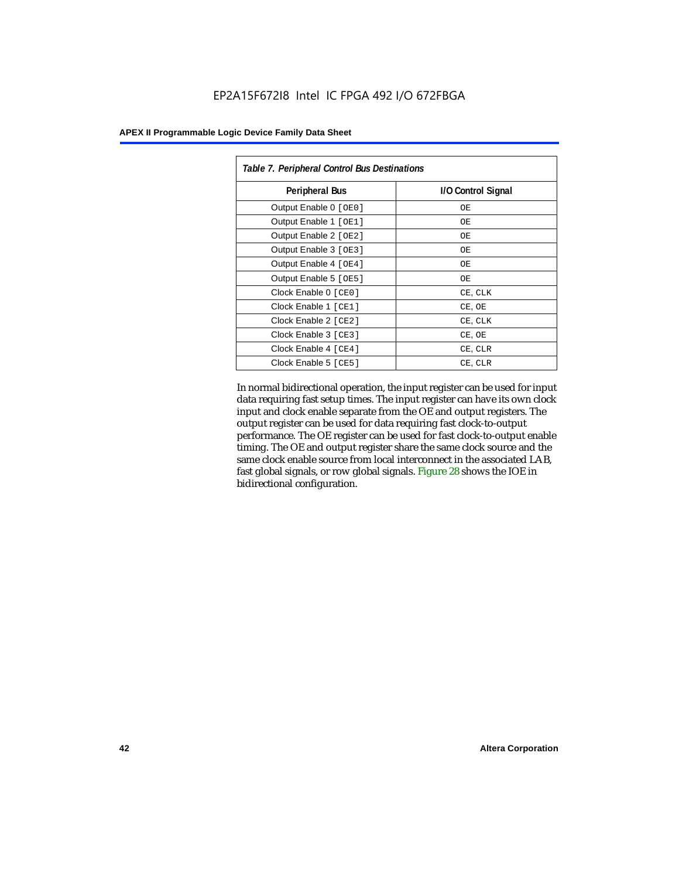*Table 7. Peripheral Control Bus Destinations*

| Peripheral Bus | I/O Control Signal |
| --- | --- |
| Output Enable 0 [OE0] | OE |
| Output Enable 1 [OE1] | OE |
| Output Enable 2 [OE2] | OE |
| Output Enable 3 [OE3] | OE |
| Output Enable 4 [OE4] | OE |
| Output Enable 5 [OE5] | OE |
| Clock Enable 0 [CE0] | CE, CLK |
| Clock Enable 1 [CE1] | CE, OE |
| Clock Enable 2 [CE2] | CE, CLK |
| Clock Enable 3 [CE3] | CE, OE |
| Clock Enable 4 [CE4] | CE, CLR |
| Clock Enable 5 [CE5] | CE, CLR |

In normal bidirectional operation, the input register can be used for input data requiring fast setup times. The input register can have its own clock input and clock enable separate from the OE and output registers. The output register can be used for data requiring fast clock-to-output performance. The OE register can be used for fast clock-to-output enable timing. The OE and output register share the same clock source and the same clock enable source from local interconnect in the associated LAB, fast global signals, or row global signals. Figure 28 shows the IOE in bidirectional configuration.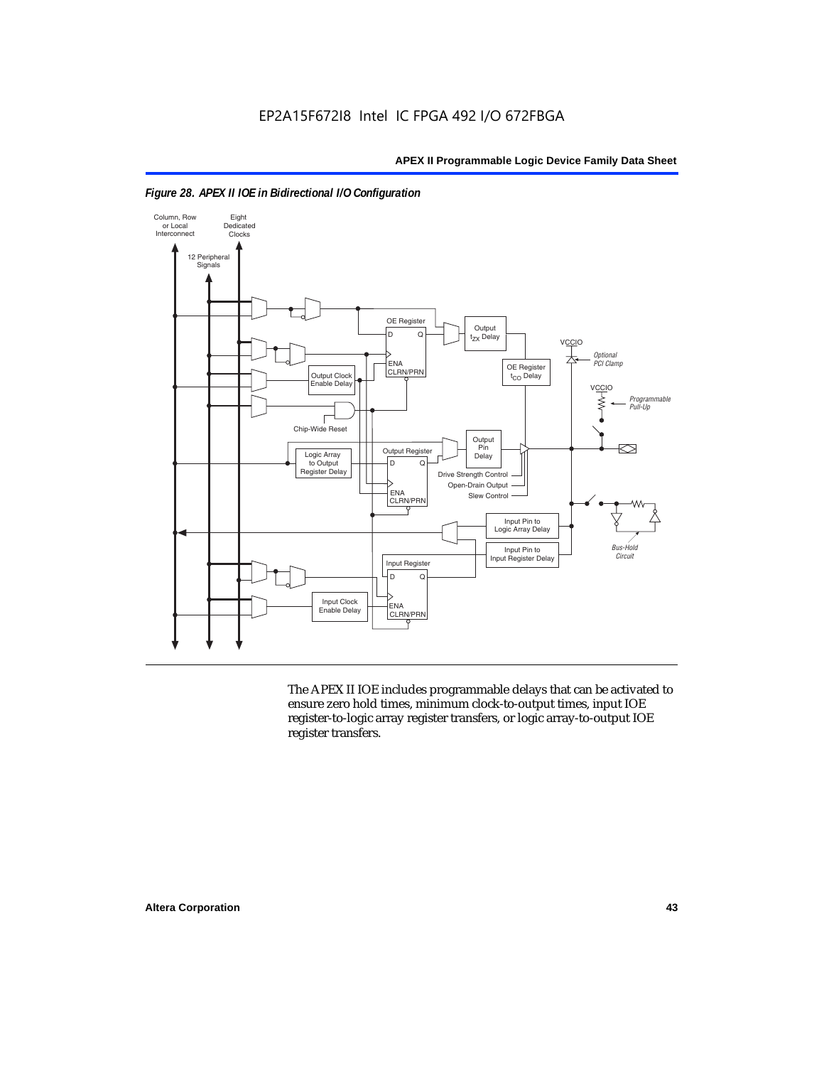*Figure 28. APEX II IOE in Bidirectional I/O Configuration*

Column, Row or Local Interconnect

Eight Dedicated Clocks

12 Peripheral Signals

OE Register

D Q

ENA CLRN/PRN

Output $t_{ZX}$ Delay

OE Register $t_{CO}$ Delay

Output Clock Enable Delay

Chip-Wide Reset

VCCIO

Optional PCI Clamp

VCCIO

Programmable Pull-Up

Output Pin Delay

Logic Array to Output Register Delay

Output Register

D Q

ENA CLRN/PRN

Drive Strength Control

Open-Drain Output

Slew Control

Input Pin to Logic Array Delay

Input Pin to Input Register Delay

Bus-Hold Circuit

Input Register

D Q

Input Clock Enable Delay

ENA CLRN/PRN

The APEX II IOE includes programmable delays that can be activated to ensure zero hold times, minimum clock-to-output times, input IOE register-to-logic array register transfers, or logic array-to-output IOE register transfers.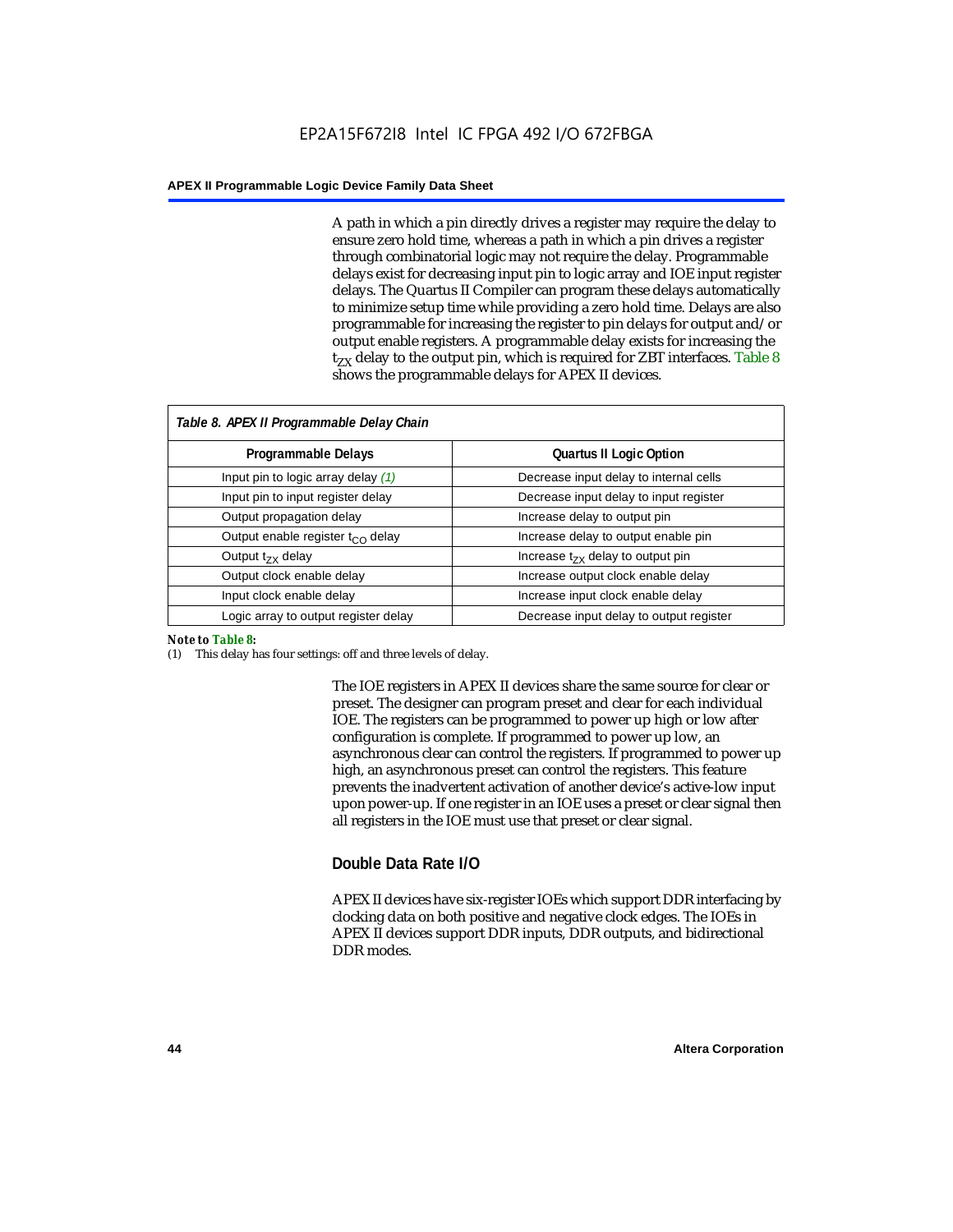A path in which a pin directly drives a register may require the delay to ensure zero hold time, whereas a path in which a pin drives a register through combinatorial logic may not require the delay. Programmable delays exist for decreasing input pin to logic array and IOE input register delays. The Quartus II Compiler can program these delays automatically to minimize setup time while providing a zero hold time. Delays are also programmable for increasing the register to pin delays for output and/or output enable registers. A programmable delay exists for increasing the $t_{ZX}$ delay to the output pin, which is required for ZBT interfaces. Table 8 shows the programmable delays for APEX II devices.

*Table 8. APEX II Programmable Delay Chain*

| Programmable Delays | Quartus II Logic Option |
|---|---|
| Input pin to logic array delay *(1)* | Decrease input delay to internal cells |
| Input pin to input register delay | Decrease input delay to input register |
| Output propagation delay | Increase delay to output pin |
| Output enable register $t_{CO}$ delay | Increase delay to output enable pin |
| Output $t_{ZX}$ delay | Increase $t_{ZX}$ delay to output pin |
| Output clock enable delay | Increase output clock enable delay |
| Input clock enable delay | Increase input clock enable delay |
| Logic array to output register delay | Decrease input delay to output register |

**Note to Table 8:**

(1) This delay has four settings: off and three levels of delay.

The IOE registers in APEX II devices share the same source for clear or preset. The designer can program preset and clear for each individual IOE. The registers can be programmed to power up high or low after configuration is complete. If programmed to power up low, an asynchronous clear can control the registers. If programmed to power up high, an asynchronous preset can control the registers. This feature prevents the inadvertent activation of another device's active-low input upon power-up. If one register in an IOE uses a preset or clear signal then all registers in the IOE must use that preset or clear signal.

## Double Data Rate I/O

APEX II devices have six-register IOEs which support DDR interfacing by clocking data on both positive and negative clock edges. The IOEs in APEX II devices support DDR inputs, DDR outputs, and bidirectional DDR modes.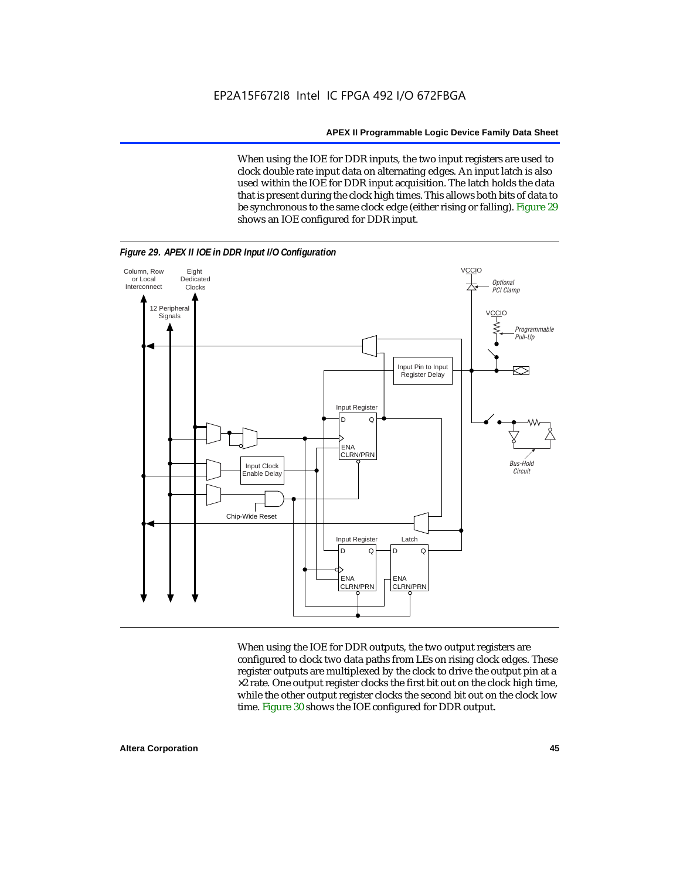When using the IOE for DDR inputs, the two input registers are used to clock double rate input data on alternating edges. An input latch is also used within the IOE for DDR input acquisition. The latch holds the data that is present during the clock high times. This allows both bits of data to be synchronous to the same clock edge (either rising or falling). Figure 29 shows an IOE configured for DDR input.

*Figure 29. APEX II IOE in DDR Input I/O Configuration*

Column, Row or Local Interconnect
Eight Dedicated Clocks
12 Peripheral Signals
VCCIO
Optional PCI Clamp
VCCIO
Programmable Pull-Up
Input Pin to Input Register Delay
Input Register
D Q
ENA
CLRN/PRN
Input Clock Enable Delay
Chip-Wide Reset
Bus-Hold Circuit
Input Register
D Q
ENA
CLRN/PRN
Latch
D Q
ENA
CLRN/PRN

When using the IOE for DDR outputs, the two output registers are configured to clock two data paths from LEs on rising clock edges. These register outputs are multiplexed by the clock to drive the output pin at a ×2 rate. One output register clocks the first bit out on the clock high time, while the other output register clocks the second bit out on the clock low time. Figure 30 shows the IOE configured for DDR output.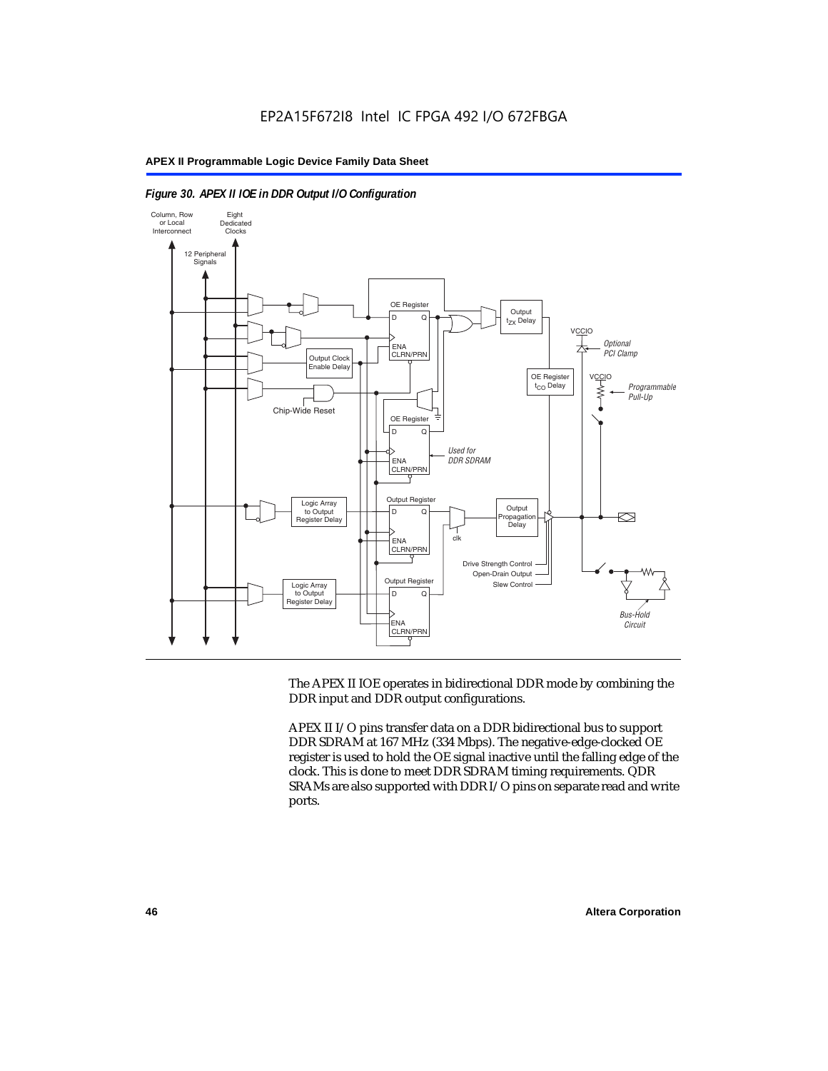*Figure 30. APEX II IOE in DDR Output I/O Configuration*

The APEX II IOE operates in bidirectional DDR mode by combining the DDR input and DDR output configurations.

APEX II I/O pins transfer data on a DDR bidirectional bus to support DDR SDRAM at 167 MHz (334 Mbps). The negative-edge-clocked OE register is used to hold the OE signal inactive until the falling edge of the clock. This is done to meet DDR SDRAM timing requirements. QDR SRAMs are also supported with DDR I/O pins on separate read and write ports.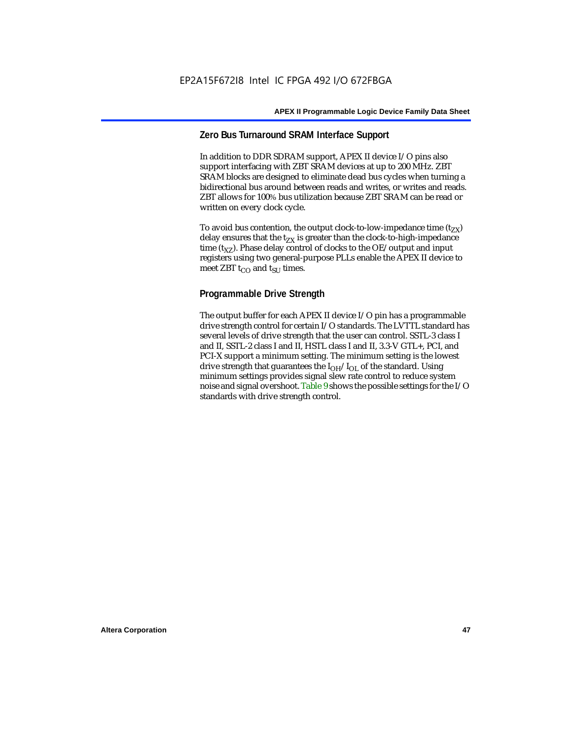### Zero Bus Turnaround SRAM Interface Support

In addition to DDR SDRAM support, APEX II device I/O pins also support interfacing with ZBT SRAM devices at up to 200 MHz. ZBT SRAM blocks are designed to eliminate dead bus cycles when turning a bidirectional bus around between reads and writes, or writes and reads. ZBT allows for 100% bus utilization because ZBT SRAM can be read or written on every clock cycle.

To avoid bus contention, the output clock-to-low-impedance time ($t_{ZX}$) delay ensures that the $t_{ZX}$ is greater than the clock-to-high-impedance time ($t_{XZ}$). Phase delay control of clocks to the OE/output and input registers using two general-purpose PLLs enable the APEX II device to meet ZBT $t_{CO}$ and $t_{SU}$ times.

### Programmable Drive Strength

The output buffer for each APEX II device I/O pin has a programmable drive strength control for certain I/O standards. The LVTTL standard has several levels of drive strength that the user can control. SSTL-3 class I and II, SSTL-2 class I and II, HSTL class I and II, 3.3-V GTL+, PCI, and PCI-X support a minimum setting. The minimum setting is the lowest drive strength that guarantees the $I_{OH}/I_{OL}$ of the standard. Using minimum settings provides signal slew rate control to reduce system noise and signal overshoot. Table 9 shows the possible settings for the I/O standards with drive strength control.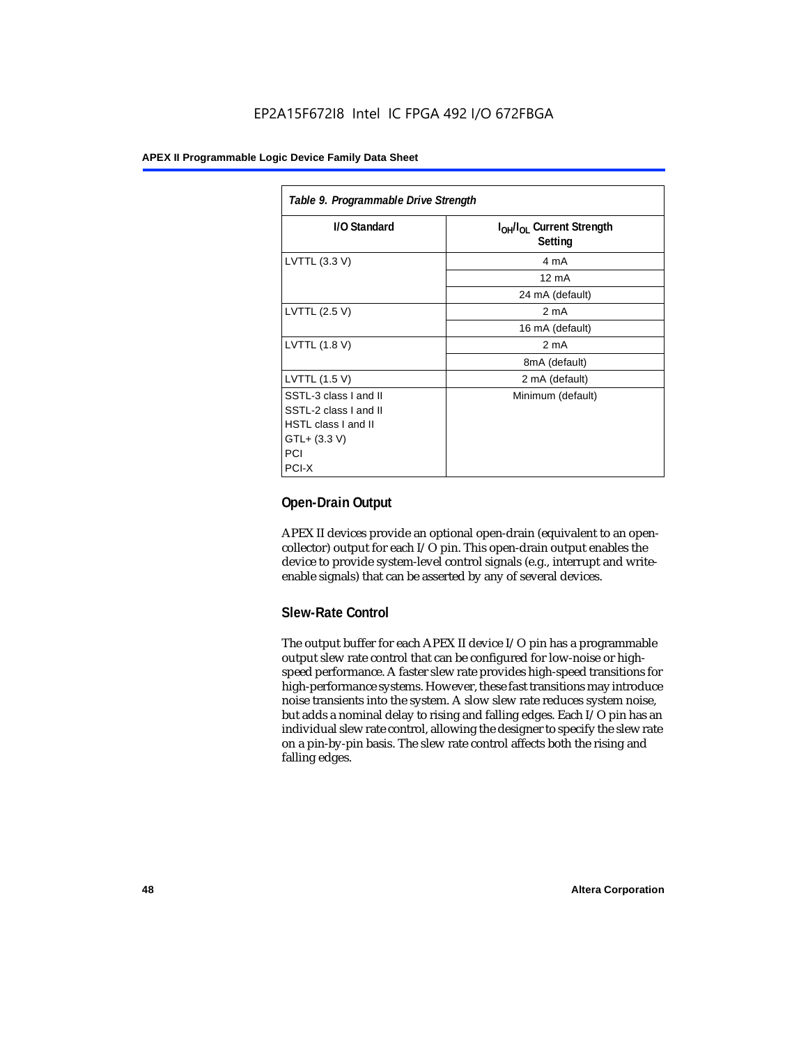*Table 9. Programmable Drive Strength*

| I/O Standard | $I_{OH}/I_{OL}$ Current Strength Setting |
|---|---|
| LVTTL (3.3 V) | 4 mA |
| | 12 mA |
| | 24 mA (default) |
| LVTTL (2.5 V) | 2 mA |
| | 16 mA (default) |
| LVTTL (1.8 V) | 2 mA |
| | 8mA (default) |
| LVTTL (1.5 V) | 2 mA (default) |
| SSTL-3 class I and II<br>SSTL-2 class I and II<br>HSTL class I and II<br>GTL+ (3.3 V)<br>PCI<br>PCI-X | Minimum (default) |

### Open-Drain Output

APEX II devices provide an optional open-drain (equivalent to an open-collector) output for each I/O pin. This open-drain output enables the device to provide system-level control signals (e.g., interrupt and write-enable signals) that can be asserted by any of several devices.

### Slew-Rate Control

The output buffer for each APEX II device I/O pin has a programmable output slew rate control that can be configured for low-noise or high-speed performance. A faster slew rate provides high-speed transitions for high-performance systems. However, these fast transitions may introduce noise transients into the system. A slow slew rate reduces system noise, but adds a nominal delay to rising and falling edges. Each I/O pin has an individual slew rate control, allowing the designer to specify the slew rate on a pin-by-pin basis. The slew rate control affects both the rising and falling edges.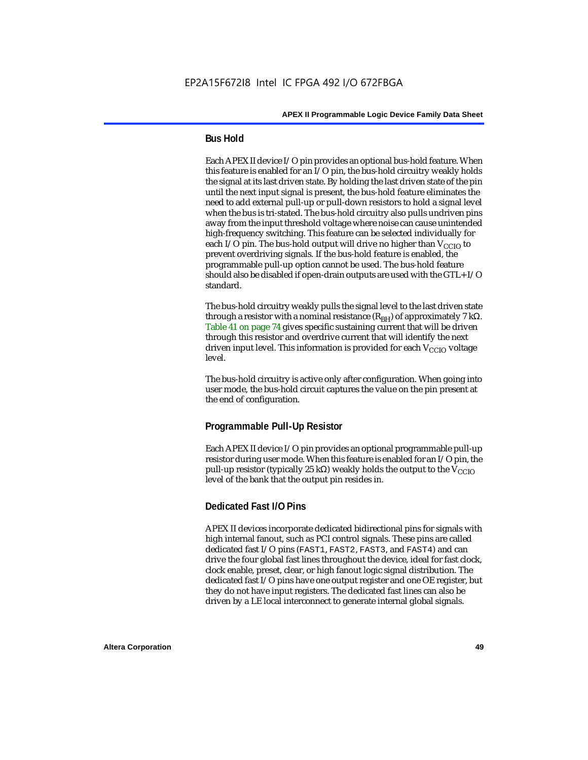### Bus Hold

Each APEX II device I/O pin provides an optional bus-hold feature. When this feature is enabled for an I/O pin, the bus-hold circuitry weakly holds the signal at its last driven state. By holding the last driven state of the pin until the next input signal is present, the bus-hold feature eliminates the need to add external pull-up or pull-down resistors to hold a signal level when the bus is tri-stated. The bus-hold circuitry also pulls undriven pins away from the input threshold voltage where noise can cause unintended high-frequency switching. This feature can be selected individually for each I/O pin. The bus-hold output will drive no higher than $V_{CCIO}$ to prevent overdriving signals. If the bus-hold feature is enabled, the programmable pull-up option cannot be used. The bus-hold feature should also be disabled if open-drain outputs are used with the GTL+ I/O standard.

The bus-hold circuitry weakly pulls the signal level to the last driven state through a resistor with a nominal resistance ($R_{BH}$) of approximately 7 kΩ. Table 41 on page 74 gives specific sustaining current that will be driven through this resistor and overdrive current that will identify the next driven input level. This information is provided for each $V_{CCIO}$ voltage level.

The bus-hold circuitry is active only after configuration. When going into user mode, the bus-hold circuit captures the value on the pin present at the end of configuration.

### Programmable Pull-Up Resistor

Each APEX II device I/O pin provides an optional programmable pull-up resistor during user mode. When this feature is enabled for an I/O pin, the pull-up resistor (typically 25 kΩ) weakly holds the output to the $V_{CCIO}$ level of the bank that the output pin resides in.

### Dedicated Fast I/O Pins

APEX II devices incorporate dedicated bidirectional pins for signals with high internal fanout, such as PCI control signals. These pins are called dedicated fast I/O pins (FAST1, FAST2, FAST3, and FAST4) and can drive the four global fast lines throughout the device, ideal for fast clock, clock enable, preset, clear, or high fanout logic signal distribution. The dedicated fast I/O pins have one output register and one OE register, but they do not have input registers. The dedicated fast lines can also be driven by a LE local interconnect to generate internal global signals.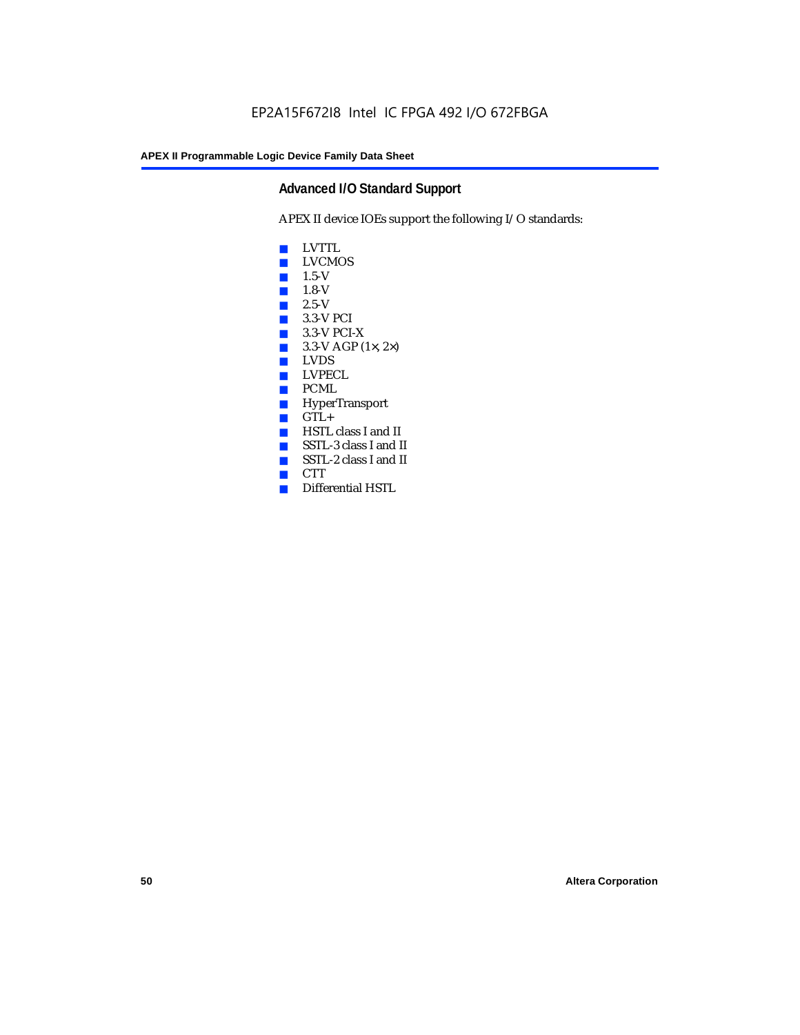## Advanced I/O Standard Support

APEX II device IOEs support the following I/O standards:

- LVTTL
- LVCMOS
- 1.5-V
- 1.8-V
- 2.5-V
- 3.3-V PCI
- 3.3-V PCI-X
- 3.3-V AGP (1×, 2×)
- LVDS
- LVPECL
- PCML
- HyperTransport
- GTL+
- HSTL class I and II
- SSTL-3 class I and II
- SSTL-2 class I and II
- CTT
- Differential HSTL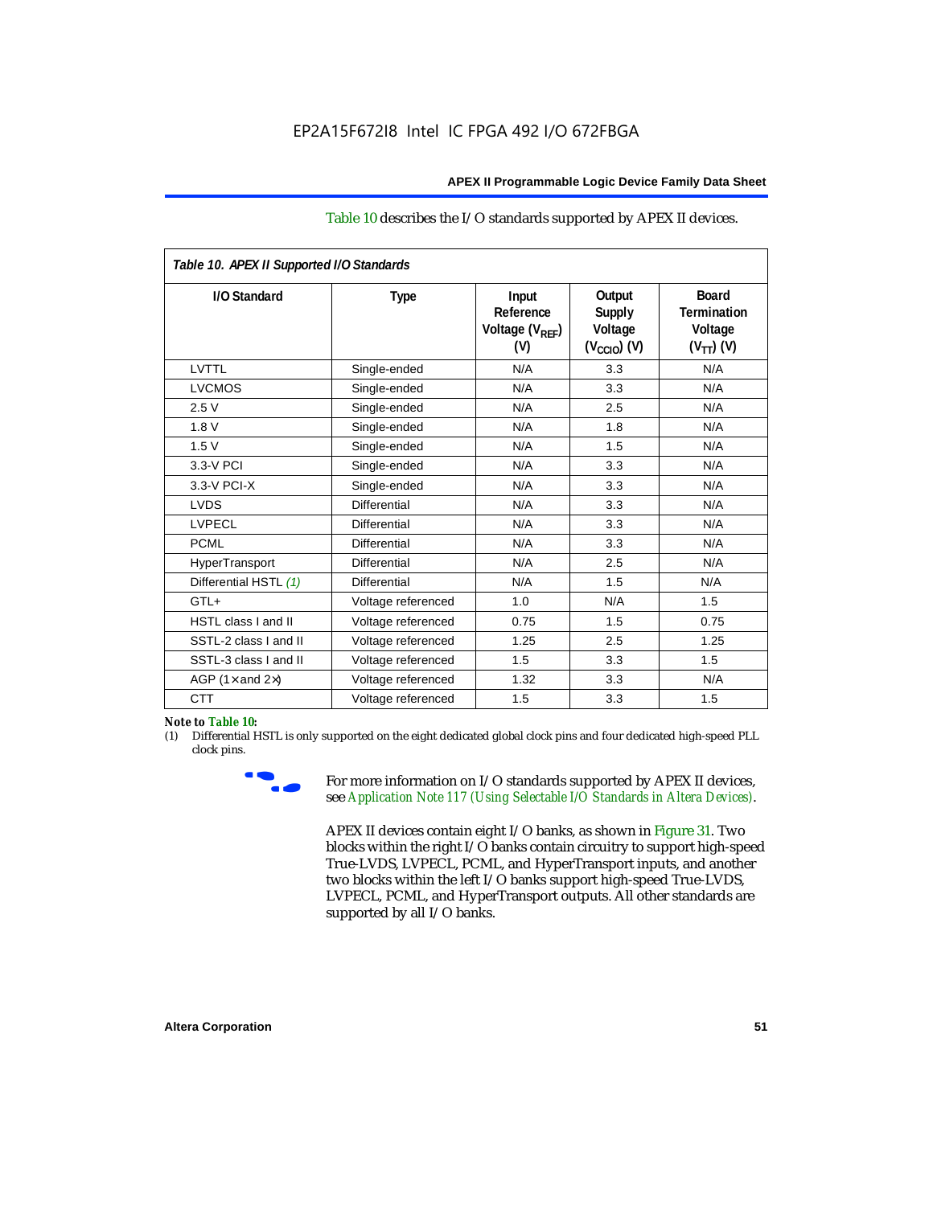Table 10 describes the I/O standards supported by APEX II devices.

*Table 10. APEX II Supported I/O Standards*

| I/O Standard | Type | Input Reference Voltage ($V_{REF}$) (V) | Output Supply Voltage ($V_{CCIO}$) (V) | Board Termination Voltage ($V_{TT}$) (V) |
|---|---|---|---|---|
| LVTTL | Single-ended | N/A | 3.3 | N/A |
| LVCMOS | Single-ended | N/A | 3.3 | N/A |
| 2.5 V | Single-ended | N/A | 2.5 | N/A |
| 1.8 V | Single-ended | N/A | 1.8 | N/A |
| 1.5 V | Single-ended | N/A | 1.5 | N/A |
| 3.3-V PCI | Single-ended | N/A | 3.3 | N/A |
| 3.3-V PCI-X | Single-ended | N/A | 3.3 | N/A |
| LVDS | Differential | N/A | 3.3 | N/A |
| LVPECL | Differential | N/A | 3.3 | N/A |
| PCML | Differential | N/A | 3.3 | N/A |
| HyperTransport | Differential | N/A | 2.5 | N/A |
| Differential HSTL *(1)* | Differential | N/A | 1.5 | N/A |
| GTL+ | Voltage referenced | 1.0 | N/A | 1.5 |
| HSTL class I and II | Voltage referenced | 0.75 | 1.5 | 0.75 |
| SSTL-2 class I and II | Voltage referenced | 1.25 | 2.5 | 1.25 |
| SSTL-3 class I and II | Voltage referenced | 1.5 | 3.3 | 1.5 |
| AGP (1× and 2×) | Voltage referenced | 1.32 | 3.3 | N/A |
| CTT | Voltage referenced | 1.5 | 3.3 | 1.5 |

**Note to Table 10:**

(1) Differential HSTL is only supported on the eight dedicated global clock pins and four dedicated high-speed PLL clock pins.

For more information on I/O standards supported by APEX II devices, see *Application Note 117 (Using Selectable I/O Standards in Altera Devices)*.

APEX II devices contain eight I/O banks, as shown in Figure 31. Two blocks within the right I/O banks contain circuitry to support high-speed True-LVDS, LVPECL, PCML, and HyperTransport inputs, and another two blocks within the left I/O banks support high-speed True-LVDS, LVPECL, PCML, and HyperTransport outputs. All other standards are supported by all I/O banks.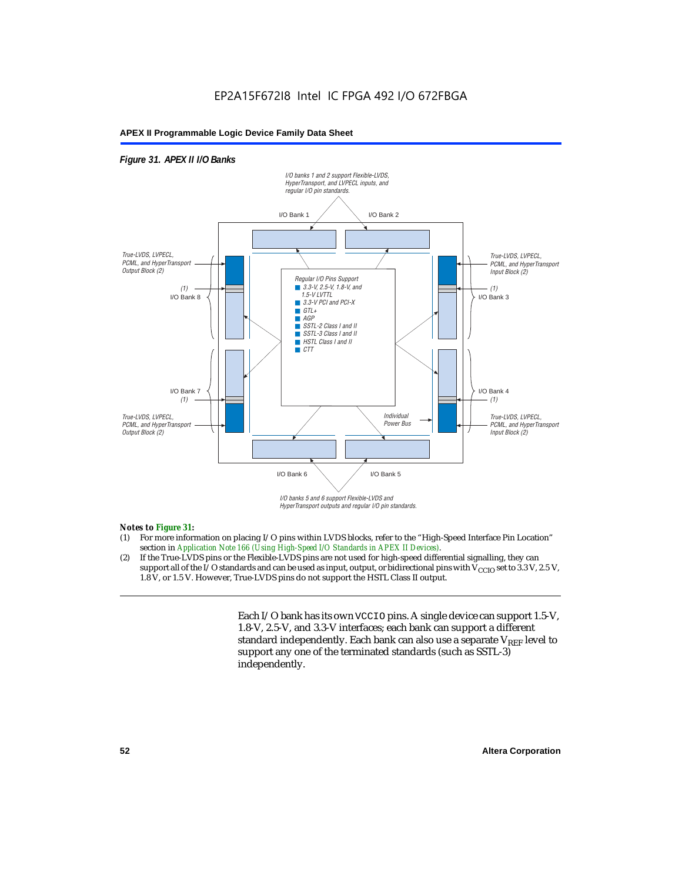*Figure 31. APEX II I/O Banks*

I/O banks 1 and 2 support Flexible-LVDS, HyperTransport, and LVPECL inputs, and regular I/O pin standards.

I/O Bank 1

I/O Bank 2

True-LVDS, LVPECL, PCML, and HyperTransport Output Block (2)

True-LVDS, LVPECL, PCML, and HyperTransport Input Block (2)

(1)

I/O Bank 8

(1)

I/O Bank 3

Regular I/O Pins Support
- 3.3-V, 2.5-V, 1.8-V, and 1.5-V LVTTL
- 3.3-V PCI and PCI-X
- GTL+
- AGP
- SSTL-2 Class I and II
- SSTL-3 Class I and II
- HSTL Class I and II
- CTT

I/O Bank 7

(1)

I/O Bank 4

(1)

Individual Power Bus

True-LVDS, LVPECL, PCML, and HyperTransport Output Block (2)

True-LVDS, LVPECL, PCML, and HyperTransport Input Block (2)

I/O Bank 6

I/O Bank 5

I/O banks 5 and 6 support Flexible-LVDS and HyperTransport outputs and regular I/O pin standards.

*Notes to Figure 31:*

(1) For more information on placing I/O pins within LVDS blocks, refer to the "High-Speed Interface Pin Location" section in *Application Note 166 (Using High-Speed I/O Standards in APEX II Devices)*.

(2) If the True-LVDS pins or the Flexible-LVDS pins are not used for high-speed differential signalling, they can support all of the I/O standards and can be used as input, output, or bidirectional pins with $V_{CCIO}$ set to 3.3 V, 2.5 V, 1.8 V, or 1.5 V. However, True-LVDS pins do not support the HSTL Class II output.

Each I/O bank has its own `VCCIO` pins. A single device can support 1.5-V, 1.8-V, 2.5-V, and 3.3-V interfaces; each bank can support a different standard independently. Each bank can also use a separate $V_{REF}$ level to support any one of the terminated standards (such as SSTL-3) independently.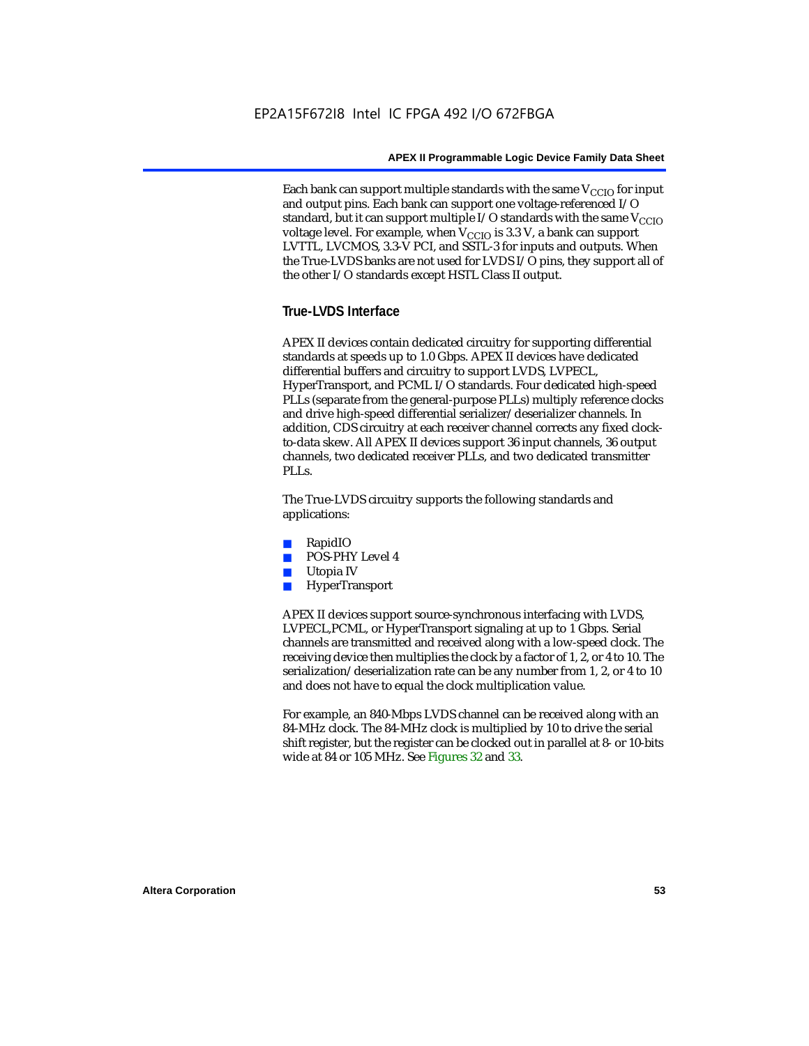Each bank can support multiple standards with the same $V_{CCIO}$ for input and output pins. Each bank can support one voltage-referenced I/O standard, but it can support multiple I/O standards with the same $V_{CCIO}$ voltage level. For example, when $V_{CCIO}$ is 3.3 V, a bank can support LVTTL, LVCMOS, 3.3-V PCI, and SSTL-3 for inputs and outputs. When the True-LVDS banks are not used for LVDS I/O pins, they support all of the other I/O standards except HSTL Class II output.

### True-LVDS Interface

APEX II devices contain dedicated circuitry for supporting differential standards at speeds up to 1.0 Gbps. APEX II devices have dedicated differential buffers and circuitry to support LVDS, LVPECL, HyperTransport, and PCML I/O standards. Four dedicated high-speed PLLs (separate from the general-purpose PLLs) multiply reference clocks and drive high-speed differential serializer/deserializer channels. In addition, CDS circuitry at each receiver channel corrects any fixed clock-to-data skew. All APEX II devices support 36 input channels, 36 output channels, two dedicated receiver PLLs, and two dedicated transmitter PLLs.

The True-LVDS circuitry supports the following standards and applications:

- RapidIO
- POS-PHY Level 4
- Utopia IV
- HyperTransport

APEX II devices support source-synchronous interfacing with LVDS, LVPECL,PCML, or HyperTransport signaling at up to 1 Gbps. Serial channels are transmitted and received along with a low-speed clock. The receiving device then multiplies the clock by a factor of 1, 2, or 4 to 10. The serialization/deserialization rate can be any number from 1, 2, or 4 to 10 and does not have to equal the clock multiplication value.

For example, an 840-Mbps LVDS channel can be received along with an 84-MHz clock. The 84-MHz clock is multiplied by 10 to drive the serial shift register, but the register can be clocked out in parallel at 8- or 10-bits wide at 84 or 105 MHz. See Figures 32 and 33.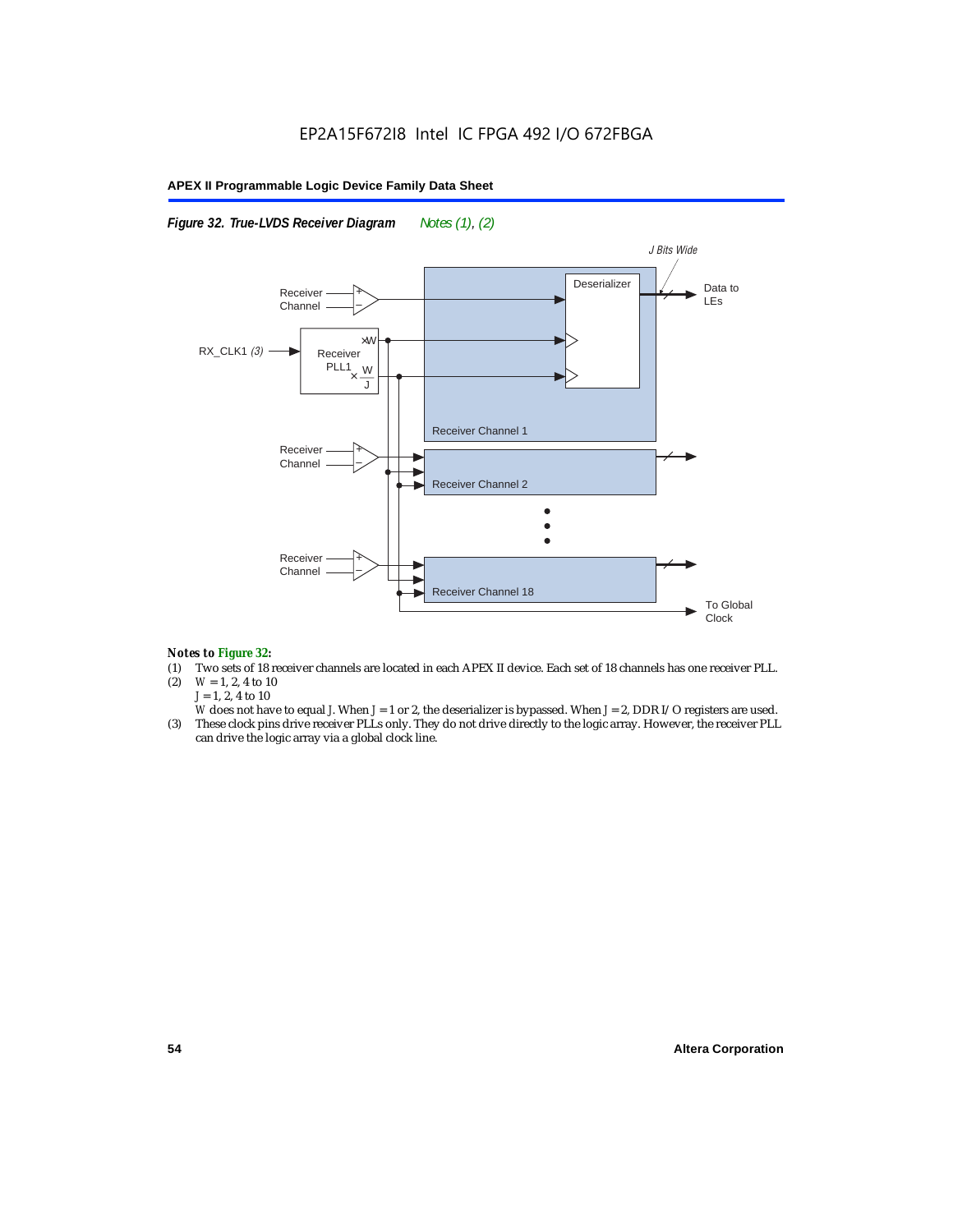EP2A15F672I8 Intel IC FPGA 492 I/O 672FBGA

**Figure 32. True-LVDS Receiver Diagram** *Notes (1), (2)*

J Bits Wide

Receiver Channel

RX_CLK1 *(3)*

Receiver PLL1

×W

× W/J

Deserializer

Data to LEs

Receiver Channel 1

Receiver Channel

Receiver Channel 2

Receiver Channel

Receiver Channel 18

To Global Clock

***Notes to Figure 32:***

(1) Two sets of 18 receiver channels are located in each APEX II device. Each set of 18 channels has one receiver PLL.

(2) $W = 1, 2, 4$ to $10$
$J = 1, 2, 4$ to $10$
$W$ does not have to equal $J$. When $J = 1$ or $2$, the deserializer is bypassed. When $J = 2$, DDR I/O registers are used.

(3) These clock pins drive receiver PLLs only. They do not drive directly to the logic array. However, the receiver PLL can drive the logic array via a global clock line.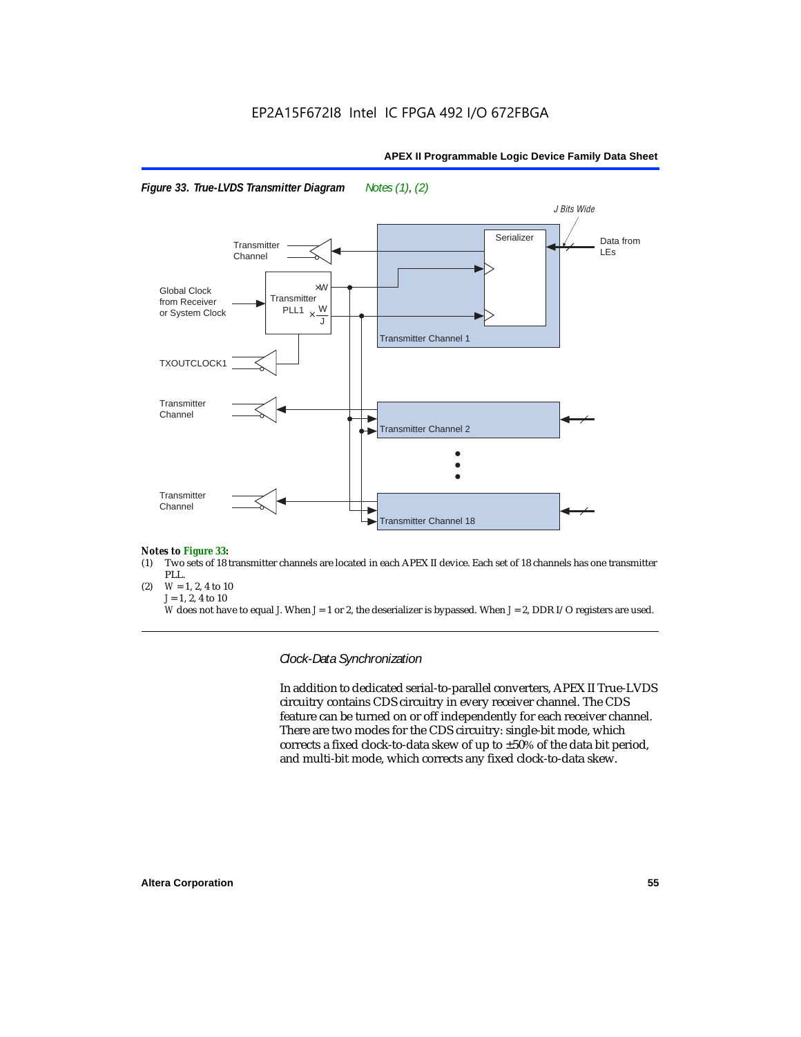EP2A15F672I8 Intel IC FPGA 492 I/O 672FBGA

*Figure 33. True-LVDS Transmitter Diagram* *Notes (1), (2)*

J Bits Wide

Serializer

Data from LEs

Transmitter Channel

Global Clock from Receiver or System Clock

Transmitter PLL1

×W

$\times \frac{W}{J}$

Transmitter Channel 1

TXOUTCLOCK1

Transmitter Channel

Transmitter Channel 2

Transmitter Channel

Transmitter Channel 18

*Notes to Figure 33:*

(1) Two sets of 18 transmitter channels are located in each APEX II device. Each set of 18 channels has one transmitter PLL.

(2) $W = 1, 2, 4$ to $10$
$J = 1, 2, 4$ to $10$
$W$ does not have to equal $J$. When $J = 1$ or $2$, the deserializer is bypassed. When $J = 2$, DDR I/O registers are used.

### *Clock-Data Synchronization*

In addition to dedicated serial-to-parallel converters, APEX II True-LVDS circuitry contains CDS circuitry in every receiver channel. The CDS feature can be turned on or off independently for each receiver channel. There are two modes for the CDS circuitry: single-bit mode, which corrects a fixed clock-to-data skew of up to ±50% of the data bit period, and multi-bit mode, which corrects any fixed clock-to-data skew.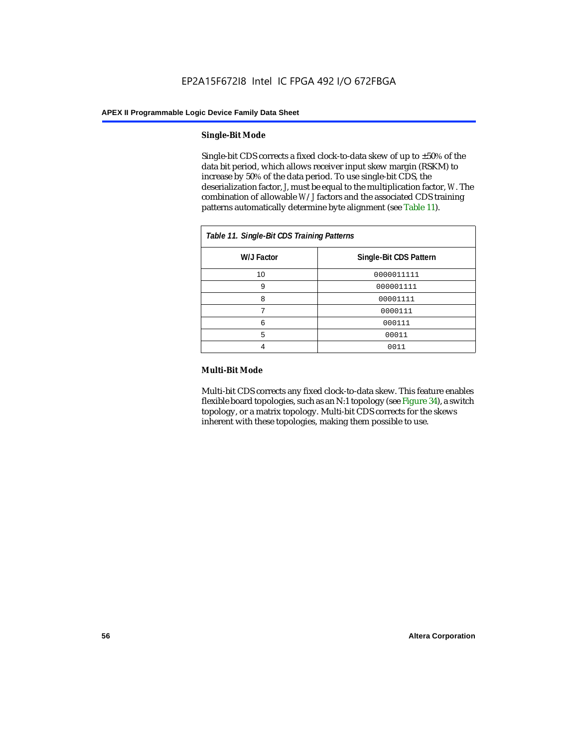### Single-Bit Mode

Single-bit CDS corrects a fixed clock-to-data skew of up to ±50% of the data bit period, which allows receiver input skew margin (RSKM) to increase by 50% of the data period. To use single-bit CDS, the deserialization factor, *J*, must be equal to the multiplication factor, *W*. The combination of allowable *W*/*J* factors and the associated CDS training patterns automatically determine byte alignment (see Table 11).

*Table 11. Single-Bit CDS Training Patterns*

| W/J Factor | Single-Bit CDS Pattern |
|---|---|
| 10 | 0000011111 |
| 9 | 000001111 |
| 8 | 00001111 |
| 7 | 0000111 |
| 6 | 000111 |
| 5 | 00011 |
| 4 | 0011 |

### Multi-Bit Mode

Multi-bit CDS corrects any fixed clock-to-data skew. This feature enables flexible board topologies, such as an N:1 topology (see Figure 34), a switch topology, or a matrix topology. Multi-bit CDS corrects for the skews inherent with these topologies, making them possible to use.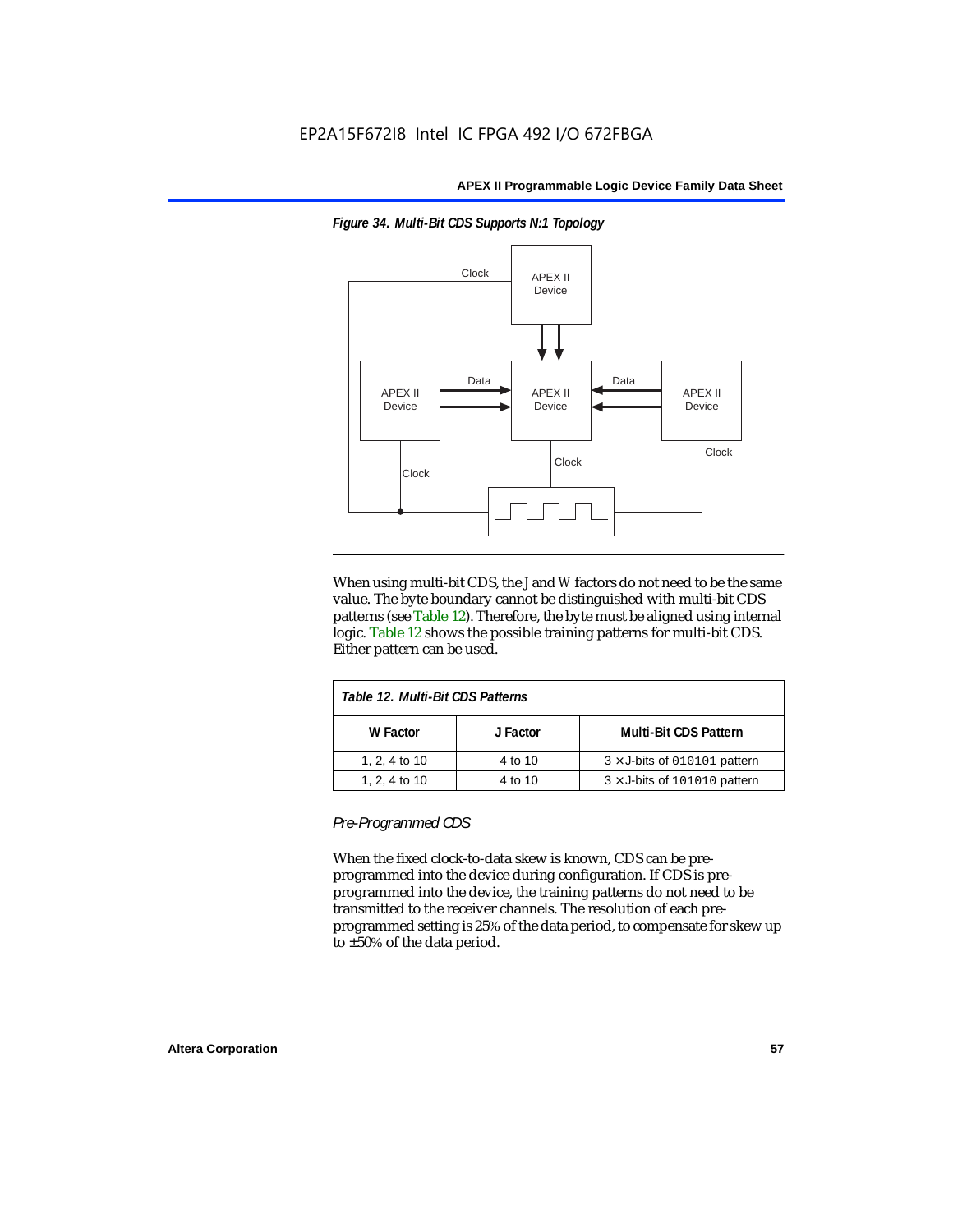*Figure 34. Multi-Bit CDS Supports N:1 Topology*

Clock

APEX II Device

APEX II Device

Data

APEX II Device

Data

APEX II Device

Clock

Clock

Clock

When using multi-bit CDS, the *J* and *W* factors do not need to be the same value. The byte boundary cannot be distinguished with multi-bit CDS patterns (see Table 12). Therefore, the byte must be aligned using internal logic. Table 12 shows the possible training patterns for multi-bit CDS. Either pattern can be used.

*Table 12. Multi-Bit CDS Patterns*

| W Factor | J Factor | Multi-Bit CDS Pattern |
|---|---|---|
| 1, 2, 4 to 10 | 4 to 10 | 3 × J-bits of `010101` pattern |
| 1, 2, 4 to 10 | 4 to 10 | 3 × J-bits of `101010` pattern |

### *Pre-Programmed CDS*

When the fixed clock-to-data skew is known, CDS can be pre-programmed into the device during configuration. If CDS is pre-programmed into the device, the training patterns do not need to be transmitted to the receiver channels. The resolution of each pre-programmed setting is 25% of the data period, to compensate for skew up to ±50% of the data period.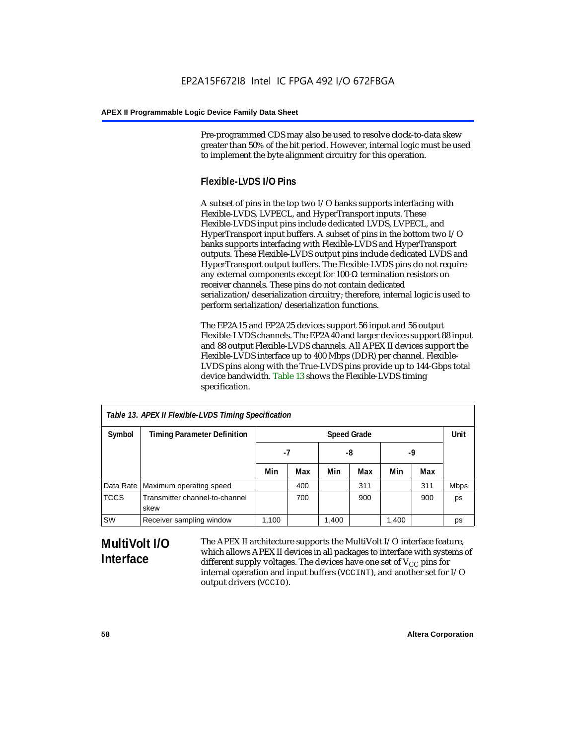Pre-programmed CDS may also be used to resolve clock-to-data skew greater than 50% of the bit period. However, internal logic must be used to implement the byte alignment circuitry for this operation.

### Flexible-LVDS I/O Pins

A subset of pins in the top two I/O banks supports interfacing with Flexible-LVDS, LVPECL, and HyperTransport inputs. These Flexible-LVDS input pins include dedicated LVDS, LVPECL, and HyperTransport input buffers. A subset of pins in the bottom two I/O banks supports interfacing with Flexible-LVDS and HyperTransport outputs. These Flexible-LVDS output pins include dedicated LVDS and HyperTransport output buffers. The Flexible-LVDS pins do not require any external components except for 100-Ω termination resistors on receiver channels. These pins do not contain dedicated serialization/deserialization circuitry; therefore, internal logic is used to perform serialization/deserialization functions.

The EP2A15 and EP2A25 devices support 56 input and 56 output Flexible-LVDS channels. The EP2A40 and larger devices support 88 input and 88 output Flexible-LVDS channels. All APEX II devices support the Flexible-LVDS interface up to 400 Mbps (DDR) per channel. Flexible-LVDS pins along with the True-LVDS pins provide up to 144-Gbps total device bandwidth. Table 13 shows the Flexible-LVDS timing specification.

*Table 13. APEX II Flexible-LVDS Timing Specification*

| Symbol | Timing Parameter Definition | Speed Grade | | | | | | Unit |
|---|---|---|---|---|---|---|---|---|
| | | -7 | | -8 | | -9 | | |
| | | Min | Max | Min | Max | Min | Max | |
| Data Rate | Maximum operating speed | | 400 | | 311 | | 311 | Mbps |
| TCCS | Transmitter channel-to-channel skew | | 700 | | 900 | | 900 | ps |
| SW | Receiver sampling window | 1,100 | | 1,400 | | 1,400 | | ps |

## MultiVolt I/O Interface

The APEX II architecture supports the MultiVolt I/O interface feature, which allows APEX II devices in all packages to interface with systems of different supply voltages. The devices have one set of $V_{CC}$ pins for internal operation and input buffers (VCCINT), and another set for I/O output drivers (VCCIO).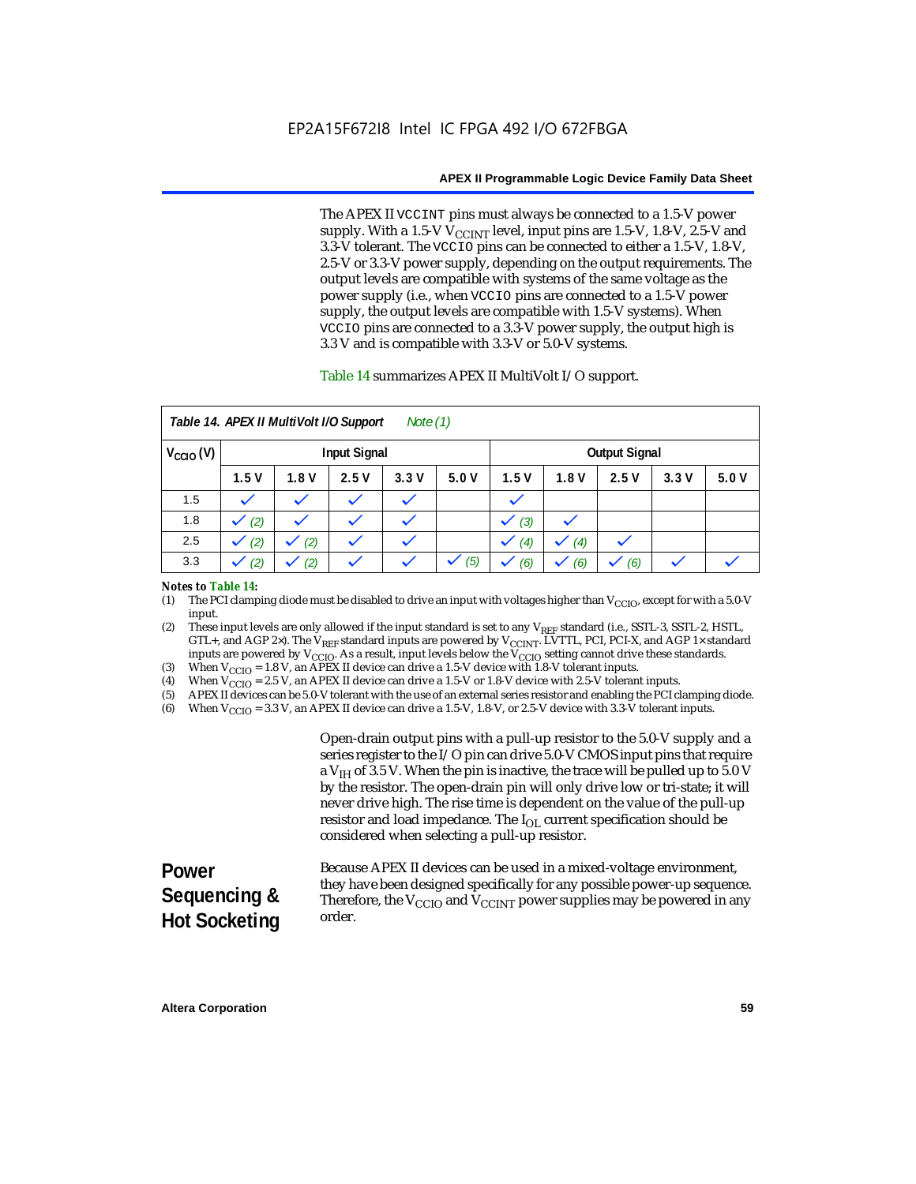The APEX II VCCINT pins must always be connected to a 1.5-V power supply. With a 1.5-V $V_{CCINT}$ level, input pins are 1.5-V, 1.8-V, 2.5-V and 3.3-V tolerant. The VCCIO pins can be connected to either a 1.5-V, 1.8-V, 2.5-V or 3.3-V power supply, depending on the output requirements. The output levels are compatible with systems of the same voltage as the power supply (i.e., when VCCIO pins are connected to a 1.5-V power supply, the output levels are compatible with 1.5-V systems). When VCCIO pins are connected to a 3.3-V power supply, the output high is 3.3 V and is compatible with 3.3-V or 5.0-V systems.

Table 14 summarizes APEX II MultiVolt I/O support.

*Table 14. APEX II MultiVolt I/O Support Note (1)*

| $V_{CCIO}$ (V) | Input Signal | | | | | Output Signal | | | | |
|---|---|---|---|---|---|---|---|---|---|---|
| | 1.5 V | 1.8 V | 2.5 V | 3.3 V | 5.0 V | 1.5 V | 1.8 V | 2.5 V | 3.3 V | 5.0 V |
| 1.5 | ✓ | ✓ | ✓ | ✓ | | ✓ | | | | |
| 1.8 | ✓ (2) | ✓ | ✓ | ✓ | | ✓ (3) | ✓ | | | |
| 2.5 | ✓ (2) | ✓ (2) | ✓ | ✓ | | ✓ (4) | ✓ (4) | ✓ | | |
| 3.3 | ✓ (2) | ✓ (2) | ✓ | ✓ | ✓ (5) | ✓ (6) | ✓ (6) | ✓ (6) | ✓ | ✓ |

*Notes to Table 14:*

(1) The PCI clamping diode must be disabled to drive an input with voltages higher than $V_{CCIO}$, except for with a 5.0-V input.

(2) These input levels are only allowed if the input standard is set to any $V_{REF}$ standard (i.e., SSTL-3, SSTL-2, HSTL, GTL+, and AGP 2×). The $V_{REF}$ standard inputs are powered by $V_{CCINT}$. LVTTL, PCI, PCI-X, and AGP 1× standard inputs are powered by $V_{CCIO}$. As a result, input levels below the $V_{CCIO}$ setting cannot drive these standards.

(3) When $V_{CCIO}$ = 1.8 V, an APEX II device can drive a 1.5-V device with 1.8-V tolerant inputs.

(4) When $V_{CCIO}$ = 2.5 V, an APEX II device can drive a 1.5-V or 1.8-V device with 2.5-V tolerant inputs.

(5) APEX II devices can be 5.0-V tolerant with the use of an external series resistor and enabling the PCI clamping diode.

(6) When $V_{CCIO}$ = 3.3 V, an APEX II device can drive a 1.5-V, 1.8-V, or 2.5-V device with 3.3-V tolerant inputs.

Open-drain output pins with a pull-up resistor to the 5.0-V supply and a series register to the I/O pin can drive 5.0-V CMOS input pins that require a $V_{IH}$ of 3.5 V. When the pin is inactive, the trace will be pulled up to 5.0 V by the resistor. The open-drain pin will only drive low or tri-state; it will never drive high. The rise time is dependent on the value of the pull-up resistor and load impedance. The $I_{OL}$ current specification should be considered when selecting a pull-up resistor.

## Power Sequencing & Hot Socketing

Because APEX II devices can be used in a mixed-voltage environment, they have been designed specifically for any possible power-up sequence. Therefore, the $V_{CCIO}$ and $V_{CCINT}$ power supplies may be powered in any order.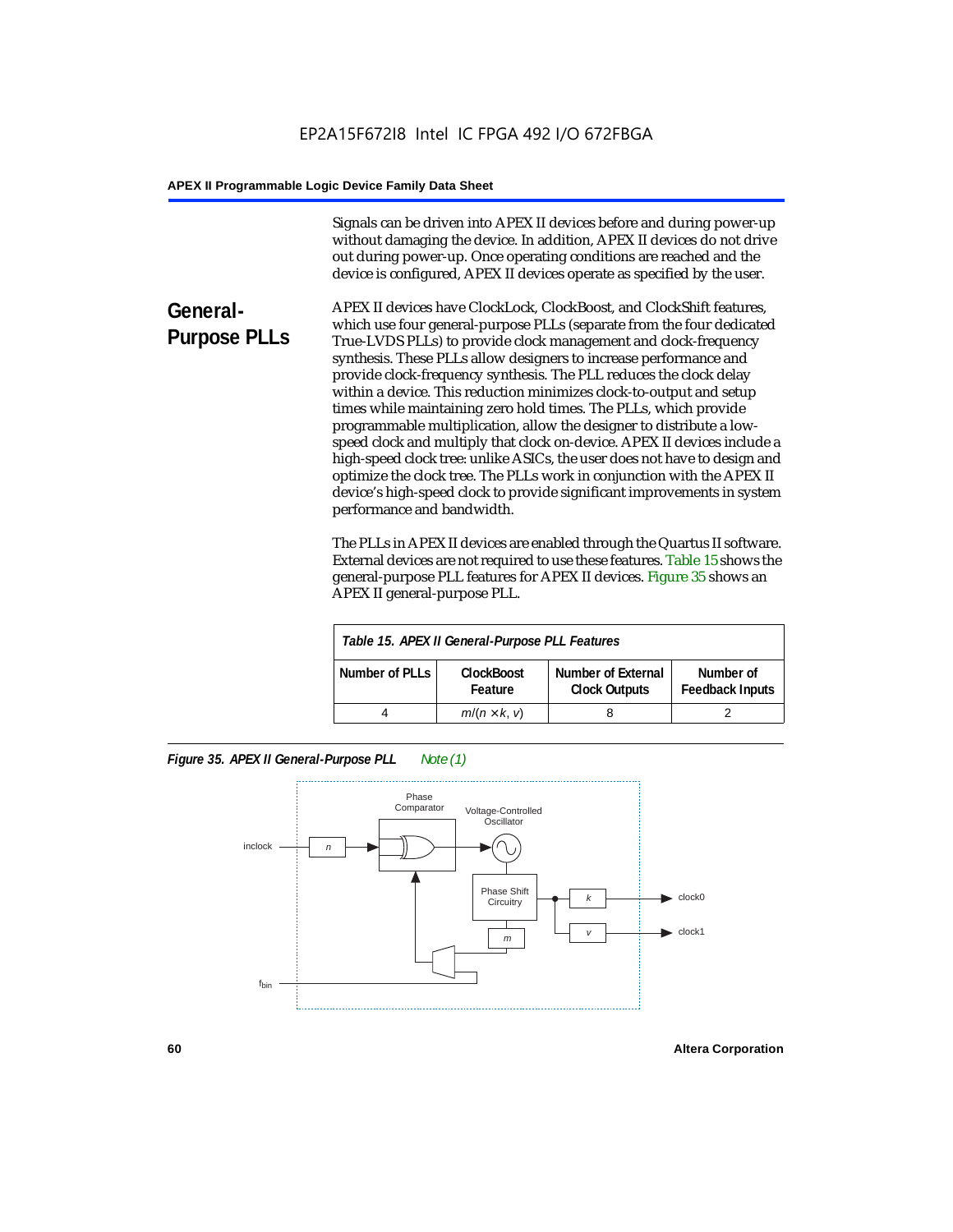Signals can be driven into APEX II devices before and during power-up without damaging the device. In addition, APEX II devices do not drive out during power-up. Once operating conditions are reached and the device is configured, APEX II devices operate as specified by the user.

## General-Purpose PLLs

APEX II devices have ClockLock, ClockBoost, and ClockShift features, which use four general-purpose PLLs (separate from the four dedicated True-LVDS PLLs) to provide clock management and clock-frequency synthesis. These PLLs allow designers to increase performance and provide clock-frequency synthesis. The PLL reduces the clock delay within a device. This reduction minimizes clock-to-output and setup times while maintaining zero hold times. The PLLs, which provide programmable multiplication, allow the designer to distribute a low-speed clock and multiply that clock on-device. APEX II devices include a high-speed clock tree: unlike ASICs, the user does not have to design and optimize the clock tree. The PLLs work in conjunction with the APEX II device's high-speed clock to provide significant improvements in system performance and bandwidth.

The PLLs in APEX II devices are enabled through the Quartus II software. External devices are not required to use these features. Table 15 shows the general-purpose PLL features for APEX II devices. Figure 35 shows an APEX II general-purpose PLL.

*Table 15. APEX II General-Purpose PLL Features*

| Number of PLLs | ClockBoost Feature | Number of External Clock Outputs | Number of Feedback Inputs |
|---|---|---|---|
| 4 | $m/(n \times k, v)$ | 8 | 2 |

*Figure 35. APEX II General-Purpose PLL* *Note (1)*

Phase Comparator
Voltage-Controlled Oscillator
inclock
n
Phase Shift Circuitry
m
k
v
clock0
clock1
$f_{bin}$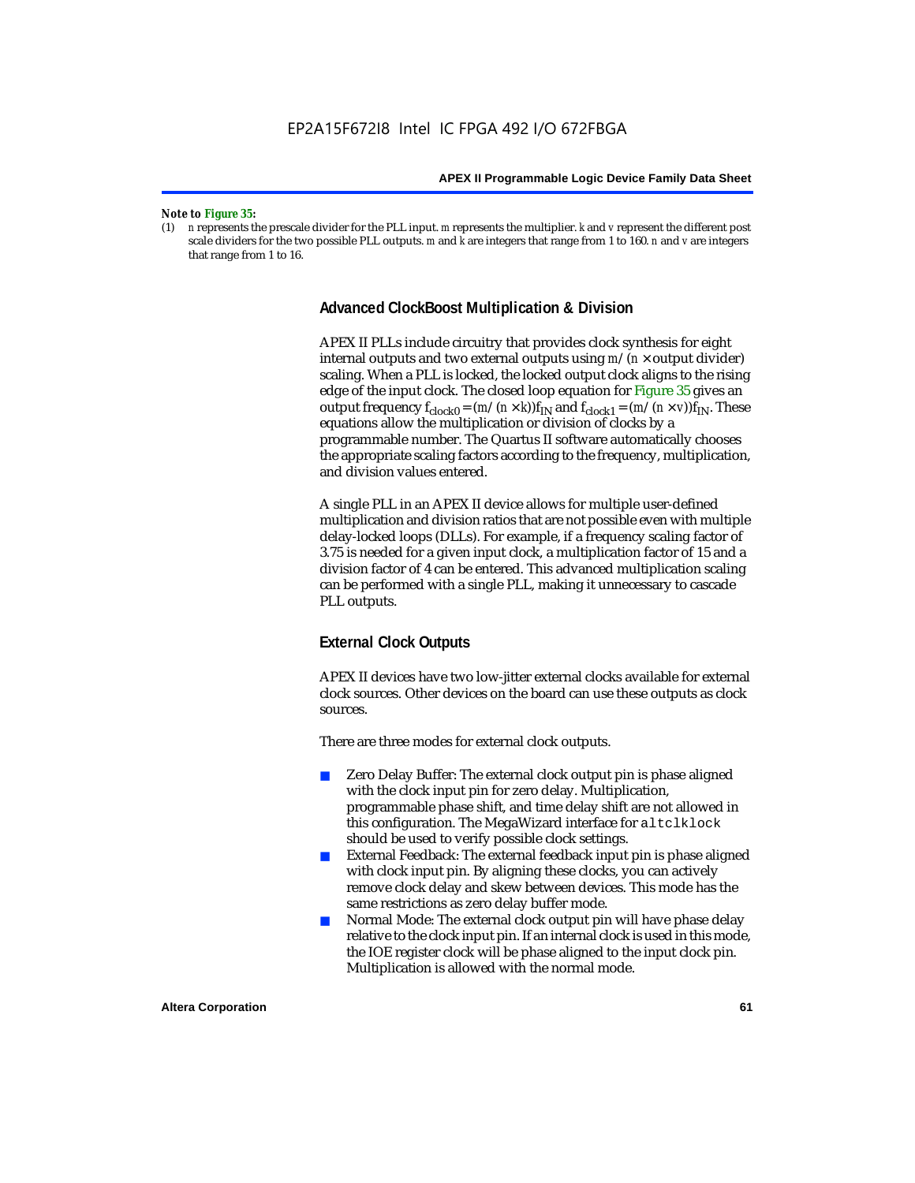*Note to Figure 35:*

(1) *n* represents the prescale divider for the PLL input. *m* represents the multiplier. *k* and *v* represent the different post scale dividers for the two possible PLL outputs. *m* and *k* are integers that range from 1 to 160. *n* and *v* are integers that range from 1 to 16.

### Advanced ClockBoost Multiplication & Division

APEX II PLLs include circuitry that provides clock synthesis for eight internal outputs and two external outputs using $m/(n \times \text{output divider})$ scaling. When a PLL is locked, the locked output clock aligns to the rising edge of the input clock. The closed loop equation for Figure 35 gives an output frequency $f_{clock0} = (m/(n \times k))f_{IN}$ and $f_{clock1} = (m/(n \times v))f_{IN}$. These equations allow the multiplication or division of clocks by a programmable number. The Quartus II software automatically chooses the appropriate scaling factors according to the frequency, multiplication, and division values entered.

A single PLL in an APEX II device allows for multiple user-defined multiplication and division ratios that are not possible even with multiple delay-locked loops (DLLs). For example, if a frequency scaling factor of 3.75 is needed for a given input clock, a multiplication factor of 15 and a division factor of 4 can be entered. This advanced multiplication scaling can be performed with a single PLL, making it unnecessary to cascade PLL outputs.

### External Clock Outputs

APEX II devices have two low-jitter external clocks available for external clock sources. Other devices on the board can use these outputs as clock sources.

There are three modes for external clock outputs.

- Zero Delay Buffer: The external clock output pin is phase aligned with the clock input pin for zero delay. Multiplication, programmable phase shift, and time delay shift are not allowed in this configuration. The MegaWizard interface for `altclklock` should be used to verify possible clock settings.
- External Feedback: The external feedback input pin is phase aligned with clock input pin. By aligning these clocks, you can actively remove clock delay and skew between devices. This mode has the same restrictions as zero delay buffer mode.
- Normal Mode: The external clock output pin will have phase delay relative to the clock input pin. If an internal clock is used in this mode, the IOE register clock will be phase aligned to the input clock pin. Multiplication is allowed with the normal mode.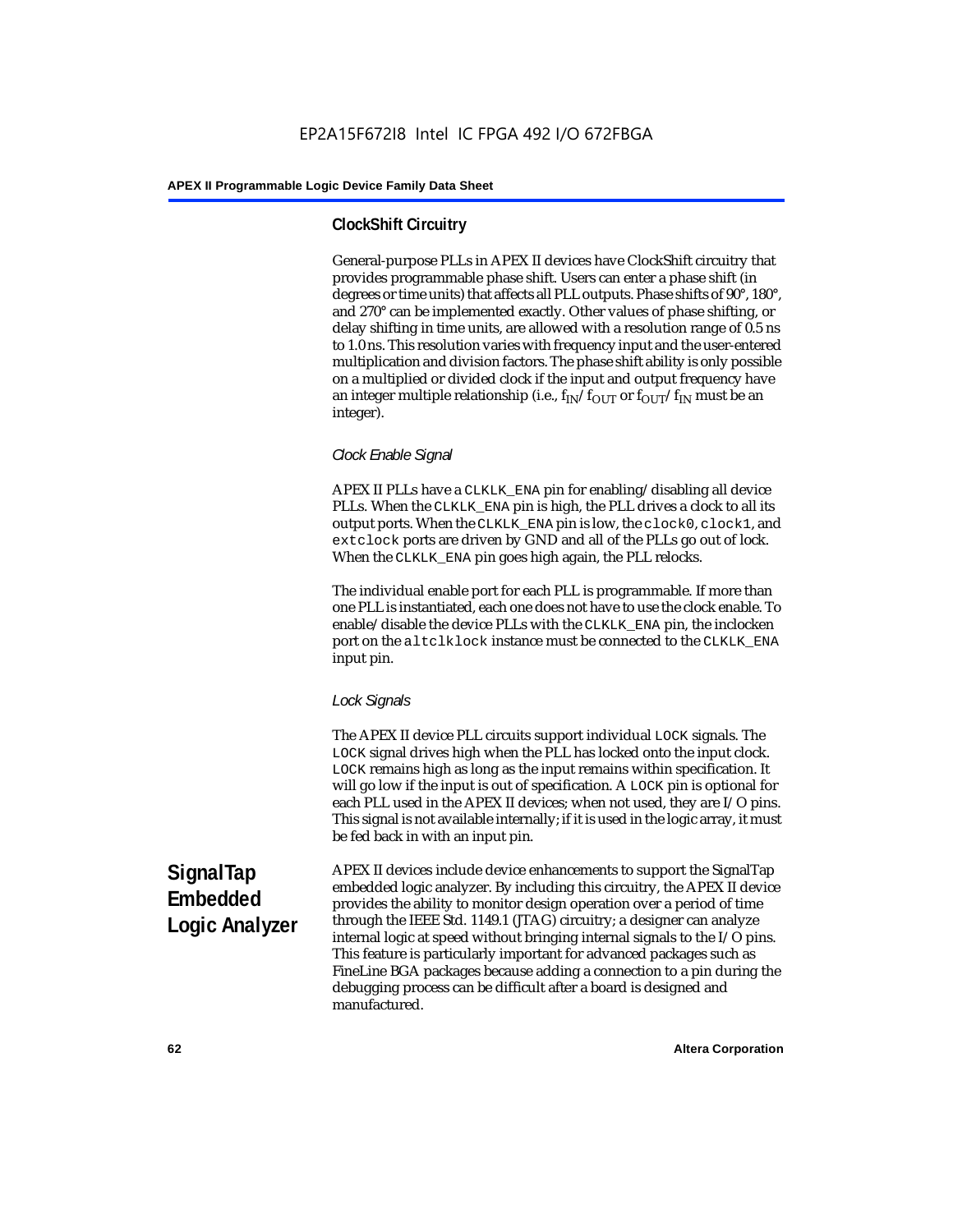### ClockShift Circuitry

General-purpose PLLs in APEX II devices have ClockShift circuitry that provides programmable phase shift. Users can enter a phase shift (in degrees or time units) that affects all PLL outputs. Phase shifts of 90°, 180°, and 270° can be implemented exactly. Other values of phase shifting, or delay shifting in time units, are allowed with a resolution range of 0.5 ns to 1.0 ns. This resolution varies with frequency input and the user-entered multiplication and division factors. The phase shift ability is only possible on a multiplied or divided clock if the input and output frequency have an integer multiple relationship (i.e., $f_{IN}/f_{OUT}$ or $f_{OUT}/f_{IN}$ must be an integer).

*Clock Enable Signal*

APEX II PLLs have a `CLKLK_ENA` pin for enabling/disabling all device PLLs. When the `CLKLK_ENA` pin is high, the PLL drives a clock to all its output ports. When the `CLKLK_ENA` pin is low, the `clock0`, `clock1`, and `extclock` ports are driven by GND and all of the PLLs go out of lock. When the `CLKLK_ENA` pin goes high again, the PLL relocks.

The individual enable port for each PLL is programmable. If more than one PLL is instantiated, each one does not have to use the clock enable. To enable/disable the device PLLs with the `CLKLK_ENA` pin, the inclocken port on the `altclklock` instance must be connected to the `CLKLK_ENA` input pin.

*Lock Signals*

The APEX II device PLL circuits support individual `LOCK` signals. The `LOCK` signal drives high when the PLL has locked onto the input clock. `LOCK` remains high as long as the input remains within specification. It will go low if the input is out of specification. A `LOCK` pin is optional for each PLL used in the APEX II devices; when not used, they are I/O pins. This signal is not available internally; if it is used in the logic array, it must be fed back in with an input pin.

## SignalTap Embedded Logic Analyzer

APEX II devices include device enhancements to support the SignalTap embedded logic analyzer. By including this circuitry, the APEX II device provides the ability to monitor design operation over a period of time through the IEEE Std. 1149.1 (JTAG) circuitry; a designer can analyze internal logic at speed without bringing internal signals to the I/O pins. This feature is particularly important for advanced packages such as FineLine BGA packages because adding a connection to a pin during the debugging process can be difficult after a board is designed and manufactured.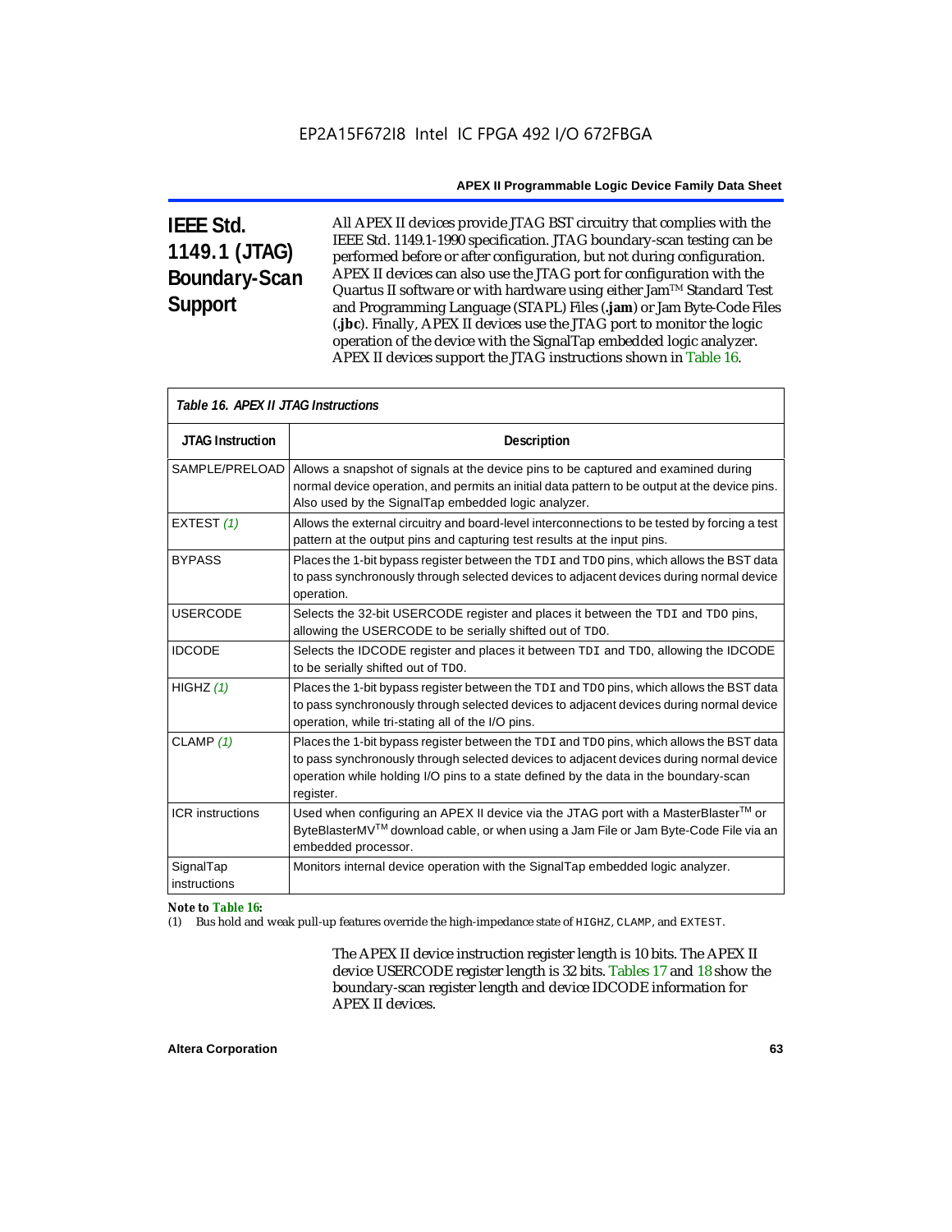## IEEE Std. 1149.1 (JTAG) Boundary-Scan Support

All APEX II devices provide JTAG BST circuitry that complies with the IEEE Std. 1149.1-1990 specification. JTAG boundary-scan testing can be performed before or after configuration, but not during configuration. APEX II devices can also use the JTAG port for configuration with the Quartus II software or with hardware using either Jam™ Standard Test and Programming Language (STAPL) Files (**.jam**) or Jam Byte-Code Files (**.jbc**). Finally, APEX II devices use the JTAG port to monitor the logic operation of the device with the SignalTap embedded logic analyzer. APEX II devices support the JTAG instructions shown in Table 16.

*Table 16. APEX II JTAG Instructions*

| JTAG Instruction | Description |
|---|---|
| SAMPLE/PRELOAD | Allows a snapshot of signals at the device pins to be captured and examined during normal device operation, and permits an initial data pattern to be output at the device pins. Also used by the SignalTap embedded logic analyzer. |
| EXTEST *(1)* | Allows the external circuitry and board-level interconnections to be tested by forcing a test pattern at the output pins and capturing test results at the input pins. |
| BYPASS | Places the 1-bit bypass register between the TDI and TDO pins, which allows the BST data to pass synchronously through selected devices to adjacent devices during normal device operation. |
| USERCODE | Selects the 32-bit USERCODE register and places it between the TDI and TDO pins, allowing the USERCODE to be serially shifted out of TDO. |
| IDCODE | Selects the IDCODE register and places it between TDI and TDO, allowing the IDCODE to be serially shifted out of TDO. |
| HIGHZ *(1)* | Places the 1-bit bypass register between the TDI and TDO pins, which allows the BST data to pass synchronously through selected devices to adjacent devices during normal device operation, while tri-stating all of the I/O pins. |
| CLAMP *(1)* | Places the 1-bit bypass register between the TDI and TDO pins, which allows the BST data to pass synchronously through selected devices to adjacent devices during normal device operation while holding I/O pins to a state defined by the data in the boundary-scan register. |
| ICR instructions | Used when configuring an APEX II device via the JTAG port with a MasterBlaster™ or ByteBlasterMV™ download cable, or when using a Jam File or Jam Byte-Code File via an embedded processor. |
| SignalTap instructions | Monitors internal device operation with the SignalTap embedded logic analyzer. |

***Note to Table 16:***

(1) Bus hold and weak pull-up features override the high-impedance state of HIGHZ, CLAMP, and EXTEST.

The APEX II device instruction register length is 10 bits. The APEX II device USERCODE register length is 32 bits. Tables 17 and 18 show the boundary-scan register length and device IDCODE information for APEX II devices.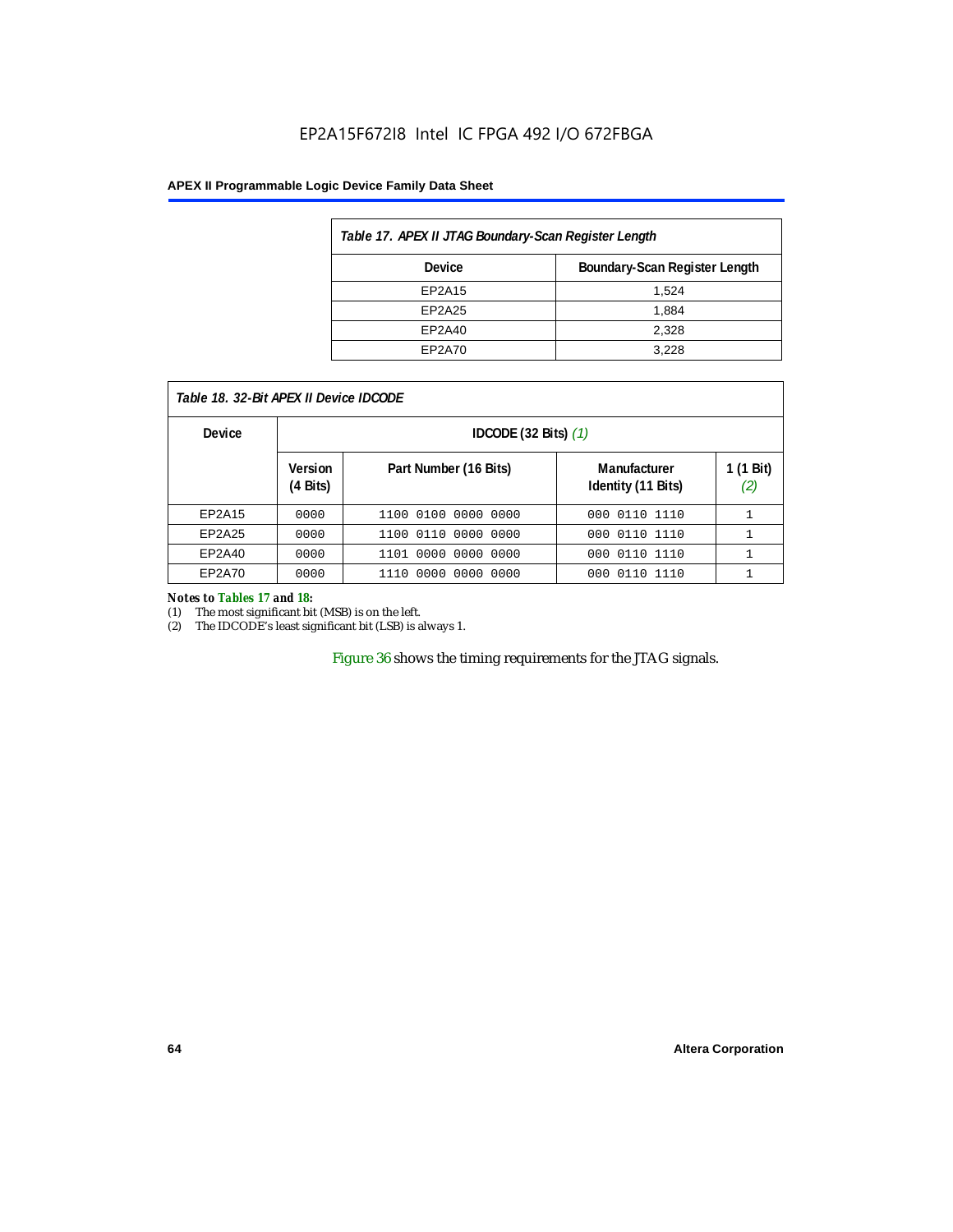*Table 17. APEX II JTAG Boundary-Scan Register Length*

| Device | Boundary-Scan Register Length |
|---|---|
| EP2A15 | 1,524 |
| EP2A25 | 1,884 |
| EP2A40 | 2,328 |
| EP2A70 | 3,228 |

*Table 18. 32-Bit APEX II Device IDCODE*

| Device | IDCODE (32 Bits) *(1)* | | | |
|---|---|---|---|---|
| | Version (4 Bits) | Part Number (16 Bits) | Manufacturer Identity (11 Bits) | 1 (1 Bit) *(2)* |
| EP2A15 | 0000 | 1100 0100 0000 0000 | 000 0110 1110 | 1 |
| EP2A25 | 0000 | 1100 0110 0000 0000 | 000 0110 1110 | 1 |
| EP2A40 | 0000 | 1101 0000 0000 0000 | 000 0110 1110 | 1 |
| EP2A70 | 0000 | 1110 0000 0000 0000 | 000 0110 1110 | 1 |

***Notes to Tables 17 and 18:***

(1) The most significant bit (MSB) is on the left.

(2) The IDCODE's least significant bit (LSB) is always 1.

Figure 36 shows the timing requirements for the JTAG signals.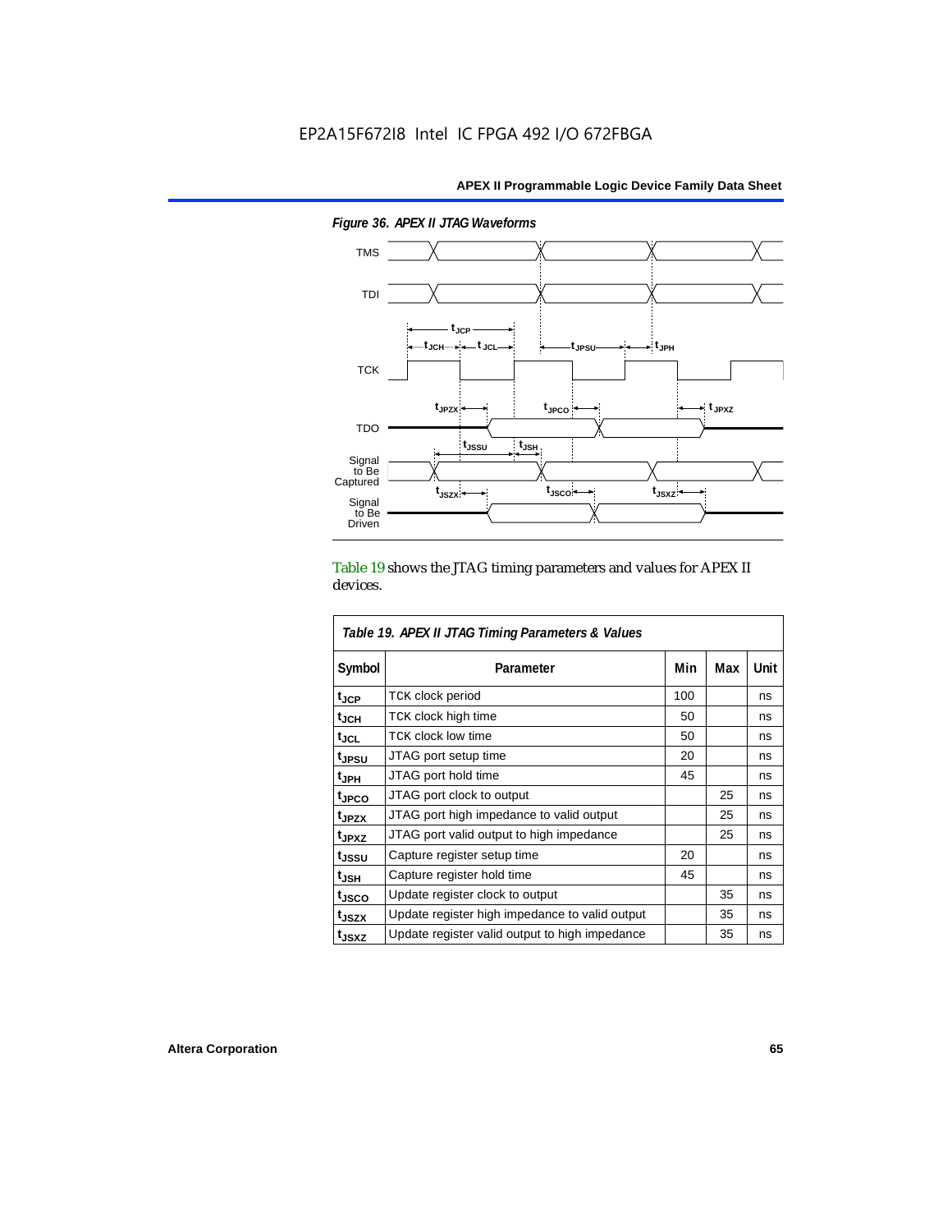EP2A15F672I8 Intel IC FPGA 492 I/O 672FBGA

*Figure 36. APEX II JTAG Waveforms*

TMS

TDI

$t_{JCP}$

$t_{JCH}$ $t_{JCL}$ $t_{JPSU}$ $t_{JPH}$

TCK

$t_{JPZX}$ $t_{JPCO}$ $t_{JPXZ}$

TDO

$t_{JSSU}$ $t_{JSH}$

Signal to Be Captured

$t_{JSZX}$ $t_{JSCO}$ $t_{JSXZ}$

Signal to Be Driven

Table 19 shows the JTAG timing parameters and values for APEX II devices.

| Symbol | Parameter | Min | Max | Unit |
|---|---|---|---|---|
| $t_{JCP}$ | TCK clock period | 100 | | ns |
| $t_{JCH}$ | TCK clock high time | 50 | | ns |
| $t_{JCL}$ | TCK clock low time | 50 | | ns |
| $t_{JPSU}$ | JTAG port setup time | 20 | | ns |
| $t_{JPH}$ | JTAG port hold time | 45 | | ns |
| $t_{JPCO}$ | JTAG port clock to output | | 25 | ns |
| $t_{JPZX}$ | JTAG port high impedance to valid output | | 25 | ns |
| $t_{JPXZ}$ | JTAG port valid output to high impedance | | 25 | ns |
| $t_{JSSU}$ | Capture register setup time | 20 | | ns |
| $t_{JSH}$ | Capture register hold time | 45 | | ns |
| $t_{JSCO}$ | Update register clock to output | | 35 | ns |
| $t_{JSZX}$ | Update register high impedance to valid output | | 35 | ns |
| $t_{JSXZ}$ | Update register valid output to high impedance | | 35 | ns |

*Table 19. APEX II JTAG Timing Parameters & Values*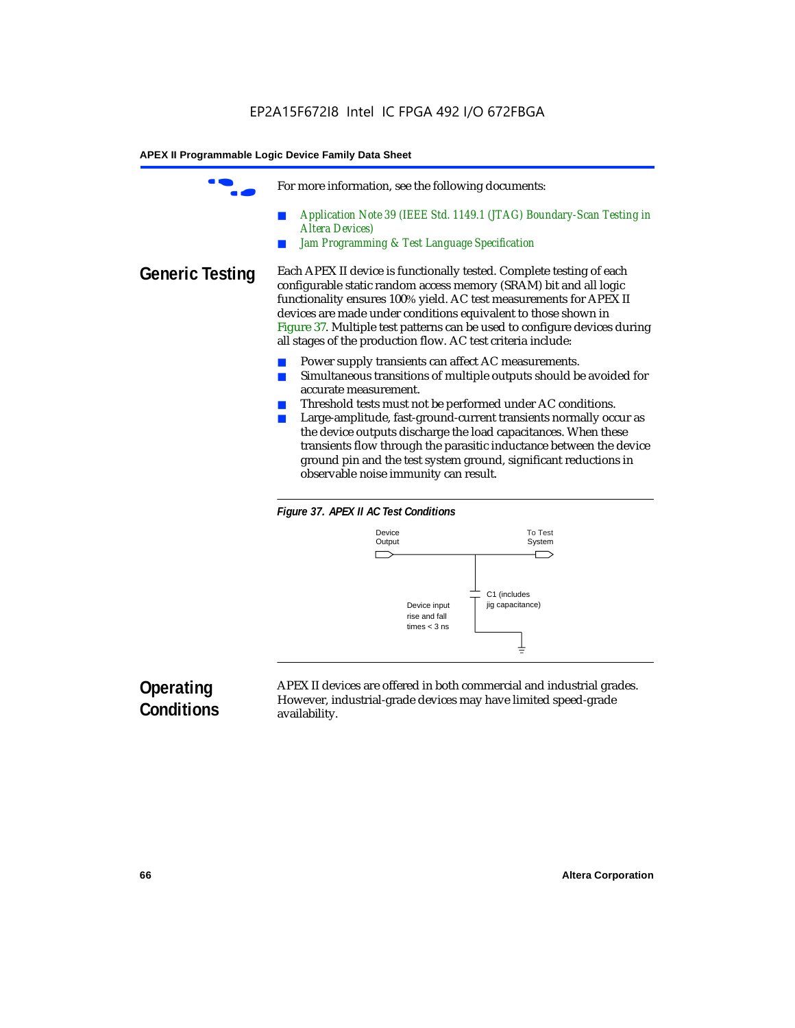For more information, see the following documents:

- *Application Note 39 (IEEE Std. 1149.1 (JTAG) Boundary-Scan Testing in Altera Devices)*
- *Jam Programming & Test Language Specification*

## Generic Testing

Each APEX II device is functionally tested. Complete testing of each configurable static random access memory (SRAM) bit and all logic functionality ensures 100% yield. AC test measurements for APEX II devices are made under conditions equivalent to those shown in Figure 37. Multiple test patterns can be used to configure devices during all stages of the production flow. AC test criteria include:

- Power supply transients can affect AC measurements.
- Simultaneous transitions of multiple outputs should be avoided for accurate measurement.
- Threshold tests must not be performed under AC conditions.
- Large-amplitude, fast-ground-current transients normally occur as the device outputs discharge the load capacitances. When these transients flow through the parasitic inductance between the device ground pin and the test system ground, significant reductions in observable noise immunity can result.

***Figure 37. APEX II AC Test Conditions***

Device Output

To Test System

C1 (includes jig capacitance)

Device input rise and fall times < 3 ns

## Operating Conditions

APEX II devices are offered in both commercial and industrial grades. However, industrial-grade devices may have limited speed-grade availability.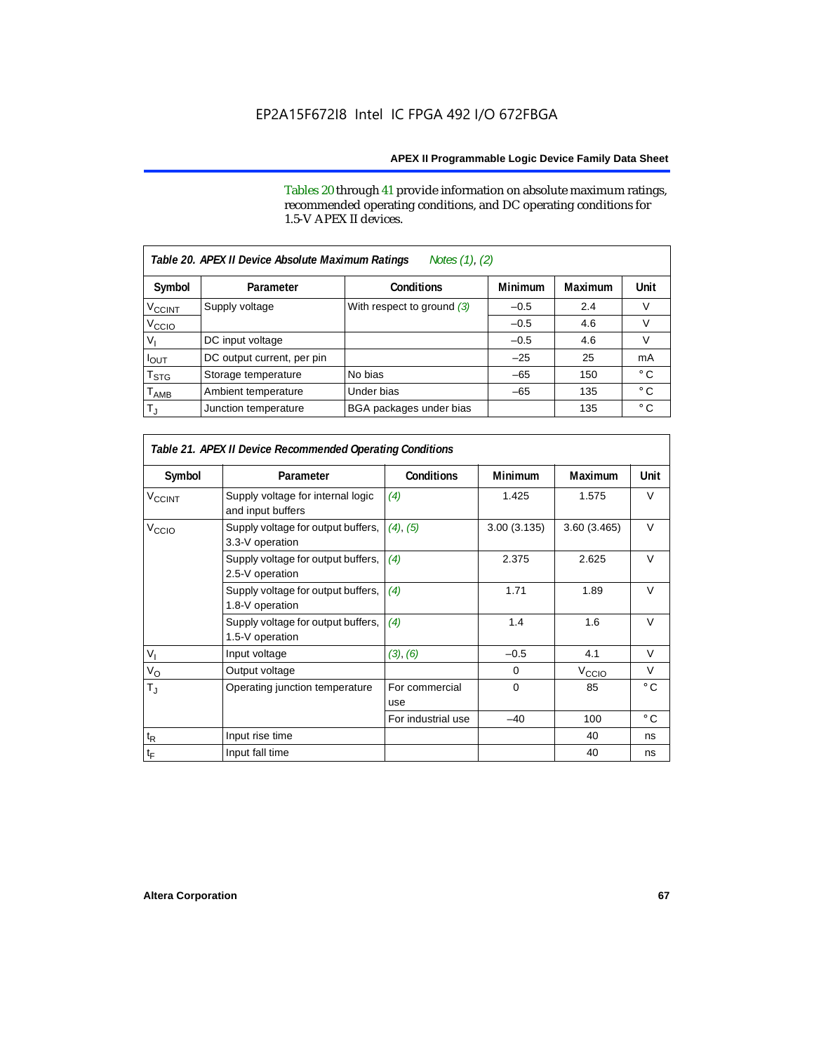Tables 20 through 41 provide information on absolute maximum ratings, recommended operating conditions, and DC operating conditions for 1.5-V APEX II devices.

**Table 20. APEX II Device Absolute Maximum Ratings** *Notes (1), (2)*

| Symbol | Parameter | Conditions | Minimum | Maximum | Unit |
|---|---|---|---|---|---|
| $V_{CCINT}$ | Supply voltage | With respect to ground (3) | –0.5 | 2.4 | V |
| $V_{CCIO}$ | | | –0.5 | 4.6 | V |
| $V_I$ | DC input voltage | | –0.5 | 4.6 | V |
| $I_{OUT}$ | DC output current, per pin | | –25 | 25 | mA |
| $T_{STG}$ | Storage temperature | No bias | –65 | 150 | ° C |
| $T_{AMB}$ | Ambient temperature | Under bias | –65 | 135 | ° C |
| $T_J$ | Junction temperature | BGA packages under bias | | 135 | ° C |

**Table 21. APEX II Device Recommended Operating Conditions**

| Symbol | Parameter | Conditions | Minimum | Maximum | Unit |
|---|---|---|---|---|---|
| $V_{CCINT}$ | Supply voltage for internal logic and input buffers | (4) | 1.425 | 1.575 | V |
| $V_{CCIO}$ | Supply voltage for output buffers, 3.3-V operation | (4), (5) | 3.00 (3.135) | 3.60 (3.465) | V |
| | Supply voltage for output buffers, 2.5-V operation | (4) | 2.375 | 2.625 | V |
| | Supply voltage for output buffers, 1.8-V operation | (4) | 1.71 | 1.89 | V |
| | Supply voltage for output buffers, 1.5-V operation | (4) | 1.4 | 1.6 | V |
| $V_I$ | Input voltage | (3), (6) | –0.5 | 4.1 | V |
| $V_O$ | Output voltage | | 0 | $V_{CCIO}$ | V |
| $T_J$ | Operating junction temperature | For commercial use | 0 | 85 | ° C |
| | | For industrial use | –40 | 100 | ° C |
| $t_R$ | Input rise time | | | 40 | ns |
| $t_F$ | Input fall time | | | 40 | ns |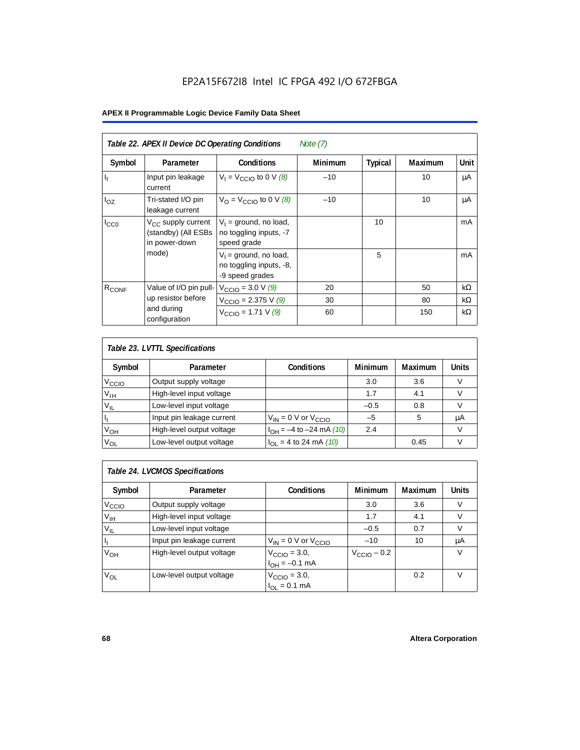EP2A15F672I8 Intel IC FPGA 492 I/O 672FBGA

| Table 22. APEX II Device DC Operating Conditions *Note (7)* | | | | | | |
|---|---|---|---|---|---|---|
| Symbol | Parameter | Conditions | Minimum | Typical | Maximum | Unit |
| $I_I$ | Input pin leakage current | $V_I = V_{CCIO}$ to 0 V *(8)* | –10 | | 10 | µA |
| $I_{OZ}$ | Tri-stated I/O pin leakage current | $V_O = V_{CCIO}$ to 0 V *(8)* | –10 | | 10 | µA |
| $I_{CC0}$ | $V_{CC}$ supply current (standby) (All ESBs in power-down mode) | $V_I$ = ground, no load, no toggling inputs, -7 speed grade | | 10 | | mA |
| | | $V_I$ = ground, no load, no toggling inputs, -8, -9 speed grades | | 5 | | mA |
| $R_{CONF}$ | Value of I/O pin pull-up resistor before and during configuration | $V_{CCIO}$ = 3.0 V *(9)* | 20 | | 50 | kΩ |
| | | $V_{CCIO}$ = 2.375 V *(9)* | 30 | | 80 | kΩ |
| | | $V_{CCIO}$ = 1.71 V *(9)* | 60 | | 150 | kΩ |

| Table 23. LVTTL Specifications | | | | | |
|---|---|---|---|---|---|
| Symbol | Parameter | Conditions | Minimum | Maximum | Units |
| $V_{CCIO}$ | Output supply voltage | | 3.0 | 3.6 | V |
| $V_{IH}$ | High-level input voltage | | 1.7 | 4.1 | V |
| $V_{IL}$ | Low-level input voltage | | –0.5 | 0.8 | V |
| $I_I$ | Input pin leakage current | $V_{IN}$ = 0 V or $V_{CCIO}$ | –5 | 5 | µA |
| $V_{OH}$ | High-level output voltage | $I_{OH}$ = –4 to –24 mA *(10)* | 2.4 | | V |
| $V_{OL}$ | Low-level output voltage | $I_{OL}$ = 4 to 24 mA *(10)* | | 0.45 | V |

| Table 24. LVCMOS Specifications | | | | | |
|---|---|---|---|---|---|
| Symbol | Parameter | Conditions | Minimum | Maximum | Units |
| $V_{CCIO}$ | Output supply voltage | | 3.0 | 3.6 | V |
| $V_{IH}$ | High-level input voltage | | 1.7 | 4.1 | V |
| $V_{IL}$ | Low-level input voltage | | –0.5 | 0.7 | V |
| $I_I$ | Input pin leakage current | $V_{IN}$ = 0 V or $V_{CCIO}$ | –10 | 10 | µA |
| $V_{OH}$ | High-level output voltage | $V_{CCIO}$ = 3.0, $I_{OH}$ = –0.1 mA | $V_{CCIO}$ – 0.2 | | V |
| $V_{OL}$ | Low-level output voltage | $V_{CCIO}$ = 3.0, $I_{OL}$ = 0.1 mA | | 0.2 | V |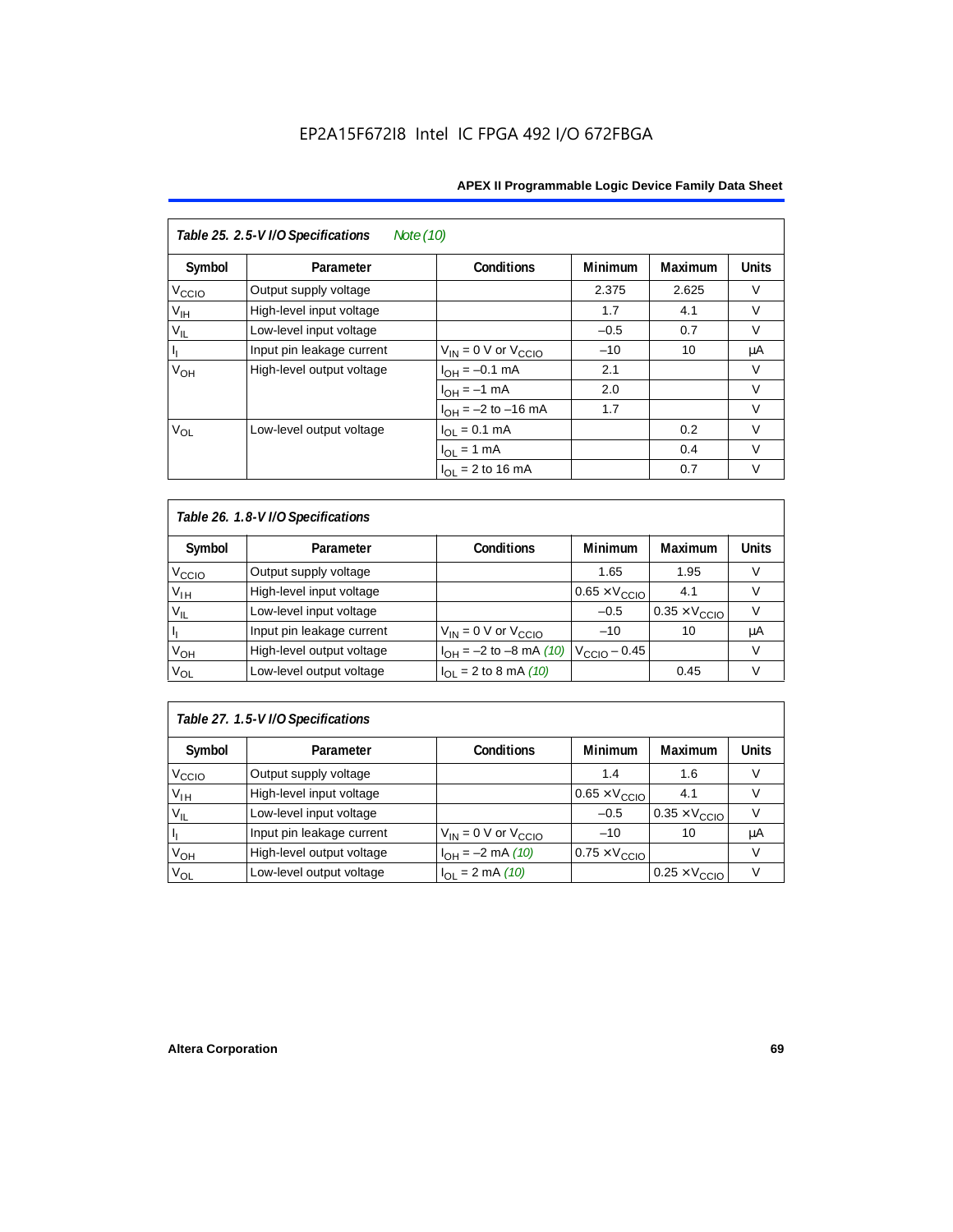*Table 25. 2.5-V I/O Specifications* *Note (10)*

| Symbol | Parameter | Conditions | Minimum | Maximum | Units |
|---|---|---|---|---|---|
| $V_{CCIO}$ | Output supply voltage | | 2.375 | 2.625 | V |
| $V_{IH}$ | High-level input voltage | | 1.7 | 4.1 | V |
| $V_{IL}$ | Low-level input voltage | | –0.5 | 0.7 | V |
| $I_I$ | Input pin leakage current | $V_{IN}$ = 0 V or $V_{CCIO}$ | –10 | 10 | µA |
| $V_{OH}$ | High-level output voltage | $I_{OH}$ = –0.1 mA | 2.1 | | V |
| | | $I_{OH}$ = –1 mA | 2.0 | | V |
| | | $I_{OH}$ = –2 to –16 mA | 1.7 | | V |
| $V_{OL}$ | Low-level output voltage | $I_{OL}$ = 0.1 mA | | 0.2 | V |
| | | $I_{OL}$ = 1 mA | | 0.4 | V |
| | | $I_{OL}$ = 2 to 16 mA | | 0.7 | V |

*Table 26. 1.8-V I/O Specifications*

| Symbol | Parameter | Conditions | Minimum | Maximum | Units |
|---|---|---|---|---|---|
| $V_{CCIO}$ | Output supply voltage | | 1.65 | 1.95 | V |
| $V_{IH}$ | High-level input voltage | | 0.65 × $V_{CCIO}$ | 4.1 | V |
| $V_{IL}$ | Low-level input voltage | | –0.5 | 0.35 × $V_{CCIO}$ | V |
| $I_I$ | Input pin leakage current | $V_{IN}$ = 0 V or $V_{CCIO}$ | –10 | 10 | µA |
| $V_{OH}$ | High-level output voltage | $I_{OH}$ = –2 to –8 mA *(10)* | $V_{CCIO}$ – 0.45 | | V |
| $V_{OL}$ | Low-level output voltage | $I_{OL}$ = 2 to 8 mA *(10)* | | 0.45 | V |

*Table 27. 1.5-V I/O Specifications*

| Symbol | Parameter | Conditions | Minimum | Maximum | Units |
|---|---|---|---|---|---|
| $V_{CCIO}$ | Output supply voltage | | 1.4 | 1.6 | V |
| $V_{IH}$ | High-level input voltage | | 0.65 × $V_{CCIO}$ | 4.1 | V |
| $V_{IL}$ | Low-level input voltage | | –0.5 | 0.35 × $V_{CCIO}$ | V |
| $I_I$ | Input pin leakage current | $V_{IN}$ = 0 V or $V_{CCIO}$ | –10 | 10 | µA |
| $V_{OH}$ | High-level output voltage | $I_{OH}$ = –2 mA *(10)* | 0.75 × $V_{CCIO}$ | | V |
| $V_{OL}$ | Low-level output voltage | $I_{OL}$ = 2 mA *(10)* | | 0.25 × $V_{CCIO}$ | V |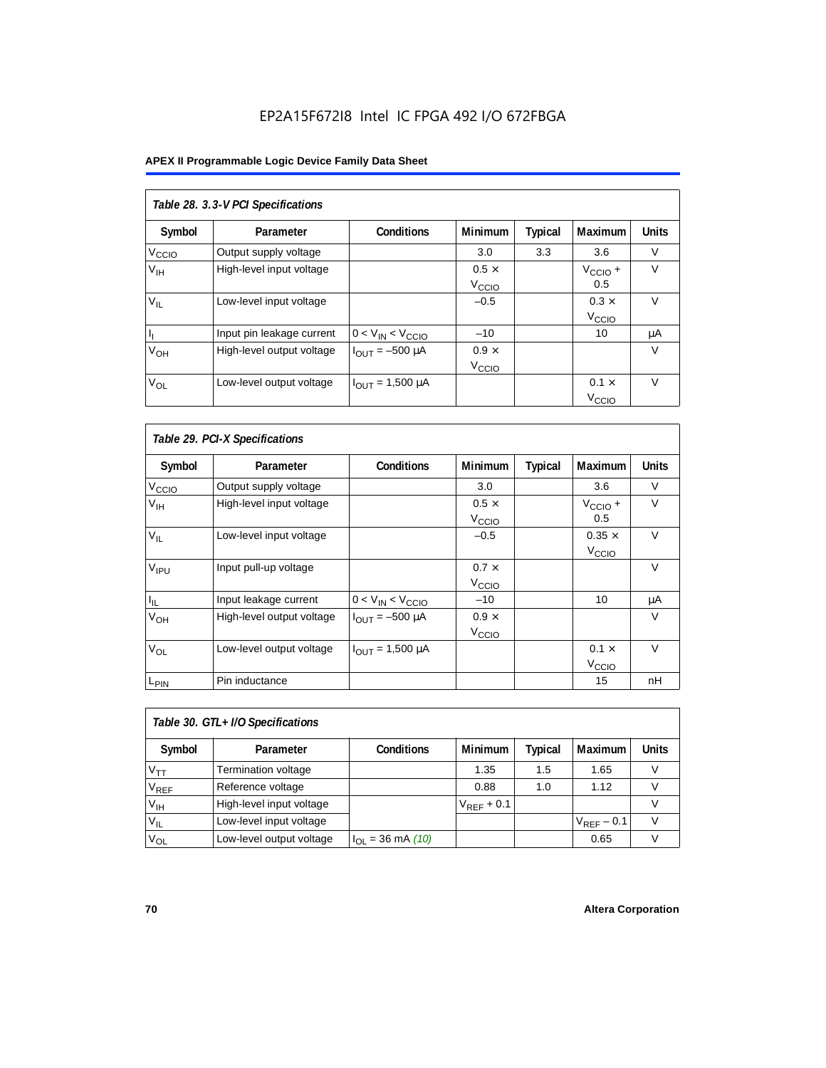EP2A15F672I8 Intel IC FPGA 492 I/O 672FBGA

*Table 28. 3.3-V PCI Specifications*

| Symbol | Parameter | Conditions | Minimum | Typical | Maximum | Units |
|---|---|---|---|---|---|---|
| $V_{CCIO}$ | Output supply voltage | | 3.0 | 3.3 | 3.6 | V |
| $V_{IH}$ | High-level input voltage | | $0.5 \times V_{CCIO}$ | | $V_{CCIO} + 0.5$ | V |
| $V_{IL}$ | Low-level input voltage | | –0.5 | | $0.3 \times V_{CCIO}$ | V |
| $I_I$ | Input pin leakage current | $0 < V_{IN} < V_{CCIO}$ | –10 | | 10 | µA |
| $V_{OH}$ | High-level output voltage | $I_{OUT} = -500$ µA | $0.9 \times V_{CCIO}$ | | | V |
| $V_{OL}$ | Low-level output voltage | $I_{OUT} = 1{,}500$ µA | | | $0.1 \times V_{CCIO}$ | V |

*Table 29. PCI-X Specifications*

| Symbol | Parameter | Conditions | Minimum | Typical | Maximum | Units |
|---|---|---|---|---|---|---|
| $V_{CCIO}$ | Output supply voltage | | 3.0 | | 3.6 | V |
| $V_{IH}$ | High-level input voltage | | $0.5 \times V_{CCIO}$ | | $V_{CCIO} + 0.5$ | V |
| $V_{IL}$ | Low-level input voltage | | –0.5 | | $0.35 \times V_{CCIO}$ | V |
| $V_{IPU}$ | Input pull-up voltage | | $0.7 \times V_{CCIO}$ | | | V |
| $I_{IL}$ | Input leakage current | $0 < V_{IN} < V_{CCIO}$ | –10 | | 10 | µA |
| $V_{OH}$ | High-level output voltage | $I_{OUT} = -500$ µA | $0.9 \times V_{CCIO}$ | | | V |
| $V_{OL}$ | Low-level output voltage | $I_{OUT} = 1{,}500$ µA | | | $0.1 \times V_{CCIO}$ | V |
| $L_{PIN}$ | Pin inductance | | | | 15 | nH |

*Table 30. GTL+ I/O Specifications*

| Symbol | Parameter | Conditions | Minimum | Typical | Maximum | Units |
|---|---|---|---|---|---|---|
| $V_{TT}$ | Termination voltage | | 1.35 | 1.5 | 1.65 | V |
| $V_{REF}$ | Reference voltage | | 0.88 | 1.0 | 1.12 | V |
| $V_{IH}$ | High-level input voltage | | $V_{REF} + 0.1$ | | | V |
| $V_{IL}$ | Low-level input voltage | | | | $V_{REF} - 0.1$ | V |
| $V_{OL}$ | Low-level output voltage | $I_{OL} = 36$ mA *(10)* | | | 0.65 | V |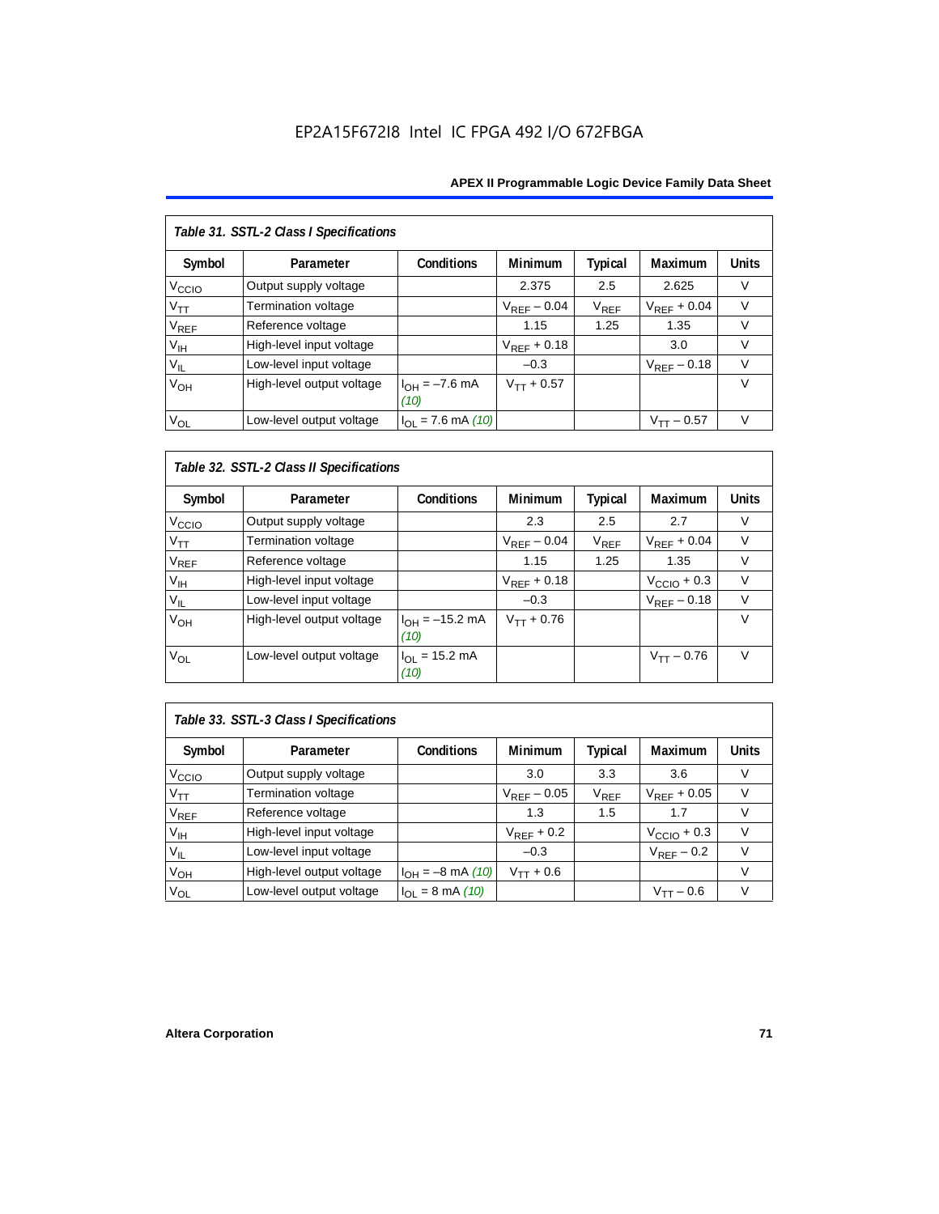| Table 31. SSTL-2 Class I Specifications | | | | | | |
|---|---|---|---|---|---|---|
| Symbol | Parameter | Conditions | Minimum | Typical | Maximum | Units |
| $V_{CCIO}$ | Output supply voltage | | 2.375 | 2.5 | 2.625 | V |
| $V_{TT}$ | Termination voltage | | $V_{REF}$ – 0.04 | $V_{REF}$ | $V_{REF}$ + 0.04 | V |
| $V_{REF}$ | Reference voltage | | 1.15 | 1.25 | 1.35 | V |
| $V_{IH}$ | High-level input voltage | | $V_{REF}$ + 0.18 | | 3.0 | V |
| $V_{IL}$ | Low-level input voltage | | –0.3 | | $V_{REF}$ – 0.18 | V |
| $V_{OH}$ | High-level output voltage | $I_{OH}$ = –7.6 mA *(10)* | $V_{TT}$ + 0.57 | | | V |
| $V_{OL}$ | Low-level output voltage | $I_{OL}$ = 7.6 mA *(10)* | | | $V_{TT}$ – 0.57 | V |

| Table 32. SSTL-2 Class II Specifications | | | | | | |
|---|---|---|---|---|---|---|
| Symbol | Parameter | Conditions | Minimum | Typical | Maximum | Units |
| $V_{CCIO}$ | Output supply voltage | | 2.3 | 2.5 | 2.7 | V |
| $V_{TT}$ | Termination voltage | | $V_{REF}$ – 0.04 | $V_{REF}$ | $V_{REF}$ + 0.04 | V |
| $V_{REF}$ | Reference voltage | | 1.15 | 1.25 | 1.35 | V |
| $V_{IH}$ | High-level input voltage | | $V_{REF}$ + 0.18 | | $V_{CCIO}$ + 0.3 | V |
| $V_{IL}$ | Low-level input voltage | | –0.3 | | $V_{REF}$ – 0.18 | V |
| $V_{OH}$ | High-level output voltage | $I_{OH}$ = –15.2 mA *(10)* | $V_{TT}$ + 0.76 | | | V |
| $V_{OL}$ | Low-level output voltage | $I_{OL}$ = 15.2 mA *(10)* | | | $V_{TT}$ – 0.76 | V |

| Table 33. SSTL-3 Class I Specifications | | | | | | |
|---|---|---|---|---|---|---|
| Symbol | Parameter | Conditions | Minimum | Typical | Maximum | Units |
| $V_{CCIO}$ | Output supply voltage | | 3.0 | 3.3 | 3.6 | V |
| $V_{TT}$ | Termination voltage | | $V_{REF}$ – 0.05 | $V_{REF}$ | $V_{REF}$ + 0.05 | V |
| $V_{REF}$ | Reference voltage | | 1.3 | 1.5 | 1.7 | V |
| $V_{IH}$ | High-level input voltage | | $V_{REF}$ + 0.2 | | $V_{CCIO}$ + 0.3 | V |
| $V_{IL}$ | Low-level input voltage | | –0.3 | | $V_{REF}$ – 0.2 | V |
| $V_{OH}$ | High-level output voltage | $I_{OH}$ = –8 mA *(10)* | $V_{TT}$ + 0.6 | | | V |
| $V_{OL}$ | Low-level output voltage | $I_{OL}$ = 8 mA *(10)* | | | $V_{TT}$ – 0.6 | V |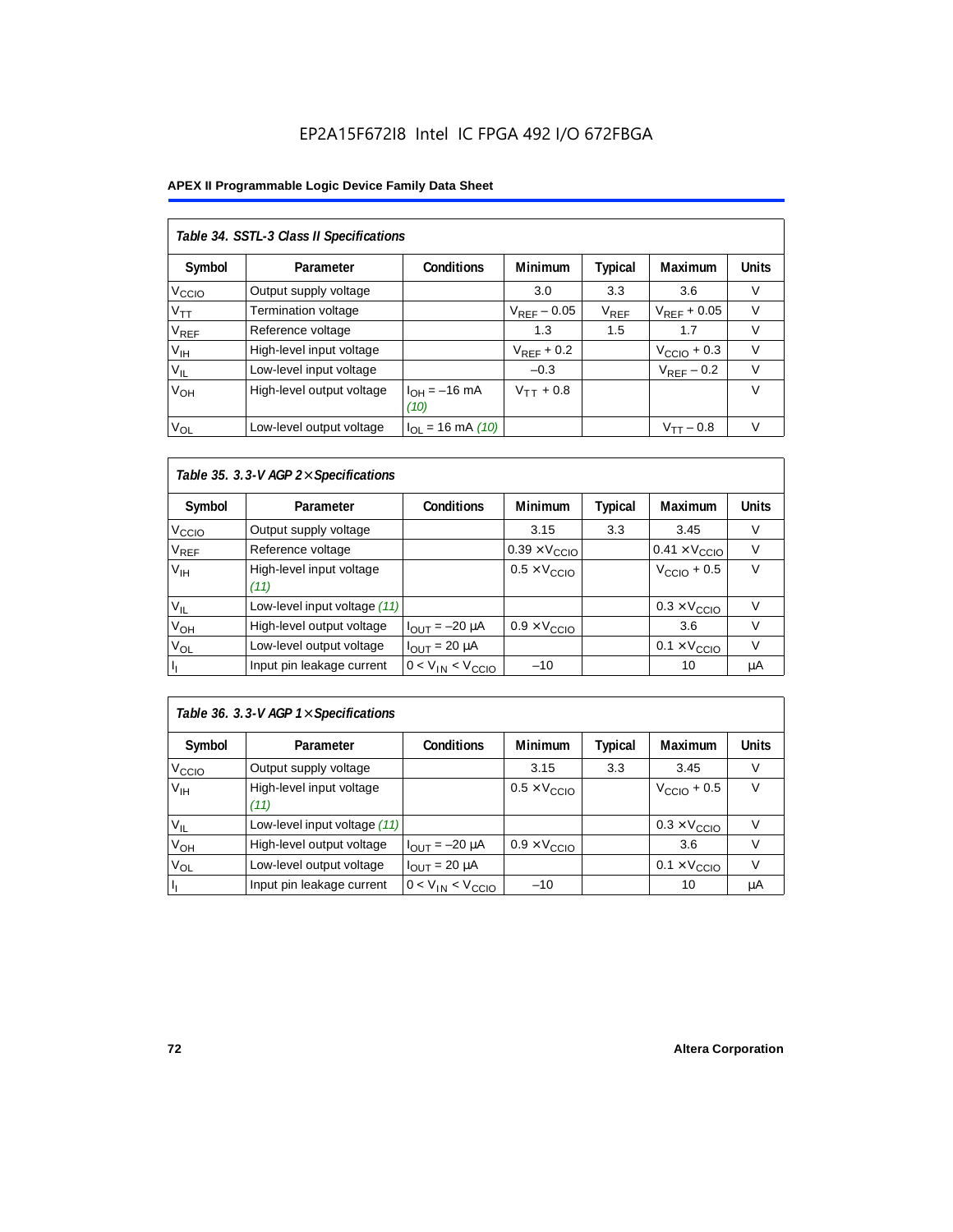**Table 34. SSTL-3 Class II Specifications**

| Symbol | Parameter | Conditions | Minimum | Typical | Maximum | Units |
|---|---|---|---|---|---|---|
| $V_{CCIO}$ | Output supply voltage | | 3.0 | 3.3 | 3.6 | V |
| $V_{TT}$ | Termination voltage | | $V_{REF} - 0.05$ | $V_{REF}$ | $V_{REF} + 0.05$ | V |
| $V_{REF}$ | Reference voltage | | 1.3 | 1.5 | 1.7 | V |
| $V_{IH}$ | High-level input voltage | | $V_{REF} + 0.2$ | | $V_{CCIO} + 0.3$ | V |
| $V_{IL}$ | Low-level input voltage | | –0.3 | | $V_{REF} - 0.2$ | V |
| $V_{OH}$ | High-level output voltage | $I_{OH} = -16$ mA *(10)* | $V_{TT} + 0.8$ | | | V |
| $V_{OL}$ | Low-level output voltage | $I_{OL} = 16$ mA *(10)* | | | $V_{TT} - 0.8$ | V |

**Table 35. 3.3-V AGP 2× Specifications**

| Symbol | Parameter | Conditions | Minimum | Typical | Maximum | Units |
|---|---|---|---|---|---|---|
| $V_{CCIO}$ | Output supply voltage | | 3.15 | 3.3 | 3.45 | V |
| $V_{REF}$ | Reference voltage | | $0.39 \times V_{CCIO}$ | | $0.41 \times V_{CCIO}$ | V |
| $V_{IH}$ | High-level input voltage *(11)* | | $0.5 \times V_{CCIO}$ | | $V_{CCIO} + 0.5$ | V |
| $V_{IL}$ | Low-level input voltage *(11)* | | | | $0.3 \times V_{CCIO}$ | V |
| $V_{OH}$ | High-level output voltage | $I_{OUT} = -20$ µA | $0.9 \times V_{CCIO}$ | | 3.6 | V |
| $V_{OL}$ | Low-level output voltage | $I_{OUT} = 20$ µA | | | $0.1 \times V_{CCIO}$ | V |
| $I_I$ | Input pin leakage current | $0 < V_{IN} < V_{CCIO}$ | –10 | | 10 | µA |

**Table 36. 3.3-V AGP 1× Specifications**

| Symbol | Parameter | Conditions | Minimum | Typical | Maximum | Units |
|---|---|---|---|---|---|---|
| $V_{CCIO}$ | Output supply voltage | | 3.15 | 3.3 | 3.45 | V |
| $V_{IH}$ | High-level input voltage *(11)* | | $0.5 \times V_{CCIO}$ | | $V_{CCIO} + 0.5$ | V |
| $V_{IL}$ | Low-level input voltage *(11)* | | | | $0.3 \times V_{CCIO}$ | V |
| $V_{OH}$ | High-level output voltage | $I_{OUT} = -20$ µA | $0.9 \times V_{CCIO}$ | | 3.6 | V |
| $V_{OL}$ | Low-level output voltage | $I_{OUT} = 20$ µA | | | $0.1 \times V_{CCIO}$ | V |
| $I_I$ | Input pin leakage current | $0 < V_{IN} < V_{CCIO}$ | –10 | | 10 | µA |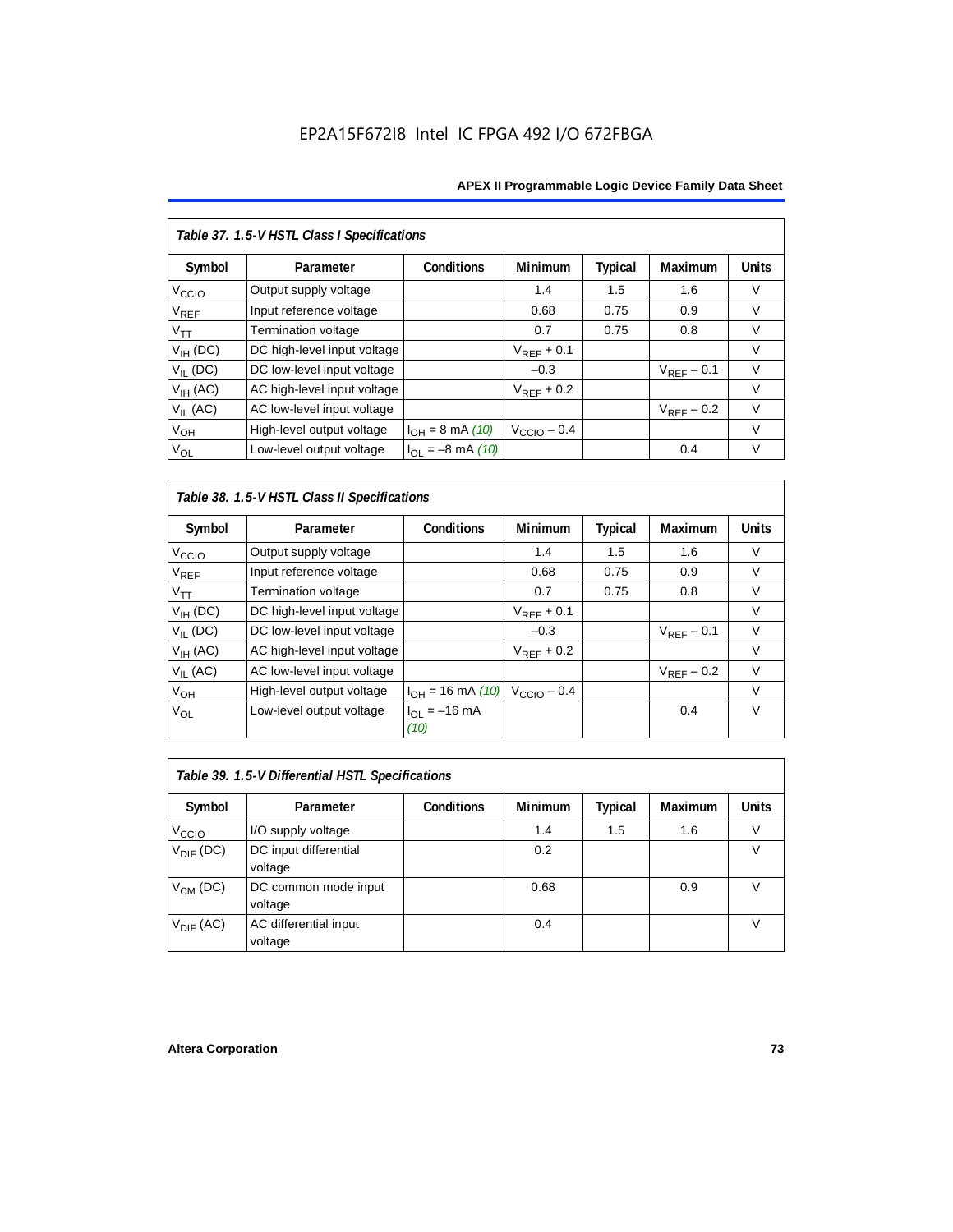Table 37. 1.5-V HSTL Class I Specifications

| Symbol | Parameter | Conditions | Minimum | Typical | Maximum | Units |
|---|---|---|---|---|---|---|
| $V_{CCIO}$ | Output supply voltage | | 1.4 | 1.5 | 1.6 | V |
| $V_{REF}$ | Input reference voltage | | 0.68 | 0.75 | 0.9 | V |
| $V_{TT}$ | Termination voltage | | 0.7 | 0.75 | 0.8 | V |
| $V_{IH}$ (DC) | DC high-level input voltage | | $V_{REF}$ + 0.1 | | | V |
| $V_{IL}$ (DC) | DC low-level input voltage | | –0.3 | | $V_{REF}$ – 0.1 | V |
| $V_{IH}$ (AC) | AC high-level input voltage | | $V_{REF}$ + 0.2 | | | V |
| $V_{IL}$ (AC) | AC low-level input voltage | | | | $V_{REF}$ – 0.2 | V |
| $V_{OH}$ | High-level output voltage | $I_{OH}$ = 8 mA *(10)* | $V_{CCIO}$ – 0.4 | | | V |
| $V_{OL}$ | Low-level output voltage | $I_{OL}$ = –8 mA *(10)* | | | 0.4 | V |

Table 38. 1.5-V HSTL Class II Specifications

| Symbol | Parameter | Conditions | Minimum | Typical | Maximum | Units |
|---|---|---|---|---|---|---|
| $V_{CCIO}$ | Output supply voltage | | 1.4 | 1.5 | 1.6 | V |
| $V_{REF}$ | Input reference voltage | | 0.68 | 0.75 | 0.9 | V |
| $V_{TT}$ | Termination voltage | | 0.7 | 0.75 | 0.8 | V |
| $V_{IH}$ (DC) | DC high-level input voltage | | $V_{REF}$ + 0.1 | | | V |
| $V_{IL}$ (DC) | DC low-level input voltage | | –0.3 | | $V_{REF}$ – 0.1 | V |
| $V_{IH}$ (AC) | AC high-level input voltage | | $V_{REF}$ + 0.2 | | | V |
| $V_{IL}$ (AC) | AC low-level input voltage | | | | $V_{REF}$ – 0.2 | V |
| $V_{OH}$ | High-level output voltage | $I_{OH}$ = 16 mA *(10)* | $V_{CCIO}$ – 0.4 | | | V |
| $V_{OL}$ | Low-level output voltage | $I_{OL}$ = –16 mA *(10)* | | | 0.4 | V |

Table 39. 1.5-V Differential HSTL Specifications

| Symbol | Parameter | Conditions | Minimum | Typical | Maximum | Units |
|---|---|---|---|---|---|---|
| $V_{CCIO}$ | I/O supply voltage | | 1.4 | 1.5 | 1.6 | V |
| $V_{DIF}$ (DC) | DC input differential voltage | | 0.2 | | | V |
| $V_{CM}$ (DC) | DC common mode input voltage | | 0.68 | | 0.9 | V |
| $V_{DIF}$ (AC) | AC differential input voltage | | 0.4 | | | V |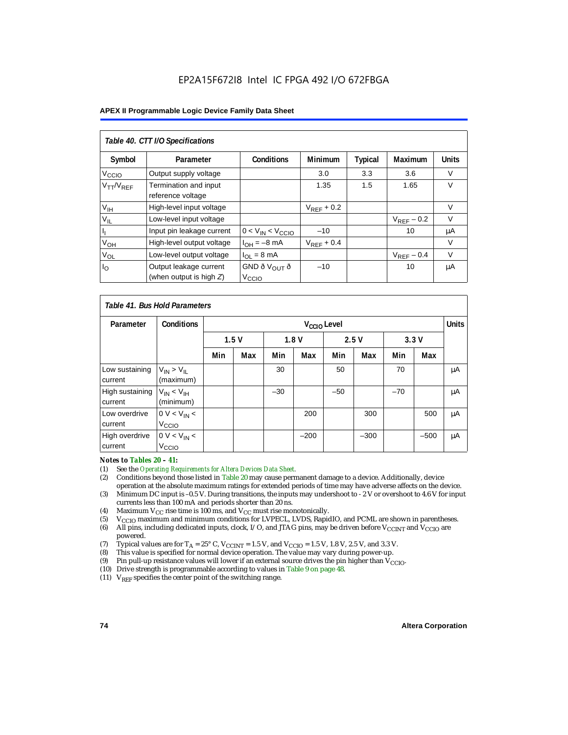## Table 40. CTT I/O Specifications

| Symbol | Parameter | Conditions | Minimum | Typical | Maximum | Units |
|---|---|---|---|---|---|---|
| $V_{CCIO}$ | Output supply voltage | | 3.0 | 3.3 | 3.6 | V |
| $V_{TT}/V_{REF}$ | Termination and input reference voltage | | 1.35 | 1.5 | 1.65 | V |
| $V_{IH}$ | High-level input voltage | | $V_{REF} + 0.2$ | | | V |
| $V_{IL}$ | Low-level input voltage | | | | $V_{REF} - 0.2$ | V |
| $I_I$ | Input pin leakage current | $0 < V_{IN} < V_{CCIO}$ | –10 | | 10 | µA |
| $V_{OH}$ | High-level output voltage | $I_{OH} = -8$ mA | $V_{REF} + 0.4$ | | | V |
| $V_{OL}$ | Low-level output voltage | $I_{OL} = 8$ mA | | | $V_{REF} - 0.4$ | V |
| $I_O$ | Output leakage current (when output is high *Z*) | GND ð $V_{OUT}$ ð $V_{CCIO}$ | –10 | | 10 | µA |

## Table 41. Bus Hold Parameters

| Parameter | Conditions | $V_{CCIO}$ Level | | | | | | | | Units |
|---|---|---|---|---|---|---|---|---|---|---|
| | | 1.5 V | | 1.8 V | | 2.5 V | | 3.3 V | | |
| | | Min | Max | Min | Max | Min | Max | Min | Max | |
| Low sustaining current | $V_{IN} > V_{IL}$ (maximum) | | | 30 | | 50 | | 70 | | µA |
| High sustaining current | $V_{IN} < V_{IH}$ (minimum) | | | –30 | | –50 | | –70 | | µA |
| Low overdrive current | $0\text{ V} < V_{IN} < V_{CCIO}$ | | | | 200 | | 300 | | 500 | µA |
| High overdrive current | $0\text{ V} < V_{IN} < V_{CCIO}$ | | | | –200 | | –300 | | –500 | µA |

***Notes to Tables 20 – 41:***

(1) See the *Operating Requirements for Altera Devices Data Sheet*.
(2) Conditions beyond those listed in Table 20 may cause permanent damage to a device. Additionally, device operation at the absolute maximum ratings for extended periods of time may have adverse affects on the device.
(3) Minimum DC input is –0.5 V. During transitions, the inputs may undershoot to - 2 V or overshoot to 4.6 V for input currents less than 100 mA and periods shorter than 20 ns.
(4) Maximum $V_{CC}$ rise time is 100 ms, and $V_{CC}$ must rise monotonically.
(5) $V_{CCIO}$ maximum and minimum conditions for LVPECL, LVDS, RapidIO, and PCML are shown in parentheses.
(6) All pins, including dedicated inputs, clock, I/O, and JTAG pins, may be driven before $V_{CCINT}$ and $V_{CCIO}$ are powered.
(7) Typical values are for $T_A = 25°$ C, $V_{CCINT} = 1.5$ V, and $V_{CCIO} = 1.5$ V, 1.8 V, 2.5 V, and 3.3 V.
(8) This value is specified for normal device operation. The value may vary during power-up.
(9) Pin pull-up resistance values will lower if an external source drives the pin higher than $V_{CCIO}$.
(10) Drive strength is programmable according to values in Table 9 on page 48.
(11) $V_{REF}$ specifies the center point of the switching range.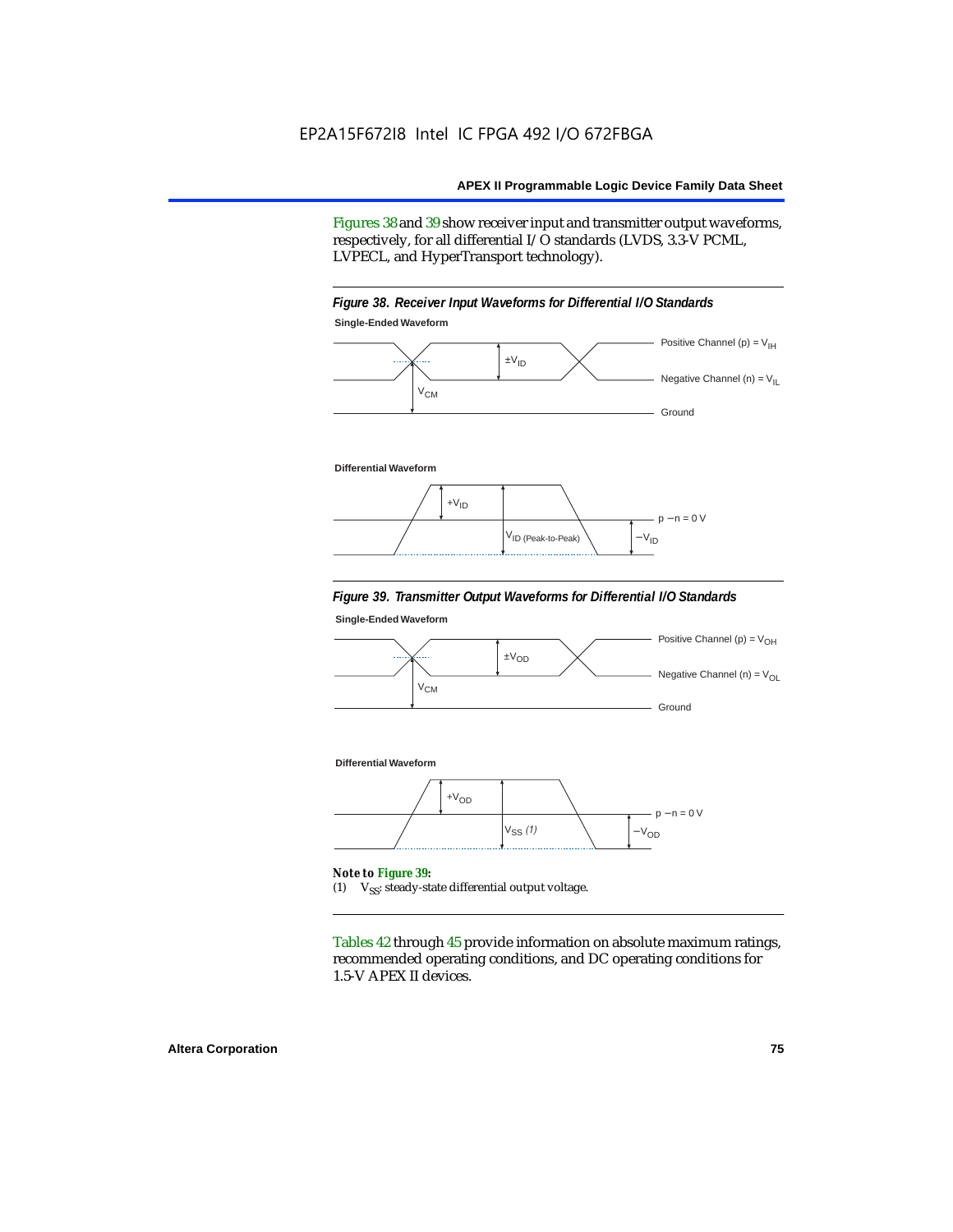Figures 38 and 39 show receiver input and transmitter output waveforms, respectively, for all differential I/O standards (LVDS, 3.3-V PCML, LVPECL, and HyperTransport technology).

*Figure 38. Receiver Input Waveforms for Differential I/O Standards*

Single-Ended Waveform

Positive Channel (p) = $V_{IH}$

$\pm V_{ID}$

Negative Channel (n) = $V_{IL}$

$V_{CM}$

Ground

Differential Waveform

$+V_{ID}$

p − n = 0 V

$V_{ID\ (Peak\text{-}to\text{-}Peak)}$

$-V_{ID}$

*Figure 39. Transmitter Output Waveforms for Differential I/O Standards*

Single-Ended Waveform

Positive Channel (p) = $V_{OH}$

$\pm V_{OD}$

Negative Channel (n) = $V_{OL}$

$V_{CM}$

Ground

Differential Waveform

$+V_{OD}$

p − n = 0 V

$V_{SS}$ *(1)*

$-V_{OD}$

***Note to Figure 39:***

(1) $V_{SS}$: steady-state differential output voltage.

Tables 42 through 45 provide information on absolute maximum ratings, recommended operating conditions, and DC operating conditions for 1.5-V APEX II devices.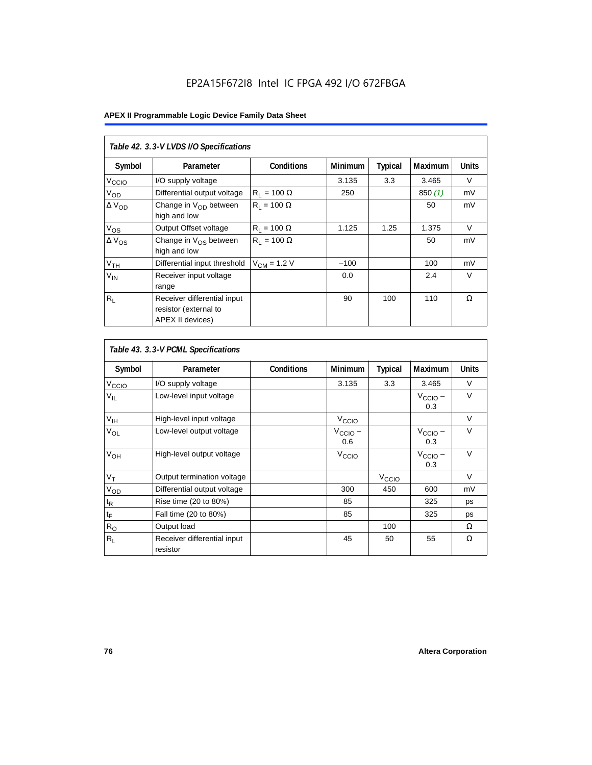EP2A15F672I8 Intel IC FPGA 492 I/O 672FBGA

| Table 42. 3.3-V LVDS I/O Specifications | | | | | | |
|---|---|---|---|---|---|---|
| Symbol | Parameter | Conditions | Minimum | Typical | Maximum | Units |
| $V_{CCIO}$ | I/O supply voltage | | 3.135 | 3.3 | 3.465 | V |
| $V_{OD}$ | Differential output voltage | $R_L$ = 100 Ω | 250 | | 850 *(1)* | mV |
| Δ $V_{OD}$ | Change in $V_{OD}$ between high and low | $R_L$ = 100 Ω | | | 50 | mV |
| $V_{OS}$ | Output Offset voltage | $R_L$ = 100 Ω | 1.125 | 1.25 | 1.375 | V |
| Δ $V_{OS}$ | Change in $V_{OS}$ between high and low | $R_L$ = 100 Ω | | | 50 | mV |
| $V_{TH}$ | Differential input threshold | $V_{CM}$ = 1.2 V | –100 | | 100 | mV |
| $V_{IN}$ | Receiver input voltage range | | 0.0 | | 2.4 | V |
| $R_L$ | Receiver differential input resistor (external to APEX II devices) | | 90 | 100 | 110 | Ω |

| Table 43. 3.3-V PCML Specifications | | | | | | |
|---|---|---|---|---|---|---|
| Symbol | Parameter | Conditions | Minimum | Typical | Maximum | Units |
| $V_{CCIO}$ | I/O supply voltage | | 3.135 | 3.3 | 3.465 | V |
| $V_{IL}$ | Low-level input voltage | | | | $V_{CCIO}$ – 0.3 | V |
| $V_{IH}$ | High-level input voltage | | $V_{CCIO}$ | | | V |
| $V_{OL}$ | Low-level output voltage | | $V_{CCIO}$ – 0.6 | | $V_{CCIO}$ – 0.3 | V |
| $V_{OH}$ | High-level output voltage | | $V_{CCIO}$ | | $V_{CCIO}$ – 0.3 | V |
| $V_T$ | Output termination voltage | | | $V_{CCIO}$ | | V |
| $V_{OD}$ | Differential output voltage | | 300 | 450 | 600 | mV |
| $t_R$ | Rise time (20 to 80%) | | 85 | | 325 | ps |
| $t_F$ | Fall time (20 to 80%) | | 85 | | 325 | ps |
| $R_O$ | Output load | | | 100 | | Ω |
| $R_L$ | Receiver differential input resistor | | 45 | 50 | 55 | Ω |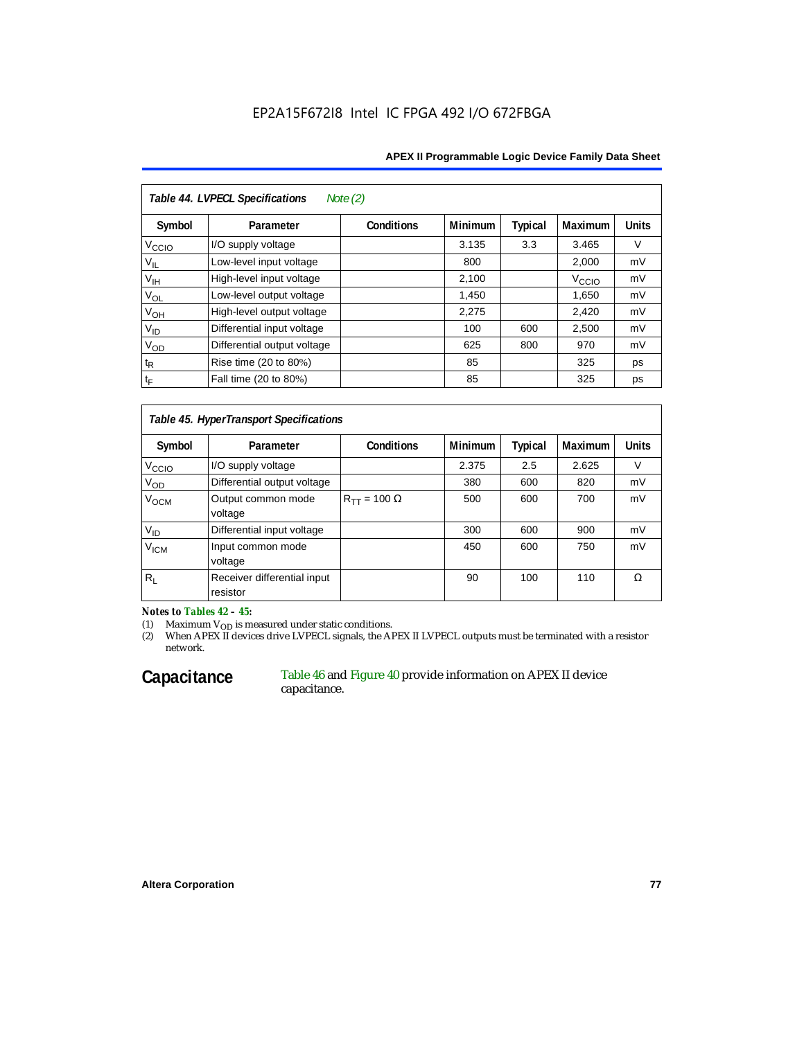*Table 44. LVPECL Specifications Note (2)*

| Symbol | Parameter | Conditions | Minimum | Typical | Maximum | Units |
|---|---|---|---|---|---|---|
| $V_{CCIO}$ | I/O supply voltage | | 3.135 | 3.3 | 3.465 | V |
| $V_{IL}$ | Low-level input voltage | | 800 | | 2,000 | mV |
| $V_{IH}$ | High-level input voltage | | 2,100 | | $V_{CCIO}$ | mV |
| $V_{OL}$ | Low-level output voltage | | 1,450 | | 1,650 | mV |
| $V_{OH}$ | High-level output voltage | | 2,275 | | 2,420 | mV |
| $V_{ID}$ | Differential input voltage | | 100 | 600 | 2,500 | mV |
| $V_{OD}$ | Differential output voltage | | 625 | 800 | 970 | mV |
| $t_R$ | Rise time (20 to 80%) | | 85 | | 325 | ps |
| $t_F$ | Fall time (20 to 80%) | | 85 | | 325 | ps |

*Table 45. HyperTransport Specifications*

| Symbol | Parameter | Conditions | Minimum | Typical | Maximum | Units |
|---|---|---|---|---|---|---|
| $V_{CCIO}$ | I/O supply voltage | | 2.375 | 2.5 | 2.625 | V |
| $V_{OD}$ | Differential output voltage | | 380 | 600 | 820 | mV |
| $V_{OCM}$ | Output common mode voltage | $R_{TT}$ = 100 Ω | 500 | 600 | 700 | mV |
| $V_{ID}$ | Differential input voltage | | 300 | 600 | 900 | mV |
| $V_{ICM}$ | Input common mode voltage | | 450 | 600 | 750 | mV |
| $R_L$ | Receiver differential input resistor | | 90 | 100 | 110 | Ω |

***Notes to Tables 42 – 45:***

(1) Maximum $V_{OD}$ is measured under static conditions.
(2) When APEX II devices drive LVPECL signals, the APEX II LVPECL outputs must be terminated with a resistor network.

## Capacitance

Table 46 and Figure 40 provide information on APEX II device capacitance.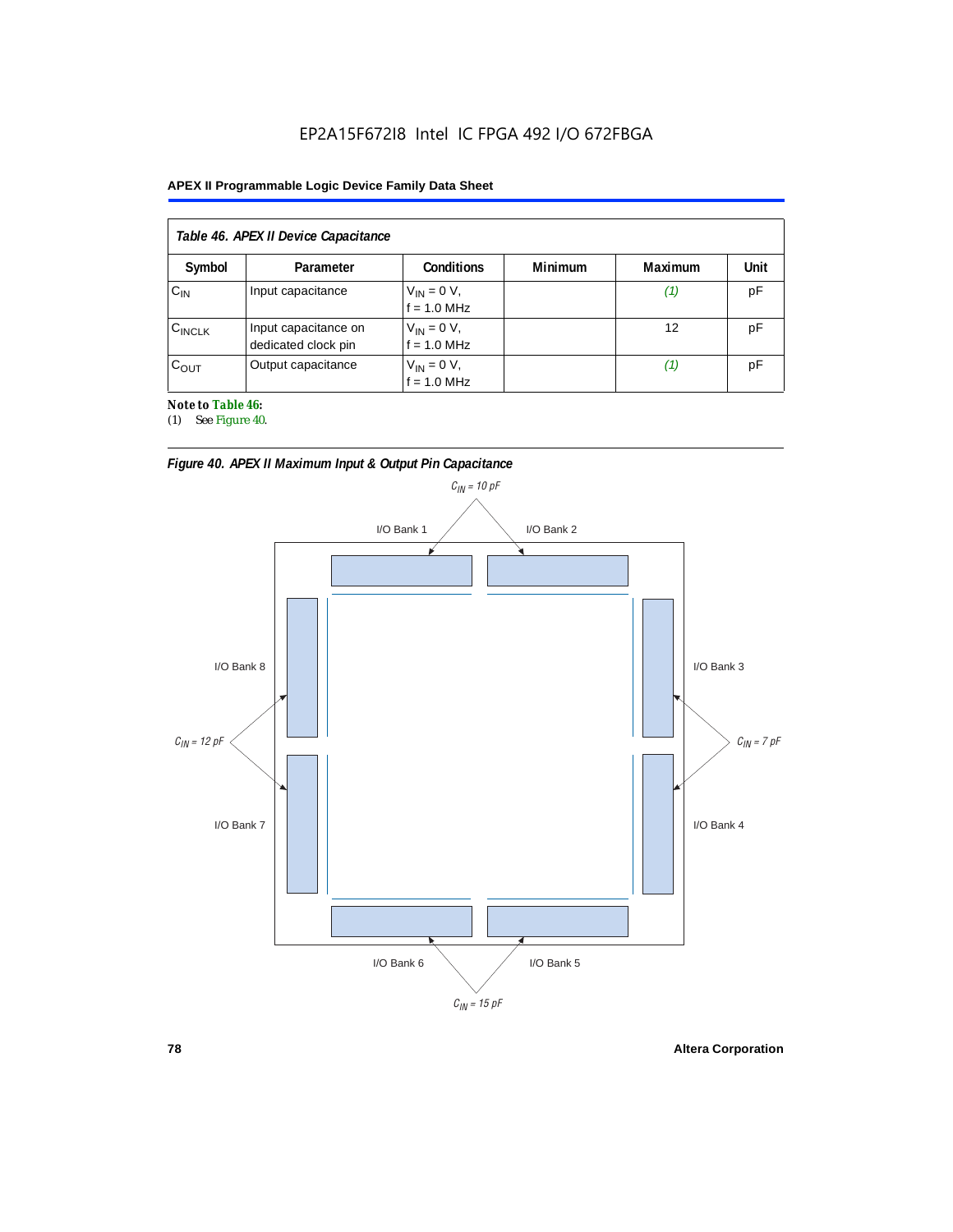| Table 46. APEX II Device Capacitance | | | | | |
|---|---|---|---|---|---|
| Symbol | Parameter | Conditions | Minimum | Maximum | Unit |
| $C_{IN}$ | Input capacitance | $V_{IN}$ = 0 V, f = 1.0 MHz | | (1) | pF |
| $C_{INCLK}$ | Input capacitance on dedicated clock pin | $V_{IN}$ = 0 V, f = 1.0 MHz | | 12 | pF |
| $C_{OUT}$ | Output capacitance | $V_{IN}$ = 0 V, f = 1.0 MHz | | (1) | pF |

**Note to Table 46:**

(1) See Figure 40.

*Figure 40. APEX II Maximum Input & Output Pin Capacitance*

$C_{IN}$ = 10 pF

I/O Bank 1

I/O Bank 2

I/O Bank 8

I/O Bank 3

$C_{IN}$ = 12 pF

$C_{IN}$ = 7 pF

I/O Bank 7

I/O Bank 4

I/O Bank 6

I/O Bank 5

$C_{IN}$ = 15 pF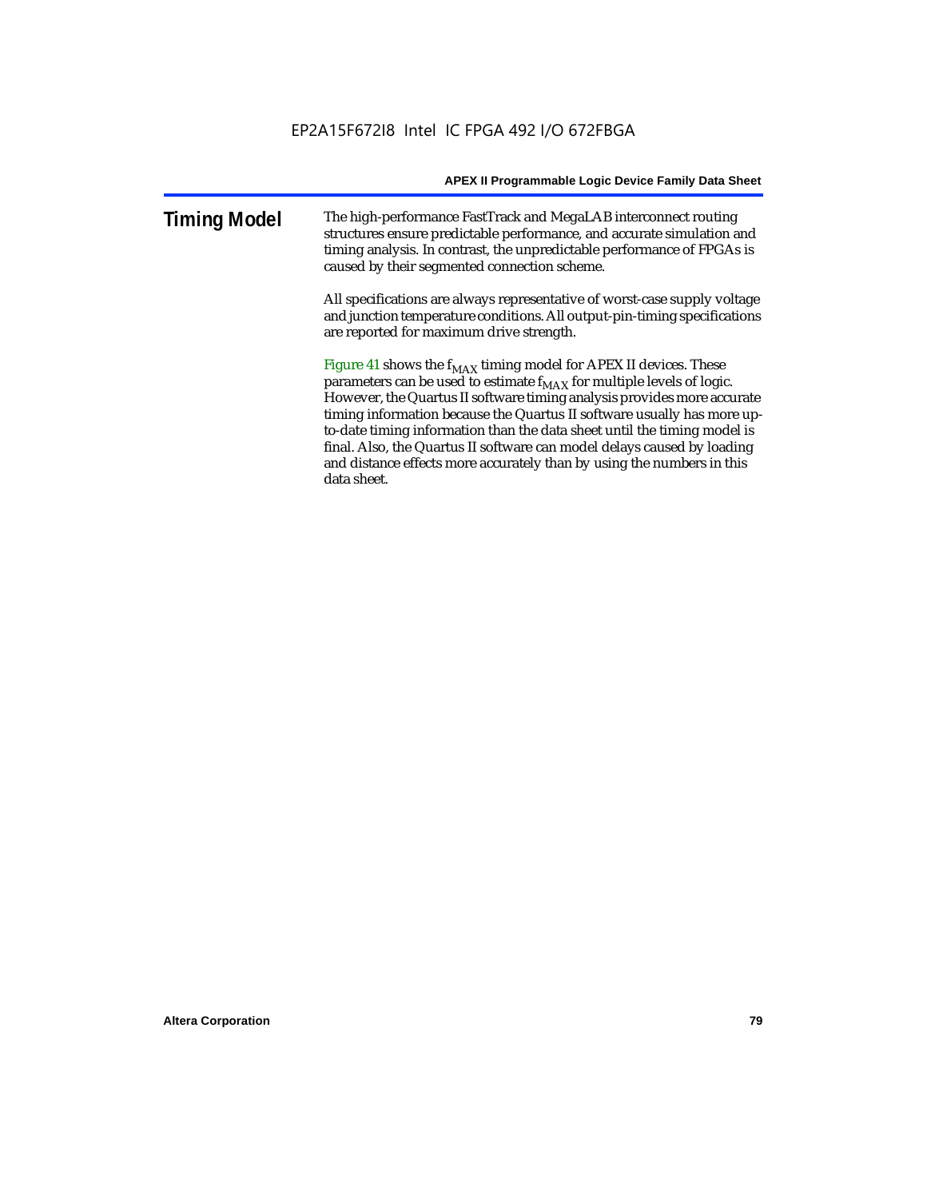## Timing Model

The high-performance FastTrack and MegaLAB interconnect routing structures ensure predictable performance, and accurate simulation and timing analysis. In contrast, the unpredictable performance of FPGAs is caused by their segmented connection scheme.

All specifications are always representative of worst-case supply voltage and junction temperature conditions. All output-pin-timing specifications are reported for maximum drive strength.

Figure 41 shows the $f_{MAX}$ timing model for APEX II devices. These parameters can be used to estimate $f_{MAX}$ for multiple levels of logic. However, the Quartus II software timing analysis provides more accurate timing information because the Quartus II software usually has more up-to-date timing information than the data sheet until the timing model is final. Also, the Quartus II software can model delays caused by loading and distance effects more accurately than by using the numbers in this data sheet.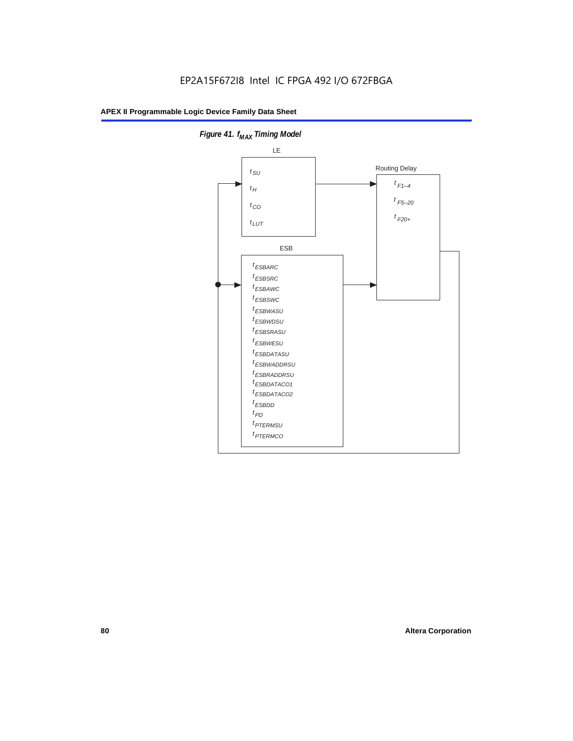Figure 41. $f_{MAX}$ Timing Model

LE

$t_{SU}$

$t_{H}$

$t_{CO}$

$t_{LUT}$

Routing Delay

$t_{F1-4}$

$t_{F5-20}$

$t_{F20+}$

ESB

$t_{ESBARC}$

$t_{ESBSRC}$

$t_{ESBAWC}$

$t_{ESBSWC}$

$t_{ESBWASU}$

$t_{ESBWDSU}$

$t_{ESBSRASU}$

$t_{ESBWESU}$

$t_{ESBDATASU}$

$t_{ESBWADDRSU}$

$t_{ESBRADDRSU}$

$t_{ESBDATACO1}$

$t_{ESBDATACO2}$

$t_{ESBDD}$

$t_{PD}$

$t_{PTERMSU}$

$t_{PTERMCO}$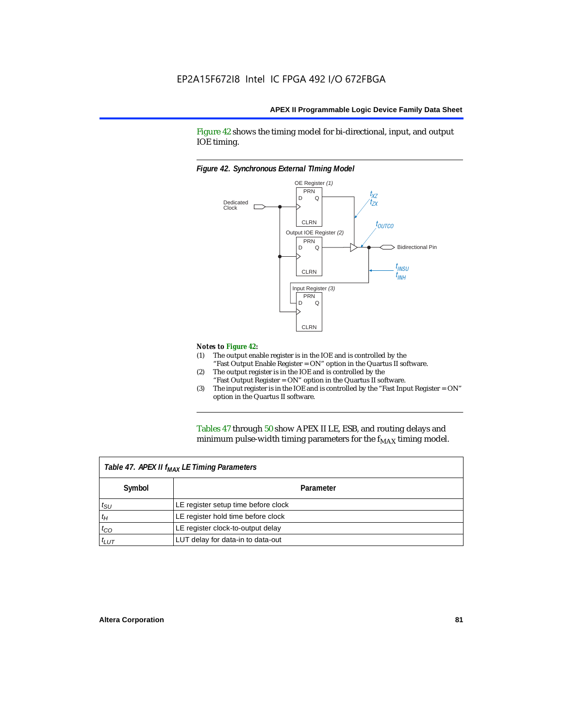Figure 42 shows the timing model for bi-directional, input, and output IOE timing.

*Figure 42. Synchronous External TIming Model*

OE Register (1)

PRN

D Q

CLRN

Dedicated Clock

$t_{XZ}$
$t_{ZX}$

$t_{OUTCO}$

Output IOE Register (2)

PRN

D Q

CLRN

Bidirectional Pin

$t_{INSU}$
$t_{INH}$

Input Register (3)

PRN

D Q

CLRN

*Notes to Figure 42:*

(1) The output enable register is in the IOE and is controlled by the "Fast Output Enable Register = ON" option in the Quartus II software.
(2) The output register is in the IOE and is controlled by the "Fast Output Register = ON" option in the Quartus II software.
(3) The input register is in the IOE and is controlled by the "Fast Input Register = ON" option in the Quartus II software.

Tables 47 through 50 show APEX II LE, ESB, and routing delays and minimum pulse-width timing parameters for the $f_{MAX}$ timing model.

| Table 47. APEX II $f_{MAX}$ LE Timing Parameters | |
|---|---|
| **Symbol** | **Parameter** |
| $t_{SU}$ | LE register setup time before clock |
| $t_{H}$ | LE register hold time before clock |
| $t_{CO}$ | LE register clock-to-output delay |
| $t_{LUT}$ | LUT delay for data-in to data-out |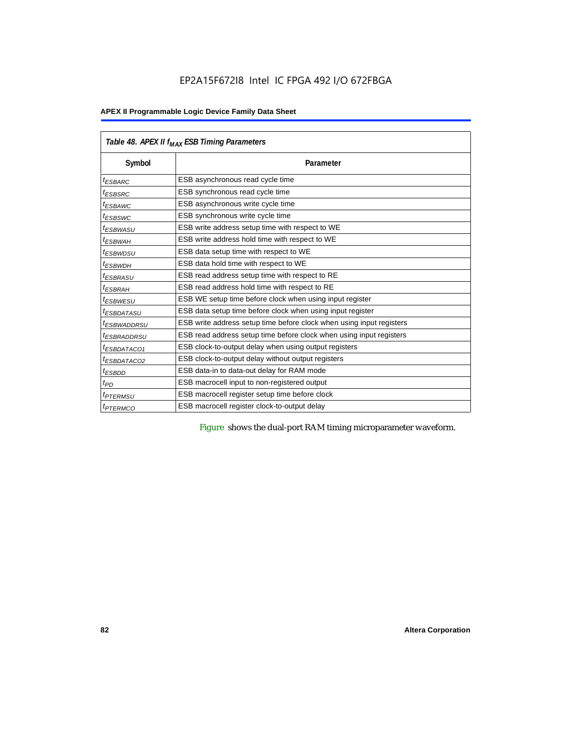EP2A15F672I8 Intel IC FPGA 492 I/O 672FBGA

| Table 48. APEX II $f_{MAX}$ ESB Timing Parameters | |
|---|---|
| **Symbol** | **Parameter** |
| $t_{ESBARC}$ | ESB asynchronous read cycle time |
| $t_{ESBSRC}$ | ESB synchronous read cycle time |
| $t_{ESBAWC}$ | ESB asynchronous write cycle time |
| $t_{ESBSWC}$ | ESB synchronous write cycle time |
| $t_{ESBWASU}$ | ESB write address setup time with respect to WE |
| $t_{ESBWAH}$ | ESB write address hold time with respect to WE |
| $t_{ESBWDSU}$ | ESB data setup time with respect to WE |
| $t_{ESBWDH}$ | ESB data hold time with respect to WE |
| $t_{ESBRASU}$ | ESB read address setup time with respect to RE |
| $t_{ESBRAH}$ | ESB read address hold time with respect to RE |
| $t_{ESBWESU}$ | ESB WE setup time before clock when using input register |
| $t_{ESBDATASU}$ | ESB data setup time before clock when using input register |
| $t_{ESBWADDRSU}$ | ESB write address setup time before clock when using input registers |
| $t_{ESBRADDRSU}$ | ESB read address setup time before clock when using input registers |
| $t_{ESBDATACO1}$ | ESB clock-to-output delay when using output registers |
| $t_{ESBDATACO2}$ | ESB clock-to-output delay without output registers |
| $t_{ESBDD}$ | ESB data-in to data-out delay for RAM mode |
| $t_{PD}$ | ESB macrocell input to non-registered output |
| $t_{PTERMSU}$ | ESB macrocell register setup time before clock |
| $t_{PTERMCO}$ | ESB macrocell register clock-to-output delay |

Figure shows the dual-port RAM timing microparameter waveform.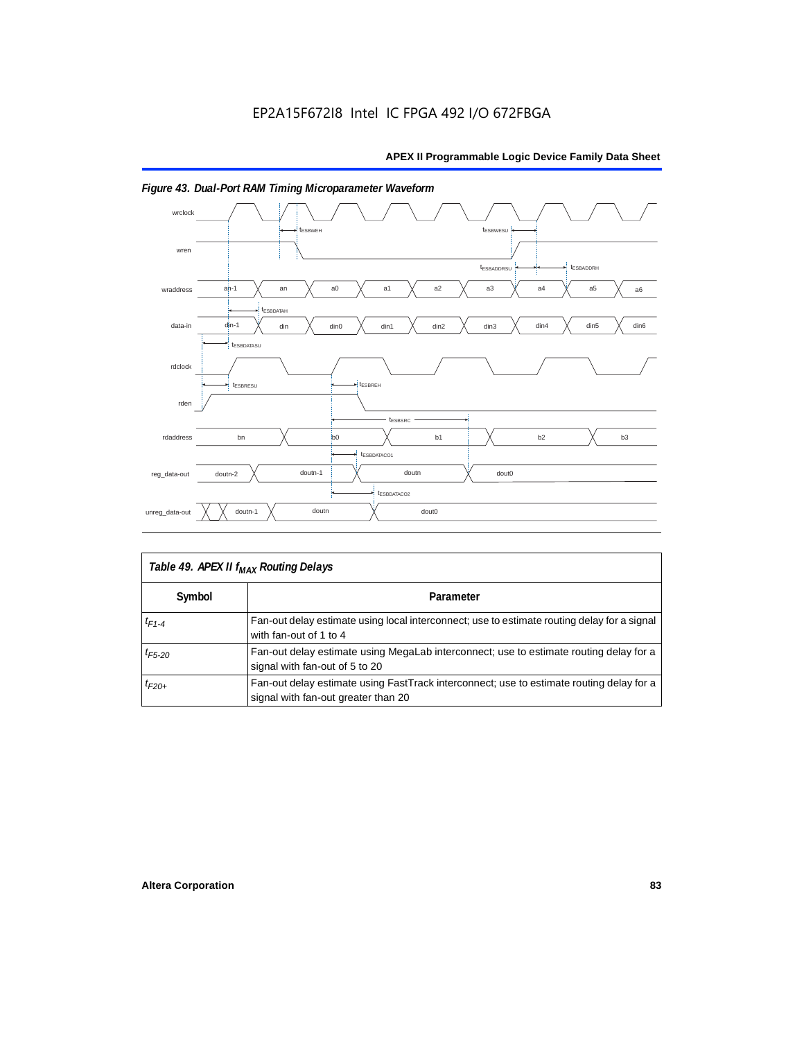EP2A15F672I8 Intel IC FPGA 492 I/O 672FBGA

*Figure 43. Dual-Port RAM Timing Microparameter Waveform*

wrclock

$t_{ESBWEH}$

$t_{ESBWESU}$

wren

$t_{ESBADDRSU}$

$t_{ESBADDRH}$

wraddress

an-1 an a0 a1 a2 a3 a4 a5 a6

$t_{ESBDATAH}$

data-in

din-1 din din0 din1 din2 din3 din4 din5 din6

$t_{ESBDATASU}$

rdclock

$t_{ESBRESU}$

$t_{ESBREH}$

rden

$t_{ESBSRC}$

rdaddress

bn b0 b1 b2 b3

$t_{ESBDATACO1}$

reg_data-out

doutn-2 doutn-1 doutn dout0

$t_{ESBDATACO2}$

unreg_data-out

doutn-1 doutn dout0

| *Table 49. APEX II $f_{MAX}$ Routing Delays* | |
|---|---|
| **Symbol** | **Parameter** |
| $t_{F1-4}$ | Fan-out delay estimate using local interconnect; use to estimate routing delay for a signal with fan-out of 1 to 4 |
| $t_{F5-20}$ | Fan-out delay estimate using MegaLab interconnect; use to estimate routing delay for a signal with fan-out of 5 to 20 |
| $t_{F20+}$ | Fan-out delay estimate using FastTrack interconnect; use to estimate routing delay for a signal with fan-out greater than 20 |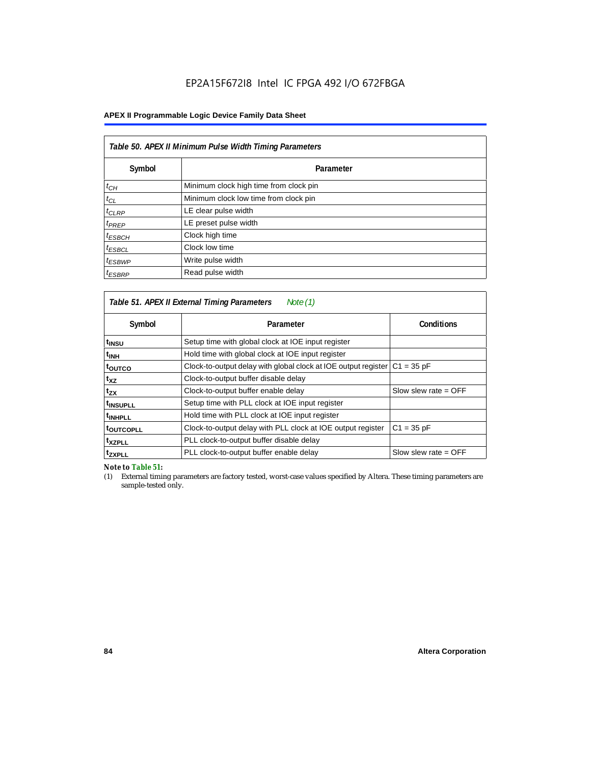**Table 50. APEX II Minimum Pulse Width Timing Parameters**

| Symbol | Parameter |
|---|---|
| $t_{CH}$ | Minimum clock high time from clock pin |
| $t_{CL}$ | Minimum clock low time from clock pin |
| $t_{CLRP}$ | LE clear pulse width |
| $t_{PREP}$ | LE preset pulse width |
| $t_{ESBCH}$ | Clock high time |
| $t_{ESBCL}$ | Clock low time |
| $t_{ESBWP}$ | Write pulse width |
| $t_{ESBRP}$ | Read pulse width |

**Table 51. APEX II External Timing Parameters** *Note (1)*

| Symbol | Parameter | Conditions |
|---|---|---|
| $t_{INSU}$ | Setup time with global clock at IOE input register | |
| $t_{INH}$ | Hold time with global clock at IOE input register | |
| $t_{OUTCO}$ | Clock-to-output delay with global clock at IOE output register | C1 = 35 pF |
| $t_{XZ}$ | Clock-to-output buffer disable delay | |
| $t_{ZX}$ | Clock-to-output buffer enable delay | Slow slew rate = OFF |
| $t_{INSUPLL}$ | Setup time with PLL clock at IOE input register | |
| $t_{INHPLL}$ | Hold time with PLL clock at IOE input register | |
| $t_{OUTCOPLL}$ | Clock-to-output delay with PLL clock at IOE output register | C1 = 35 pF |
| $t_{XZPLL}$ | PLL clock-to-output buffer disable delay | |
| $t_{ZXPLL}$ | PLL clock-to-output buffer enable delay | Slow slew rate = OFF |

*Note to Table 51:*

(1) External timing parameters are factory tested, worst-case values specified by Altera. These timing parameters are sample-tested only.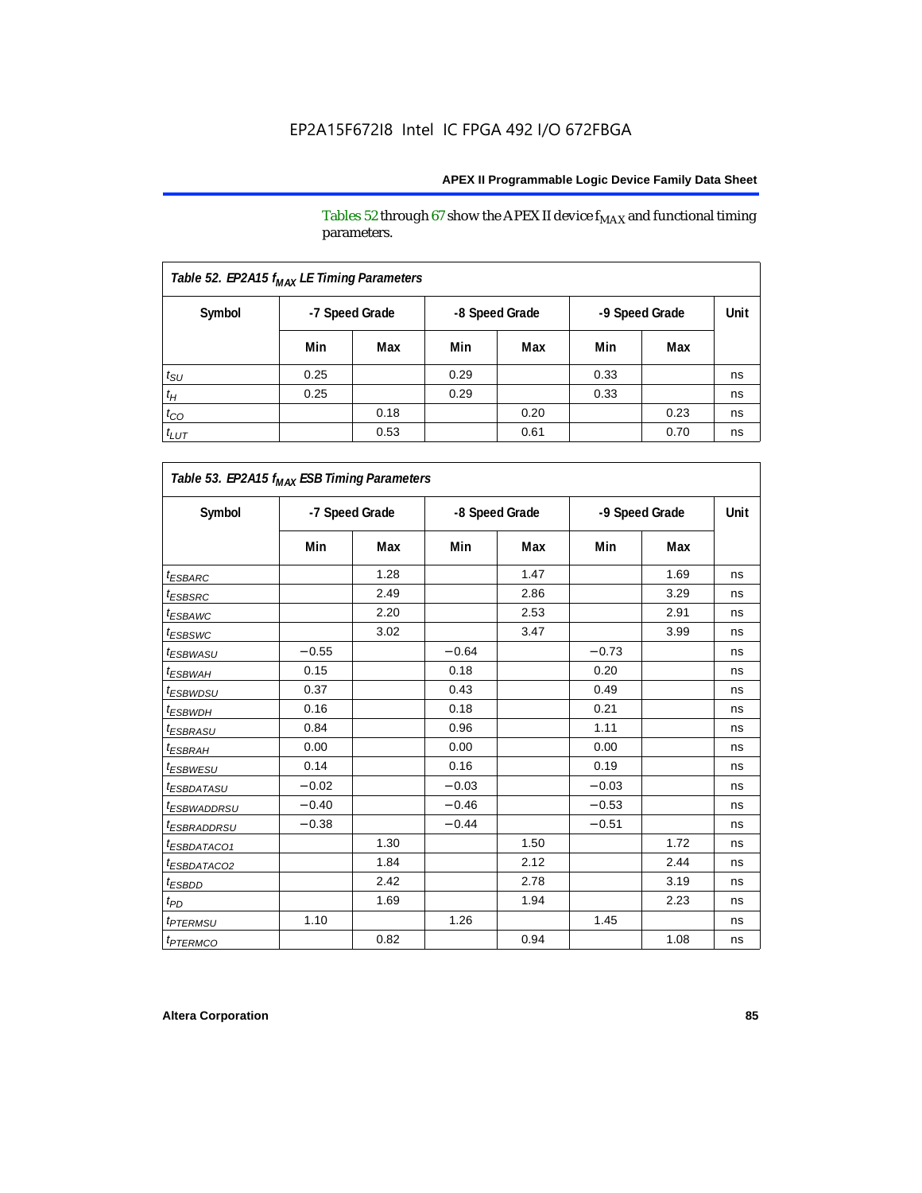Tables 52 through 67 show the APEX II device $f_{MAX}$ and functional timing parameters.

| Table 52. EP2A15 $f_{MAX}$ LE Timing Parameters | | | | | | | |
|---|---|---|---|---|---|---|---|
| Symbol | -7 Speed Grade | | -8 Speed Grade | | -9 Speed Grade | | Unit |
| | Min | Max | Min | Max | Min | Max | |
| $t_{SU}$ | 0.25 | | 0.29 | | 0.33 | | ns |
| $t_H$ | 0.25 | | 0.29 | | 0.33 | | ns |
| $t_{CO}$ | | 0.18 | | 0.20 | | 0.23 | ns |
| $t_{LUT}$ | | 0.53 | | 0.61 | | 0.70 | ns |

| Table 53. EP2A15 $f_{MAX}$ ESB Timing Parameters | | | | | | | |
|---|---|---|---|---|---|---|---|
| Symbol | -7 Speed Grade | | -8 Speed Grade | | -9 Speed Grade | | Unit |
| | Min | Max | Min | Max | Min | Max | |
| $t_{ESBARC}$ | | 1.28 | | 1.47 | | 1.69 | ns |
| $t_{ESBSRC}$ | | 2.49 | | 2.86 | | 3.29 | ns |
| $t_{ESBAWC}$ | | 2.20 | | 2.53 | | 2.91 | ns |
| $t_{ESBSWC}$ | | 3.02 | | 3.47 | | 3.99 | ns |
| $t_{ESBWASU}$ | −0.55 | | −0.64 | | −0.73 | | ns |
| $t_{ESBWAH}$ | 0.15 | | 0.18 | | 0.20 | | ns |
| $t_{ESBWDSU}$ | 0.37 | | 0.43 | | 0.49 | | ns |
| $t_{ESBWDH}$ | 0.16 | | 0.18 | | 0.21 | | ns |
| $t_{ESBRASU}$ | 0.84 | | 0.96 | | 1.11 | | ns |
| $t_{ESBRAH}$ | 0.00 | | 0.00 | | 0.00 | | ns |
| $t_{ESBWESU}$ | 0.14 | | 0.16 | | 0.19 | | ns |
| $t_{ESBDATASU}$ | −0.02 | | −0.03 | | −0.03 | | ns |
| $t_{ESBWADDRSU}$ | −0.40 | | −0.46 | | −0.53 | | ns |
| $t_{ESBRADDRSU}$ | −0.38 | | −0.44 | | −0.51 | | ns |
| $t_{ESBDATACO1}$ | | 1.30 | | 1.50 | | 1.72 | ns |
| $t_{ESBDATACO2}$ | | 1.84 | | 2.12 | | 2.44 | ns |
| $t_{ESBDD}$ | | 2.42 | | 2.78 | | 3.19 | ns |
| $t_{PD}$ | | 1.69 | | 1.94 | | 2.23 | ns |
| $t_{PTERMSU}$ | 1.10 | | 1.26 | | 1.45 | | ns |
| $t_{PTERMCO}$ | | 0.82 | | 0.94 | | 1.08 | ns |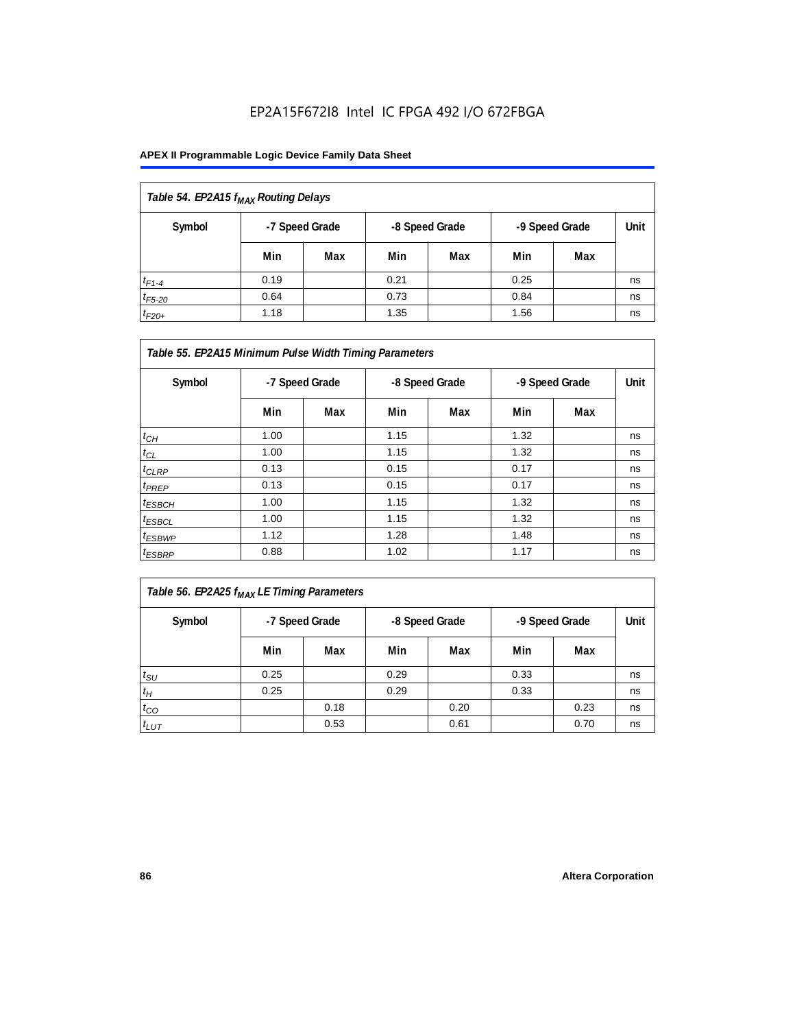EP2A15F672I8 Intel IC FPGA 492 I/O 672FBGA

| *Table 54. EP2A15 $f_{MAX}$ Routing Delays* | | | | | | | |
|---|---|---|---|---|---|---|---|
| Symbol | -7 Speed Grade | | -8 Speed Grade | | -9 Speed Grade | | Unit |
| | Min | Max | Min | Max | Min | Max | |
| $t_{F1-4}$ | 0.19 | | 0.21 | | 0.25 | | ns |
| $t_{F5-20}$ | 0.64 | | 0.73 | | 0.84 | | ns |
| $t_{F20+}$ | 1.18 | | 1.35 | | 1.56 | | ns |

| *Table 55. EP2A15 Minimum Pulse Width Timing Parameters* | | | | | | | |
|---|---|---|---|---|---|---|---|
| Symbol | -7 Speed Grade | | -8 Speed Grade | | -9 Speed Grade | | Unit |
| | Min | Max | Min | Max | Min | Max | |
| $t_{CH}$ | 1.00 | | 1.15 | | 1.32 | | ns |
| $t_{CL}$ | 1.00 | | 1.15 | | 1.32 | | ns |
| $t_{CLRP}$ | 0.13 | | 0.15 | | 0.17 | | ns |
| $t_{PREP}$ | 0.13 | | 0.15 | | 0.17 | | ns |
| $t_{ESBCH}$ | 1.00 | | 1.15 | | 1.32 | | ns |
| $t_{ESBCL}$ | 1.00 | | 1.15 | | 1.32 | | ns |
| $t_{ESBWP}$ | 1.12 | | 1.28 | | 1.48 | | ns |
| $t_{ESBRP}$ | 0.88 | | 1.02 | | 1.17 | | ns |

| *Table 56. EP2A25 $f_{MAX}$ LE Timing Parameters* | | | | | | | |
|---|---|---|---|---|---|---|---|
| Symbol | -7 Speed Grade | | -8 Speed Grade | | -9 Speed Grade | | Unit |
| | Min | Max | Min | Max | Min | Max | |
| $t_{SU}$ | 0.25 | | 0.29 | | 0.33 | | ns |
| $t_H$ | 0.25 | | 0.29 | | 0.33 | | ns |
| $t_{CO}$ | | 0.18 | | 0.20 | | 0.23 | ns |
| $t_{LUT}$ | | 0.53 | | 0.61 | | 0.70 | ns |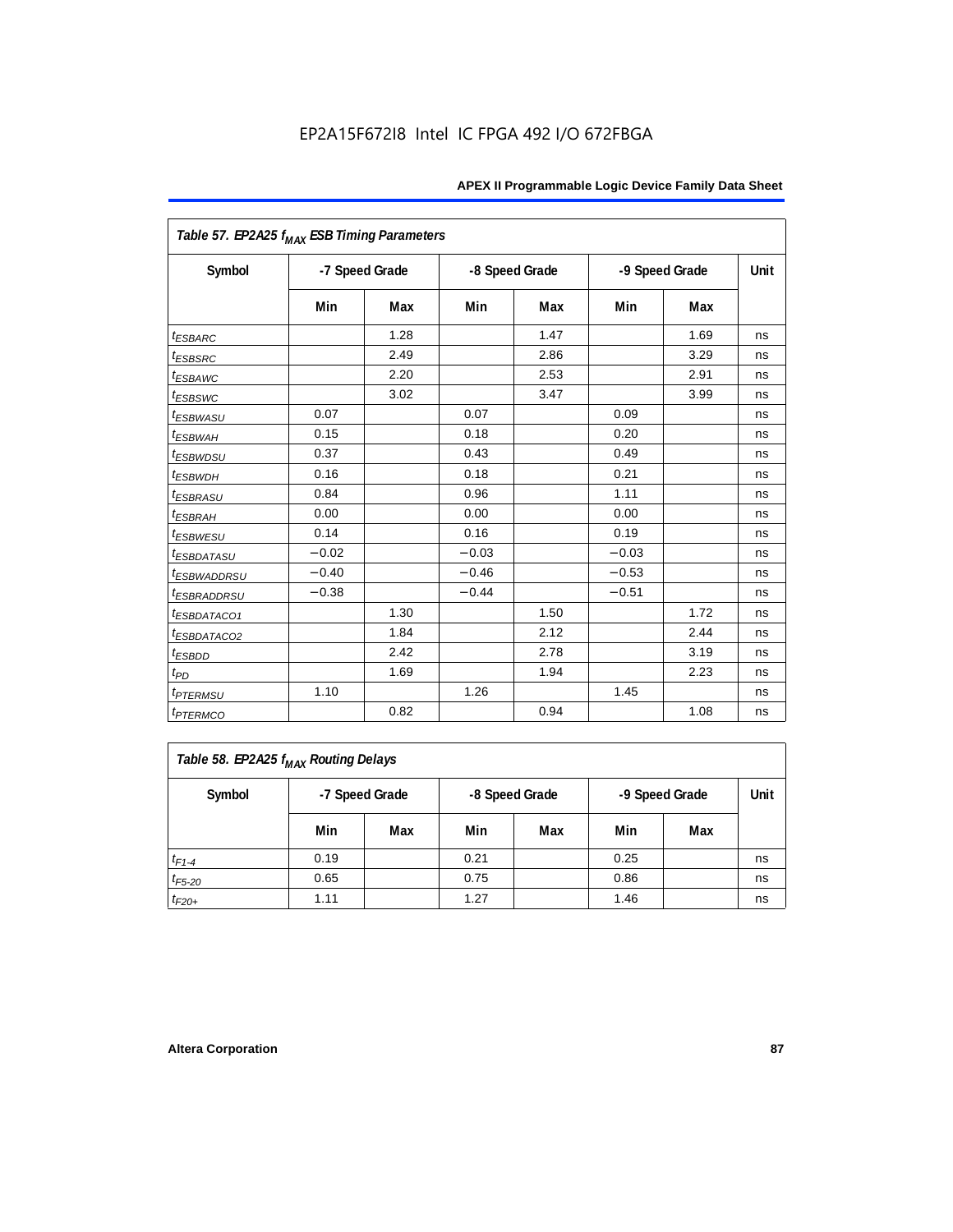EP2A15F672I8 Intel IC FPGA 492 I/O 672FBGA

| Table 57. EP2A25 $f_{MAX}$ ESB Timing Parameters | | | | | | | |
|---|---|---|---|---|---|---|---|
| Symbol | -7 Speed Grade | | -8 Speed Grade | | -9 Speed Grade | | Unit |
| | Min | Max | Min | Max | Min | Max | |
| $t_{ESBARC}$ | | 1.28 | | 1.47 | | 1.69 | ns |
| $t_{ESBSRC}$ | | 2.49 | | 2.86 | | 3.29 | ns |
| $t_{ESBAWC}$ | | 2.20 | | 2.53 | | 2.91 | ns |
| $t_{ESBSWC}$ | | 3.02 | | 3.47 | | 3.99 | ns |
| $t_{ESBWASU}$ | 0.07 | | 0.07 | | 0.09 | | ns |
| $t_{ESBWAH}$ | 0.15 | | 0.18 | | 0.20 | | ns |
| $t_{ESBWDSU}$ | 0.37 | | 0.43 | | 0.49 | | ns |
| $t_{ESBWDH}$ | 0.16 | | 0.18 | | 0.21 | | ns |
| $t_{ESBRASU}$ | 0.84 | | 0.96 | | 1.11 | | ns |
| $t_{ESBRAH}$ | 0.00 | | 0.00 | | 0.00 | | ns |
| $t_{ESBWESU}$ | 0.14 | | 0.16 | | 0.19 | | ns |
| $t_{ESBDATASU}$ | −0.02 | | −0.03 | | −0.03 | | ns |
| $t_{ESBWADDRSU}$ | −0.40 | | −0.46 | | −0.53 | | ns |
| $t_{ESBRADDRSU}$ | −0.38 | | −0.44 | | −0.51 | | ns |
| $t_{ESBDATACO1}$ | | 1.30 | | 1.50 | | 1.72 | ns |
| $t_{ESBDATACO2}$ | | 1.84 | | 2.12 | | 2.44 | ns |
| $t_{ESBDD}$ | | 2.42 | | 2.78 | | 3.19 | ns |
| $t_{PD}$ | | 1.69 | | 1.94 | | 2.23 | ns |
| $t_{PTERMSU}$ | 1.10 | | 1.26 | | 1.45 | | ns |
| $t_{PTERMCO}$ | | 0.82 | | 0.94 | | 1.08 | ns |

| Table 58. EP2A25 $f_{MAX}$ Routing Delays | | | | | | | |
|---|---|---|---|---|---|---|---|
| Symbol | -7 Speed Grade | | -8 Speed Grade | | -9 Speed Grade | | Unit |
| | Min | Max | Min | Max | Min | Max | |
| $t_{F1-4}$ | 0.19 | | 0.21 | | 0.25 | | ns |
| $t_{F5-20}$ | 0.65 | | 0.75 | | 0.86 | | ns |
| $t_{F20+}$ | 1.11 | | 1.27 | | 1.46 | | ns |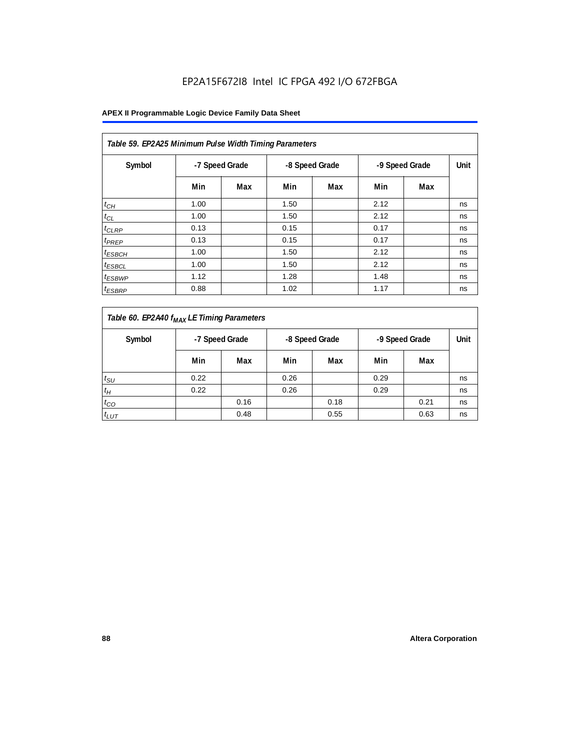# EP2A15F672I8 Intel IC FPGA 492 I/O 672FBGA

| Table 59. EP2A25 Minimum Pulse Width Timing Parameters | | | | | | | |
|---|---|---|---|---|---|---|---|
| Symbol | -7 Speed Grade | | -8 Speed Grade | | -9 Speed Grade | | Unit |
| | Min | Max | Min | Max | Min | Max | |
| $t_{CH}$ | 1.00 | | 1.50 | | 2.12 | | ns |
| $t_{CL}$ | 1.00 | | 1.50 | | 2.12 | | ns |
| $t_{CLRP}$ | 0.13 | | 0.15 | | 0.17 | | ns |
| $t_{PREP}$ | 0.13 | | 0.15 | | 0.17 | | ns |
| $t_{ESBCH}$ | 1.00 | | 1.50 | | 2.12 | | ns |
| $t_{ESBCL}$ | 1.00 | | 1.50 | | 2.12 | | ns |
| $t_{ESBWP}$ | 1.12 | | 1.28 | | 1.48 | | ns |
| $t_{ESBRP}$ | 0.88 | | 1.02 | | 1.17 | | ns |

| Table 60. EP2A40 $f_{MAX}$ LE Timing Parameters | | | | | | | |
|---|---|---|---|---|---|---|---|
| Symbol | -7 Speed Grade | | -8 Speed Grade | | -9 Speed Grade | | Unit |
| | Min | Max | Min | Max | Min | Max | |
| $t_{SU}$ | 0.22 | | 0.26 | | 0.29 | | ns |
| $t_{H}$ | 0.22 | | 0.26 | | 0.29 | | ns |
| $t_{CO}$ | | 0.16 | | 0.18 | | 0.21 | ns |
| $t_{LUT}$ | | 0.48 | | 0.55 | | 0.63 | ns |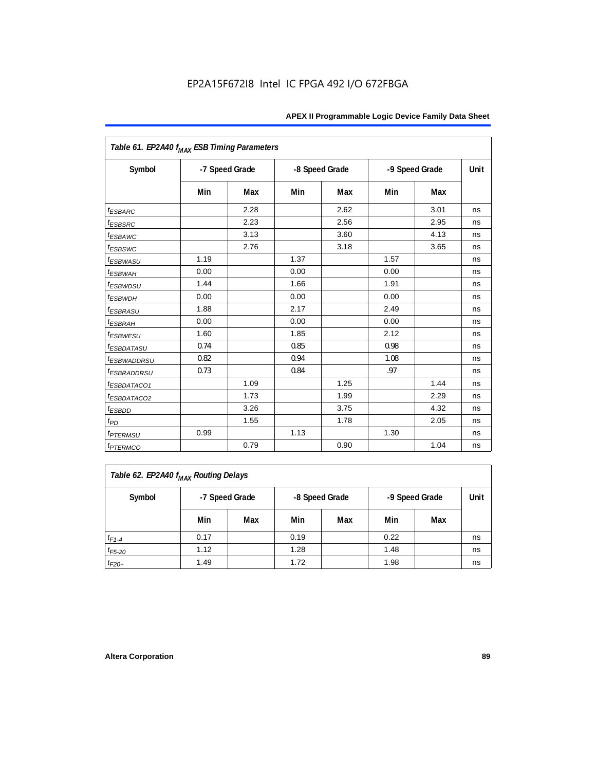EP2A15F672I8 Intel IC FPGA 492 I/O 672FBGA

| Table 61. EP2A40 $f_{MAX}$ ESB Timing Parameters | | | | | | | |
|---|---|---|---|---|---|---|---|
| Symbol | -7 Speed Grade | | -8 Speed Grade | | -9 Speed Grade | | Unit |
| | Min | Max | Min | Max | Min | Max | |
| $t_{ESBARC}$ | | 2.28 | | 2.62 | | 3.01 | ns |
| $t_{ESBSRC}$ | | 2.23 | | 2.56 | | 2.95 | ns |
| $t_{ESBAWC}$ | | 3.13 | | 3.60 | | 4.13 | ns |
| $t_{ESBSWC}$ | | 2.76 | | 3.18 | | 3.65 | ns |
| $t_{ESBWASU}$ | 1.19 | | 1.37 | | 1.57 | | ns |
| $t_{ESBWAH}$ | 0.00 | | 0.00 | | 0.00 | | ns |
| $t_{ESBWDSU}$ | 1.44 | | 1.66 | | 1.91 | | ns |
| $t_{ESBWDH}$ | 0.00 | | 0.00 | | 0.00 | | ns |
| $t_{ESBRASU}$ | 1.88 | | 2.17 | | 2.49 | | ns |
| $t_{ESBRAH}$ | 0.00 | | 0.00 | | 0.00 | | ns |
| $t_{ESBWESU}$ | 1.60 | | 1.85 | | 2.12 | | ns |
| $t_{ESBDATASU}$ | 0.74 | | 0.85 | | 0.98 | | ns |
| $t_{ESBWADDRSU}$ | 0.82 | | 0.94 | | 1.08 | | ns |
| $t_{ESBRADDRSU}$ | 0.73 | | 0.84 | | .97 | | ns |
| $t_{ESBDATACO1}$ | | 1.09 | | 1.25 | | 1.44 | ns |
| $t_{ESBDATACO2}$ | | 1.73 | | 1.99 | | 2.29 | ns |
| $t_{ESBDD}$ | | 3.26 | | 3.75 | | 4.32 | ns |
| $t_{PD}$ | | 1.55 | | 1.78 | | 2.05 | ns |
| $t_{PTERMSU}$ | 0.99 | | 1.13 | | 1.30 | | ns |
| $t_{PTERMCO}$ | | 0.79 | | 0.90 | | 1.04 | ns |

| Table 62. EP2A40 $f_{MAX}$ Routing Delays | | | | | | | |
|---|---|---|---|---|---|---|---|
| Symbol | -7 Speed Grade | | -8 Speed Grade | | -9 Speed Grade | | Unit |
| | Min | Max | Min | Max | Min | Max | |
| $t_{F1-4}$ | 0.17 | | 0.19 | | 0.22 | | ns |
| $t_{F5-20}$ | 1.12 | | 1.28 | | 1.48 | | ns |
| $t_{F20+}$ | 1.49 | | 1.72 | | 1.98 | | ns |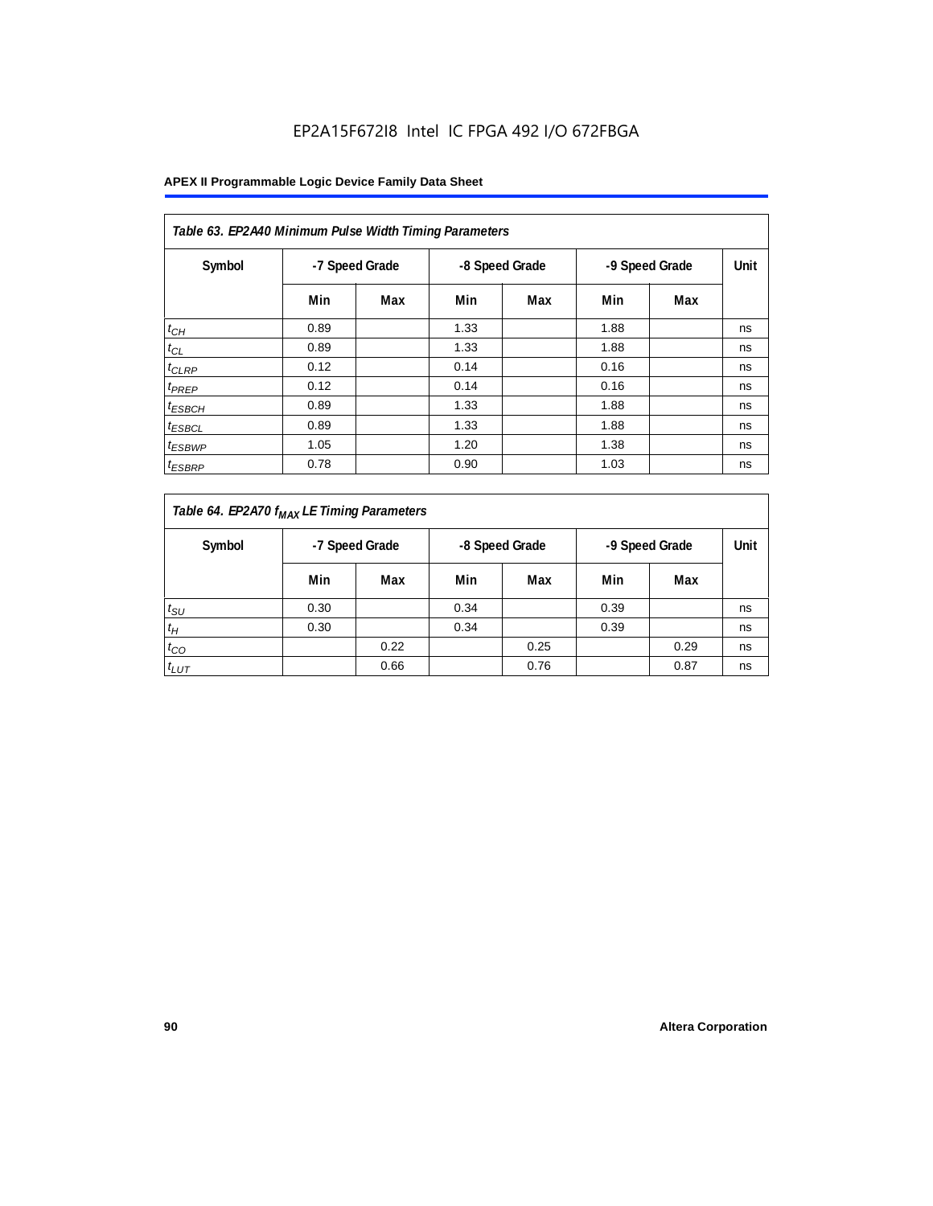EP2A15F672I8 Intel IC FPGA 492 I/O 672FBGA

| Table 63. EP2A40 Minimum Pulse Width Timing Parameters | | | | | | | |
|---|---|---|---|---|---|---|---|
| Symbol | -7 Speed Grade | | -8 Speed Grade | | -9 Speed Grade | | Unit |
| | Min | Max | Min | Max | Min | Max | |
| $t_{CH}$ | 0.89 | | 1.33 | | 1.88 | | ns |
| $t_{CL}$ | 0.89 | | 1.33 | | 1.88 | | ns |
| $t_{CLRP}$ | 0.12 | | 0.14 | | 0.16 | | ns |
| $t_{PREP}$ | 0.12 | | 0.14 | | 0.16 | | ns |
| $t_{ESBCH}$ | 0.89 | | 1.33 | | 1.88 | | ns |
| $t_{ESBCL}$ | 0.89 | | 1.33 | | 1.88 | | ns |
| $t_{ESBWP}$ | 1.05 | | 1.20 | | 1.38 | | ns |
| $t_{ESBRP}$ | 0.78 | | 0.90 | | 1.03 | | ns |

| Table 64. EP2A70 $f_{MAX}$ LE Timing Parameters | | | | | | | |
|---|---|---|---|---|---|---|---|
| Symbol | -7 Speed Grade | | -8 Speed Grade | | -9 Speed Grade | | Unit |
| | Min | Max | Min | Max | Min | Max | |
| $t_{SU}$ | 0.30 | | 0.34 | | 0.39 | | ns |
| $t_{H}$ | 0.30 | | 0.34 | | 0.39 | | ns |
| $t_{CO}$ | | 0.22 | | 0.25 | | 0.29 | ns |
| $t_{LUT}$ | | 0.66 | | 0.76 | | 0.87 | ns |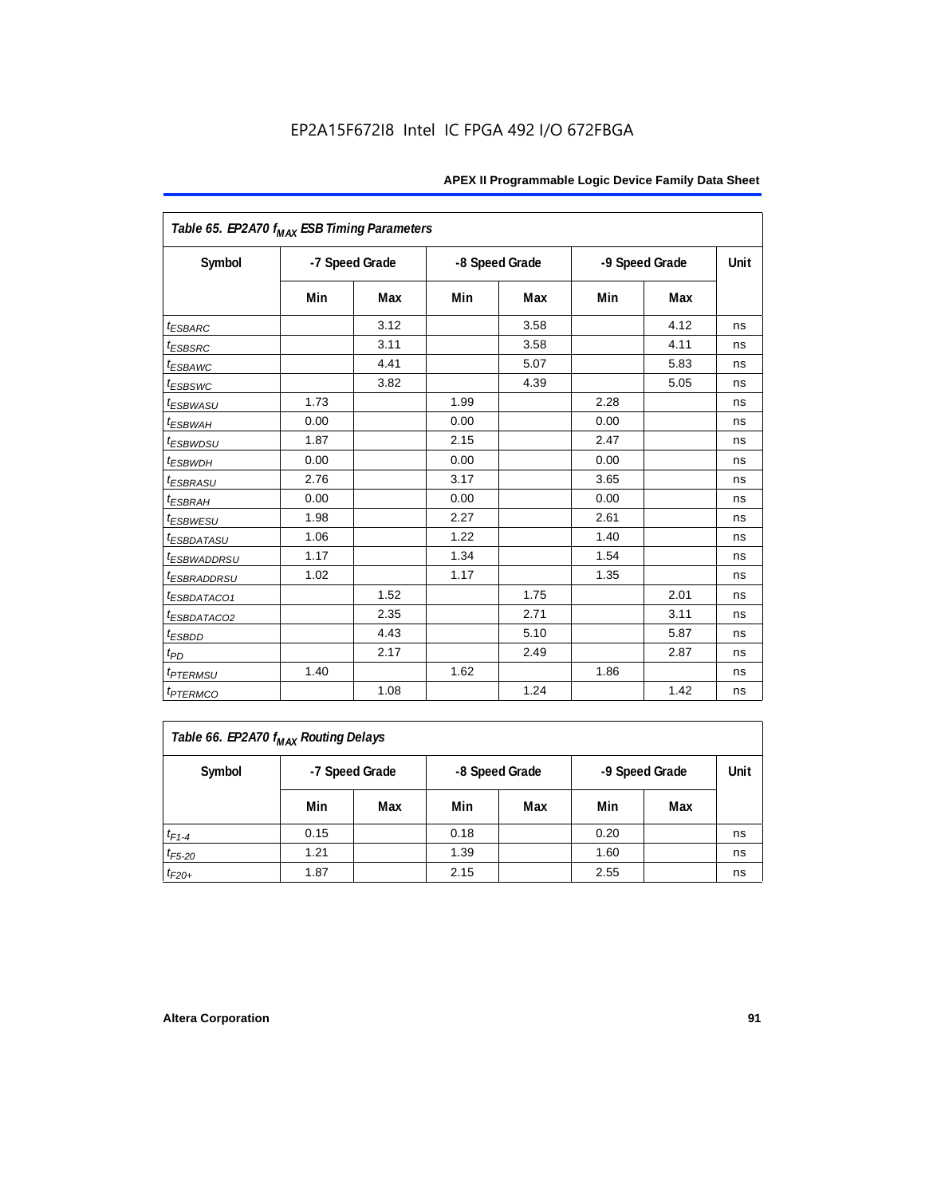Table 65. EP2A70 $f_{MAX}$ ESB Timing Parameters

| Symbol | -7 Speed Grade | | -8 Speed Grade | | -9 Speed Grade | | Unit |
|---|---|---|---|---|---|---|---|
| | Min | Max | Min | Max | Min | Max | |
| $t_{ESBARC}$ | | 3.12 | | 3.58 | | 4.12 | ns |
| $t_{ESBSRC}$ | | 3.11 | | 3.58 | | 4.11 | ns |
| $t_{ESBAWC}$ | | 4.41 | | 5.07 | | 5.83 | ns |
| $t_{ESBSWC}$ | | 3.82 | | 4.39 | | 5.05 | ns |
| $t_{ESBWASU}$ | 1.73 | | 1.99 | | 2.28 | | ns |
| $t_{ESBWAH}$ | 0.00 | | 0.00 | | 0.00 | | ns |
| $t_{ESBWDSU}$ | 1.87 | | 2.15 | | 2.47 | | ns |
| $t_{ESBWDH}$ | 0.00 | | 0.00 | | 0.00 | | ns |
| $t_{ESBRASU}$ | 2.76 | | 3.17 | | 3.65 | | ns |
| $t_{ESBRAH}$ | 0.00 | | 0.00 | | 0.00 | | ns |
| $t_{ESBWESU}$ | 1.98 | | 2.27 | | 2.61 | | ns |
| $t_{ESBDATASU}$ | 1.06 | | 1.22 | | 1.40 | | ns |
| $t_{ESBWADDRSU}$ | 1.17 | | 1.34 | | 1.54 | | ns |
| $t_{ESBRADDRSU}$ | 1.02 | | 1.17 | | 1.35 | | ns |
| $t_{ESBDATACO1}$ | | 1.52 | | 1.75 | | 2.01 | ns |
| $t_{ESBDATACO2}$ | | 2.35 | | 2.71 | | 3.11 | ns |
| $t_{ESBDD}$ | | 4.43 | | 5.10 | | 5.87 | ns |
| $t_{PD}$ | | 2.17 | | 2.49 | | 2.87 | ns |
| $t_{PTERMSU}$ | 1.40 | | 1.62 | | 1.86 | | ns |
| $t_{PTERMCO}$ | | 1.08 | | 1.24 | | 1.42 | ns |

Table 66. EP2A70 $f_{MAX}$ Routing Delays

| Symbol | -7 Speed Grade | | -8 Speed Grade | | -9 Speed Grade | | Unit |
|---|---|---|---|---|---|---|---|
| | Min | Max | Min | Max | Min | Max | |
| $t_{F1-4}$ | 0.15 | | 0.18 | | 0.20 | | ns |
| $t_{F5-20}$ | 1.21 | | 1.39 | | 1.60 | | ns |
| $t_{F20+}$ | 1.87 | | 2.15 | | 2.55 | | ns |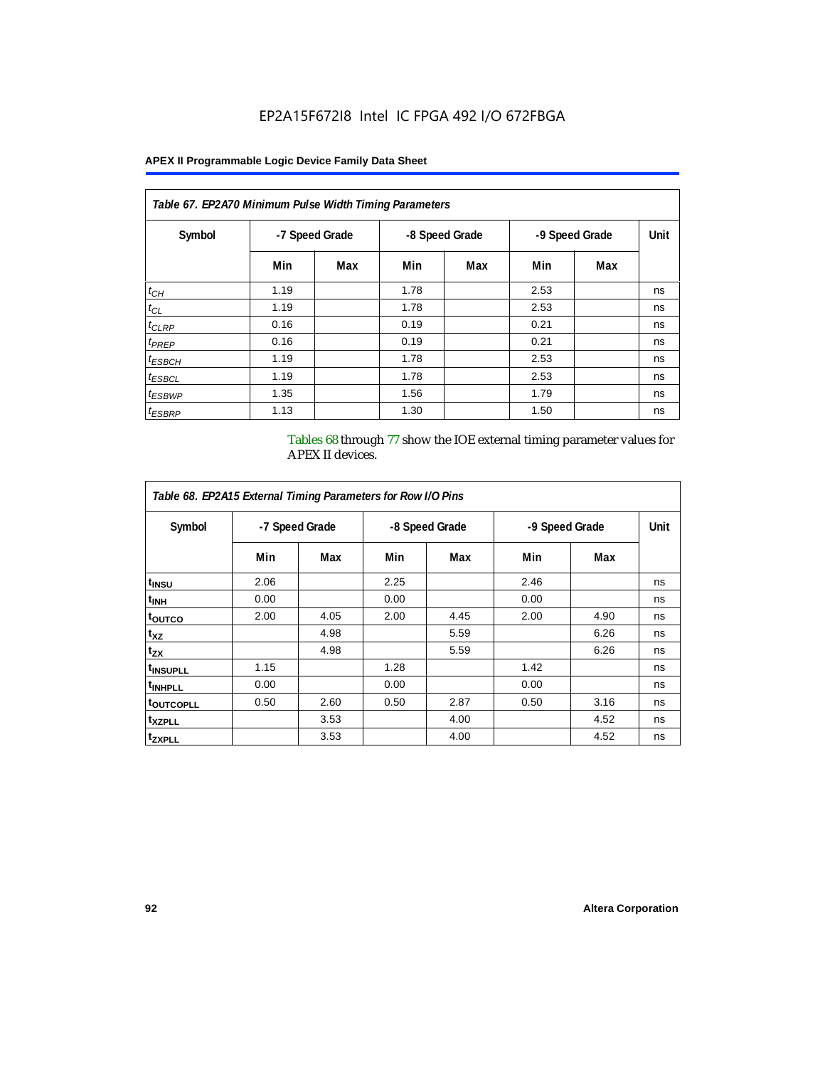EP2A15F672I8 Intel IC FPGA 492 I/O 672FBGA

| Table 67. EP2A70 Minimum Pulse Width Timing Parameters | | | | | | | |
|---|---|---|---|---|---|---|---|
| Symbol | -7 Speed Grade | | -8 Speed Grade | | -9 Speed Grade | | Unit |
| | Min | Max | Min | Max | Min | Max | |
| $t_{CH}$ | 1.19 | | 1.78 | | 2.53 | | ns |
| $t_{CL}$ | 1.19 | | 1.78 | | 2.53 | | ns |
| $t_{CLRP}$ | 0.16 | | 0.19 | | 0.21 | | ns |
| $t_{PREP}$ | 0.16 | | 0.19 | | 0.21 | | ns |
| $t_{ESBCH}$ | 1.19 | | 1.78 | | 2.53 | | ns |
| $t_{ESBCL}$ | 1.19 | | 1.78 | | 2.53 | | ns |
| $t_{ESBWP}$ | 1.35 | | 1.56 | | 1.79 | | ns |
| $t_{ESBRP}$ | 1.13 | | 1.30 | | 1.50 | | ns |

Tables 68 through 77 show the IOE external timing parameter values for APEX II devices.

| Table 68. EP2A15 External Timing Parameters for Row I/O Pins | | | | | | | |
|---|---|---|---|---|---|---|---|
| Symbol | -7 Speed Grade | | -8 Speed Grade | | -9 Speed Grade | | Unit |
| | Min | Max | Min | Max | Min | Max | |
| $t_{INSU}$ | 2.06 | | 2.25 | | 2.46 | | ns |
| $t_{INH}$ | 0.00 | | 0.00 | | 0.00 | | ns |
| $t_{OUTCO}$ | 2.00 | 4.05 | 2.00 | 4.45 | 2.00 | 4.90 | ns |
| $t_{XZ}$ | | 4.98 | | 5.59 | | 6.26 | ns |
| $t_{ZX}$ | | 4.98 | | 5.59 | | 6.26 | ns |
| $t_{INSUPLL}$ | 1.15 | | 1.28 | | 1.42 | | ns |
| $t_{INHPLL}$ | 0.00 | | 0.00 | | 0.00 | | ns |
| $t_{OUTCOPLL}$ | 0.50 | 2.60 | 0.50 | 2.87 | 0.50 | 3.16 | ns |
| $t_{XZPLL}$ | | 3.53 | | 4.00 | | 4.52 | ns |
| $t_{ZXPLL}$ | | 3.53 | | 4.00 | | 4.52 | ns |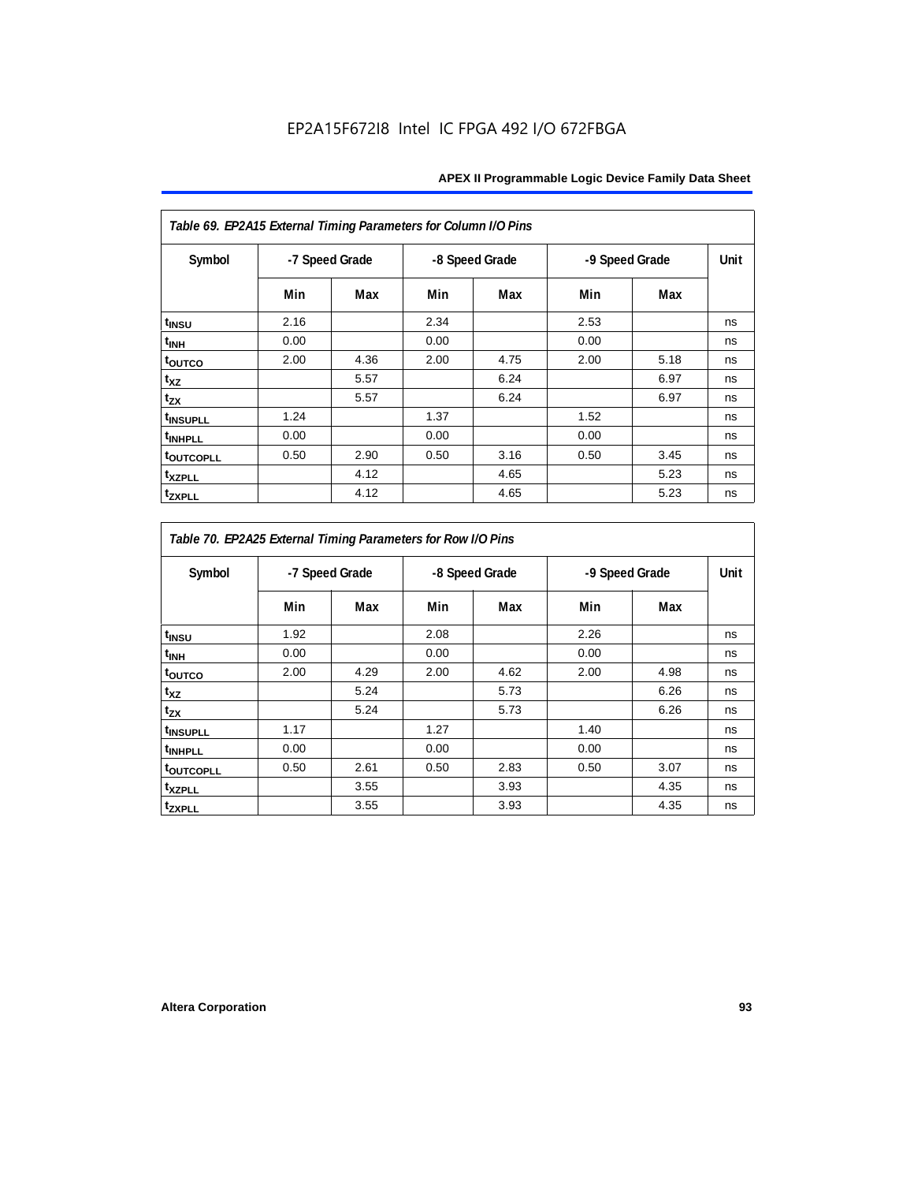EP2A15F672I8 Intel IC FPGA 492 I/O 672FBGA

| Table 69. EP2A15 External Timing Parameters for Column I/O Pins | | | | | | | |
|---|---|---|---|---|---|---|---|
| Symbol | -7 Speed Grade | | -8 Speed Grade | | -9 Speed Grade | | Unit |
| | Min | Max | Min | Max | Min | Max | |
| $t_{INSU}$ | 2.16 | | 2.34 | | 2.53 | | ns |
| $t_{INH}$ | 0.00 | | 0.00 | | 0.00 | | ns |
| $t_{OUTCO}$ | 2.00 | 4.36 | 2.00 | 4.75 | 2.00 | 5.18 | ns |
| $t_{XZ}$ | | 5.57 | | 6.24 | | 6.97 | ns |
| $t_{ZX}$ | | 5.57 | | 6.24 | | 6.97 | ns |
| $t_{INSUPLL}$ | 1.24 | | 1.37 | | 1.52 | | ns |
| $t_{INHPLL}$ | 0.00 | | 0.00 | | 0.00 | | ns |
| $t_{OUTCOPLL}$ | 0.50 | 2.90 | 0.50 | 3.16 | 0.50 | 3.45 | ns |
| $t_{XZPLL}$ | | 4.12 | | 4.65 | | 5.23 | ns |
| $t_{ZXPLL}$ | | 4.12 | | 4.65 | | 5.23 | ns |

| Table 70. EP2A25 External Timing Parameters for Row I/O Pins | | | | | | | |
|---|---|---|---|---|---|---|---|
| Symbol | -7 Speed Grade | | -8 Speed Grade | | -9 Speed Grade | | Unit |
| | Min | Max | Min | Max | Min | Max | |
| $t_{INSU}$ | 1.92 | | 2.08 | | 2.26 | | ns |
| $t_{INH}$ | 0.00 | | 0.00 | | 0.00 | | ns |
| $t_{OUTCO}$ | 2.00 | 4.29 | 2.00 | 4.62 | 2.00 | 4.98 | ns |
| $t_{XZ}$ | | 5.24 | | 5.73 | | 6.26 | ns |
| $t_{ZX}$ | | 5.24 | | 5.73 | | 6.26 | ns |
| $t_{INSUPLL}$ | 1.17 | | 1.27 | | 1.40 | | ns |
| $t_{INHPLL}$ | 0.00 | | 0.00 | | 0.00 | | ns |
| $t_{OUTCOPLL}$ | 0.50 | 2.61 | 0.50 | 2.83 | 0.50 | 3.07 | ns |
| $t_{XZPLL}$ | | 3.55 | | 3.93 | | 4.35 | ns |
| $t_{ZXPLL}$ | | 3.55 | | 3.93 | | 4.35 | ns |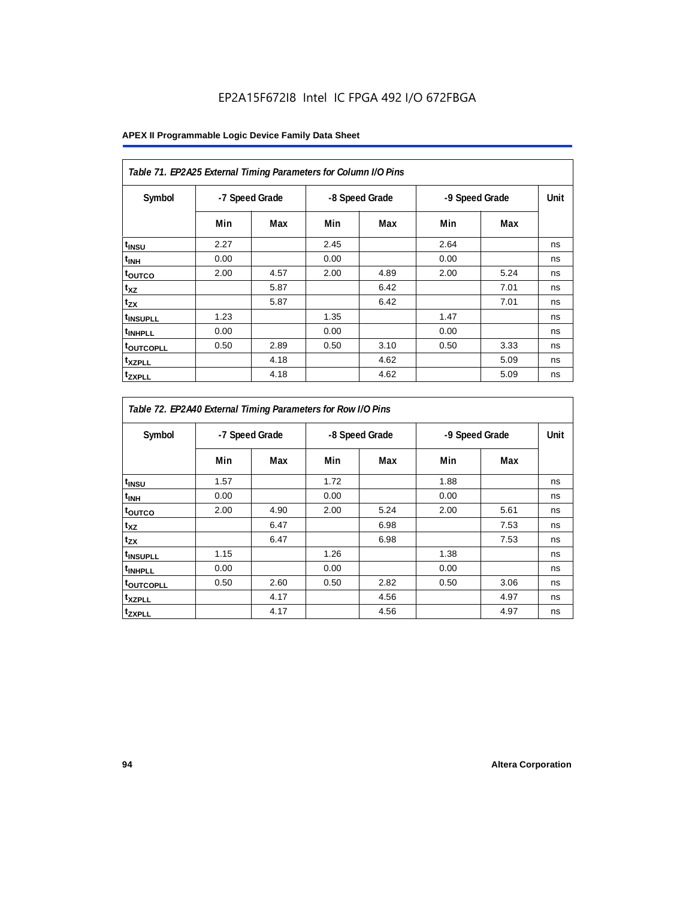EP2A15F672I8 Intel IC FPGA 492 I/O 672FBGA

| Table 71. EP2A25 External Timing Parameters for Column I/O Pins | | | | | | | |
|---|---|---|---|---|---|---|---|
| Symbol | -7 Speed Grade | | -8 Speed Grade | | -9 Speed Grade | | Unit |
| | Min | Max | Min | Max | Min | Max | |
| $t_{INSU}$ | 2.27 | | 2.45 | | 2.64 | | ns |
| $t_{INH}$ | 0.00 | | 0.00 | | 0.00 | | ns |
| $t_{OUTCO}$ | 2.00 | 4.57 | 2.00 | 4.89 | 2.00 | 5.24 | ns |
| $t_{XZ}$ | | 5.87 | | 6.42 | | 7.01 | ns |
| $t_{ZX}$ | | 5.87 | | 6.42 | | 7.01 | ns |
| $t_{INSUPLL}$ | 1.23 | | 1.35 | | 1.47 | | ns |
| $t_{INHPLL}$ | 0.00 | | 0.00 | | 0.00 | | ns |
| $t_{OUTCOPLL}$ | 0.50 | 2.89 | 0.50 | 3.10 | 0.50 | 3.33 | ns |
| $t_{XZPLL}$ | | 4.18 | | 4.62 | | 5.09 | ns |
| $t_{ZXPLL}$ | | 4.18 | | 4.62 | | 5.09 | ns |

| Table 72. EP2A40 External Timing Parameters for Row I/O Pins | | | | | | | |
|---|---|---|---|---|---|---|---|
| Symbol | -7 Speed Grade | | -8 Speed Grade | | -9 Speed Grade | | Unit |
| | Min | Max | Min | Max | Min | Max | |
| $t_{INSU}$ | 1.57 | | 1.72 | | 1.88 | | ns |
| $t_{INH}$ | 0.00 | | 0.00 | | 0.00 | | ns |
| $t_{OUTCO}$ | 2.00 | 4.90 | 2.00 | 5.24 | 2.00 | 5.61 | ns |
| $t_{XZ}$ | | 6.47 | | 6.98 | | 7.53 | ns |
| $t_{ZX}$ | | 6.47 | | 6.98 | | 7.53 | ns |
| $t_{INSUPLL}$ | 1.15 | | 1.26 | | 1.38 | | ns |
| $t_{INHPLL}$ | 0.00 | | 0.00 | | 0.00 | | ns |
| $t_{OUTCOPLL}$ | 0.50 | 2.60 | 0.50 | 2.82 | 0.50 | 3.06 | ns |
| $t_{XZPLL}$ | | 4.17 | | 4.56 | | 4.97 | ns |
| $t_{ZXPLL}$ | | 4.17 | | 4.56 | | 4.97 | ns |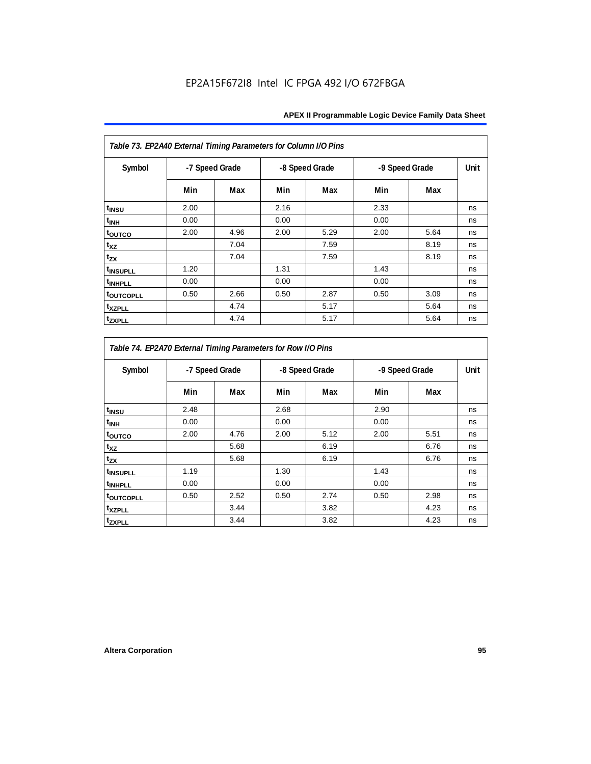EP2A15F672I8 Intel IC FPGA 492 I/O 672FBGA

| Table 73. EP2A40 External Timing Parameters for Column I/O Pins | | | | | | | |
|---|---|---|---|---|---|---|---|
| Symbol | -7 Speed Grade | | -8 Speed Grade | | -9 Speed Grade | | Unit |
| | Min | Max | Min | Max | Min | Max | |
| $t_{INSU}$ | 2.00 | | 2.16 | | 2.33 | | ns |
| $t_{INH}$ | 0.00 | | 0.00 | | 0.00 | | ns |
| $t_{OUTCO}$ | 2.00 | 4.96 | 2.00 | 5.29 | 2.00 | 5.64 | ns |
| $t_{XZ}$ | | 7.04 | | 7.59 | | 8.19 | ns |
| $t_{ZX}$ | | 7.04 | | 7.59 | | 8.19 | ns |
| $t_{INSUPLL}$ | 1.20 | | 1.31 | | 1.43 | | ns |
| $t_{INHPLL}$ | 0.00 | | 0.00 | | 0.00 | | ns |
| $t_{OUTCOPLL}$ | 0.50 | 2.66 | 0.50 | 2.87 | 0.50 | 3.09 | ns |
| $t_{XZPLL}$ | | 4.74 | | 5.17 | | 5.64 | ns |
| $t_{ZXPLL}$ | | 4.74 | | 5.17 | | 5.64 | ns |

| Table 74. EP2A70 External Timing Parameters for Row I/O Pins | | | | | | | |
|---|---|---|---|---|---|---|---|
| Symbol | -7 Speed Grade | | -8 Speed Grade | | -9 Speed Grade | | Unit |
| | Min | Max | Min | Max | Min | Max | |
| $t_{INSU}$ | 2.48 | | 2.68 | | 2.90 | | ns |
| $t_{INH}$ | 0.00 | | 0.00 | | 0.00 | | ns |
| $t_{OUTCO}$ | 2.00 | 4.76 | 2.00 | 5.12 | 2.00 | 5.51 | ns |
| $t_{XZ}$ | | 5.68 | | 6.19 | | 6.76 | ns |
| $t_{ZX}$ | | 5.68 | | 6.19 | | 6.76 | ns |
| $t_{INSUPLL}$ | 1.19 | | 1.30 | | 1.43 | | ns |
| $t_{INHPLL}$ | 0.00 | | 0.00 | | 0.00 | | ns |
| $t_{OUTCOPLL}$ | 0.50 | 2.52 | 0.50 | 2.74 | 0.50 | 2.98 | ns |
| $t_{XZPLL}$ | | 3.44 | | 3.82 | | 4.23 | ns |
| $t_{ZXPLL}$ | | 3.44 | | 3.82 | | 4.23 | ns |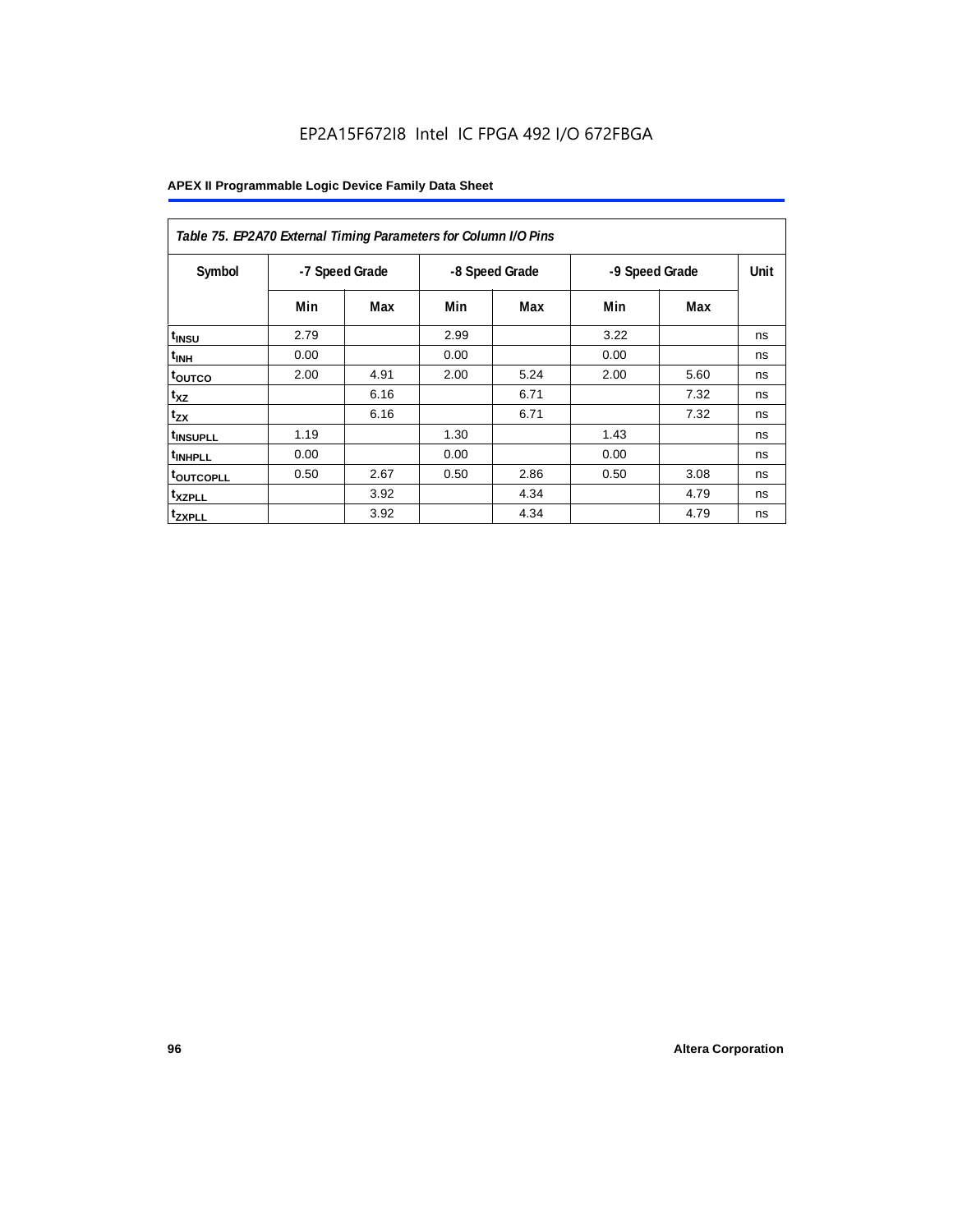EP2A15F672I8 Intel IC FPGA 492 I/O 672FBGA

| Table 75. EP2A70 External Timing Parameters for Column I/O Pins | | | | | | | |
|---|---|---|---|---|---|---|---|
| Symbol | -7 Speed Grade | | -8 Speed Grade | | -9 Speed Grade | | Unit |
| | Min | Max | Min | Max | Min | Max | |
| $t_{INSU}$ | 2.79 | | 2.99 | | 3.22 | | ns |
| $t_{INH}$ | 0.00 | | 0.00 | | 0.00 | | ns |
| $t_{OUTCO}$ | 2.00 | 4.91 | 2.00 | 5.24 | 2.00 | 5.60 | ns |
| $t_{XZ}$ | | 6.16 | | 6.71 | | 7.32 | ns |
| $t_{ZX}$ | | 6.16 | | 6.71 | | 7.32 | ns |
| $t_{INSUPLL}$ | 1.19 | | 1.30 | | 1.43 | | ns |
| $t_{INHPLL}$ | 0.00 | | 0.00 | | 0.00 | | ns |
| $t_{OUTCOPLL}$ | 0.50 | 2.67 | 0.50 | 2.86 | 0.50 | 3.08 | ns |
| $t_{XZPLL}$ | | 3.92 | | 4.34 | | 4.79 | ns |
| $t_{ZXPLL}$ | | 3.92 | | 4.34 | | 4.79 | ns |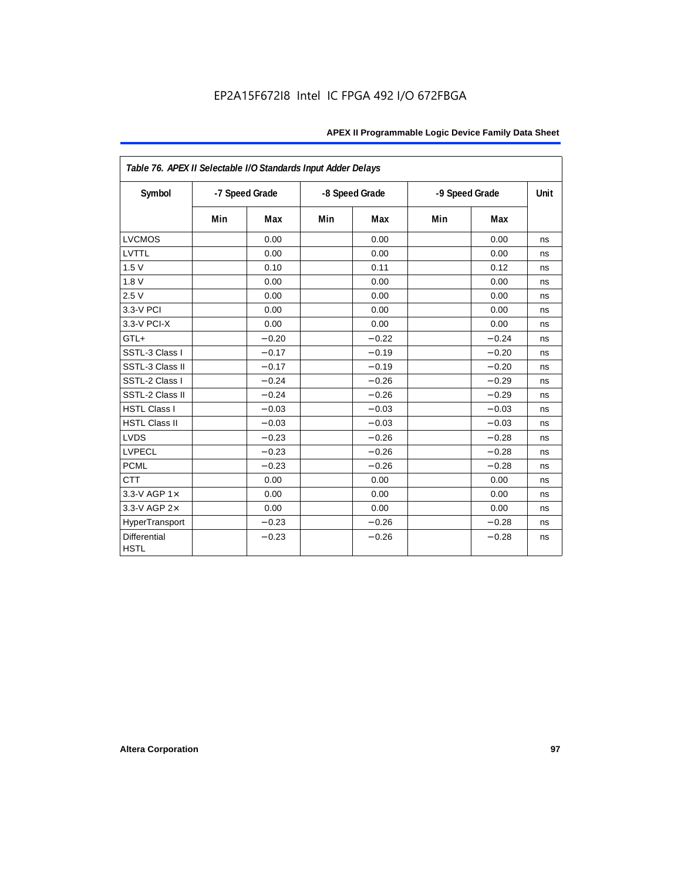| Table 76. APEX II Selectable I/O Standards Input Adder Delays | | | | | | | |
|---|---|---|---|---|---|---|---|
| Symbol | -7 Speed Grade | | -8 Speed Grade | | -9 Speed Grade | | Unit |
| | Min | Max | Min | Max | Min | Max | |
| LVCMOS | | 0.00 | | 0.00 | | 0.00 | ns |
| LVTTL | | 0.00 | | 0.00 | | 0.00 | ns |
| 1.5 V | | 0.10 | | 0.11 | | 0.12 | ns |
| 1.8 V | | 0.00 | | 0.00 | | 0.00 | ns |
| 2.5 V | | 0.00 | | 0.00 | | 0.00 | ns |
| 3.3-V PCI | | 0.00 | | 0.00 | | 0.00 | ns |
| 3.3-V PCI-X | | 0.00 | | 0.00 | | 0.00 | ns |
| GTL+ | | −0.20 | | −0.22 | | −0.24 | ns |
| SSTL-3 Class I | | −0.17 | | −0.19 | | −0.20 | ns |
| SSTL-3 Class II | | −0.17 | | −0.19 | | −0.20 | ns |
| SSTL-2 Class I | | −0.24 | | −0.26 | | −0.29 | ns |
| SSTL-2 Class II | | −0.24 | | −0.26 | | −0.29 | ns |
| HSTL Class I | | −0.03 | | −0.03 | | −0.03 | ns |
| HSTL Class II | | −0.03 | | −0.03 | | −0.03 | ns |
| LVDS | | −0.23 | | −0.26 | | −0.28 | ns |
| LVPECL | | −0.23 | | −0.26 | | −0.28 | ns |
| PCML | | −0.23 | | −0.26 | | −0.28 | ns |
| CTT | | 0.00 | | 0.00 | | 0.00 | ns |
| 3.3-V AGP 1× | | 0.00 | | 0.00 | | 0.00 | ns |
| 3.3-V AGP 2× | | 0.00 | | 0.00 | | 0.00 | ns |
| HyperTransport | | −0.23 | | −0.26 | | −0.28 | ns |
| Differential HSTL | | −0.23 | | −0.26 | | −0.28 | ns |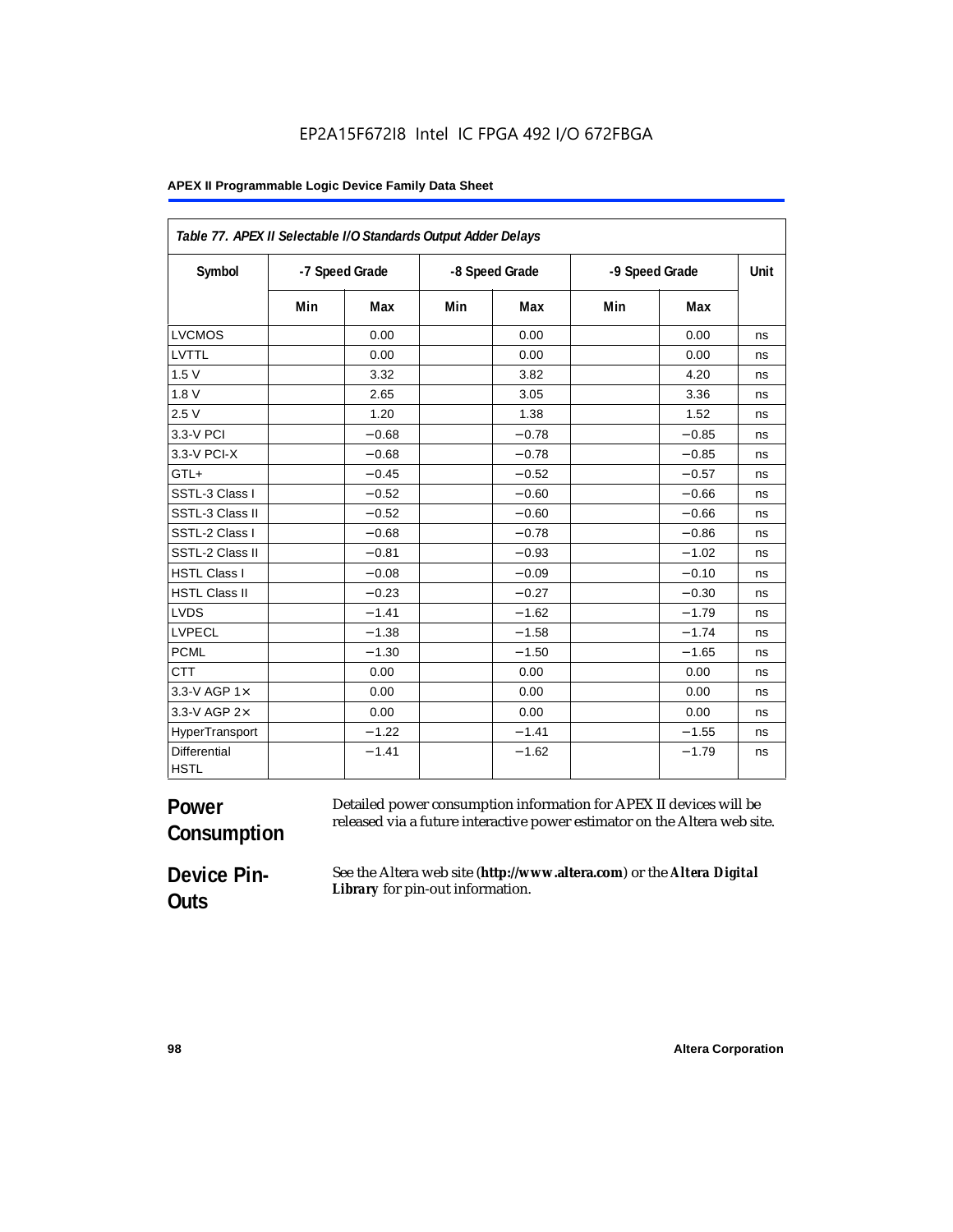Table 77. APEX II Selectable I/O Standards Output Adder Delays

| Symbol | -7 Speed Grade | | -8 Speed Grade | | -9 Speed Grade | | Unit |
|---|---|---|---|---|---|---|---|
| | Min | Max | Min | Max | Min | Max | |
| LVCMOS | | 0.00 | | 0.00 | | 0.00 | ns |
| LVTTL | | 0.00 | | 0.00 | | 0.00 | ns |
| 1.5 V | | 3.32 | | 3.82 | | 4.20 | ns |
| 1.8 V | | 2.65 | | 3.05 | | 3.36 | ns |
| 2.5 V | | 1.20 | | 1.38 | | 1.52 | ns |
| 3.3-V PCI | | −0.68 | | −0.78 | | −0.85 | ns |
| 3.3-V PCI-X | | −0.68 | | −0.78 | | −0.85 | ns |
| GTL+ | | −0.45 | | −0.52 | | −0.57 | ns |
| SSTL-3 Class I | | −0.52 | | −0.60 | | −0.66 | ns |
| SSTL-3 Class II | | −0.52 | | −0.60 | | −0.66 | ns |
| SSTL-2 Class I | | −0.68 | | −0.78 | | −0.86 | ns |
| SSTL-2 Class II | | −0.81 | | −0.93 | | −1.02 | ns |
| HSTL Class I | | −0.08 | | −0.09 | | −0.10 | ns |
| HSTL Class II | | −0.23 | | −0.27 | | −0.30 | ns |
| LVDS | | −1.41 | | −1.62 | | −1.79 | ns |
| LVPECL | | −1.38 | | −1.58 | | −1.74 | ns |
| PCML | | −1.30 | | −1.50 | | −1.65 | ns |
| CTT | | 0.00 | | 0.00 | | 0.00 | ns |
| 3.3-V AGP 1× | | 0.00 | | 0.00 | | 0.00 | ns |
| 3.3-V AGP 2× | | 0.00 | | 0.00 | | 0.00 | ns |
| HyperTransport | | −1.22 | | −1.41 | | −1.55 | ns |
| Differential HSTL | | −1.41 | | −1.62 | | −1.79 | ns |

## Power Consumption

Detailed power consumption information for APEX II devices will be released via a future interactive power estimator on the Altera web site.

## Device Pin-Outs

See the Altera web site (**http://www.altera.com**) or the ***Altera Digital Library*** for pin-out information.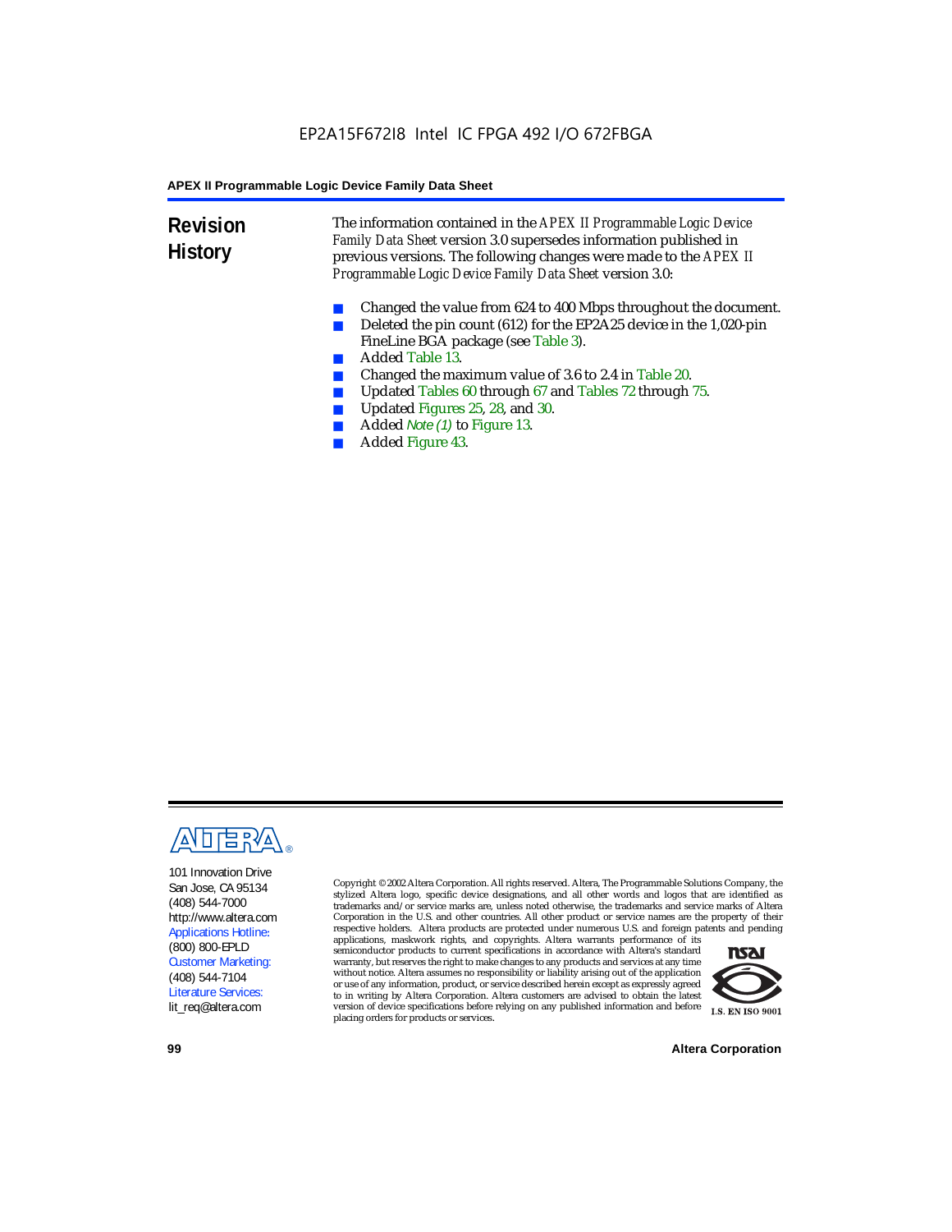## Revision History

The information contained in the *APEX II Programmable Logic Device Family Data Sheet* version 3.0 supersedes information published in previous versions. The following changes were made to the *APEX II Programmable Logic Device Family Data Sheet* version 3.0:

- Changed the value from 624 to 400 Mbps throughout the document.
- Deleted the pin count (612) for the EP2A25 device in the 1,020-pin FineLine BGA package (see Table 3).
- Added Table 13.
- Changed the maximum value of 3.6 to 2.4 in Table 20.
- Updated Tables 60 through 67 and Tables 72 through 75.
- Updated Figures 25, 28, and 30.
- Added *Note (1)* to Figure 13.
- Added Figure 43.

101 Innovation Drive
San Jose, CA 95134
(408) 544-7000
http://www.altera.com
Applications Hotline:
(800) 800-EPLD
Customer Marketing:
(408) 544-7104
Literature Services:
lit_req@altera.com

Copyright © 2002 Altera Corporation. All rights reserved. Altera, The Programmable Solutions Company, the stylized Altera logo, specific device designations, and all other words and logos that are identified as trademarks and/or service marks are, unless noted otherwise, the trademarks and service marks of Altera Corporation in the U.S. and other countries. All other product or service names are the property of their respective holders. Altera products are protected under numerous U.S. and foreign patents and pending applications, maskwork rights, and copyrights. Altera warrants performance of its semiconductor products to current specifications in accordance with Altera's standard warranty, but reserves the right to make changes to any products and services at any time without notice. Altera assumes no responsibility or liability arising out of the application or use of any information, product, or service described herein except as expressly agreed to in writing by Altera Corporation. Altera customers are advised to obtain the latest version of device specifications before relying on any published information and before placing orders for products or services.

I.S. EN ISO 9001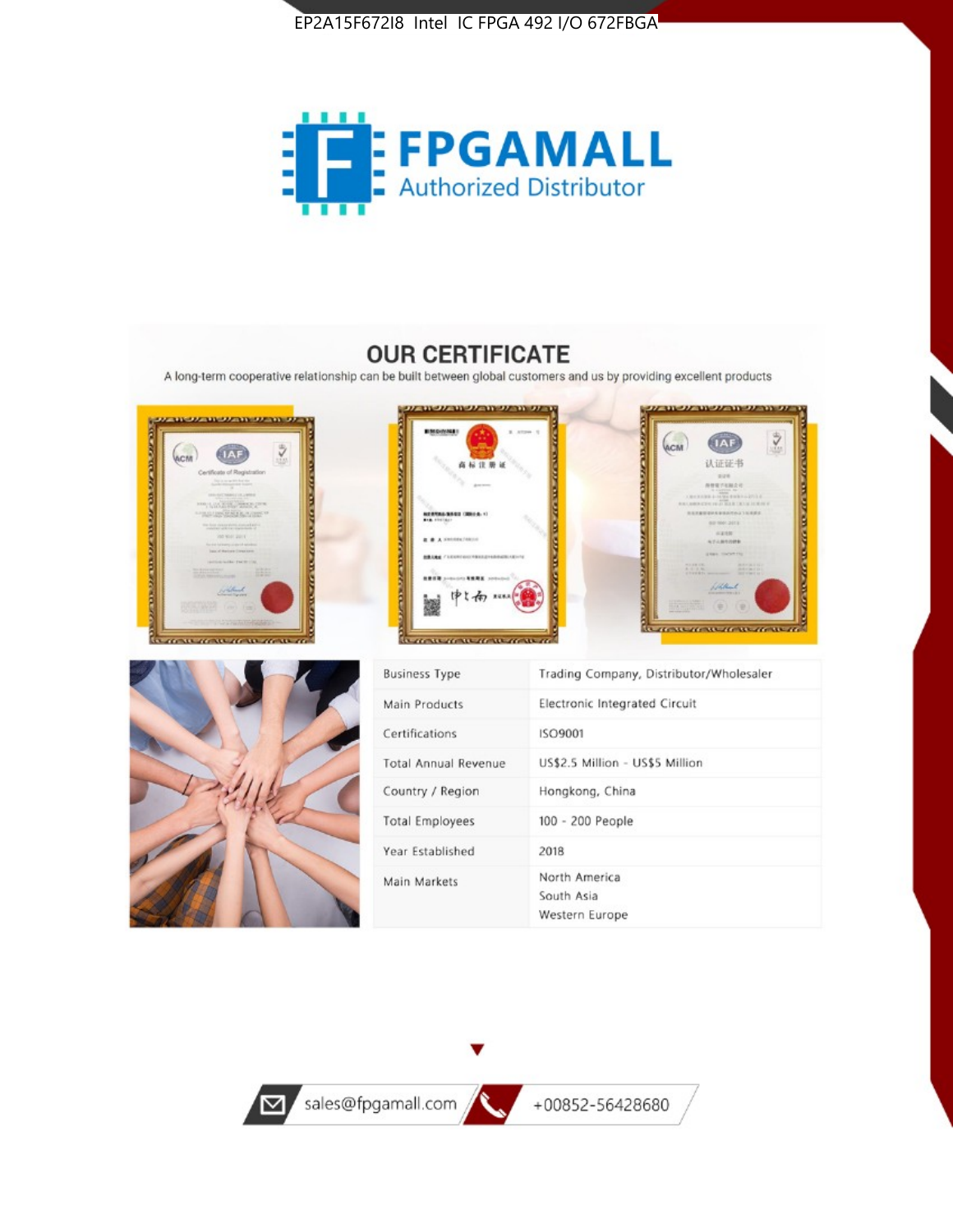FPGAMALL

Authorized Distributor

## OUR CERTIFICATE

A long-term cooperative relationship can be built between global customers and us by providing excellent products

| | |
|---|---|
| Business Type | Trading Company, Distributor/Wholesaler |
| Main Products | Electronic Integrated Circuit |
| Certifications | ISO9001 |
| Total Annual Revenue | US$2.5 Million - US$5 Million |
| Country / Region | Hongkong, China |
| Total Employees | 100 - 200 People |
| Year Established | 2018 |
| Main Markets | North America<br>South Asia<br>Western Europe |

sales@fpgamall.com

+00852-56428680